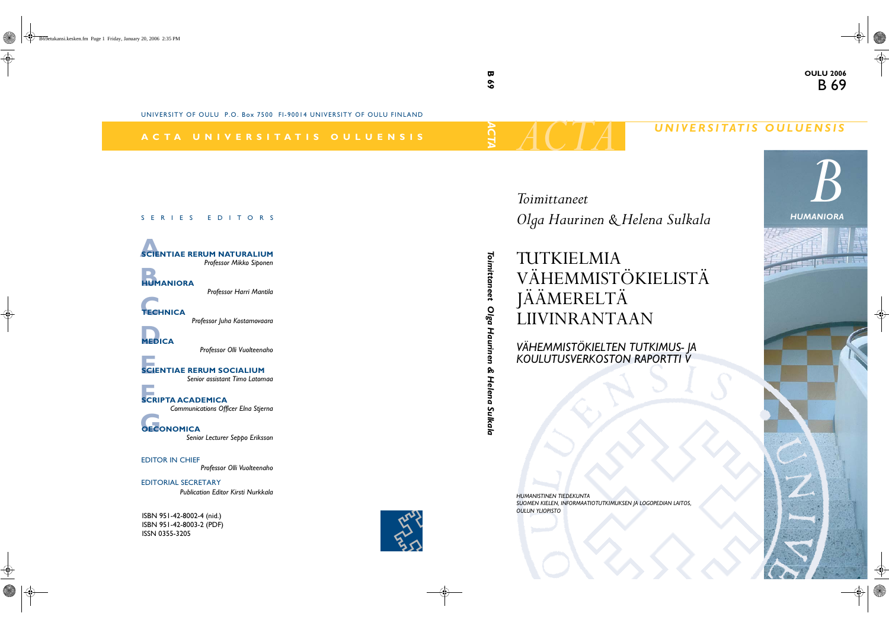OULU 2006

B 69

UNIVERSITY OF OULU P.O. Box 7500 FI-90014 UNIVERSITY OF OULU FINLAND

ACTA UNIVERSITATIS OULUENSIS

SERIES EDITORS

**A SCIENTIAE RERUM NATURALIUM**
*Professor Mikko Siponen*

**B HUMANIORA**
*Professor Harri Mantila*

**C TECHNICA**
*Professor Juha Kostamovaara*

**D MEDICA**
*Professor Olli Vuolteenaho*

**E SCIENTIAE RERUM SOCIALIUM**
*Senior assistant Timo Latomaa*

**F SCRIPTA ACADEMICA**
*Communications Officer Elna Stjerna*

**G OECONOMICA**
*Senior Lecturer Seppo Eriksson*

EDITOR IN CHIEF
*Professor Olli Vuolteenaho*

EDITORIAL SECRETARY
*Publication Editor Kirsti Nurkkala*

ISBN 951-42-8002-4 (nid.)
ISBN 951-42-8003-2 (PDF)
ISSN 0355-3205

ACTA UNIVERSITATIS OULUENSIS

B HUMANIORA

*Toimittaneet*
*Olga Haurinen & Helena Sulkala*

# TUTKIELMIA VÄHEMMISTÖKIELISTÄ JÄÄMERELTÄ LIIVINRANTAAN

*VÄHEMMISTÖKIELTEN TUTKIMUS- JA KOULUTUSVERKOSTON RAPORTTI V*

*HUMANISTINEN TIEDEKUNTA,*
*SUOMEN KIELEN, INFORMAATIOTUTKIMUKSEN JA LOGOPEDIAN LAITOS,*
*OULUN YLIOPISTO*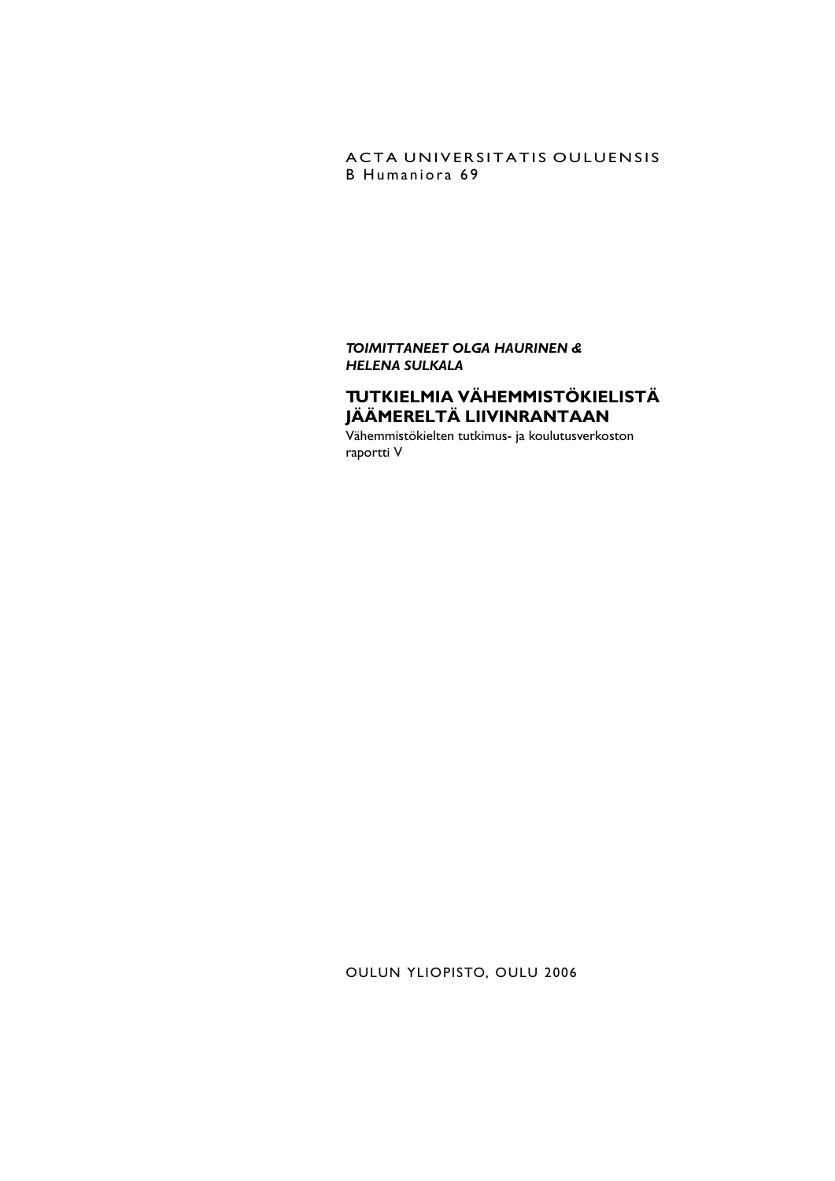ACTA UNIVERSITATIS OULUENSIS
B Humaniora 69

***TOIMITTANEET OLGA HAURINEN & HELENA SULKALA***

# TUTKIELMIA VÄHEMMISTÖKIELISTÄ JÄÄMERELTÄ LIIVINRANTAAN

Vähemmistökielten tutkimus- ja koulutusverkoston raportti V

OULUN YLIOPISTO, OULU 2006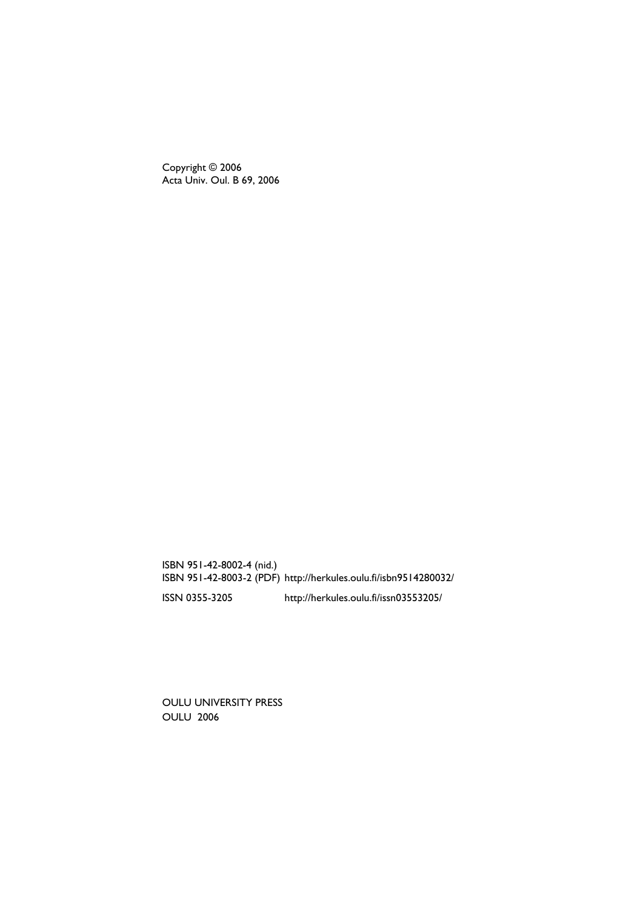Copyright © 2006
Acta Univ. Oul. B 69, 2006

ISBN 951-42-8002-4 (nid.)
ISBN 951-42-8003-2 (PDF) http://herkules.oulu.fi/isbn9514280032/

ISSN 0355-3205 http://herkules.oulu.fi/issn03553205/

OULU UNIVERSITY PRESS
OULU 2006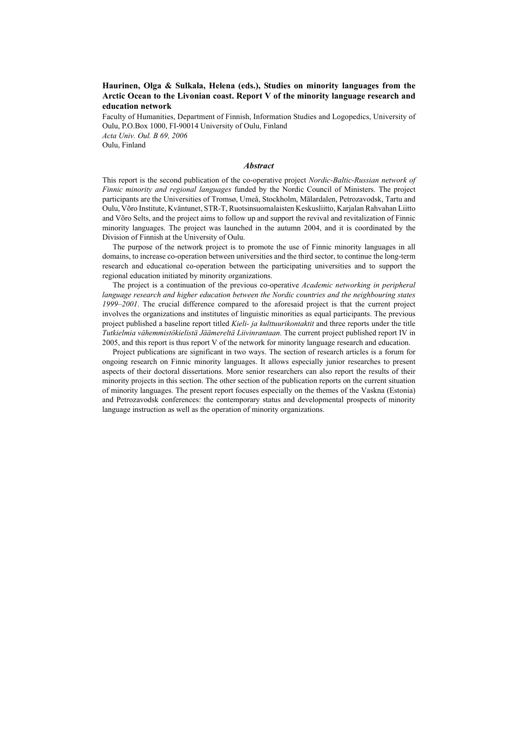**Haurinen, Olga & Sulkala, Helena (eds.), Studies on minority languages from the Arctic Ocean to the Livonian coast. Report V of the minority language research and education network**

Faculty of Humanities, Department of Finnish, Information Studies and Logopedics, University of Oulu, P.O.Box 1000, FI-90014 University of Oulu, Finland
*Acta Univ. Oul. B 69, 2006*
Oulu, Finland

### *Abstract*

This report is the second publication of the co-operative project *Nordic-Baltic-Russian network of Finnic minority and regional languages* funded by the Nordic Council of Ministers. The project participants are the Universities of Tromsø, Umeå, Stockholm, Mälardalen, Petrozavodsk, Tartu and Oulu, Võro Institute, Kväntunet, STR-T, Ruotsinsuomalaisten Keskusliitto, Karjalan Rahvahan Liitto and Võro Selts, and the project aims to follow up and support the revival and revitalization of Finnic minority languages. The project was launched in the autumn 2004, and it is coordinated by the Division of Finnish at the University of Oulu.

The purpose of the network project is to promote the use of Finnic minority languages in all domains, to increase co-operation between universities and the third sector, to continue the long-term research and educational co-operation between the participating universities and to support the regional education initiated by minority organizations.

The project is a continuation of the previous co-operative *Academic networking in peripheral language research and higher education between the Nordic countries and the neighbouring states 1999–2001*. The crucial difference compared to the aforesaid project is that the current project involves the organizations and institutes of linguistic minorities as equal participants. The previous project published a baseline report titled *Kieli- ja kulttuurikontaktit* and three reports under the title *Tutkielmia vähemmistökielistä Jäämereltä Liivinrantaan*. The current project published report IV in 2005, and this report is thus report V of the network for minority language research and education.

Project publications are significant in two ways. The section of research articles is a forum for ongoing research on Finnic minority languages. It allows especially junior researches to present aspects of their doctoral dissertations. More senior researchers can also report the results of their minority projects in this section. The other section of the publication reports on the current situation of minority languages. The present report focuses especially on the themes of the Vaskna (Estonia) and Petrozavodsk conferences: the contemporary status and developmental prospects of minority language instruction as well as the operation of minority organizations.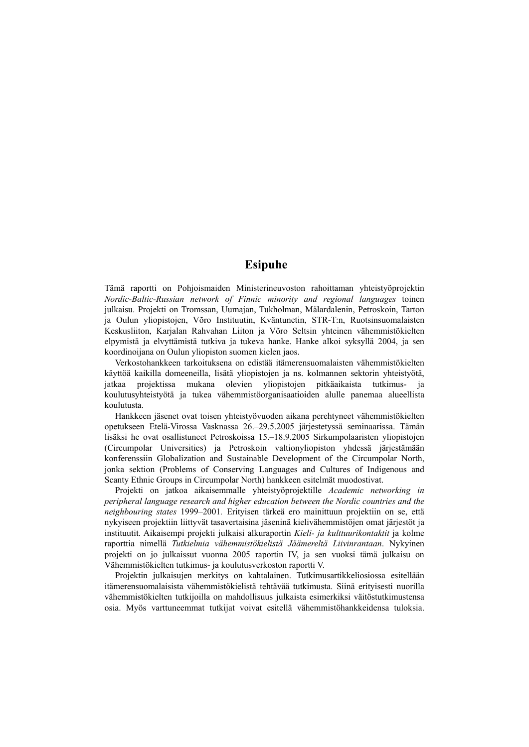# Esipuhe

Tämä raportti on Pohjoismaiden Ministerineuvoston rahoittaman yhteistyöprojektin *Nordic-Baltic-Russian network of Finnic minority and regional languages* toinen julkaisu. Projekti on Tromssan, Uumajan, Tukholman, Mälardalenin, Petroskoin, Tarton ja Oulun yliopistojen, Võro Instituutin, Kväntunetin, STR-T:n, Ruotsinsuomalaisten Keskusliiton, Karjalan Rahvahan Liiton ja Võro Seltsin yhteinen vähemmistökielten elpymistä ja elvyttämistä tutkiva ja tukeva hanke. Hanke alkoi syksyllä 2004, ja sen koordinoijana on Oulun yliopiston suomen kielen jaos.

Verkostohankkeen tarkoituksena on edistää itämerensuomalaisten vähemmistökielten käyttöä kaikilla domeeneilla, lisätä yliopistojen ja ns. kolmannen sektorin yhteistyötä, jatkaa projektissa mukana olevien yliopistojen pitkäaikaista tutkimus- ja koulutusyhteistyötä ja tukea vähemmistöorganisaatioiden alulle panemaa alueellista koulutusta.

Hankkeen jäsenet ovat toisen yhteistyövuoden aikana perehtyneet vähemmistökielten opetukseen Etelä-Virossa Vasknassa 26.–29.5.2005 järjestetyssä seminaarissa. Tämän lisäksi he ovat osallistuneet Petroskoissa 15.–18.9.2005 Sirkumpolaaristen yliopistojen (Circumpolar Universities) ja Petroskoin valtionyliopiston yhdessä järjestämään konferenssiin Globalization and Sustainable Development of the Circumpolar North, jonka sektion (Problems of Conserving Languages and Cultures of Indigenous and Scanty Ethnic Groups in Circumpolar North) hankkeen esitelmät muodostivat.

Projekti on jatkoa aikaisemmalle yhteistyöprojektille *Academic networking in peripheral language research and higher education between the Nordic countries and the neighbouring states* 1999–2001. Erityisen tärkeä ero mainittuun projektiin on se, että nykyiseen projektiin liittyvät tasavertaisina jäseninä kielivähemmistöjen omat järjestöt ja instituutit. Aikaisempi projekti julkaisi alkuraportin *Kieli- ja kulttuurikontaktit* ja kolme raporttia nimellä *Tutkielmia vähemmistökielistä Jäämereltä Liivinrantaan*. Nykyinen projekti on jo julkaissut vuonna 2005 raportin IV, ja sen vuoksi tämä julkaisu on Vähemmistökielten tutkimus- ja koulutusverkoston raportti V.

Projektin julkaisujen merkitys on kahtalainen. Tutkimusartikkeliosiossa esitellään itämerensuomalaisista vähemmistökielistä tehtävää tutkimusta. Siinä erityisesti nuorilla vähemmistökielten tutkijoilla on mahdollisuus julkaista esimerkiksi väitöstutkimustensa osia. Myös varttuneemmat tutkijat voivat esitellä vähemmistöhankkeidensa tuloksia.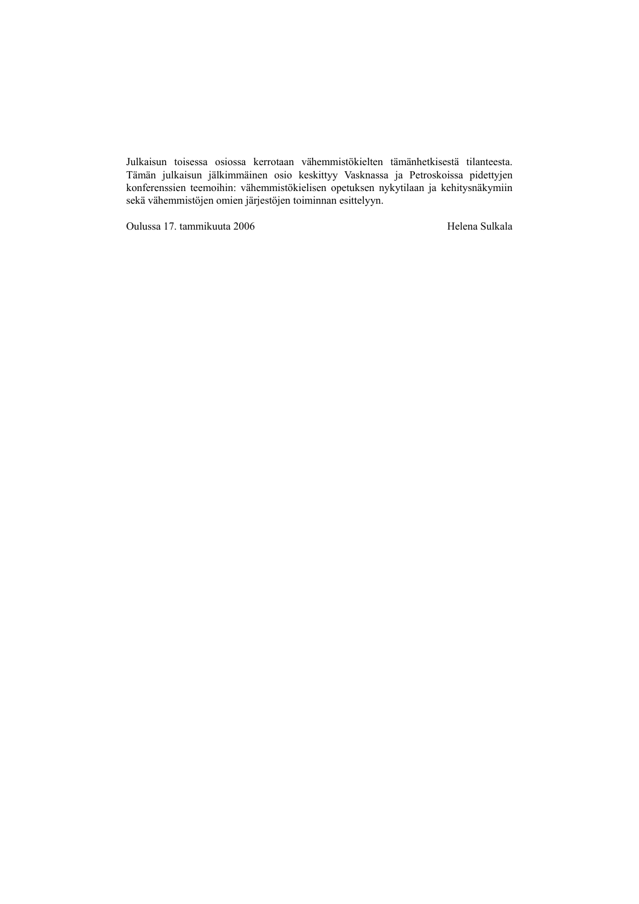Julkaisun toisessa osiossa kerrotaan vähemmistökielten tämänhetkisestä tilanteesta. Tämän julkaisun jälkimmäinen osio keskittyy Vasknassa ja Petroskoissa pidettyjen konferenssien teemoihin: vähemmistökielisen opetuksen nykytilaan ja kehitysnäkymiin sekä vähemmistöjen omien järjestöjen toiminnan esittelyyn.

Oulussa 17. tammikuuta 2006

Helena Sulkala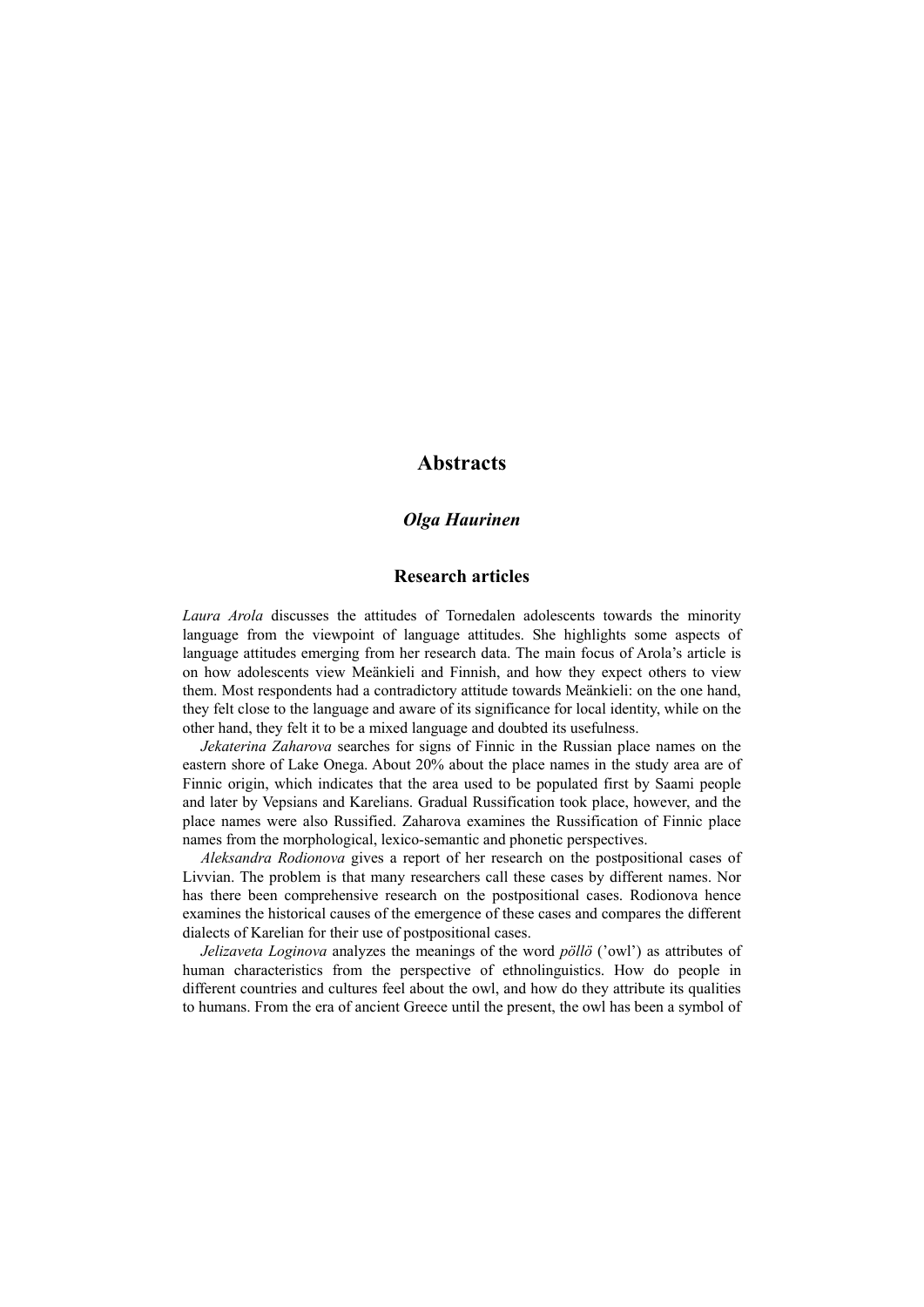# Abstracts

## *Olga Haurinen*

### Research articles

*Laura Arola* discusses the attitudes of Tornedalen adolescents towards the minority language from the viewpoint of language attitudes. She highlights some aspects of language attitudes emerging from her research data. The main focus of Arola's article is on how adolescents view Meänkieli and Finnish, and how they expect others to view them. Most respondents had a contradictory attitude towards Meänkieli: on the one hand, they felt close to the language and aware of its significance for local identity, while on the other hand, they felt it to be a mixed language and doubted its usefulness.

*Jekaterina Zaharova* searches for signs of Finnic in the Russian place names on the eastern shore of Lake Onega. About 20% about the place names in the study area are of Finnic origin, which indicates that the area used to be populated first by Saami people and later by Vepsians and Karelians. Gradual Russification took place, however, and the place names were also Russified. Zaharova examines the Russification of Finnic place names from the morphological, lexico-semantic and phonetic perspectives.

*Aleksandra Rodionova* gives a report of her research on the postpositional cases of Livvian. The problem is that many researchers call these cases by different names. Nor has there been comprehensive research on the postpositional cases. Rodionova hence examines the historical causes of the emergence of these cases and compares the different dialects of Karelian for their use of postpositional cases.

*Jelizaveta Loginova* analyzes the meanings of the word *pöllö* ('owl') as attributes of human characteristics from the perspective of ethnolinguistics. How do people in different countries and cultures feel about the owl, and how do they attribute its qualities to humans. From the era of ancient Greece until the present, the owl has been a symbol of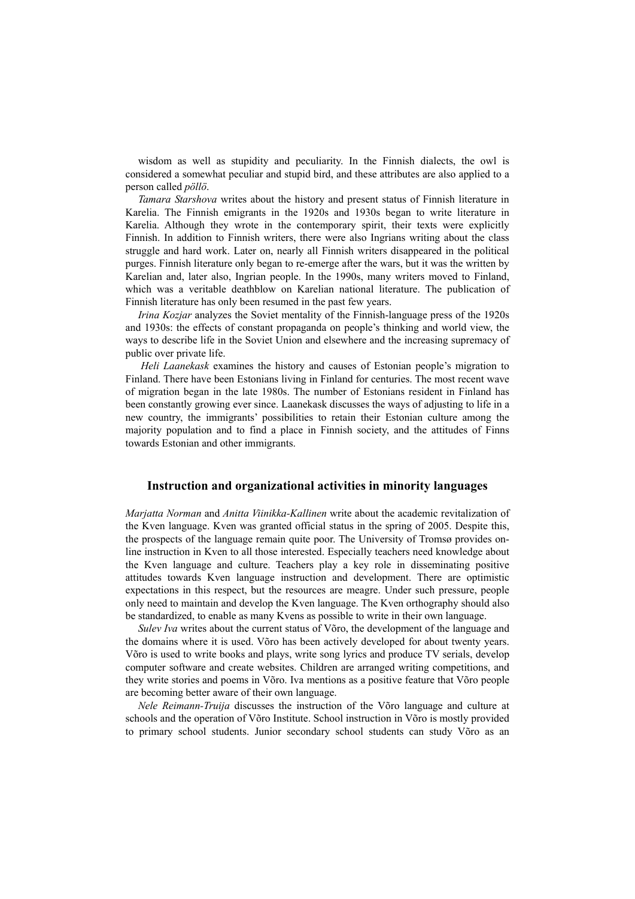wisdom as well as stupidity and peculiarity. In the Finnish dialects, the owl is considered a somewhat peculiar and stupid bird, and these attributes are also applied to a person called *põllö*.

*Tamara Starshova* writes about the history and present status of Finnish literature in Karelia. The Finnish emigrants in the 1920s and 1930s began to write literature in Karelia. Although they wrote in the contemporary spirit, their texts were explicitly Finnish. In addition to Finnish writers, there were also Ingrians writing about the class struggle and hard work. Later on, nearly all Finnish writers disappeared in the political purges. Finnish literature only began to re-emerge after the wars, but it was the written by Karelian and, later also, Ingrian people. In the 1990s, many writers moved to Finland, which was a veritable deathblow on Karelian national literature. The publication of Finnish literature has only been resumed in the past few years.

*Irina Kozjar* analyzes the Soviet mentality of the Finnish-language press of the 1920s and 1930s: the effects of constant propaganda on people's thinking and world view, the ways to describe life in the Soviet Union and elsewhere and the increasing supremacy of public over private life.

*Heli Laanekask* examines the history and causes of Estonian people's migration to Finland. There have been Estonians living in Finland for centuries. The most recent wave of migration began in the late 1980s. The number of Estonians resident in Finland has been constantly growing ever since. Laanekask discusses the ways of adjusting to life in a new country, the immigrants' possibilities to retain their Estonian culture among the majority population and to find a place in Finnish society, and the attitudes of Finns towards Estonian and other immigrants.

## Instruction and organizational activities in minority languages

*Marjatta Norman* and *Anitta Viinikka-Kallinen* write about the academic revitalization of the Kven language. Kven was granted official status in the spring of 2005. Despite this, the prospects of the language remain quite poor. The University of Tromsø provides on-line instruction in Kven to all those interested. Especially teachers need knowledge about the Kven language and culture. Teachers play a key role in disseminating positive attitudes towards Kven language instruction and development. There are optimistic expectations in this respect, but the resources are meagre. Under such pressure, people only need to maintain and develop the Kven language. The Kven orthography should also be standardized, to enable as many Kvens as possible to write in their own language.

*Sulev Iva* writes about the current status of Võro, the development of the language and the domains where it is used. Võro has been actively developed for about twenty years. Võro is used to write books and plays, write song lyrics and produce TV serials, develop computer software and create websites. Children are arranged writing competitions, and they write stories and poems in Võro. Iva mentions as a positive feature that Võro people are becoming better aware of their own language.

*Nele Reimann-Truija* discusses the instruction of the Võro language and culture at schools and the operation of Võro Institute. School instruction in Võro is mostly provided to primary school students. Junior secondary school students can study Võro as an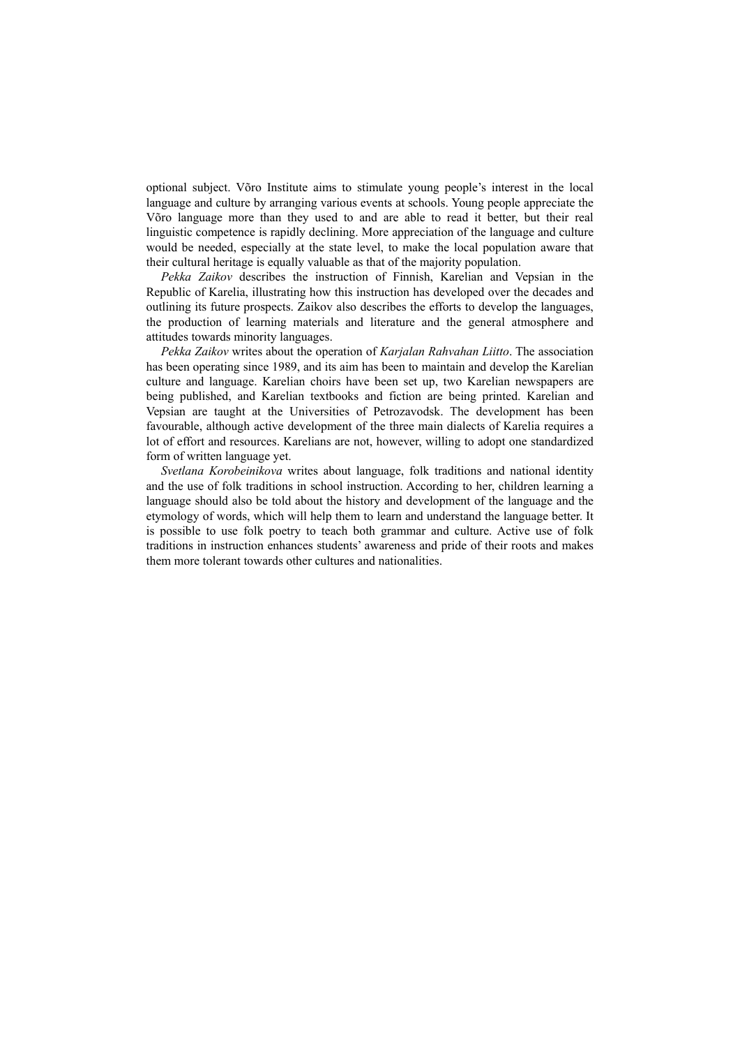optional subject. Võro Institute aims to stimulate young people's interest in the local language and culture by arranging various events at schools. Young people appreciate the Võro language more than they used to and are able to read it better, but their real linguistic competence is rapidly declining. More appreciation of the language and culture would be needed, especially at the state level, to make the local population aware that their cultural heritage is equally valuable as that of the majority population.

*Pekka Zaikov* describes the instruction of Finnish, Karelian and Vepsian in the Republic of Karelia, illustrating how this instruction has developed over the decades and outlining its future prospects. Zaikov also describes the efforts to develop the languages, the production of learning materials and literature and the general atmosphere and attitudes towards minority languages.

*Pekka Zaikov* writes about the operation of *Karjalan Rahvahan Liitto*. The association has been operating since 1989, and its aim has been to maintain and develop the Karelian culture and language. Karelian choirs have been set up, two Karelian newspapers are being published, and Karelian textbooks and fiction are being printed. Karelian and Vepsian are taught at the Universities of Petrozavodsk. The development has been favourable, although active development of the three main dialects of Karelia requires a lot of effort and resources. Karelians are not, however, willing to adopt one standardized form of written language yet.

*Svetlana Korobeinikova* writes about language, folk traditions and national identity and the use of folk traditions in school instruction. According to her, children learning a language should also be told about the history and development of the language and the etymology of words, which will help them to learn and understand the language better. It is possible to use folk poetry to teach both grammar and culture. Active use of folk traditions in instruction enhances students' awareness and pride of their roots and makes them more tolerant towards other cultures and nationalities.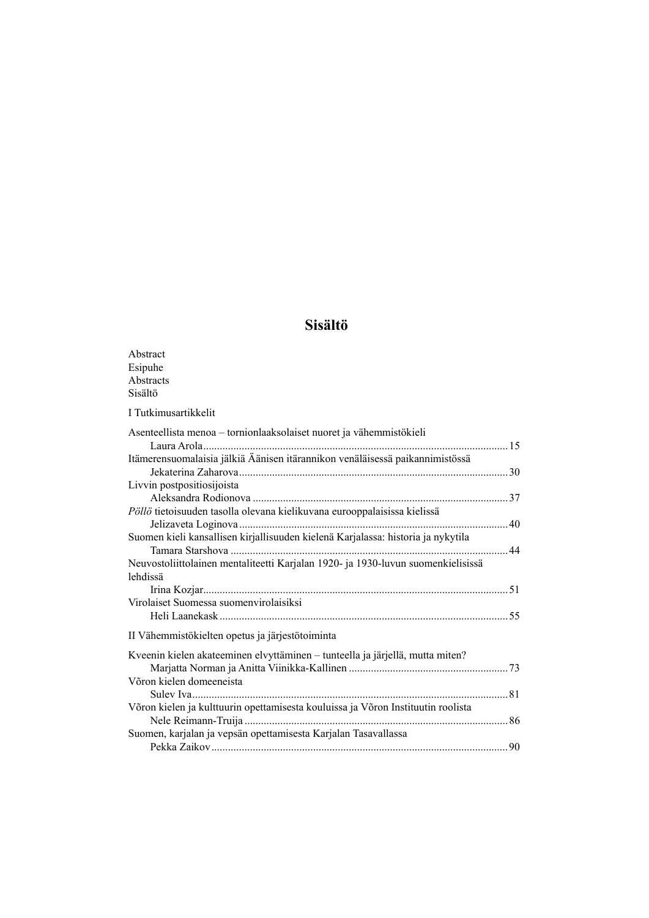# Sisältö

Abstract
Esipuhe
Abstracts
Sisältö

I Tutkimusartikkelit

Asenteellista menoa – tornionlaaksolaiset nuoret ja vähemmistökieli
Laura Arola .......... 15

Itämerensuomalaisia jälkiä Äänisen itärannikon venäläisessä paikannimistössä
Jekaterina Zaharova .......... 30

Livvin postpositiosijoista
Aleksandra Rodionova .......... 37

*Pöllö* tietoisuuden tasolla olevana kielikuvana eurooppalaisissa kielissä
Jelizaveta Loginova .......... 40

Suomen kieli kansallisen kirjallisuuden kielenä Karjalassa: historia ja nykytila
Tamara Starshova .......... 44

Neuvostoliittolainen mentaliteetti Karjalan 1920- ja 1930-luvun suomenkielisissä lehdissä
Irina Kozjar .......... 51

Virolaiset Suomessa suomenvirolaisiksi
Heli Laanekask .......... 55

II Vähemmistökielten opetus ja järjestötoiminta

Kveenin kielen akateeminen elvyttäminen – tunteella ja järjellä, mutta miten?
Marjatta Norman ja Anitta Viinikka-Kallinen .......... 73

Võron kielen domeeneista
Sulev Iva .......... 81

Võron kielen ja kulttuurin opettamisesta kouluissa ja Võron Instituutin roolista
Nele Reimann-Truija .......... 86

Suomen, karjalan ja vepsän opettamisesta Karjalan Tasavallassa
Pekka Zaikov .......... 90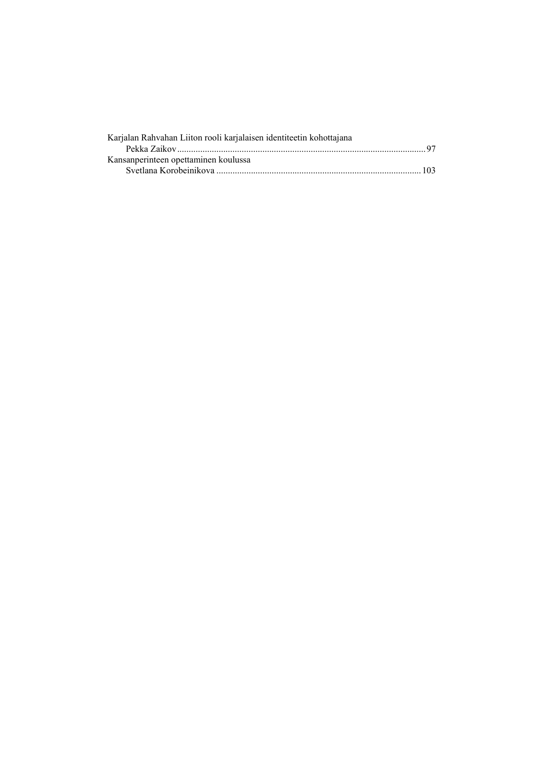Karjalan Rahvahan Liiton rooli karjalaisen identiteetin kohottajana
    Pekka Zaikov ........................................................................................................ 97

Kansanperinteen opettaminen koulussa
    Svetlana Korobeinikova ..................................................................................... 103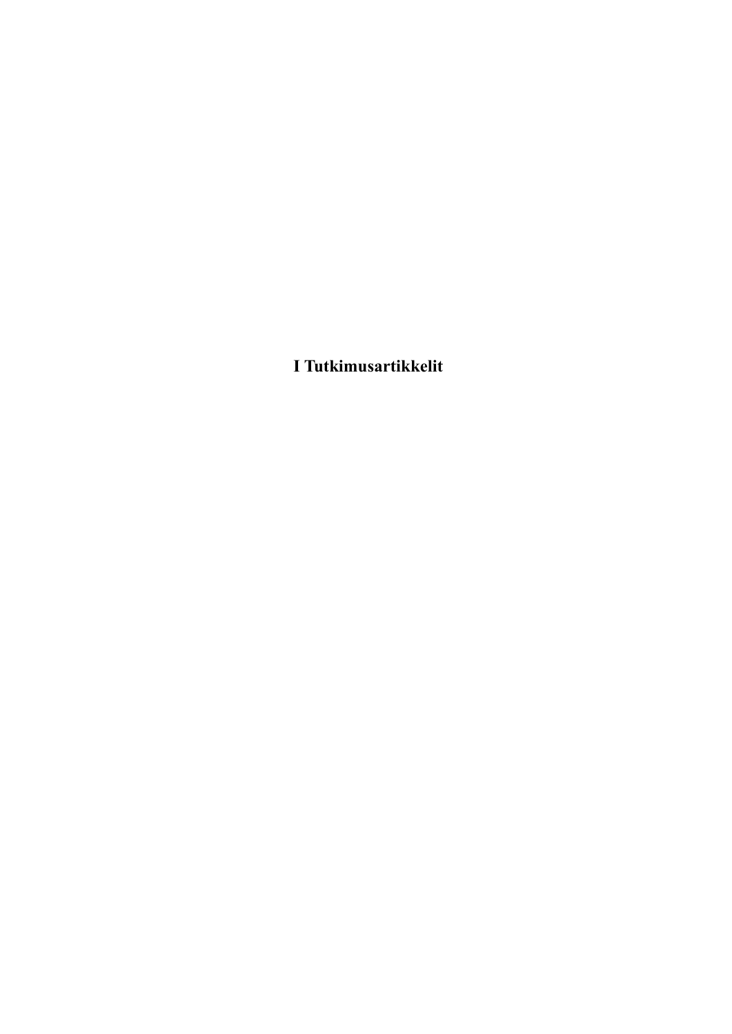# I Tutkimusartikkelit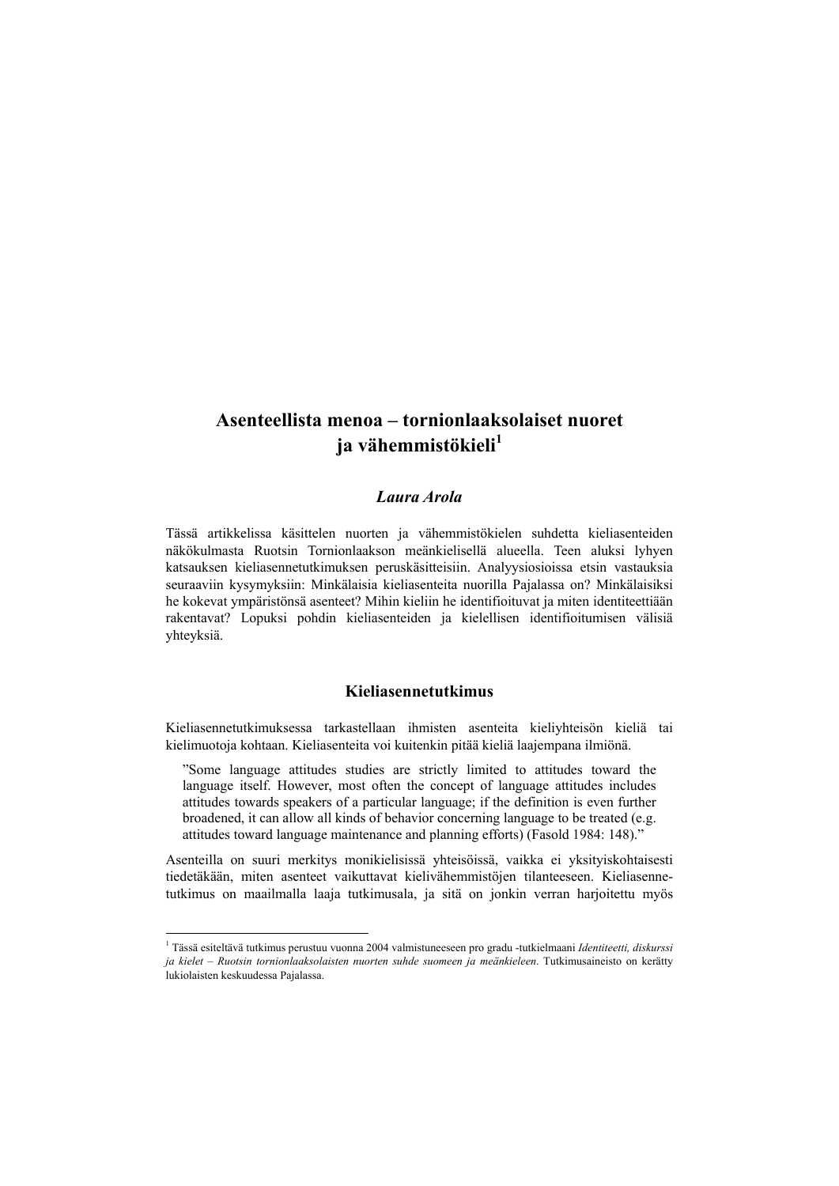# Asenteellista menoa – tornionlaaksolaiset nuoret ja vähemmistökieli[1]

***Laura Arola***

Tässä artikkelissa käsittelen nuorten ja vähemmistökielen suhdetta kieliasenteiden näkökulmasta Ruotsin Tornionlaakson meänkielisellä alueella. Teen aluksi lyhyen katsauksen kieliasennetutkimuksen peruskäsitteisiin. Analyysiosioissa etsin vastauksia seuraaviin kysymyksiin: Minkälaisia kieliasenteita nuorilla Pajalassa on? Minkälaisiksi he kokevat ympäristönsä asenteet? Mihin kieliin he identifioituvat ja miten identiteettiään rakentavat? Lopuksi pohdin kieliasenteiden ja kielellisen identifioitumisen välisiä yhteyksiä.

## Kieliasennetutkimus

Kieliasennetutkimuksessa tarkastellaan ihmisten asenteita kieliyhteisön kieliä tai kielimuotoja kohtaan. Kieliasenteita voi kuitenkin pitää kieliä laajempana ilmiönä.

> ”Some language attitudes studies are strictly limited to attitudes toward the language itself. However, most often the concept of language attitudes includes attitudes towards speakers of a particular language; if the definition is even further broadened, it can allow all kinds of behavior concerning language to be treated (e.g. attitudes toward language maintenance and planning efforts) (Fasold 1984: 148).”

Asenteilla on suuri merkitys monikielisissä yhteisöissä, vaikka ei yksityiskohtaisesti tiedetäkään, miten asenteet vaikuttavat kielivähemmistöjen tilanteeseen. Kieliasennetutkimus on maailmalla laaja tutkimusala, ja sitä on jonkin verran harjoitettu myös

---

[1] Tässä esiteltävä tutkimus perustuu vuonna 2004 valmistuneeseen pro gradu -tutkielmaani *Identiteetti, diskurssi ja kielet – Ruotsin tornionlaaksolaisten nuorten suhde suomeen ja meänkieleen*. Tutkimusaineisto on kerätty lukiolaisten keskuudessa Pajalassa.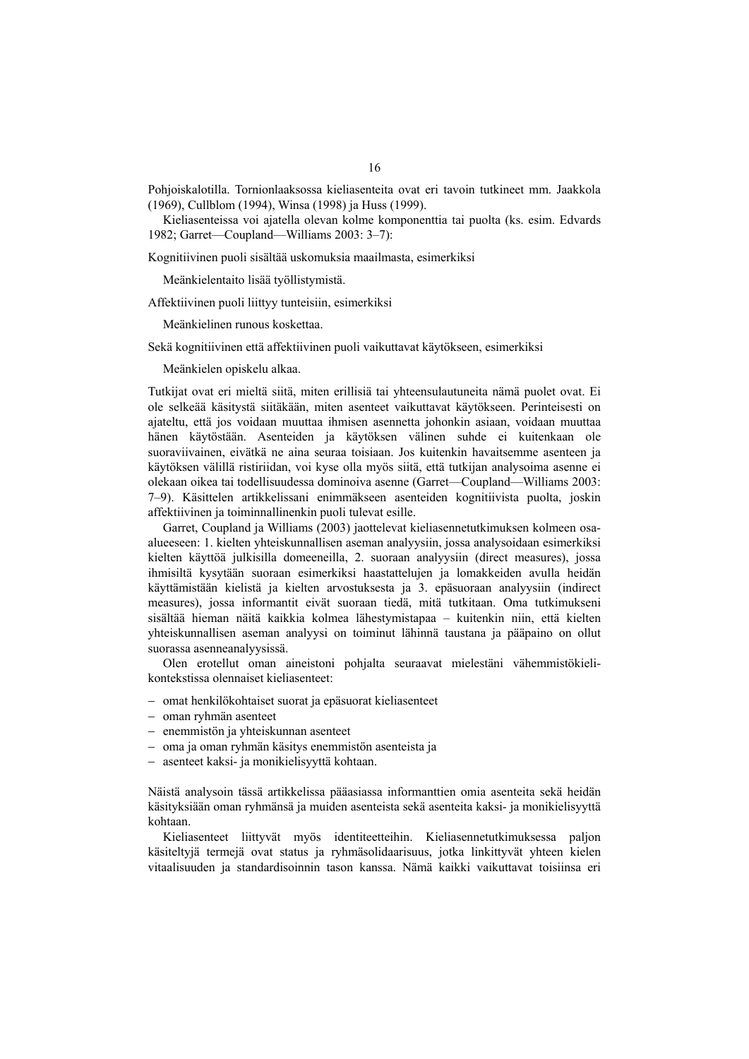Pohjoiskalotilla. Tornionlaaksossa kieliasenteita ovat eri tavoin tutkineet mm. Jaakkola (1969), Cullblom (1994), Winsa (1998) ja Huss (1999).

Kieliasenteissa voi ajatella olevan kolme komponenttia tai puolta (ks. esim. Edwards 1982; Garret—Coupland—Williams 2003: 3–7):

Kognitiivinen puoli sisältää uskomuksia maailmasta, esimerkiksi

Meänkielentaito lisää työllistymistä.

Affektiivinen puoli liittyy tunteisiin, esimerkiksi

Meänkielinen runous koskettaa.

Sekä kognitiivinen että affektiivinen puoli vaikuttavat käytökseen, esimerkiksi

Meänkielen opiskelu alkaa.

Tutkijat ovat eri mieltä siitä, miten erillisiä tai yhteensulautuneita nämä puolet ovat. Ei ole selkeää käsitystä siitäkään, miten asenteet vaikuttavat käytökseen. Perinteisesti on ajateltu, että jos voidaan muuttaa ihmisen asennetta johonkin asiaan, voidaan muuttaa hänen käytöstään. Asenteiden ja käytöksen välinen suhde ei kuitenkaan ole suoraviivainen, eivätkä ne aina seuraa toisiaan. Jos kuitenkin havaitsemme asenteen ja käytöksen välillä ristiriidan, voi kyse olla myös siitä, että tutkijan analysoima asenne ei olekaan oikea tai todellisuudessa dominoiva asenne (Garret—Coupland—Williams 2003: 7–9). Käsittelen artikkelissani enimmäkseen asenteiden kognitiivista puolta, joskin affektiivinen ja toiminnallinenkin puoli tulevat esille.

Garret, Coupland ja Williams (2003) jaottelevat kieliasennetutkimuksen kolmeen osa-alueeseen: 1. kielten yhteiskunnallisen aseman analyysiin, jossa analysoidaan esimerkiksi kielten käyttöä julkisilla domeeneilla, 2. suoraan analyysiin (direct measures), jossa ihmisiltä kysytään suoraan esimerkiksi haastattelujen ja lomakkeiden avulla heidän käyttämistään kielistä ja kielten arvostuksesta ja 3. epäsuoraan analyysiin (indirect measures), jossa informantit eivät suoraan tiedä, mitä tutkitaan. Oma tutkimukseni sisältää hieman näitä kaikkia kolmea lähestymistapaa – kuitenkin niin, että kielten yhteiskunnallisen aseman analyysi on toiminut lähinnä taustana ja pääpaino on ollut suorassa asenneanalyysissä.

Olen erotellut oman aineistoni pohjalta seuraavat mielestäni vähemmistökieli-kontekstissa olennaiset kieliasenteet:

- omat henkilökohtaiset suorat ja epäsuorat kieliasenteet
- oman ryhmän asenteet
- enemmistön ja yhteiskunnan asenteet
- oma ja oman ryhmän käsitys enemmistön asenteista ja
- asenteet kaksi- ja monikielisyyttä kohtaan.

Näistä analysoin tässä artikkelissa pääasiassa informanttien omia asenteita sekä heidän käsityksiään oman ryhmänsä ja muiden asenteista sekä asenteita kaksi- ja monikielisyyttä kohtaan.

Kieliasenteet liittyvät myös identiteetteihin. Kieliasennetutkimuksessa paljon käsiteltyjä termejä ovat status ja ryhmäsolidaarisuus, jotka linkittyvät yhteen kielen vitaalisuuden ja standardisoinnin tason kanssa. Nämä kaikki vaikuttavat toisiinsa eri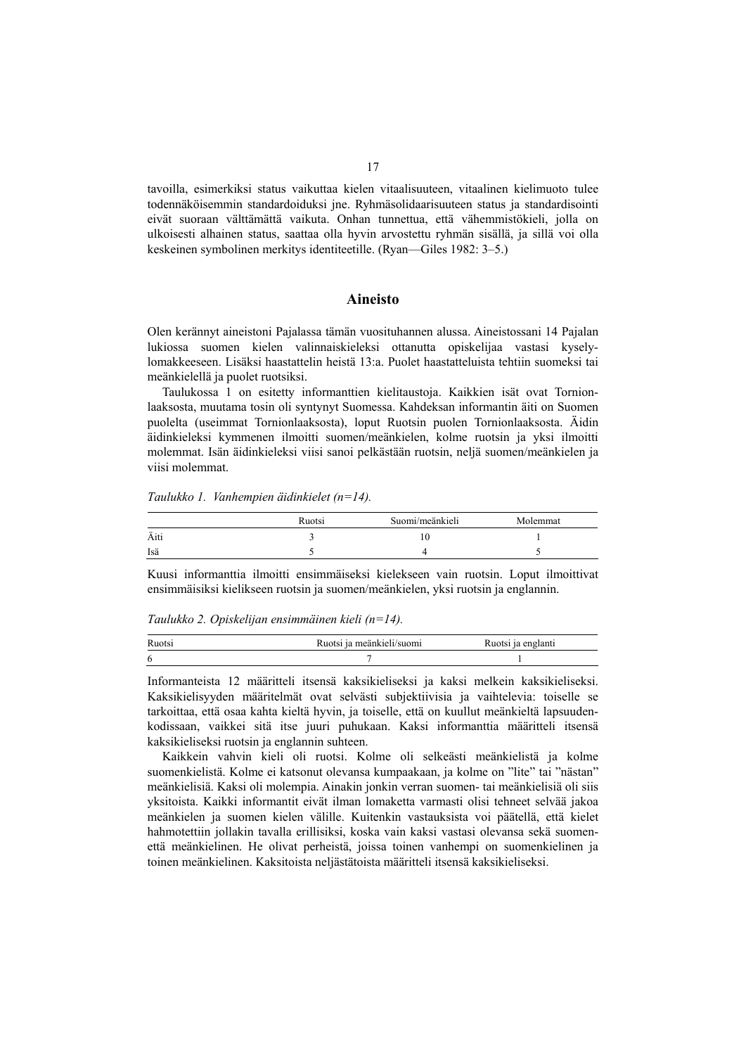tavoilla, esimerkiksi status vaikuttaa kielen vitaalisuuteen, vitaalinen kielimuoto tulee todennäköisemmin standardoiduksi jne. Ryhmäsolidaarisuuteen status ja standardisointi eivät suoraan välttämättä vaikuta. Onhan tunnettua, että vähemmistökieli, jolla on ulkoisesti alhainen status, saattaa olla hyvin arvostettu ryhmän sisällä, ja sillä voi olla keskeinen symbolinen merkitys identiteetille. (Ryan—Giles 1982: 3–5.)

## Aineisto

Olen kerännyt aineistoni Pajalassa tämän vuosituhannen alussa. Aineistossani 14 Pajalan lukiossa suomen kielen valinnaiskieleksi ottanutta opiskelijaa vastasi kyselylomakkeeseen. Lisäksi haastattelin heistä 13:a. Puolet haastatteluista tehtiin suomeksi tai meänkielellä ja puolet ruotsiksi.

Taulukossa 1 on esitetty informanttien kielitaustoja. Kaikkien isät ovat Tornionlaaksosta, muutama tosin oli syntynyt Suomessa. Kahdeksan informantin äiti on Suomen puolelta (useimmat Tornionlaaksosta), loput Ruotsin puolen Tornionlaaksosta. Äidin äidinkieleksi kymmenen ilmoitti suomen/meänkielen, kolme ruotsin ja yksi ilmoitti molemmat. Isän äidinkieleksi viisi sanoi pelkästään ruotsin, neljä suomen/meänkielen ja viisi molemmat.

*Taulukko 1. Vanhempien äidinkielet (n=14).*

| | Ruotsi | Suomi/meänkieli | Molemmat |
|---|---|---|---|
| Äiti | 3 | 10 | 1 |
| Isä | 5 | 4 | 5 |

Kuusi informanttia ilmoitti ensimmäiseksi kielekseen vain ruotsin. Loput ilmoittivat ensimmäisiksi kielikseen ruotsin ja suomen/meänkielen, yksi ruotsin ja englannin.

*Taulukko 2. Opiskelijan ensimmäinen kieli (n=14).*

| Ruotsi | Ruotsi ja meänkieli/suomi | Ruotsi ja englanti |
|---|---|---|
| 6 | 7 | 1 |

Informanteista 12 määritteli itsensä kaksikieliseksi ja kaksi melkein kaksikieliseksi. Kaksikielisyyden määritelmät ovat selvästi subjektiivisia ja vaihtelevia: toiselle se tarkoittaa, että osaa kahta kieltä hyvin, ja toiselle, että on kuullut meänkieltä lapsuudenkodissaan, vaikkei sitä itse juuri puhukaan. Kaksi informanttia määritteli itsensä kaksikieliseksi ruotsin ja englannin suhteen.

Kaikkein vahvin kieli oli ruotsi. Kolme oli selkeästi meänkielistä ja kolme suomenkielistä. Kolme ei katsonut olevansa kumpaakaan, ja kolme on "lite" tai "nästan" meänkielisiä. Kaksi oli molempia. Ainakin jonkin verran suomen- tai meänkielisiä oli siis yksitoista. Kaikki informantit eivät ilman lomaketta varmasti olisi tehneet selvää jakoa meänkielen ja suomen kielen välille. Kuitenkin vastauksista voi päätellä, että kielet hahmotettiin jollakin tavalla erillisiksi, koska vain kaksi vastasi olevansa sekä suomenettä meänkielinen. He olivat perheistä, joissa toinen vanhempi on suomenkielinen ja toinen meänkielinen. Kaksitoista neljästätoista määritteli itsensä kaksikieliseksi.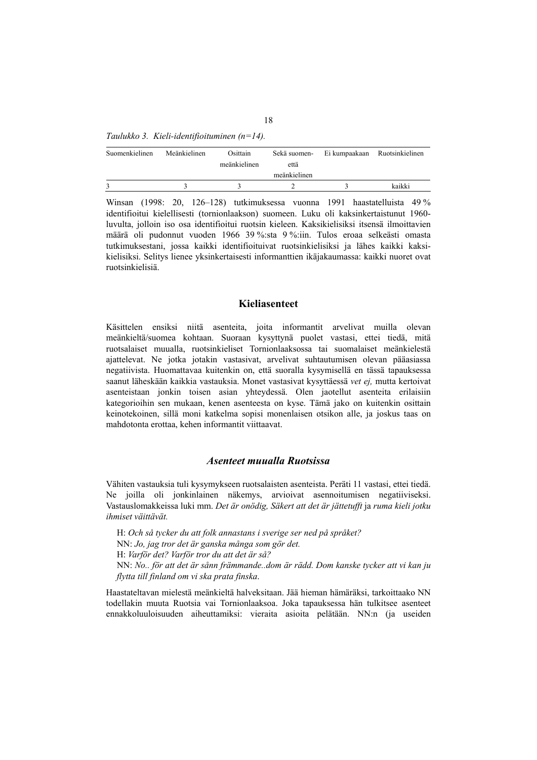*Taulukko 3. Kieli-identifioituminen (n=14).*

| Suomenkielinen | Meänkielinen | Osittain meänkielinen | Sekä suomen- että meänkielinen | Ei kumpaakaan | Ruotsinkielinen |
|---|---|---|---|---|---|
| 3 | 3 | 3 | 2 | 3 | kaikki |

Winsan (1998: 20, 126–128) tutkimuksessa vuonna 1991 haastatelluista 49 % identifioitui kielellisesti (tornionlaakson) suomeen. Luku oli kaksinkertaistunut 1960-luvulta, jolloin iso osa identifioitui ruotsin kieleen. Kaksikielisiksi itsensä ilmoittavien määrä oli pudonnut vuoden 1966 39 %:sta 9 %:iin. Tulos eroaa selkeästi omasta tutkimuksestani, jossa kaikki identifioituivat ruotsinkielisiksi ja lähes kaikki kaksikielisiksi. Selitys lienee yksinkertaisesti informanttien ikäjakaumassa: kaikki nuoret ovat ruotsinkielisiä.

## Kieliasenteet

Käsittelen ensiksi niitä asenteita, joita informantit arvelivat muilla olevan meänkieltä/suomea kohtaan. Suoraan kysyttynä puolet vastasi, ettei tiedä, mitä ruotsalaiset muualla, ruotsinkieliset Tornionlaaksossa tai suomalaiset meänkielestä ajattelevat. Ne jotka jotakin vastasivat, arvelivat suhtautumisen olevan pääasiassa negatiivista. Huomattavaa kuitenkin on, että suoralla kysymisellä en tässä tapauksessa saanut läheskään kaikkia vastauksia. Monet vastasivat kysyttäessä *vet ej,* mutta kertoivat asenteistaan jonkin toisen asian yhteydessä. Olen jaotellut asenteita erilaisiin kategorioihin sen mukaan, kenen asenteesta on kyse. Tämä jako on kuitenkin osittain keinotekoinen, sillä moni katkelma sopisi monenlaisen otsikon alle, ja joskus taas on mahdotonta erottaa, kehen informantit viittaavat.

### *Asenteet muualla Ruotsissa*

Vähiten vastauksia tuli kysymykseen ruotsalaisten asenteista. Peräti 11 vastasi, ettei tiedä. Ne joilla oli jonkinlainen näkemys, arvioivat asennoitumisen negatiiviseksi. Vastauslomakkeissa luki mm. *Det är onödig, Säkert att det är jättetufft* ja *ruma kieli jotku ihmiset väittävät.*

> H: *Och så tycker du att folk annastans i sverige ser ned på språket?*
> NN: *Jo, jag tror det är ganska många som gör det.*
> H: *Varför det? Varför tror du att det är så?*
> NN: *No.. för att det är sånn främmande..dom är rädd. Dom kanske tycker att vi kan ju flytta till finland om vi ska prata finska.*

Haastateltavan mielestä meänkieltä halveksitaan. Jää hieman hämäräksi, tarkoittaako NN todellakin muuta Ruotsia vai Tornionlaaksoa. Joka tapauksessa hän tulkitsee asenteet ennakkoluuloisuuden aiheuttamiksi: vieraita asioita pelätään. NN:n (ja useiden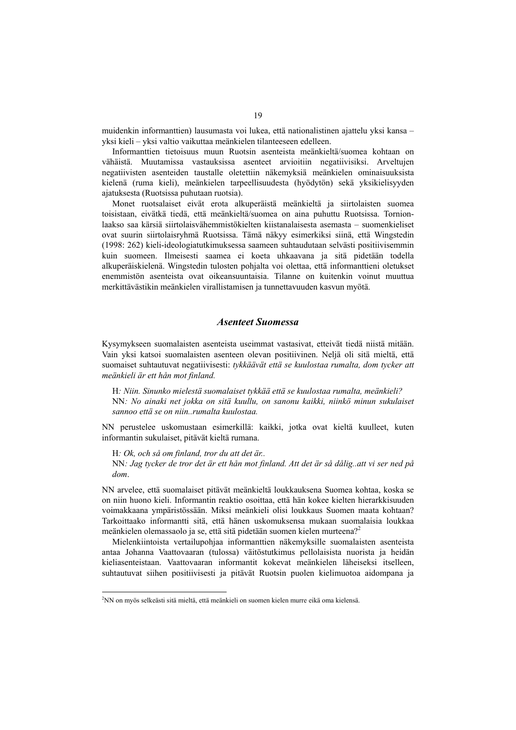muidenkin informanttien) lausumasta voi lukea, että nationalistinen ajattelu yksi kansa – yksi kieli – yksi valtio vaikuttaa meänkielen tilanteeseen edelleen.

Informanttien tietoisuus muun Ruotsin asenteista meänkieltä/suomea kohtaan on vähäistä. Muutamissa vastauksissa asenteet arvioitiin negatiivisiksi. Arveltujen negatiivisten asenteiden taustalle oletettiin näkemyksiä meänkielen ominaisuuksista kielenä (ruma kieli), meänkielen tarpeellisuudesta (hyödytön) sekä yksikielisyyden ajatuksesta (Ruotsissa puhutaan ruotsia).

Monet ruotsalaiset eivät erota alkuperäistä meänkieltä ja siirtolaisten suomea toisistaan, eivätkä tiedä, että meänkieltä/suomea on aina puhuttu Ruotsissa. Tornionlaakso saa kärsiä siirtolaisvähemmistökielten kiistanalaisesta asemasta – suomenkieliset ovat suurin siirtolaisryhmä Ruotsissa. Tämä näkyy esimerkiksi siinä, että Wingstedin (1998: 262) kieli-ideologiatutkimuksessa saameen suhtaudutaan selvästi positiivisemmin kuin suomeen. Ilmeisesti saamea ei koeta uhkaavana ja sitä pidetään todella alkuperäiskielenä. Wingstedin tulosten pohjalta voi olettaa, että informanttieni oletukset enemmistön asenteista ovat oikeansuuntaisia. Tilanne on kuitenkin voinut muuttua merkittävästikin meänkielen virallistamisen ja tunnettavuuden kasvun myötä.

## *Asenteet Suomessa*

Kysymykseen suomalaisten asenteista useimmat vastasivat, etteivät tiedä niistä mitään. Vain yksi katsoi suomalaisten asenteen olevan positiivinen. Neljä oli sitä mieltä, että suomaiset suhtautuvat negatiivisesti: *tykkäävät että se kuulostaa rumalta, dom tycker att meänkieli är ett hån mot finland.*

> H*: Niin. Sinunko mielestä suomalaiset tykkää että se kuulostaa rumalta, meänkieli?*
> NN*: No ainaki net jokka on sitä kuullu, on sanonu kaikki, niinkö minun sukulaiset sannoo että se on niin..rumalta kuulostaa.*

NN perustelee uskomustaan esimerkillä: kaikki, jotka ovat kieltä kuulleet, kuten informantin sukulaiset, pitävät kieltä rumana.

> H*: Ok, och så om finland, tror du att det är..*
> NN*: Jag tycker de tror det är ett hån mot finland. Att det är så dålig..att vi ser ned på dom*.

NN arvelee, että suomalaiset pitävät meänkieltä loukkauksena Suomea kohtaa, koska se on niin huono kieli. Informantin reaktio osoittaa, että hän kokee kielten hierarkkisuuden voimakkaana ympäristössään. Miksi meänkieli olisi loukkaus Suomen maata kohtaan? Tarkoittaako informantti sitä, että hänen uskomuksensa mukaan suomalaisia loukkaa meänkielen olemassaolo ja se, että sitä pidetään suomen kielen murteena?[2]

Mielenkiintoista vertailupohjaa informanttien näkemyksille suomalaisten asenteista antaa Johanna Vaattovaaran (tulossa) väitöstutkimus pellolaisista nuorista ja heidän kieliasenteistaan. Vaattovaaran informantit kokevat meänkielen läheiseksi itselleen, suhtautuvat siihen positiivisesti ja pitävät Ruotsin puolen kielimuotoa aidompana ja

---

[2]NN on myös selkeästi sitä mieltä, että meänkieli on suomen kielen murre eikä oma kielensä.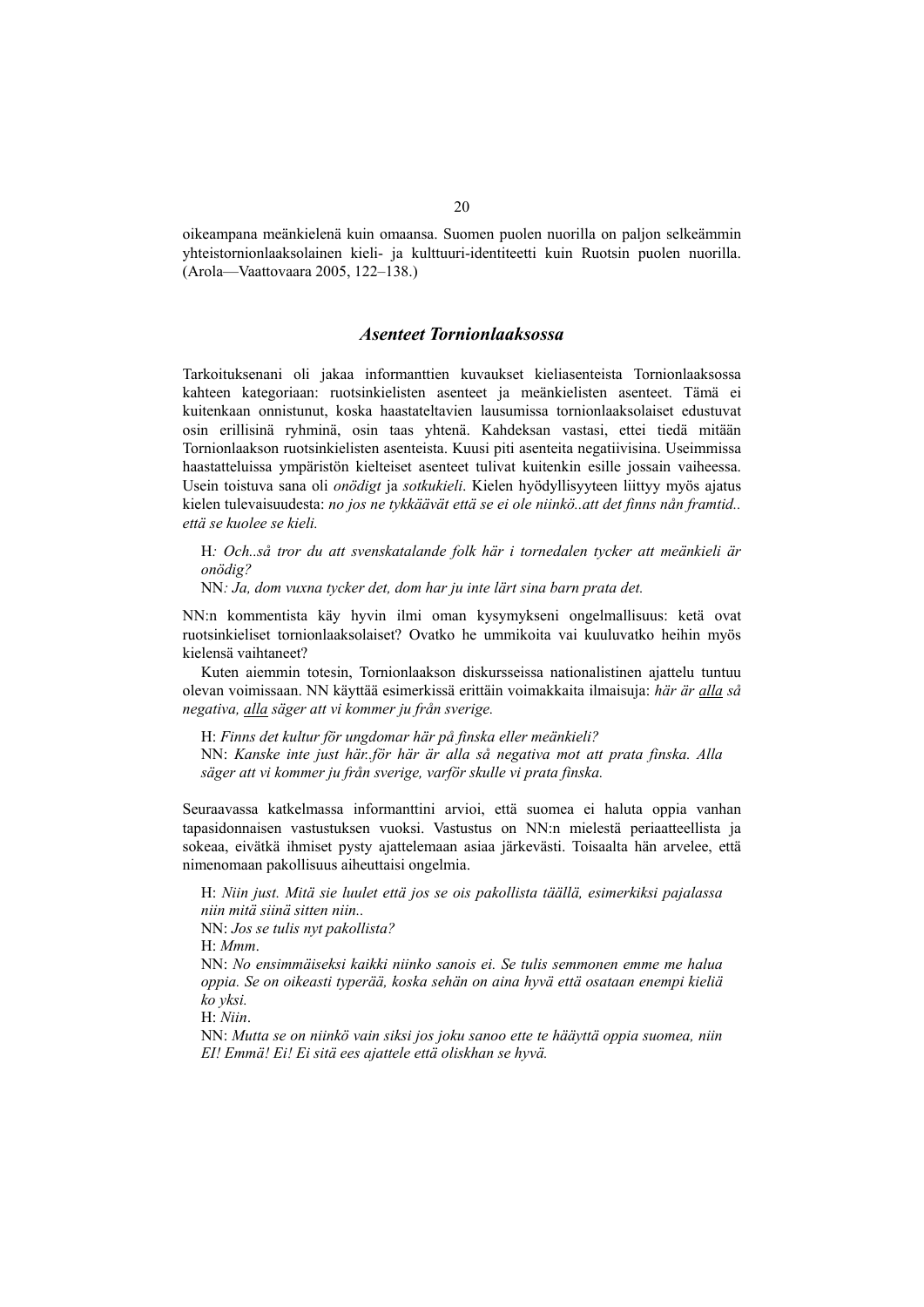oikeampana meänkielenä kuin omaansa. Suomen puolen nuorilla on paljon selkeämmin yhteistornionlaaksolainen kieli- ja kulttuuri-identiteetti kuin Ruotsin puolen nuorilla. (Arola—Vaattovaara 2005, 122–138.)

## *Asenteet Tornionlaaksossa*

Tarkoituksenani oli jakaa informanttien kuvaukset kieliasenteista Tornionlaaksossa kahteen kategoriaan: ruotsinkielisten asenteet ja meänkielisten asenteet. Tämä ei kuitenkaan onnistunut, koska haastateltavien lausumissa tornionlaaksolaiset edustuvat osin erillisinä ryhminä, osin taas yhtenä. Kahdeksan vastasi, ettei tiedä mitään Tornionlaakson ruotsinkielisten asenteista. Kuusi piti asenteita negatiivisina. Useimmissa haastatteluissa ympäristön kielteiset asenteet tulivat kuitenkin esille jossain vaiheessa. Usein toistuva sana oli *onödigt* ja *sotkukieli*. Kielen hyödyllisyyteen liittyy myös ajatus kielen tulevaisuudesta: *no jos ne tykkäävät että se ei ole niinkö..att det finns nån framtid.. että se kuolee se kieli.*

> H*: Och..så tror du att svenskatalande folk här i tornedalen tycker att meänkieli är onödig?*
> NN*: Ja, dom vuxna tycker det, dom har ju inte lärt sina barn prata det.*

NN:n kommentista käy hyvin ilmi oman kysymykseni ongelmallisuus: ketä ovat ruotsinkieliset tornionlaaksolaiset? Ovatko he ummikoita vai kuuluvatko heihin myös kielensä vaihtaneet?

Kuten aiemmin totesin, Tornionlaakson diskursseissa nationalistinen ajattelu tuntuu olevan voimissaan. NN käyttää esimerkissä erittäin voimakkaita ilmaisuja: *här är <u>alla</u> så negativa, <u>alla</u> säger att vi kommer ju från sverige.*

> H: *Finns det kultur för ungdomar här på finska eller meänkieli?*
> NN: *Kanske inte just här..för här är alla så negativa mot att prata finska. Alla säger att vi kommer ju från sverige, varför skulle vi prata finska.*

Seuraavassa katkelmassa informanttini arvioi, että suomea ei haluta oppia vanhan tapasidonnaisen vastustuksen vuoksi. Vastustus on NN:n mielestä periaatteellista ja sokeaa, eivätkä ihmiset pysty ajattelemaan asiaa järkevästi. Toisaalta hän arvelee, että nimenomaan pakollisuus aiheuttaisi ongelmia.

> H: *Niin just. Mitä sie luulet että jos se ois pakollista täällä, esimerkiksi pajalassa niin mitä siinä sitten niin..*
> NN: *Jos se tulis nyt pakollista?*
> H: *Mmm*.
> NN: *No ensimmäiseksi kaikki niinko sanois ei. Se tulis semmonen emme me halua oppia. Se on oikeasti typerää, koska sehän on aina hyvä että osataan enempi kieliä ko yksi.*
> H: *Niin*.
> NN: *Mutta se on niinkö vain siksi jos joku sanoo ette te hääyttä oppia suomea, niin EI! Emmä! Ei! Ei sitä ees ajattele että oliskhan se hyvä.*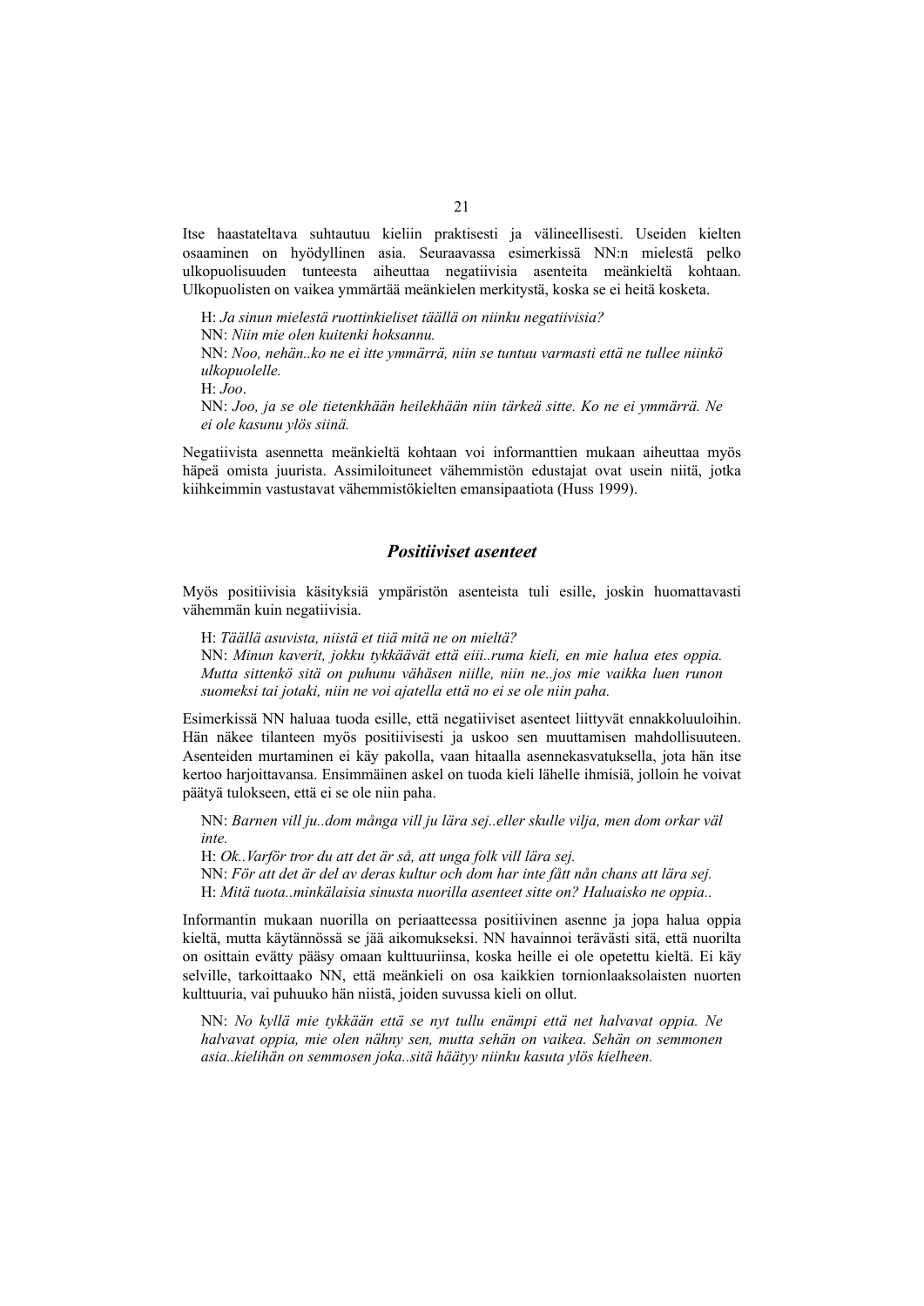Itse haastateltava suhtautuu kieliin praktisesti ja välineellisesti. Useiden kielten osaaminen on hyödyllinen asia. Seuraavassa esimerkissä NN:n mielestä pelko ulkopuolisuuden tunteesta aiheuttaa negatiivisia asenteita meänkieltä kohtaan. Ulkopuolisten on vaikea ymmärtää meänkielen merkitystä, koska se ei heitä kosketa.

> H: *Ja sinun mielestä ruottinkieliset täällä on niinku negatiivisia?*
> NN: *Niin mie olen kuitenki hoksannu.*
> NN: *Noo, nehän..ko ne ei itte ymmärrä, niin se tuntuu varmasti että ne tullee niinkö ulkopuolelle.*
> H: *Joo*.
> NN: *Joo, ja se ole tietenkhään heilekhään niin tärkeä sitte. Ko ne ei ymmärrä. Ne ei ole kasunu ylös siinä.*

Negatiivista asennetta meänkieltä kohtaan voi informanttien mukaan aiheuttaa myös häpeä omista juurista. Assimiloituneet vähemmistön edustajat ovat usein niitä, jotka kiihkeimmin vastustavat vähemmistökielten emansipaatiota (Huss 1999).

## *Positiiviset asenteet*

Myös positiivisia käsityksiä ympäristön asenteista tuli esille, joskin huomattavasti vähemmän kuin negatiivisia.

> H: *Täällä asuvista, niistä et tiiä mitä ne on mieltä?*
> NN: *Minun kaverit, jokku tykkäävät että eiii..ruma kieli, en mie halua etes oppia. Mutta sittenkö sitä on puhunu vähäsen niille, niin ne..jos mie vaikka luen runon suomeksi tai jotaki, niin ne voi ajatella että no ei se ole niin paha.*

Esimerkissä NN haluaa tuoda esille, että negatiiviset asenteet liittyvät ennakkoluuloihin. Hän näkee tilanteen myös positiivisesti ja uskoo sen muuttamisen mahdollisuuteen. Asenteiden murtaminen ei käy pakolla, vaan hitaalla asennekasvatuksella, jota hän itse kertoo harjoittavansa. Ensimmäinen askel on tuoda kieli lähelle ihmisiä, jolloin he voivat päätyä tulokseen, että ei se ole niin paha.

> NN: *Barnen vill ju..dom många vill ju lära sej..eller skulle vilja, men dom orkar väl inte.*
> H: *Ok..Varför tror du att det är så, att unga folk vill lära sej.*
> NN: *För att det är del av deras kultur och dom har inte fått nån chans att lära sej.*
> H: *Mitä tuota..minkälaisia sinusta nuorilla asenteet sitte on? Haluaisko ne oppia..*

Informantin mukaan nuorilla on periaatteessa positiivinen asenne ja jopa halua oppia kieltä, mutta käytännössä se jää aikomukseksi. NN havainnoi terävästi sitä, että nuorilta on osittain evätty pääsy omaan kulttuuriinsa, koska heille ei ole opetettu kieltä. Ei käy selville, tarkoittaako NN, että meänkieli on osa kaikkien tornionlaaksolaisten nuorten kulttuuria, vai puhuuko hän niistä, joiden suvussa kieli on ollut.

> NN: *No kyllä mie tykkään että se nyt tullu enämpi että net halvavat oppia. Ne halvavat oppia, mie olen nähny sen, mutta sehän on vaikea. Sehän on semmonen asia..kielihän on semmosen joka..sitä häätyy niinku kasuta ylös kielheen.*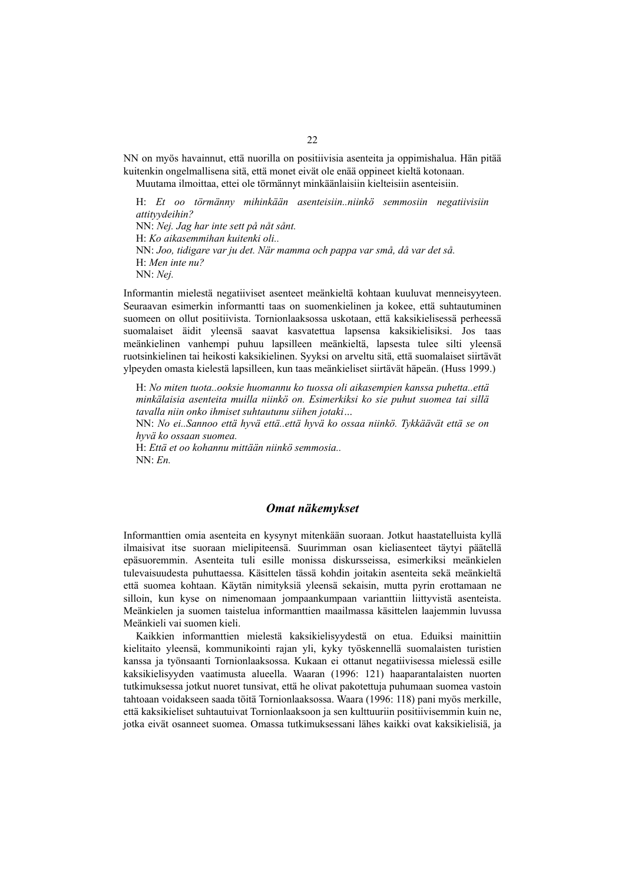NN on myös havainnut, että nuorilla on positiivisia asenteita ja oppimishalua. Hän pitää kuitenkin ongelmallisena sitä, että monet eivät ole enää oppineet kieltä kotonaan.

Muutama ilmoittaa, ettei ole törmännyt minkäänlaisiin kielteisiin asenteisiin.

H: *Et oo törmänny mihinkään asenteisiin..niinkö semmosiin negatiivisiin attityydeihin?*
NN: *Nej. Jag har inte sett på nåt sånt.*
H: *Ko aikasemmihan kuitenki oli..*
NN: *Joo, tidigare var ju det. När mamma och pappa var små, då var det så.*
H: *Men inte nu?*
NN: *Nej.*

Informantin mielestä negatiiviset asenteet meänkieltä kohtaan kuuluvat menneisyyteen. Seuraavan esimerkin informantti taas on suomenkielinen ja kokee, että suhtautuminen suomeen on ollut positiivista. Tornionlaaksossa uskotaan, että kaksikielisessä perheessä suomalaiset äidit yleensä saavat kasvatettua lapsensa kaksikielisiksi. Jos taas meänkielinen vanhempi puhuu lapsilleen meänkieltä, lapsesta tulee silti yleensä ruotsinkielinen tai heikosti kaksikielinen. Syyksi on arveltu sitä, että suomalaiset siirtävät ylpeyden omasta kielestä lapsilleen, kun taas meänkieliset siirtävät häpeän. (Huss 1999.)

H: *No miten tuota..ooksie huomannu ko tuossa oli aikasempien kanssa puhetta..että minkälaisia asenteita muilla niinkö on. Esimerkiksi ko sie puhut suomea tai sillä tavalla niin onko ihmiset suhtautunu siihen jotaki…*
NN: *No ei..Sannoo että hyvä että..että hyvä ko ossaa niinkö. Tykkäävät että se on hyvä ko ossaan suomea.*
H: *Että et oo kohannu mittään niinkö semmosia..*
NN: *En.*

## *Omat näkemykset*

Informanttien omia asenteita en kysynyt mitenkään suoraan. Jotkut haastatelluista kyllä ilmaisivat itse suoraan mielipiteensä. Suurimman osan kieliasenteet täytyi päätellä epäsuoremmin. Asenteita tuli esille monissa diskursseissa, esimerkiksi meänkielen tulevaisuudesta puhuttaessa. Käsittelen tässä kohdin joitakin asenteita sekä meänkieltä että suomea kohtaan. Käytän nimityksiä yleensä sekaisin, mutta pyrin erottamaan ne silloin, kun kyse on nimenomaan jompaankumpaan varianttiin liittyvistä asenteista. Meänkielen ja suomen taistelua informanttien maailmassa käsittelen laajemmin luvussa Meänkieli vai suomen kieli.

Kaikkien informanttien mielestä kaksikielisyydestä on etua. Eduiksi mainittiin kielitaito yleensä, kommunikointi rajan yli, kyky työskennellä suomalaisten turistien kanssa ja työnsaanti Tornionlaaksossa. Kukaan ei ottanut negatiivisessa mielessä esille kaksikielisyyden vaatimusta alueella. Waaran (1996: 121) haaparantalaisten nuorten tutkimuksessa jotkut nuoret tunsivat, että he olivat pakotettuja puhumaan suomea vastoin tahtoaan voidakseen saada töitä Tornionlaaksossa. Waara (1996: 118) pani myös merkille, että kaksikieliset suhtautuivat Tornionlaaksoon ja sen kulttuuriin positiivisemmin kuin ne, jotka eivät osanneet suomea. Omassa tutkimuksessani lähes kaikki ovat kaksikielisiä, ja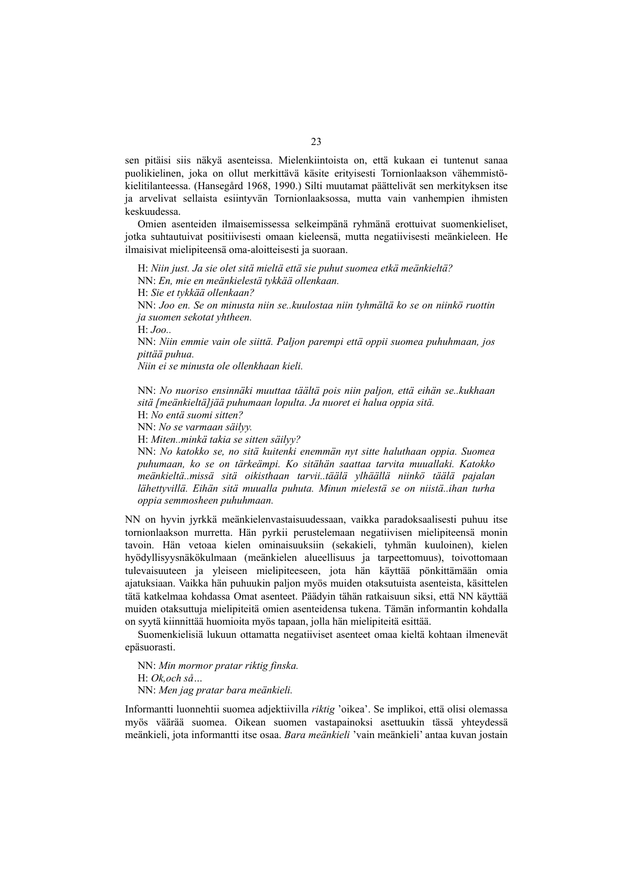sen pitäisi siis näkyä asenteissa. Mielenkiintoista on, että kukaan ei tuntenut sanaa puolikielinen, joka on ollut merkittävä käsite erityisesti Tornionlaakson vähemmistökielitilanteessa. (Hansegård 1968, 1990.) Silti muutamat päättelivät sen merkityksen itse ja arvelivat sellaista esiintyvän Tornionlaaksossa, mutta vain vanhempien ihmisten keskuudessa.

Omien asenteiden ilmaisemissessa selkeimpänä ryhmänä erottuivat suomenkieliset, jotka suhtautuivat positiivisesti omaan kieleensä, mutta negatiivisesti meänkieleen. He ilmaisivat mielipiteensä oma-aloitteisesti ja suoraan.

> H: *Niin just. Ja sie olet sitä mieltä että sie puhut suomea etkä meänkieltä?*
> NN: *En, mie en meänkielestä tykkää ollenkaan.*
> H: *Sie et tykkää ollenkaan?*
> NN: *Joo en. Se on minusta niin se..kuulostaa niin tyhmältä ko se on niinkö ruottin ja suomen sekotat yhteen.*
> H: *Joo..*
> NN: *Niin emmie vain ole siittä. Paljon parempi että oppii suomea puhuhmaan, jos pittää puhua.*
> *Niin ei se minusta ole ollenkhaan kieli.*
>
> NN: *No nuoriso ensinnäki muuttaa täältä pois niin paljon, että eihän se..kukhaan sitä [meänkieltä]jää puhumaan lopulta. Ja nuoret ei halua oppia sitä.*
> H: *No entä suomi sitten?*
> NN: *No se varmaan säilyy.*
> H: *Miten..minkä takia se sitten säilyy?*
> NN: *No katokko se, no sitä kuitenki enemmän nyt sitte haluthaan oppia. Suomea puhumaan, ko se on tärkeämpi. Ko sitähän saattaa tarvita muuallaki. Katokko meänkieltä..missä sitä oikisthaan tarvii..täälä ylhäälä niinkö täälä pajalan lähettyvillä. Eihän sitä muualla puhuta. Minun mielestä se on niistä..ihan turha oppia semmosheen puhuhmaan.*

NN on hyvin jyrkkä meänkielenvastaisuudessaan, vaikka paradoksaalisesti puhuu itse tornionlaakson murretta. Hän pyrkii perustelemaan negatiivisen mielipiteensä monin tavoin. Hän vetoaa kielen ominaisuuksiin (sekakieli, tyhmän kuuloinen), kielen hyödyllisyysnäkökulmaan (meänkielen alueellisuus ja tarpeettomuus), toivottomaan tulevaisuuteen ja yleiseen mielipiteeseen, jota hän käyttää pönkittämään omia ajatuksiaan. Vaikka hän puhuukin paljon myös muiden otaksutuista asenteista, käsittelen tätä katkelmaa kohdassa Omat asenteet. Päädyin tähän ratkaisuun siksi, että NN käyttää muiden otaksuttuja mielipiteitä omien asenteidensa tukena. Tämän informantin kohdalla on syytä kiinnittää huomioita myös tapaan, jolla hän mielipiteitä esittää.

Suomenkielisiä lukuun ottamatta negatiiviset asenteet omaa kieltä kohtaan ilmenevät epäsuorasti.

> NN: *Min mormor pratar riktig finska.*
> H: *Ok,och så…*
> NN: *Men jag pratar bara meänkieli.*

Informantti luonnehtii suomea adjektiivilla *riktig* 'oikea'. Se implikoi, että olisi olemassa myös väärää suomea. Oikean suomen vastapainoksi asettuukin tässä yhteydessä meänkieli, jota informantti itse osaa. *Bara meänkieli* 'vain meänkieli' antaa kuvan jostain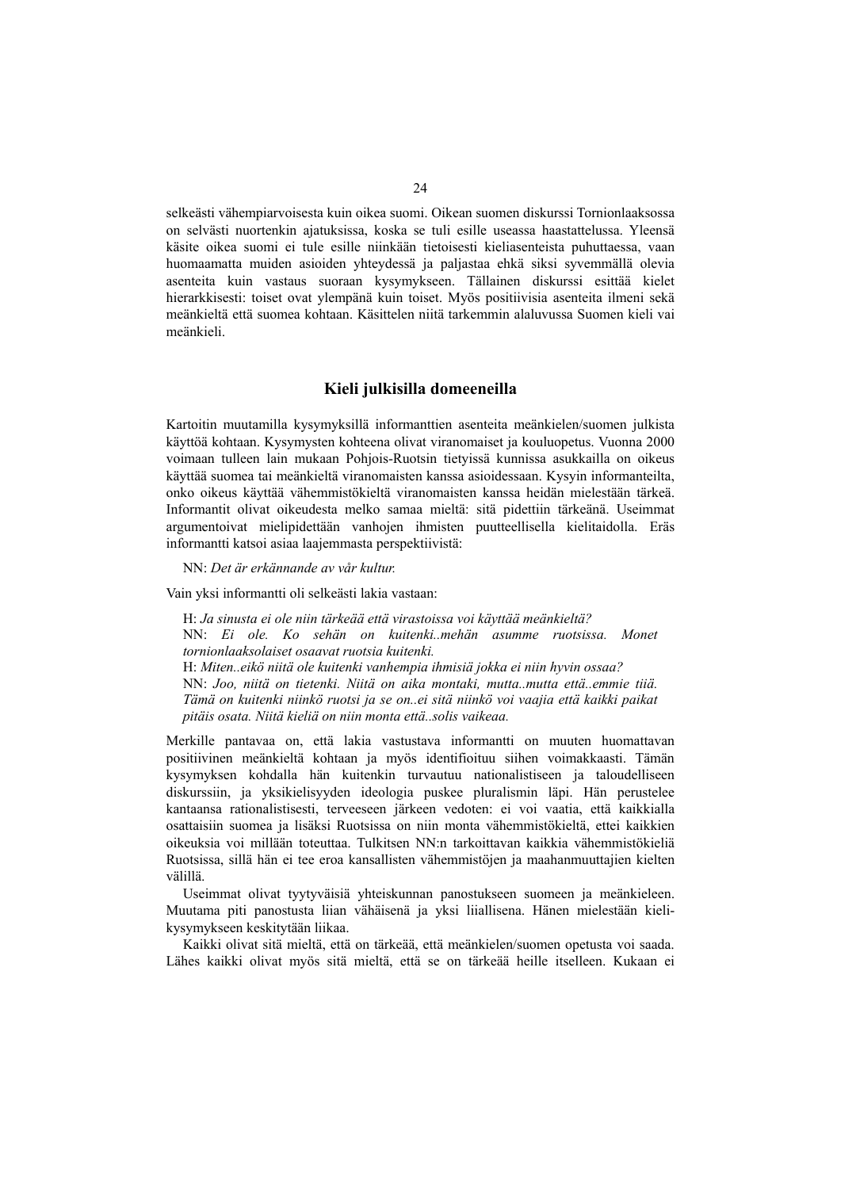selkeästi vähempiarvoisesta kuin oikea suomi. Oikean suomen diskurssi Tornionlaaksossa on selvästi nuortenkin ajatuksissa, koska se tuli esille useassa haastattelussa. Yleensä käsite oikea suomi ei tule esille niinkään tietoisesti kieliasenteista puhuttaessa, vaan huomaamatta muiden asioiden yhteydessä ja paljastaa ehkä siksi syvemmällä olevia asenteita kuin vastaus suoraan kysymykseen. Tällainen diskurssi esittää kielet hierarkkisesti: toiset ovat ylempänä kuin toiset. Myös positiivisia asenteita ilmeni sekä meänkieltä että suomea kohtaan. Käsittelen niitä tarkemmin alaluvussa Suomen kieli vai meänkieli.

## Kieli julkisilla domeeneilla

Kartoitin muutamilla kysymyksillä informanttien asenteita meänkielen/suomen julkista käyttöä kohtaan. Kysymysten kohteena olivat viranomaiset ja kouluopetus. Vuonna 2000 voimaan tulleen lain mukaan Pohjois-Ruotsin tietyissä kunnissa asukkailla on oikeus käyttää suomea tai meänkieltä viranomaisten kanssa asioidessaan. Kysyin informanteilta, onko oikeus käyttää vähemmistökieltä viranomaisten kanssa heidän mielestään tärkeä. Informantit olivat oikeudesta melko samaa mieltä: sitä pidettiin tärkeänä. Useimmat argumentoivat mielipidettään vanhojen ihmisten puutteellisella kielitaidolla. Eräs informantti katsoi asiaa laajemmasta perspektiivistä:

> NN: *Det är erkännande av vår kultur.*

Vain yksi informantti oli selkeästi lakia vastaan:

> H: *Ja sinusta ei ole niin tärkeää että virastoissa voi käyttää meänkieltä?*
> NN: *Ei ole. Ko sehän on kuitenki..mehän asumme ruotsissa. Monet tornionlaaksolaiset osaavat ruotsia kuitenki.*
> H: *Miten..eikö niitä ole kuitenki vanhempia ihmisiä jokka ei niin hyvin ossaa?*
> NN: *Joo, niitä on tietenki. Niitä on aika montaki, mutta..mutta että..emmie tiiä. Tämä on kuitenki niinkö ruotsi ja se on..ei sitä niinkö voi vaajia että kaikki paikat pitäis osata. Niitä kieliä on niin monta että..solis vaikeaa.*

Merkille pantavaa on, että lakia vastustava informantti on muuten huomattavan positiivinen meänkieltä kohtaan ja myös identifioituu siihen voimakkaasti. Tämän kysymyksen kohdalla hän kuitenkin turvautuu nationalistiseen ja taloudelliseen diskurssiin, ja yksikielisyyden ideologia puskee pluralismin läpi. Hän perustelee kantaansa rationalistisesti, terveeseen järkeen vedoten: ei voi vaatia, että kaikkialla osattaisiin suomea ja lisäksi Ruotsissa on niin monta vähemmistökieltä, ettei kaikkien oikeuksia voi millään toteuttaa. Tulkitsen NN:n tarkoittavan kaikkia vähemmistökieliä Ruotsissa, sillä hän ei tee eroa kansallisten vähemmistöjen ja maahanmuuttajien kielten välillä.

Useimmat olivat tyytyväisiä yhteiskunnan panostukseen suomeen ja meänkieleen. Muutama piti panostusta liian vähäisenä ja yksi liiallisena. Hänen mielestään kielikysymykseen keskitytään liikaa.

Kaikki olivat sitä mieltä, että on tärkeää, että meänkielen/suomen opetusta voi saada. Lähes kaikki olivat myös sitä mieltä, että se on tärkeää heille itselleen. Kukaan ei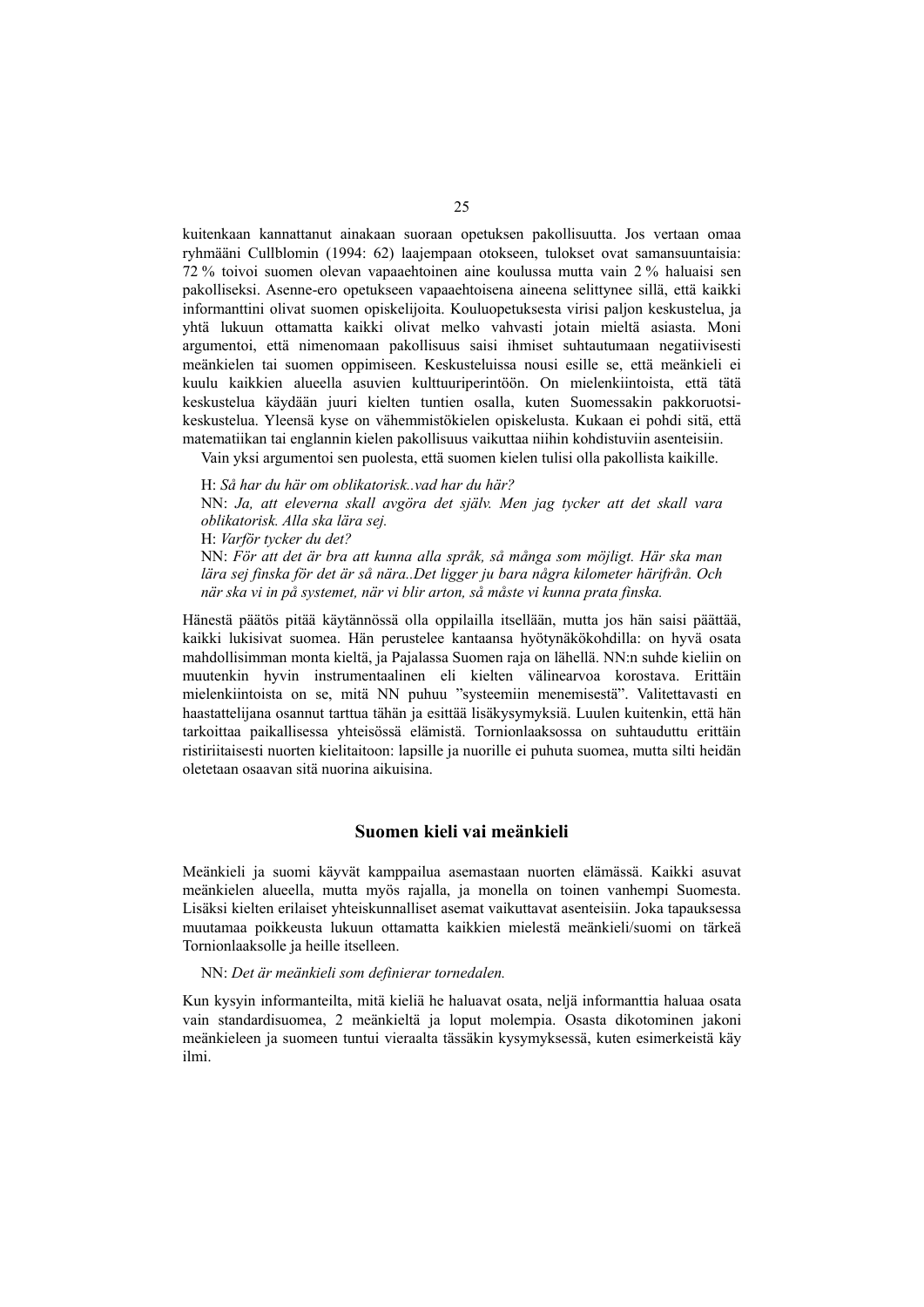kuitenkaan kannattanut ainakaan suoraan opetuksen pakollisuutta. Jos vertaan omaa ryhmääni Cullblomin (1994: 62) laajempaan otokseen, tulokset ovat samansuuntaisia: 72 % toivoi suomen olevan vapaaehtoinen aine koulussa mutta vain 2 % haluaisi sen pakolliseksi. Asenne-ero opetukseen vapaaehtoisena aineena selittynee sillä, että kaikki informanttini olivat suomen opiskelijoita. Kouluopetuksesta virisi paljon keskustelua, ja yhtä lukuun ottamatta kaikki olivat melko vahvasti jotain mieltä asiasta. Moni argumentoi, että nimenomaan pakollisuus saisi ihmiset suhtautumaan negatiivisesti meänkielen tai suomen oppimiseen. Keskusteluissa nousi esille se, että meänkieli ei kuulu kaikkien alueella asuvien kulttuuriperintöön. On mielenkiintoista, että tätä keskustelua käydään juuri kielten tuntien osalla, kuten Suomessakin pakkoruotsi-keskustelua. Yleensä kyse on vähemmistökielen opiskelusta. Kukaan ei pohdi sitä, että matematiikan tai englannin kielen pakollisuus vaikuttaa niihin kohdistuviin asenteisiin.

Vain yksi argumentoi sen puolesta, että suomen kielen tulisi olla pakollista kaikille.

H: *Så har du här om oblikatorisk..vad har du här?*
NN: *Ja, att eleverna skall avgöra det själv. Men jag tycker att det skall vara oblikatorisk. Alla ska lära sej.*
H: *Varför tycker du det?*
NN: *För att det är bra att kunna alla språk, så många som möjligt. Här ska man lära sej finska för det är så nära..Det ligger ju bara några kilometer härifrån. Och när ska vi in på systemet, när vi blir arton, så måste vi kunna prata finska.*

Hänestä päätös pitää käytännössä olla oppilailla itsellään, mutta jos hän saisi päättää, kaikki lukisivat suomea. Hän perustelee kantaansa hyötynäkökohdilla: on hyvä osata mahdollisimman monta kieltä, ja Pajalassa Suomen raja on lähellä. NN:n suhde kieliin on muutenkin hyvin instrumentaalinen eli kielten välinearvoa korostava. Erittäin mielenkiintoista on se, mitä NN puhuu "systeemiin menemisestä". Valitettavasti en haastattelijana osannut tarttua tähän ja esittää lisäkysymyksiä. Luulen kuitenkin, että hän tarkoittaa paikallisessa yhteisössä elämistä. Tornionlaaksossa on suhtauduttu erittäin ristiriitaisesti nuorten kielitaitoon: lapsille ja nuorille ei puhuta suomea, mutta silti heidän oletetaan osaavan sitä nuorina aikuisina.

## Suomen kieli vai meänkieli

Meänkieli ja suomi käyvät kamppailua asemastaan nuorten elämässä. Kaikki asuvat meänkielen alueella, mutta myös rajalla, ja monella on toinen vanhempi Suomesta. Lisäksi kielten erilaiset yhteiskunnalliset asemat vaikuttavat asenteisiin. Joka tapauksessa muutamaa poikkeusta lukuun ottamatta kaikkien mielestä meänkieli/suomi on tärkeä Tornionlaaksolle ja heille itselleen.

NN: *Det är meänkieli som definierar tornedalen.*

Kun kysyin informanteilta, mitä kieliä he haluavat osata, neljä informanttia haluaa osata vain standardisuomea, 2 meänkieltä ja loput molempia. Osasta dikotominen jakoni meänkieleen ja suomeen tuntui vieraalta tässäkin kysymyksessä, kuten esimerkeistä käy ilmi.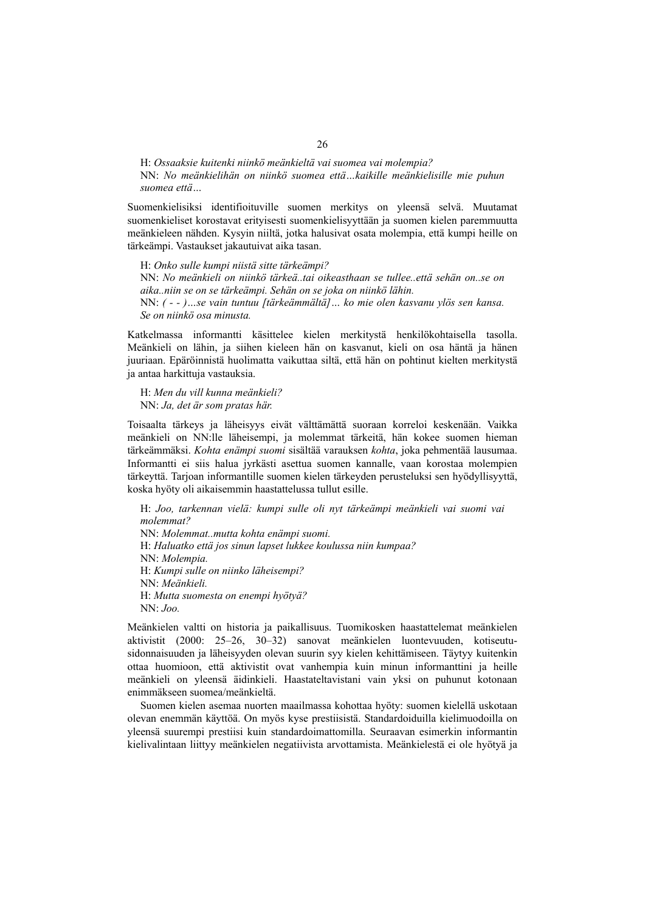H: *Ossaaksie kuitenki niinkö meänkieltä vai suomea vai molempia?*
NN: *No meänkielihän on niinkö suomea että…kaikille meänkielisille mie puhun suomea että…*

Suomenkielisiksi identifioituville suomen merkitys on yleensä selvä. Muutamat suomenkieliset korostavat erityisesti suomenkielisyyttään ja suomen kielen paremmuutta meänkieleen nähden. Kysyin niiltä, jotka halusivat osata molempia, että kumpi heille on tärkeämpi. Vastaukset jakautuivat aika tasan.

H: *Onko sulle kumpi niistä sitte tärkeämpi?*
NN: *No meänkieli on niinkö tärkeä..tai oikeasthaan se tullee..että sehän on..se on aika..niin se on se tärkeämpi. Sehän on se joka on niinkö lähin.*
NN: *( - - )…se vain tuntuu [tärkeämmältä]… ko mie olen kasvanu ylös sen kansa. Se on niinkö osa minusta.*

Katkelmassa informantti käsittelee kielen merkitystä henkilökohtaisella tasolla. Meänkieli on lähin, ja siihen kieleen hän on kasvanut, kieli on osa häntä ja hänen juuriaan. Epäröinnistä huolimatta vaikuttaa siltä, että hän on pohtinut kielten merkitystä ja antaa harkittuja vastauksia.

H: *Men du vill kunna meänkieli?*
NN: *Ja, det är som pratas här.*

Toisaalta tärkeys ja läheisyys eivät välttämättä suoraan korreloi keskenään. Vaikka meänkieli on NN:lle läheisempi, ja molemmat tärkeitä, hän kokee suomen hieman tärkeämmäksi. *Kohta enämpi suomi* sisältää varauksen *kohta*, joka pehmentää lausumaa. Informantti ei siis halua jyrkästi asettua suomen kannalle, vaan korostaa molempien tärkeyttä. Tarjoan informantille suomen kielen tärkeyden perusteluksi sen hyödyllisyyttä, koska hyöty oli aikaisemmin haastattelussa tullut esille.

H: *Joo, tarkennan vielä: kumpi sulle oli nyt tärkeämpi meänkieli vai suomi vai molemmat?*
NN: *Molemmat..mutta kohta enämpi suomi.*
H: *Haluatko että jos sinun lapset lukkee koulussa niin kumpaa?*
NN: *Molempia.*
H: *Kumpi sulle on niinko läheisempi?*
NN: *Meänkieli.*
H: *Mutta suomesta on enempi hyötyä?*
NN: *Joo.*

Meänkielen valtti on historia ja paikallisuus. Tuomikosken haastattelemat meänkielen aktivistit (2000: 25–26, 30–32) sanovat meänkielen luontevuuden, kotiseutusidonnaisuuden ja läheisyyden olevan suurin syy kielen kehittämiseen. Täytyy kuitenkin ottaa huomioon, että aktivistit ovat vanhempia kuin minun informanttini ja heille meänkieli on yleensä äidinkieli. Haastateltavistani vain yksi on puhunut kotonaan enimmäkseen suomea/meänkieltä.

Suomen kielen asemaa nuorten maailmassa kohottaa hyöty: suomen kielellä uskotaan olevan enemmän käyttöä. On myös kyse prestiisistä. Standardoiduilla kielimuodoilla on yleensä suurempi prestiisi kuin standardoimattomilla. Seuraavan esimerkin informantin kielivalintaan liittyy meänkielen negatiivista arvottamista. Meänkielestä ei ole hyötyä ja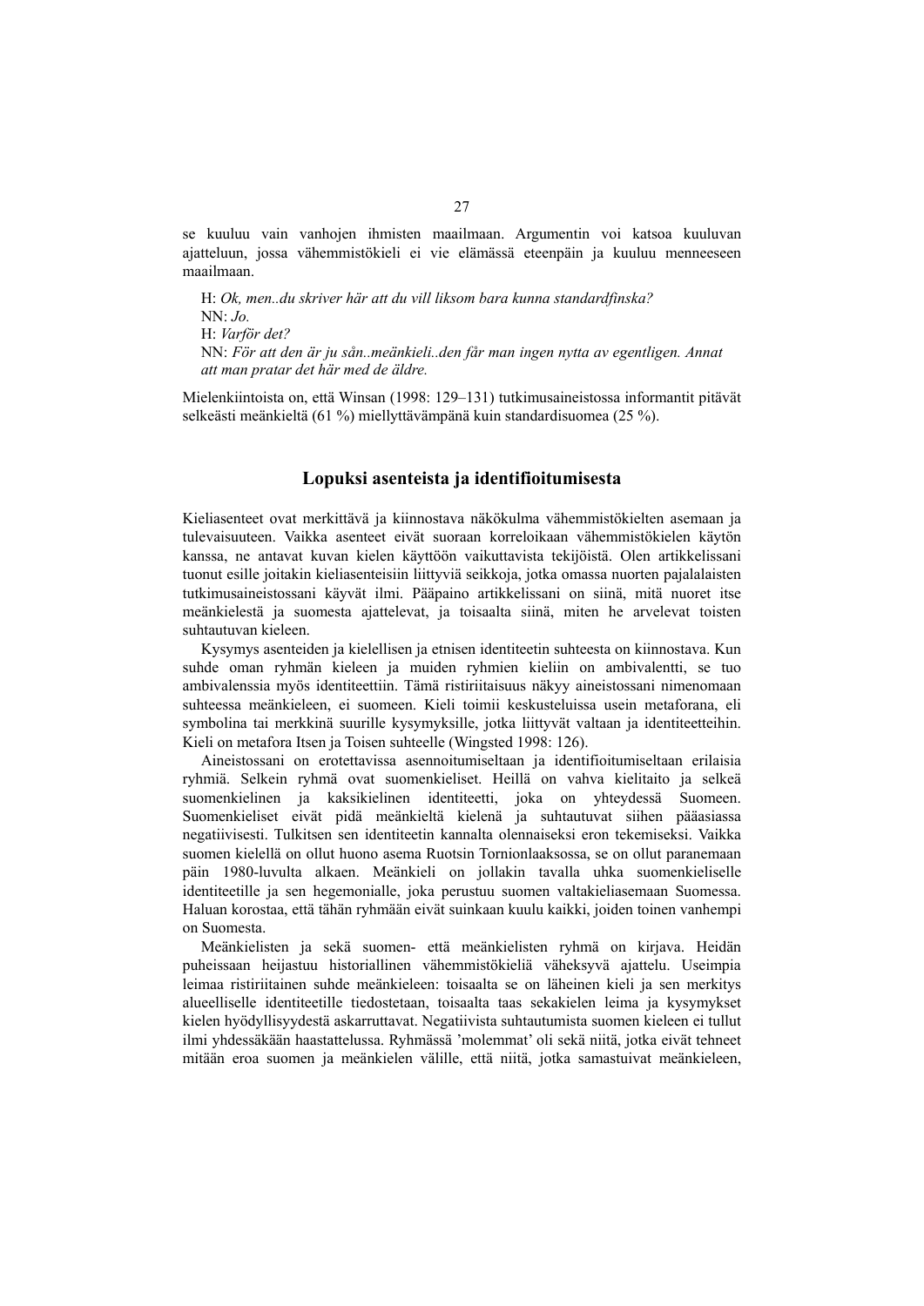se kuuluu vain vanhojen ihmisten maailmaan. Argumentin voi katsoa kuuluvan ajatteluun, jossa vähemmistökieli ei vie elämässä eteenpäin ja kuuluu menneeseen maailmaan.

> H: *Ok, men..du skriver här att du vill liksom bara kunna standardfinska?*
> NN: *Jo.*
> H: *Varför det?*
> NN: *För att den är ju sån..meänkieli..den får man ingen nytta av egentligen. Annat att man pratar det här med de äldre.*

Mielenkiintoista on, että Winsan (1998: 129–131) tutkimusaineistossa informantit pitävät selkeästi meänkieltä (61 %) miellyttävämpänä kuin standardisuomea (25 %).

## Lopuksi asenteista ja identifioitumisesta

Kieliasenteet ovat merkittävä ja kiinnostava näkökulma vähemmistökielten asemaan ja tulevaisuuteen. Vaikka asenteet eivät suoraan korreloikaan vähemmistökielen käytön kanssa, ne antavat kuvan kielen käyttöön vaikuttavista tekijöistä. Olen artikkelissani tuonut esille joitakin kieliasenteisiin liittyviä seikkoja, jotka omassa nuorten pajalalaisten tutkimusaineistossani käyvät ilmi. Pääpaino artikkelissani on siinä, mitä nuoret itse meänkielestä ja suomesta ajattelevat, ja toisaalta siinä, miten he arvelevat toisten suhtautuvan kieleen.

Kysymys asenteiden ja kielellisen ja etnisen identiteetin suhteesta on kiinnostava. Kun suhde oman ryhmän kieleen ja muiden ryhmien kieliin on ambivalentti, se tuo ambivalenssia myös identiteettiin. Tämä ristiriitaisuus näkyy aineistossani nimenomaan suhteessa meänkieleen, ei suomeen. Kieli toimii keskusteluissa usein metaforana, eli symbolina tai merkkinä suurille kysymyksille, jotka liittyvät valtaan ja identiteetteihin. Kieli on metafora Itsen ja Toisen suhteelle (Wingsted 1998: 126).

Aineistossani on erotettavissa asennoitumiseltaan ja identifioitumiseltaan erilaisia ryhmiä. Selkein ryhmä ovat suomenkieliset. Heillä on vahva kielitaito ja selkeä suomenkielinen ja kaksikielinen identiteetti, joka on yhteydessä Suomeen. Suomenkieliset eivät pidä meänkieltä kielenä ja suhtautuvat siihen pääasiassa negatiivisesti. Tulkitsen sen identiteetin kannalta olennaiseksi eron tekemiseksi. Vaikka suomen kielellä on ollut huono asema Ruotsin Tornionlaaksossa, se on ollut paranemaan päin 1980-luvulta alkaen. Meänkieli on jollakin tavalla uhka suomenkieliselle identiteetille ja sen hegemonialle, joka perustuu suomen valtakieliasemaan Suomessa. Haluan korostaa, että tähän ryhmään eivät suinkaan kuulu kaikki, joiden toinen vanhempi on Suomesta.

Meänkielisten ja sekä suomen- että meänkielisten ryhmä on kirjava. Heidän puheissaan heijastuu historiallinen vähemmistökieliä väheksyvä ajattelu. Useimpia leimaa ristiriitainen suhde meänkieleen: toisaalta se on läheinen kieli ja sen merkitys alueelliselle identiteetille tiedostetaan, toisaalta taas sekakielen leima ja kysymykset kielen hyödyllisyydestä askarruttavat. Negatiivista suhtautumista suomen kieleen ei tullut ilmi yhdessäkään haastattelussa. Ryhmässä 'molemmat' oli sekä niitä, jotka eivät tehneet mitään eroa suomen ja meänkielen välille, että niitä, jotka samastuivat meänkieleen,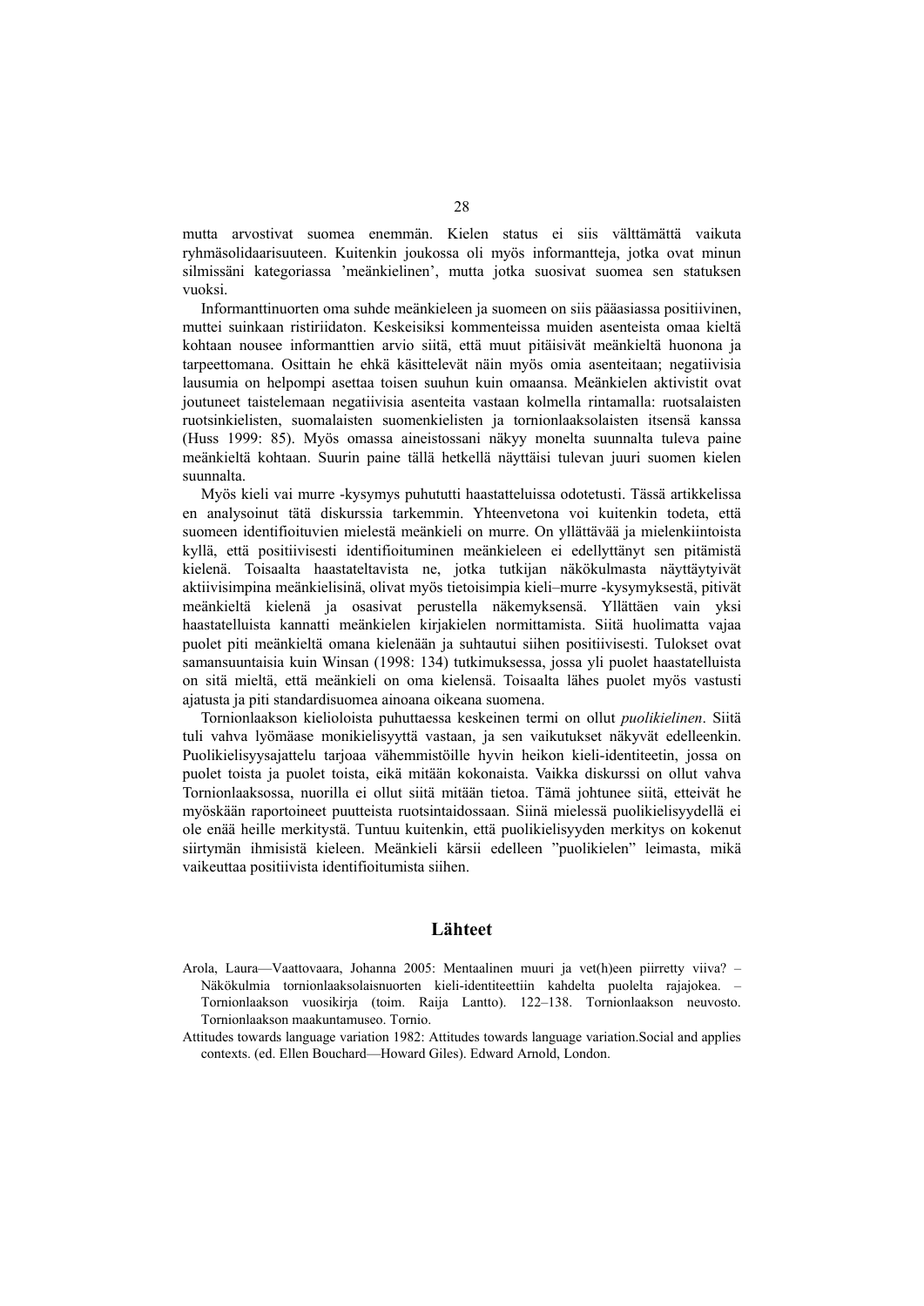mutta arvostivat suomea enemmän. Kielen status ei siis välttämättä vaikuta ryhmäsolidaarisuuteen. Kuitenkin joukossa oli myös informantteja, jotka ovat minun silmissäni kategoriassa 'meänkielinen', mutta jotka suosivat suomea sen statuksen vuoksi.

Informanttinuorten oma suhde meänkieleen ja suomeen on siis pääasiassa positiivinen, muttei suinkaan ristiriidaton. Keskeisiksi kommenteissa muiden asenteista omaa kieltä kohtaan nousee informanttien arvio siitä, että muut pitäisivät meänkieltä huonona ja tarpeettomana. Osittain he ehkä käsittelevät näin myös omia asenteitaan; negatiivisia lausumia on helpompi asettaa toisen suuhun kuin omaansa. Meänkielen aktivistit ovat joutuneet taistelemaan negatiivisia asenteita vastaan kolmella rintamalla: ruotsalaisten ruotsinkielisten, suomalaisten suomenkielisten ja tornionlaaksolaisten itsensä kanssa (Huss 1999: 85). Myös omassa aineistossani näkyy monelta suunnalta tuleva paine meänkieltä kohtaan. Suurin paine tällä hetkellä näyttäisi tulevan juuri suomen kielen suunnalta.

Myös kieli vai murre -kysymys puhututti haastatteluissa odotetusti. Tässä artikkelissa en analysoinut tätä diskurssia tarkemmin. Yhteenvetona voi kuitenkin todeta, että suomeen identifioituvien mielestä meänkieli on murre. On yllättävää ja mielenkiintoista kyllä, että positiivisesti identifioituminen meänkieleen ei edellyttänyt sen pitämistä kielenä. Toisaalta haastateltavista ne, jotka tutkijan näkökulmasta näyttäytyivät aktiivisimpina meänkielisinä, olivat myös tietoisimpia kieli–murre -kysymyksestä, pitivät meänkieltä kielenä ja osasivat perustella näkemyksensä. Yllättäen vain yksi haastatelluista kannatti meänkielen kirjakielen normittamista. Siitä huolimatta vajaa puolet piti meänkieltä omana kielenään ja suhtautui siihen positiivisesti. Tulokset ovat samansuuntaisia kuin Winsan (1998: 134) tutkimuksessa, jossa yli puolet haastatelluista on sitä mieltä, että meänkieli on oma kielensä. Toisaalta lähes puolet myös vastusti ajatusta ja piti standardisuomea ainoana oikeana suomena.

Tornionlaakson kielioloista puhuttaessa keskeinen termi on ollut *puolikielinen*. Siitä tuli vahva lyömäase monikielisyyttä vastaan, ja sen vaikutukset näkyvät edelleenkin. Puolikielisyysajattelu tarjoaa vähemmistöille hyvin heikon kieli-identiteetin, jossa on puolet toista ja puolet toista, eikä mitään kokonaista. Vaikka diskurssi on ollut vahva Tornionlaaksossa, nuorilla ei ollut siitä mitään tietoa. Tämä johtunee siitä, etteivät he myöskään raportoineet puutteista ruotsintaidossaan. Siinä mielessä puolikielisyydellä ei ole enää heille merkitystä. Tuntuu kuitenkin, että puolikielisyyden merkitys on kokenut siirtymän ihmisistä kieleen. Meänkieli kärsii edelleen "puolikielen" leimasta, mikä vaikeuttaa positiivista identifioitumista siihen.

## Lähteet

Arola, Laura—Vaattovaara, Johanna 2005: Mentaalinen muuri ja vet(h)een piirretty viiva? – Näkökulmia tornionlaaksolaisnuorten kieli-identiteettiin kahdelta puolelta rajajokea. – Tornionlaakson vuosikirja (toim. Raija Lantto). 122–138. Tornionlaakson neuvosto. Tornionlaakson maakuntamuseo. Tornio.

Attitudes towards language variation 1982: Attitudes towards language variation.Social and applies contexts. (ed. Ellen Bouchard—Howard Giles). Edward Arnold, London.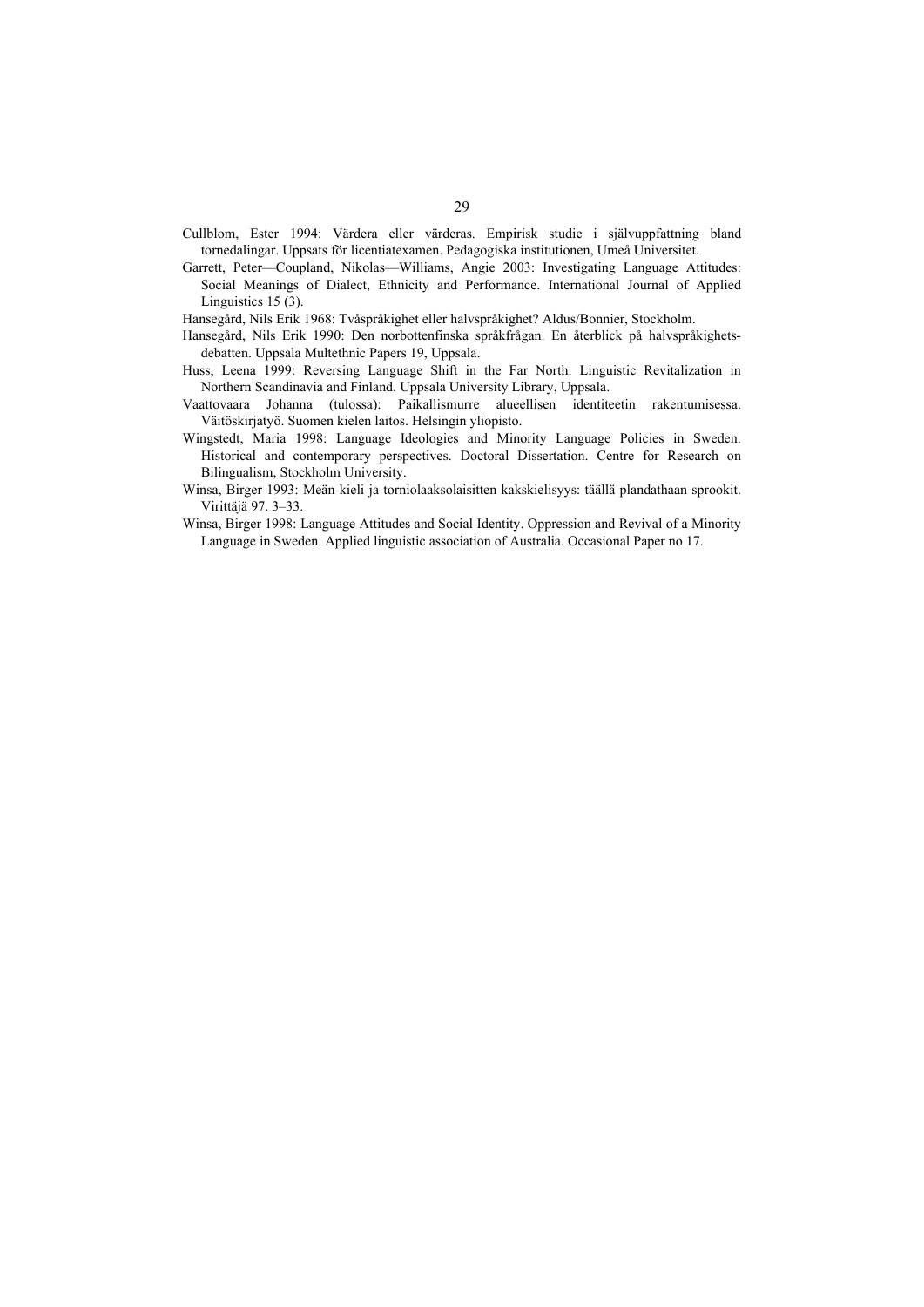Cullblom, Ester 1994: Värdera eller värderas. Empirisk studie i självuppfattning bland tornedalingar. Uppsats för licentiatexamen. Pedagogiska institutionen, Umeå Universitet.

Garrett, Peter—Coupland, Nikolas—Williams, Angie 2003: Investigating Language Attitudes: Social Meanings of Dialect, Ethnicity and Performance. International Journal of Applied Linguistics 15 (3).

Hansegård, Nils Erik 1968: Tvåspråkighet eller halvspråkighet? Aldus/Bonnier, Stockholm.

Hansegård, Nils Erik 1990: Den norbottenfinska språkfrågan. En återblick på halvspråkighets-debatten. Uppsala Multethnic Papers 19, Uppsala.

Huss, Leena 1999: Reversing Language Shift in the Far North. Linguistic Revitalization in Northern Scandinavia and Finland. Uppsala University Library, Uppsala.

Vaattovaara Johanna (tulossa): Paikallismurre alueellisen identiteetin rakentumisessa. Väitöskirjatyö. Suomen kielen laitos. Helsingin yliopisto.

Wingstedt, Maria 1998: Language Ideologies and Minority Language Policies in Sweden. Historical and contemporary perspectives. Doctoral Dissertation. Centre for Research on Bilingualism, Stockholm University.

Winsa, Birger 1993: Meän kieli ja torniolaaksolaisitten kakskielisyys: täällä plandathaan sprookit. Virittäjä 97. 3–33.

Winsa, Birger 1998: Language Attitudes and Social Identity. Oppression and Revival of a Minority Language in Sweden. Applied linguistic association of Australia. Occasional Paper no 17.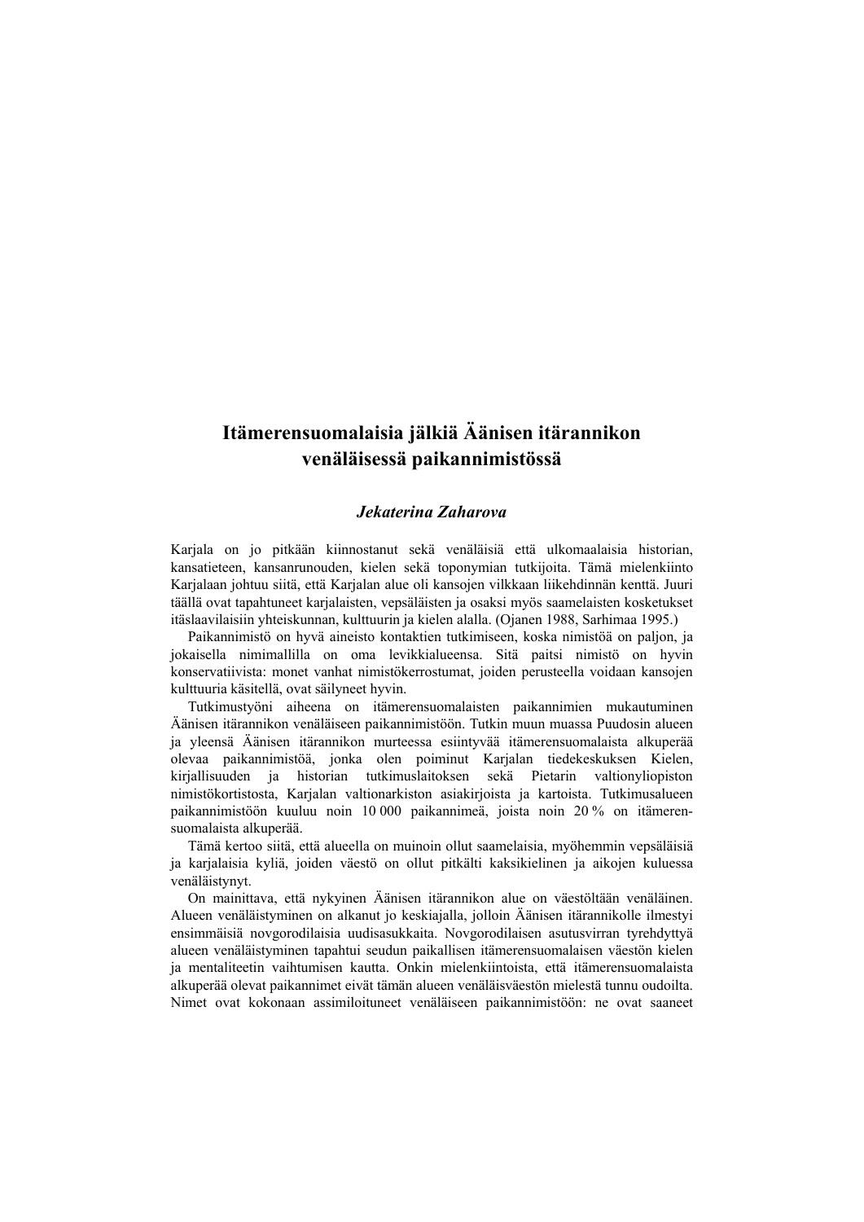# Itämerensuomalaisia jälkiä Äänisen itärannikon venäläisessä paikannimistössä

***Jekaterina Zaharova***

Karjala on jo pitkään kiinnostanut sekä venäläisiä että ulkomaalaisia historian, kansatieteen, kansanrunouden, kielen sekä toponymian tutkijoita. Tämä mielenkiinto Karjalaan johtuu siitä, että Karjalan alue oli kansojen vilkkaan liikehdinnän kenttä. Juuri täällä ovat tapahtuneet karjalaisten, vepsäläisten ja osaksi myös saamelaisten kosketukset itäslaavilaisiin yhteiskunnan, kulttuurin ja kielen alalla. (Ojanen 1988, Sarhimaa 1995.)

Paikannimistö on hyvä aineisto kontaktien tutkimiseen, koska nimistöä on paljon, ja jokaisella nimimallilla on oma levikkialueensa. Sitä paitsi nimistö on hyvin konservatiivista: monet vanhat nimistökerrostumat, joiden perusteella voidaan kansojen kulttuuria käsitellä, ovat säilyneet hyvin.

Tutkimustyöni aiheena on itämerensuomalaisten paikannimien mukautuminen Äänisen itärannikon venäläiseen paikannimistöön. Tutkin muun muassa Puudosin alueen ja yleensä Äänisen itärannikon murteessa esiintyvää itämerensuomalaista alkuperää olevaa paikannimistöä, jonka olen poiminut Karjalan tiedekeskuksen Kielen, kirjallisuuden ja historian tutkimuslaitoksen sekä Pietarin valtionyliopiston nimistökortistosta, Karjalan valtionarkiston asiakirjoista ja kartoista. Tutkimusalueen paikannimistöön kuuluu noin 10 000 paikannimeä, joista noin 20 % on itämerensuomalaista alkuperää.

Tämä kertoo siitä, että alueella on muinoin ollut saamelaisia, myöhemmin vepsäläisiä ja karjalaisia kyliä, joiden väestö on ollut pitkälti kaksikielinen ja aikojen kuluessa venäläistynyt.

On mainittava, että nykyinen Äänisen itärannikon alue on väestöltään venäläinen. Alueen venäläistyminen on alkanut jo keskiajalla, jolloin Äänisen itärannikolle ilmestyi ensimmäisiä novgorodilaisia uudisasukkaita. Novgorodilaisen asutusvirran tyrehdyttyä alueen venäläistyminen tapahtui seudun paikallisen itämerensuomalaisen väestön kielen ja mentaliteetin vaihtumisen kautta. Onkin mielenkiintoista, että itämerensuomalaista alkuperää olevat paikannimet eivät tämän alueen venäläisväestön mielestä tunnu oudoilta. Nimet ovat kokonaan assimiloituneet venäläiseen paikannimistöön: ne ovat saaneet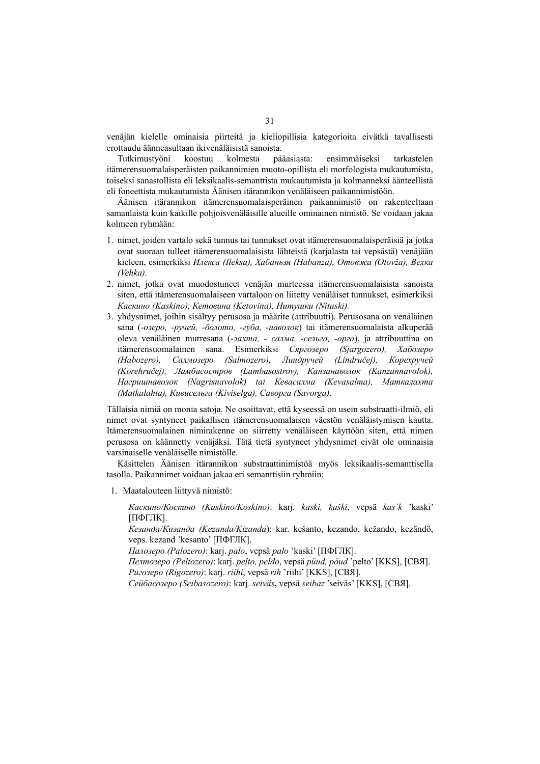venäjän kielelle ominaisia piirteitä ja kieliopillisia kategorioita eivätkä tavallisesti erottaudu äänneasultaan ikivenäläisistä sanoista.

Tutkimustyöni koostuu kolmesta pääasiasta: ensimmäiseksi tarkastelen itämerensuomalaisperäisten paikannimien muoto-opillista eli morfologista mukautumista, toiseksi sanastollista eli leksikaalis-semanttista mukautumista ja kolmanneksi äänteellistä eli foneettista mukautumista Äänisen itärannikon venäläiseen paikannimistöön.

Äänisen itärannikon itämerensuomalaisperäinen paikannimistö on rakenteeltaan samanlaista kuin kaikille pohjoisvenäläisille alueille ominainen nimistö. Se voidaan jakaa kolmeen ryhmään:

1. nimet, joiden vartalo sekä tunnus tai tunnukset ovat itämerensuomalaisperäisiä ja jotka ovat suoraan tulleet itämerensuomalaisista lähteistä (karjalasta tai vepsästä) venäjään kieleen, esimerkiksi *Илекса (Ileksa), Хабаньзя (Habanza), Отовжа (Otovža), Вехка (Vehka).*
2. nimet, jotka ovat muodostuneet venäjän murteessa itämerensuomalaisista sanoista siten, että itämerensuomalaiseen vartaloon on liitetty venäläiset tunnukset, esimerkiksi *Каскино (Kaskino), Кетовина (Ketovina), Нитушки (Nituski).*
3. yhdysnimet, joihin sisältyy perusosa ja määrite (attribuutti). Perusosana on venäläinen sana (*-озеро, -ручей, -болото, -губа, -наволок*) tai itämerensuomalaista alkuperää oleva venäläinen murresana (*-лахта, - салма, -сельга, -орга*), ja attribuuttina on itämerensuomalainen sana. Esimerkiksi *Сяргозеро (Sjargozero), Хабозеро (Habozero), Салмозеро (Salmozero), Линдручей (Lindručej), Корехручей (Korehručej), Ламбасостров (Lambasostrov), Канзанаволок (Kanzannavolok), Нагришнаволок (Nagrisnavolok) tai Кевасалма (Kevasalma), Маткалахта (Matkalahta), Кивисельга (Kiviselga), Саворга (Savorga)*.

Tällaisia nimiä on monia satoja. Ne osoittavat, että kyseessä on usein substraatti-ilmiö, eli nimet ovat syntyneet paikallisen itämerensuomalaisen väestön venäläistymisen kautta. Itämerensuomalainen nimirakenne on siirretty venäläiseen käyttöön siten, että nimen perusosa on käännetty venäjäksi. Tätä tietä syntyneet yhdysnimet eivät ole ominaisia varsinaiselle venäläiselle nimistölle.

Käsittelen Äänisen itärannikon substraattinimistöä myös leksikaalis-semanttisella tasolla. Paikannimet voidaan jakaa eri semanttisiin ryhmiin:

1. Maatalouteen liittyvä nimistö:

   *Каскино/Коскино (Kaskino/Koskino)*: karj*. kaski, kaški*, vepsä *kas'k* 'kaski' [ПФГЛК].
   *Кезанда/Кизанда (Kezanda/Kizanda)*: kar. kešanto, kezando, kežando, kezändö, veps. kezand 'kesanto' [ПФГЛК].
   *Палозеро (Palozero)*: karj. *palo*, vepsä *palo* 'kaski' [ПФГЛК].
   *Пелтозеро (Peltozero)*: karj. *pelto, peldo*, vepsä *püud, pöud* 'pelto' [KKS], [СВЯ].
   *Ригозеро (Rigozero)*: karj. *riihi*, vepsä *rih* 'riihi' [KKS], [СВЯ].
   *Сейбасозеро (Seibasozero)*: karj. *seiväs***,** vepsä *seibaz* 'seiväs' [KKS], [СВЯ].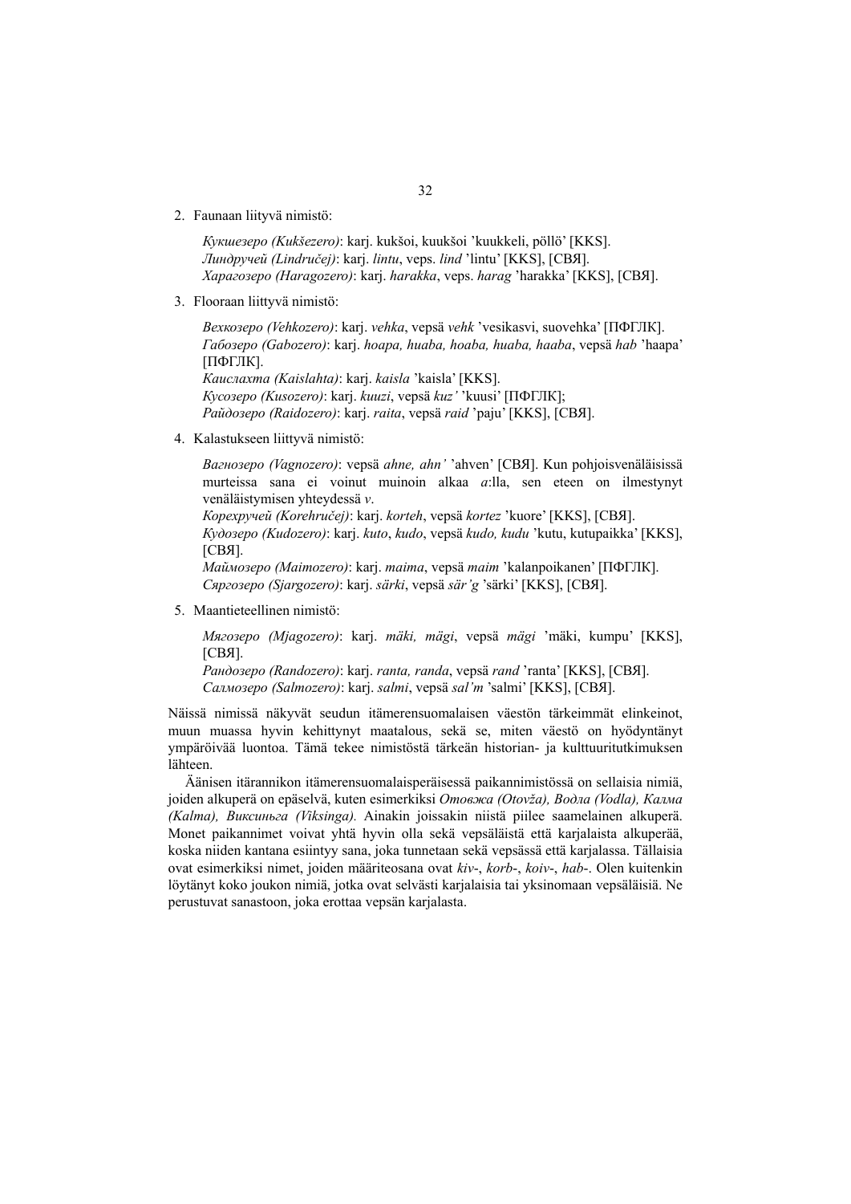2. Faunaan liittyvä nimistö:

   *Кукшезеро (Kukšezero)*: karj. kukšoi, kuukšoi 'kuukkeli, pöllö' [KKS].
   *Линдручей (Lindručej)*: karj. *lintu*, veps. *lind* 'lintu' [KKS], [СВЯ].
   *Харагозеро (Haragozero)*: karj. *harakka*, veps. *harag* 'harakka' [KKS], [СВЯ].

3. Flooraan liittyvä nimistö:

   *Вехкозеро (Vehkozero)*: karj. *vehka*, vepsä *vehk* 'vesikasvi, suovehka' [ПФГЛК].
   *Габозеро (Gabozero)*: karj. *hoapa, huaba, hoaba, huaba, haaba*, vepsä *hab* 'haapa' [ПФГЛК].
   *Каислахта (Kaislahta)*: karj. *kaisla* 'kaisla' [KKS].
   *Кусозеро (Kusozero)*: karj. *kuuzi*, vepsä *kuz'* 'kuusi' [ПФГЛК];
   *Райдозеро (Raidozero)*: karj. *raita*, vepsä *raid* 'paju' [KKS], [СВЯ].

4. Kalastukseen liittyvä nimistö:

   *Вагнозеро (Vagnozero)*: vepsä *ahne, ahn'* 'ahven' [СВЯ]. Kun pohjoisvenäläisissä murteissa sana ei voinut muinoin alkaa *a*:lla, sen eteen on ilmestynyt venäläistymisen yhteydessä *v*.
   *Корехручей (Korehručej)*: karj. *korteh*, vepsä *kortez* 'kuore' [KKS], [СВЯ].
   *Кудозеро (Kudozero)*: karj. *kuto*, *kudo*, vepsä *kudo, kudu* 'kutu, kutupaikka' [KKS], [СВЯ].
   *Маймозеро (Maimozero)*: karj. *maima*, vepsä *maim* 'kalanpoikanen' [ПФГЛК].
   *Сяргозеро (Sjargozero)*: karj. *särki*, vepsä *sär'g* 'särki' [KKS], [СВЯ].

5. Maantieteellinen nimistö:

   *Мягозеро (Mjagozero)*: karj. *mäki, mägi*, vepsä *mägi* 'mäki, kumpu' [KKS], [СВЯ].
   *Рандозеро (Randozero)*: karj. *ranta, randa*, vepsä *rand* 'ranta' [KKS], [СВЯ].
   *Салмозеро (Salmozero)*: karj. *salmi*, vepsä *sal'm* 'salmi' [KKS], [СВЯ].

Näissä nimissä näkyvät seudun itämerensuomalaisen väestön tärkeimmät elinkeinot, muun muassa hyvin kehittynyt maatalous, sekä se, miten väestö on hyödyntänyt ympäröivää luontoa. Tämä tekee nimistöstä tärkeän historian- ja kulttuuritutkimuksen lähteen.

Äänisen itärannikon itämerensuomalaisperäisessä paikannimistössä on sellaisia nimiä, joiden alkuperä on epäselvä, kuten esimerkiksi *Отовжа (Otovža), Водла (Vodla), Калма (Kalma), Виксиньга (Viksinga).* Ainakin joissakin niistä piilee saamelainen alkuperä. Monet paikannimet voivat yhtä hyvin olla sekä vepsäläistä että karjalaista alkuperää, koska niiden kantana esiintyy sana, joka tunnetaan sekä vepsässä että karjalassa. Tällaisia ovat esimerkiksi nimet, joiden määriteosana ovat *kiv*-, *korb*-, *koiv*-, *hab*-. Olen kuitenkin löytänyt koko joukon nimiä, jotka ovat selvästi karjalaisia tai yksinomaan vepsäläisiä. Ne perustuvat sanastoon, joka erottaa vepsän karjalasta.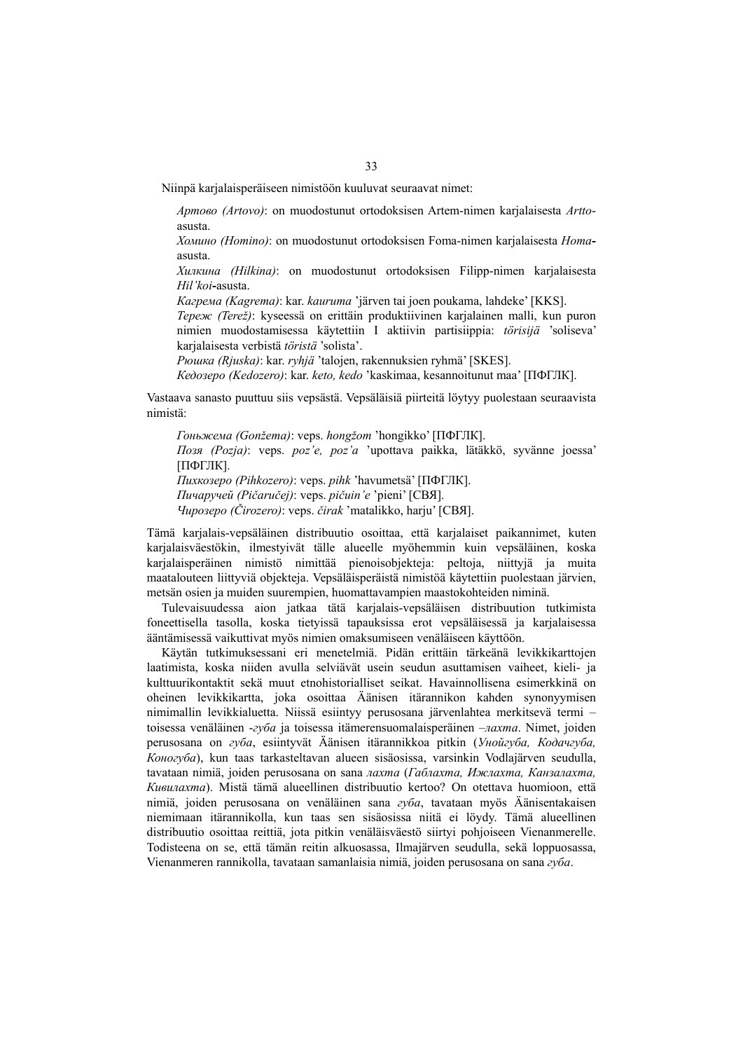Niinpä karjalaisperäiseen nimistöön kuuluvat seuraavat nimet:

*Артово (Artovo)*: on muodostunut ortodoksisen Artem-nimen karjalaisesta *Artto*-asusta.
*Хомино (Homino)*: on muodostunut ortodoksisen Foma-nimen karjalaisesta *Homa*-asusta.
*Хилкина (Hilkina)*: on muodostunut ortodoksisen Filipp-nimen karjalaisesta *Hil'koi*-asusta.
*Кагрема (Kagrema)*: kar. *kauruma* 'järven tai joen poukama, lahdeke' [KKS].
*Тереж (Terež)*: kyseessä on erittäin produktiivinen karjalainen malli, kun puron nimien muodostamisessa käytettiin I aktiivin partisiippia: *törisijä* 'soliseva' karjalaisesta verbistä *töristä* 'solista'.
*Рюшка (Rjuska)*: kar. *ryhjä* 'talojen, rakennuksien ryhmä' [SKES].
*Кедозеро (Kedozero)*: kar. *keto, kedo* 'kaskimaa, kesannoitunut maa' [ПФГЛК].

Vastaava sanasto puuttuu siis vepsästä. Vepsäläisiä piirteitä löytyy puolestaan seuraavista nimistä:

*Гоньжема (Gonžema)*: veps. *hongžom* 'hongikko' [ПФГЛК].
*Позя (Pozja)*: veps. *poz'e, poz'a* 'upottava paikka, lätäkkö, syvänne joessa' [ПФГЛК].
*Пихкозеро (Pihkozero)*: veps. *pihk* 'havumetsä' [ПФГЛК].
*Пичаручей (Pičaručej)*: veps. *pičuin'e* 'pieni' [СВЯ].
*Чирозеро (Čirozero)*: veps. *čirak* 'matalikko, harju' [СВЯ].

Tämä karjalais-vepsäläinen distribuutio osoittaa, että karjalaiset paikannimet, kuten karjalaisväestökin, ilmestyivät tälle alueelle myöhemmin kuin vepsäläinen, koska karjalaisperäinen nimistö nimittää pienoisobjekteja: peltoja, niittyjä ja muita maatalouteen liittyviä objekteja. Vepsäläisperäistä nimistöä käytettiin puolestaan järvien, metsän osien ja muiden suurempien, huomattavampien maastokohteiden niminä.

Tulevaisuudessa aion jatkaa tätä karjalais-vepsäläisen distribuution tutkimista foneettisella tasolla, koska tietyissä tapauksissa erot vepsäläisessä ja karjalaisessa ääntämisessä vaikuttivat myös nimien omaksumiseen venäläiseen käyttöön.

Käytän tutkimuksessani eri menetelmiä. Pidän erittäin tärkeänä levikkikarttojen laatimista, koska niiden avulla selviävät usein seudun asuttamisen vaiheet, kieli- ja kulttuurikontaktit sekä muut etnohistorialliset seikat. Havainnollisena esimerkkinä on oheinen levikkikartta, joka osoittaa Äänisen itärannikon kahden synonyymisen nimimallin levikkialuetta. Niissä esiintyy perusosana järvenlahtea merkitsevä termi – toisessa venäläinen *-губа* ja toisessa itämerensuomalaisperäinen *–лахта*. Nimet, joiden perusosana on *губа*, esiintyvät Äänisen itärannikkoa pitkin (*Унойгуба, Кодачгуба, Коногуба*), kun taas tarkasteltavan alueen sisäosissa, varsinkin Vodlajärven seudulla, tavataan nimiä, joiden perusosana on sana *лахта* (*Габлахта, Ижлахта, Канзалахта, Кивилахта*). Mistä tämä alueellinen distribuutio kertoo? On otettava huomioon, että nimiä, joiden perusosana on venäläinen sana *губа*, tavataan myös Äänisentakaisen niemimaan itärannikolla, kun taas sen sisäosissa niitä ei löydy. Tämä alueellinen distribuutio osoittaa reittiä, jota pitkin venäläisväestö siirtyi pohjoiseen Vienanmerelle. Todisteena on se, että tämän reitin alkuosassa, Ilmajärven seudulla, sekä loppuosassa, Vienanmeren rannikolla, tavataan samanlaisia nimiä, joiden perusosana on sana *губа*.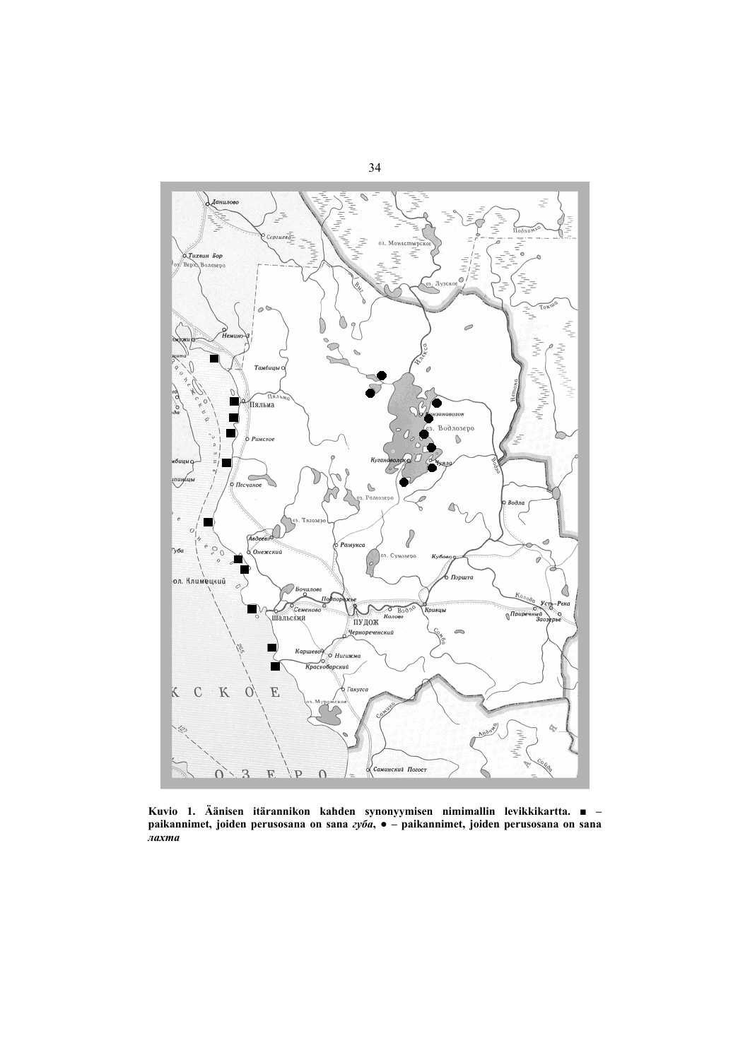**Kuvio 1. Äänisen itärannikon kahden synonyymisen nimimallin levikkikartta. ■ – paikannimet, joiden perusosana on sana *губа*, ● – paikannimet, joiden perusosana on sana *лахта***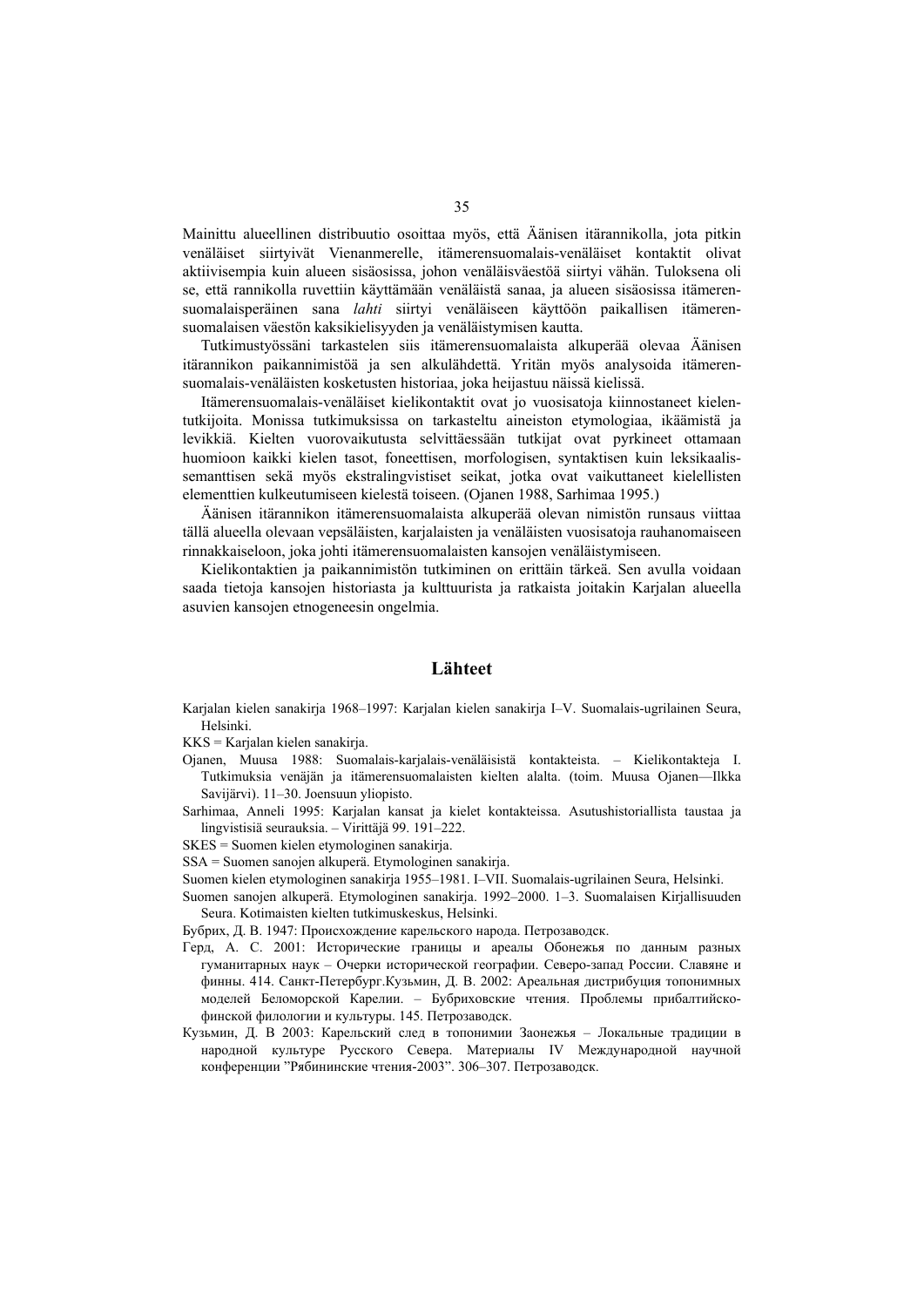Mainittu alueellinen distribuutio osoittaa myös, että Äänisen itärannikolla, jota pitkin venäläiset siirtyivät Vienanmerelle, itämerensuomalais-venäläiset kontaktit olivat aktiivisempia kuin alueen sisäosissa, johon venäläisväestöä siirtyi vähän. Tuloksena oli se, että rannikolla ruvettiin käyttämään venäläistä sanaa, ja alueen sisäosissa itämerensuomalaisperäinen sana *lahti* siirtyi venäläiseen käyttöön paikallisen itämerensuomalaisen väestön kaksikielisyyden ja venäläistymisen kautta.

Tutkimustyössäni tarkastelen siis itämerensuomalaista alkuperää olevaa Äänisen itärannikon paikannimistöä ja sen alkulähdettä. Yritän myös analysoida itämerensuomalais-venäläisten kosketusten historiaa, joka heijastuu näissä kielissä.

Itämerensuomalais-venäläiset kielikontaktit ovat jo vuosisatoja kiinnostaneet kielentutkijoita. Monissa tutkimuksissa on tarkasteltu aineiston etymologiaa, ikäämistä ja levikkiä. Kielten vuorovaikutusta selvittäessään tutkijat ovat pyrkineet ottamaan huomioon kaikki kielen tasot, foneettisen, morfologisen, syntaktisen kuin leksikaalis-semanttisen sekä myös ekstralingvistiset seikat, jotka ovat vaikuttaneet kielellisten elementtien kulkeutumiseen kielestä toiseen. (Ojanen 1988, Sarhimaa 1995.)

Äänisen itärannikon itämerensuomalaista alkuperää olevan nimistön runsaus viittaa tällä alueella olevaan vepsäläisten, karjalaisten ja venäläisten vuosisatoja rauhanomaiseen rinnakkaiseloon, joka johti itämerensuomalaisten kansojen venäläistymiseen.

Kielikontaktien ja paikannimistön tutkiminen on erittäin tärkeä. Sen avulla voidaan saada tietoja kansojen historiasta ja kulttuurista ja ratkaista joitakin Karjalan alueella asuvien kansojen etnogeneesin ongelmia.

## Lähteet

Karjalan kielen sanakirja 1968–1997: Karjalan kielen sanakirja I–V. Suomalais-ugrilainen Seura, Helsinki.

KKS = Karjalan kielen sanakirja.

Ojanen, Muusa 1988: Suomalais-karjalais-venäläisistä kontakteista. – Kielikontakteja I. Tutkimuksia venäjän ja itämerensuomalaisten kielten alalta. (toim. Muusa Ojanen—Ilkka Savijärvi). 11–30. Joensuun yliopisto.

Sarhimaa, Anneli 1995: Karjalan kansat ja kielet kontakteissa. Asutushistoriallista taustaa ja lingvistisiä seurauksia. – Virittäjä 99. 191–222.

SKES = Suomen kielen etymologinen sanakirja.

SSA = Suomen sanojen alkuperä. Etymologinen sanakirja.

Suomen kielen etymologinen sanakirja 1955–1981. I–VII. Suomalais-ugrilainen Seura, Helsinki.

Suomen sanojen alkuperä. Etymologinen sanakirja. 1992–2000. 1–3. Suomalaisen Kirjallisuuden Seura. Kotimaisten kielten tutkimuskeskus, Helsinki.

Бубрих, Д. В. 1947: Происхождение карельского народа. Петрозаводск.

Герд, А. С. 2001: Исторические границы и ареалы Обонежья по данным разных гуманитарных наук – Очерки исторической географии. Северо-запад России. Славяне и финны. 414. Санкт-Петербург.Кузьмин, Д. В. 2002: Ареальная дистрибуция топонимных моделей Беломорской Карелии. – Бубриховские чтения. Проблемы прибалтийско-финской филологии и культуры. 145. Петрозаводск.

Кузьмин, Д. В 2003: Карельский след в топонимии Заонежья – Локальные традиции в народной культуре Русского Севера. Материалы IV Международной научной конференции "Рябининские чтения-2003". 306–307. Петрозаводск.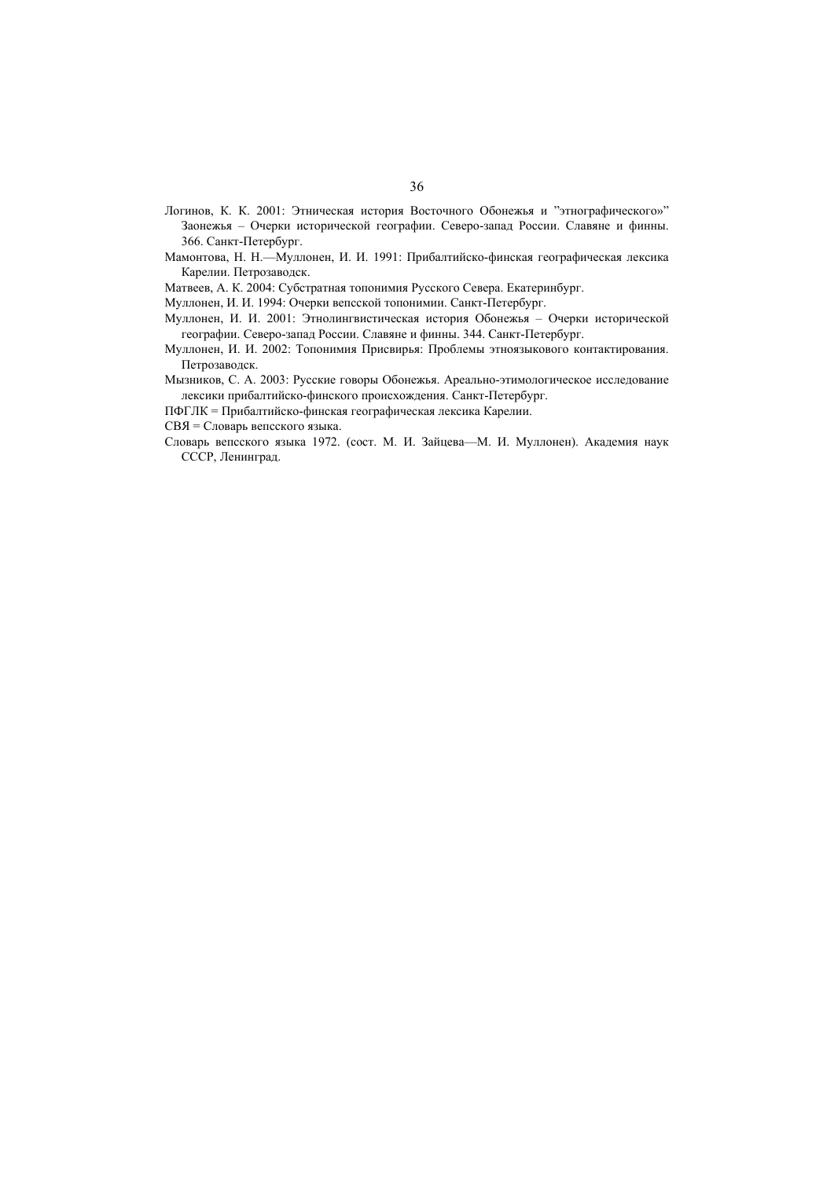Логинов, К. К. 2001: Этническая история Восточного Обонежья и ”этнографического»” Заонежья – Очерки исторической географии. Северо-запад России. Славяне и финны. 366. Санкт-Петербург.

Мамонтова, Н. Н.—Муллонен, И. И. 1991: Прибалтийско-финская географическая лексика Карелии. Петрозаводск.

Матвеев, А. К. 2004: Субстратная топонимия Русского Севера. Екатеринбург.

Муллонен, И. И. 1994: Очерки вепсской топонимии. Санкт-Петербург.

Муллонен, И. И. 2001: Этнолингвистическая история Обонежья – Очерки исторической географии. Северо-запад России. Славяне и финны. 344. Санкт-Петербург.

Муллонен, И. И. 2002: Топонимия Присвирья: Проблемы этноязыкового контактирования. Петрозаводск.

Мызников, С. А. 2003: Русские говоры Обонежья. Ареально-этимологическое исследование лексики прибалтийско-финского происхождения. Санкт-Петербург.

ПФГЛК = Прибалтийско-финская географическая лексика Карелии.

СВЯ = Словарь вепсского языка.

Словарь вепсского языка 1972. (сост. М. И. Зайцева—М. И. Муллонен). Академия наук СССР, Ленинград.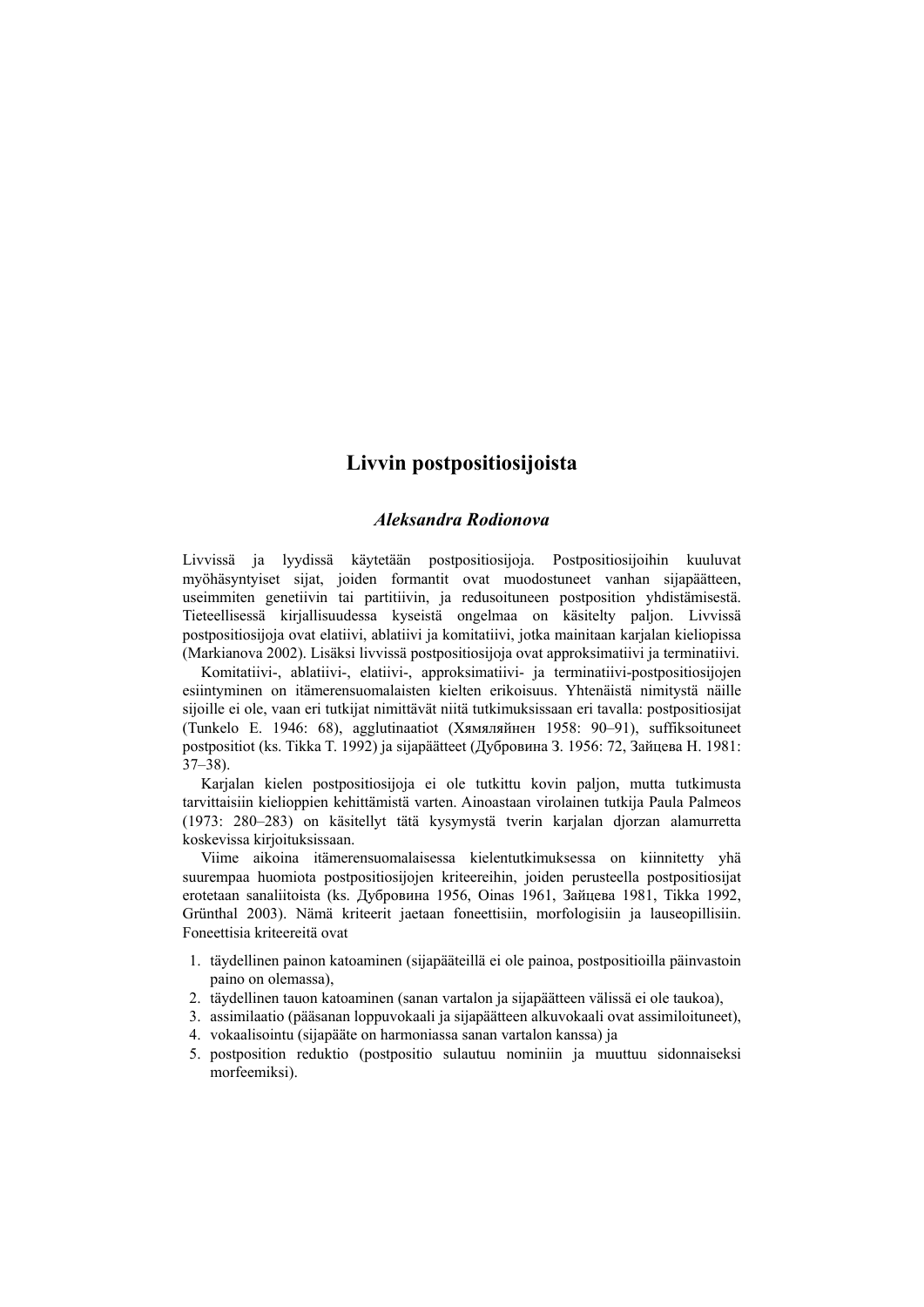# Livvin postpositiosijoista

### *Aleksandra Rodionova*

Livvissä ja lyydissä käytetään postpositiosijoja. Postpositiosijoihin kuuluvat myöhäsyntyiset sijat, joiden formantit ovat muodostuneet vanhan sijapäätteen, useimmiten genetiivin tai partitiivin, ja redusoituneen postposition yhdistämisestä. Tieteellisessä kirjallisuudessa kyseistä ongelmaa on käsitelty paljon. Livvissä postpositiosijoja ovat elatiivi, ablatiivi ja komitatiivi, jotka mainitaan karjalan kieliopissa (Markianova 2002). Lisäksi livvissä postpositiosijoja ovat approksimatiivi ja terminatiivi.

Komitatiivi-, ablatiivi-, elatiivi-, approksimatiivi- ja terminatiivi-postpositiosijojen esiintyminen on itämerensuomalaisten kielten erikoisuus. Yhtenäistä nimitystä näille sijoille ei ole, vaan eri tutkijat nimittävät niitä tutkimuksissaan eri tavalla: postpositiosijat (Tunkelo E. 1946: 68), agglutinaatiot (Хямяляйнен 1958: 90–91), suffiksoituneet postpositiot (ks. Tikka T. 1992) ja sijapäätteet (Дубровина З. 1956: 72, Зайцева Н. 1981: 37–38).

Karjalan kielen postpositiosijoja ei ole tutkittu kovin paljon, mutta tutkimusta tarvittaisiin kielioppien kehittämistä varten. Ainoastaan virolainen tutkija Paula Palmeos (1973: 280–283) on käsitellyt tätä kysymystä tverin karjalan djorzan alamurretta koskevissa kirjoituksissaan.

Viime aikoina itämerensuomalaisessa kielentutkimuksessa on kiinnitetty yhä suurempaa huomiota postpositiosijojen kriteereihin, joiden perusteella postpositiosijat erotetaan sanaliitoista (ks. Дубровина 1956, Oinas 1961, Зайцева 1981, Tikka 1992, Grünthal 2003). Nämä kriteerit jaetaan foneettisiin, morfologisiin ja lauseopillisiin. Foneettisia kriteereitä ovat

1. täydellinen painon katoaminen (sijapäätteillä ei ole painoa, postpositioilla päinvastoin paino on olemassa),
2. täydellinen tauon katoaminen (sanan vartalon ja sijapäätteen välissä ei ole taukoa),
3. assimilaatio (pääsanan loppuvokaali ja sijapäätteen alkuvokaali ovat assimiloituneet),
4. vokaalisointu (sijapääte on harmoniassa sanan vartalon kanssa) ja
5. postposition reduktio (postpositio sulautuu nominiin ja muuttuu sidonnaiseksi morfeemiksi).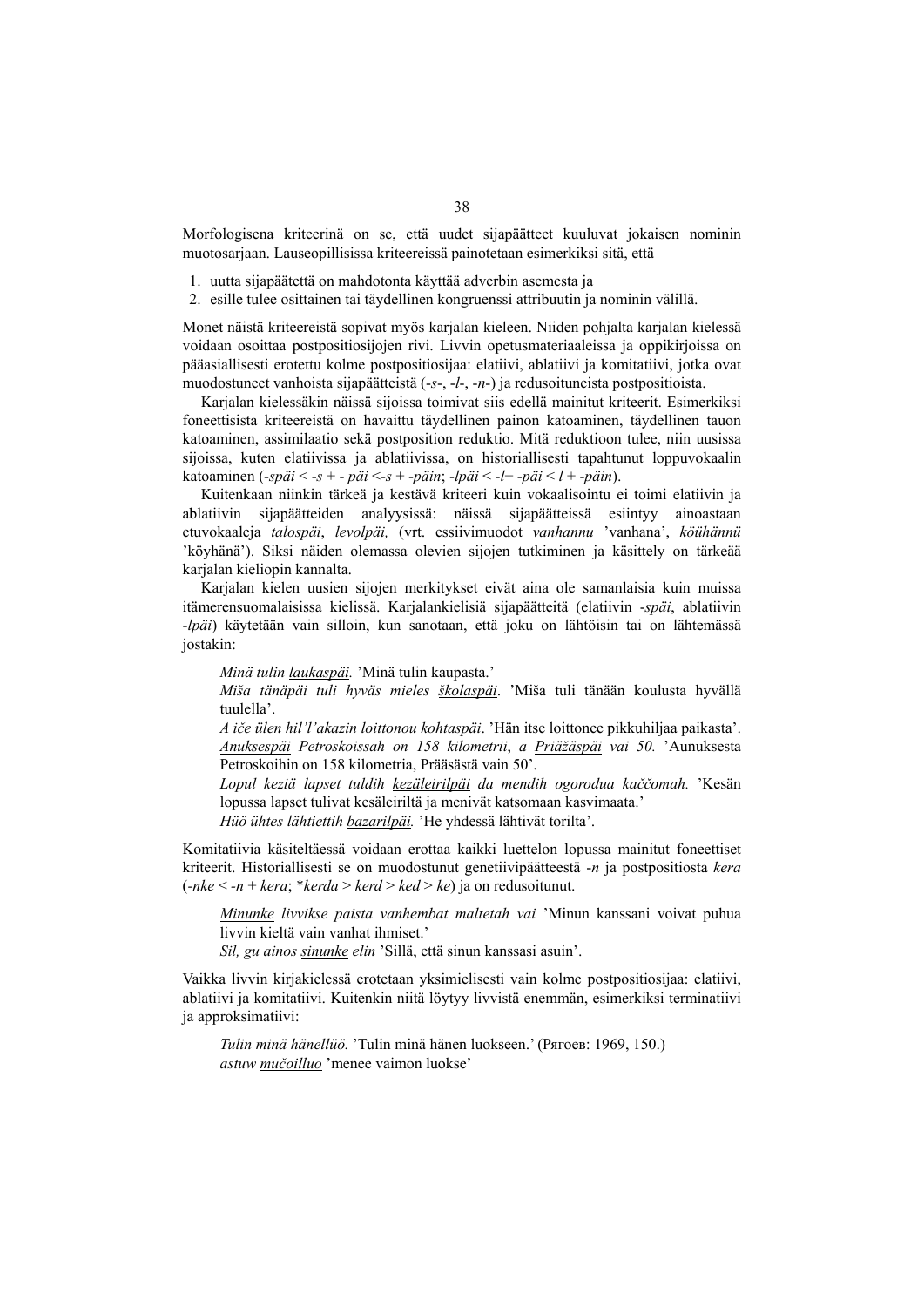Morfologisena kriteerinä on se, että uudet sijapäätteet kuuluvat jokaisen nominin muotosarjaan. Lauseopillisissa kriteereissä painotetaan esimerkiksi sitä, että

1. uutta sijapäätettä on mahdotonta käyttää adverbin asemesta ja
2. esille tulee osittainen tai täydellinen kongruenssi attribuutin ja nominin välillä.

Monet näistä kriteereistä sopivat myös karjalan kieleen. Niiden pohjalta karjalan kielessä voidaan osoittaa postpositiosijojen rivi. Livvin opetusmateriaaleissa ja oppikirjoissa on pääasiallisesti erotettu kolme postpositiosijaa: elatiivi, ablatiivi ja komitatiivi, jotka ovat muodostuneet vanhoista sijapäätteistä (*-s-*, *-l-*, *-n-*) ja redusoituneista postpositioista.

Karjalan kielessäkin näissä sijoissa toimivat siis edellä mainitut kriteerit. Esimerkiksi foneettisista kriteereistä on havaittu täydellinen painon katoaminen, täydellinen tauon katoaminen, assimilaatio sekä postposition reduktio. Mitä reduktioon tulee, niin uusissa sijoissa, kuten elatiivissa ja ablatiivissa, on historiallisesti tapahtunut loppuvokaalin katoaminen (*-späi* < *-s* + *- päi* <*-s* + *-päin*; *-lpäi* < *-l*+ *-päi* < *l* + *-päin*).

Kuitenkaan niinkin tärkeä ja kestävä kriteeri kuin vokaalisointu ei toimi elatiivin ja ablatiivin sijapäätteiden analyysissä: näissä sijapäätteissä esiintyy ainoastaan etuvokaaleja *talospäi*, *levolpäi,* (vrt. essiivimuodot *vanhannu* 'vanhana', *köühännü* 'köyhänä'). Siksi näiden olemassa olevien sijojen tutkiminen ja käsittely on tärkeää karjalan kieliopin kannalta.

Karjalan kielen uusien sijojen merkitykset eivät aina ole samanlaisia kuin muissa itämerensuomalaisissa kielissä. Karjalankielisiä sijapäätteitä (elatiivin *-späi*, ablatiivin *-lpäi*) käytetään vain silloin, kun sanotaan, että joku on lähtöisin tai on lähtemässä jostakin:

> *Minä tulin laukaspäi.* 'Minä tulin kaupasta.'
> *Miša tänäpäi tuli hyväs mieles školaspäi*. 'Miša tuli tänään koulusta hyvällä tuulella'.
> *A iče ülen hil'l'akazin loittonou kohtaspäi*. 'Hän itse loittonee pikkuhiljaa paikasta'.
> *Anuksespäi Petroskoissah on 158 kilometrii, a Priäžäspäi vai 50.* 'Aunuksesta Petroskoihin on 158 kilometria, Prääsästä vain 50'.
> *Lopul keziä lapset tuldih kezäleirilpäi da mendih ogorodua kaččomah.* 'Kesän lopussa lapset tulivat kesäleiriltä ja menivät katsomaan kasvimaata.'
> *Hüö ühtes lähtiettih bazarilpäi.* 'He yhdessä lähtivät torilta'.

Komitatiivia käsiteltäessä voidaan erottaa kaikki luettelon lopussa mainitut foneettiset kriteerit. Historiallisesti se on muodostunut genetiivipäätteestä *-n* ja postpositiosta *kera* (*-nke* < *-n* + *kera*; *\*kerda* > *kerd* > *ked* > *ke*) ja on redusoitunut.

> *Minunke livvikse paista vanhembat maltetah vai* 'Minun kanssani voivat puhua livvin kieltä vain vanhat ihmiset.'
> *Sil, gu ainos sinunke elin* 'Sillä, että sinun kanssasi asuin'.

Vaikka livvin kirjakielessä erotetaan yksimielisesti vain kolme postpositiosijaa: elatiivi, ablatiivi ja komitatiivi. Kuitenkin niitä löytyy livvistä enemmän, esimerkiksi terminatiivi ja approksimatiivi:

> *Tulin minä hänellüö.* 'Tulin minä hänen luokseen.' (Рягоев: 1969, 150.)
> *astuw mučoilluo* 'menee vaimon luokse'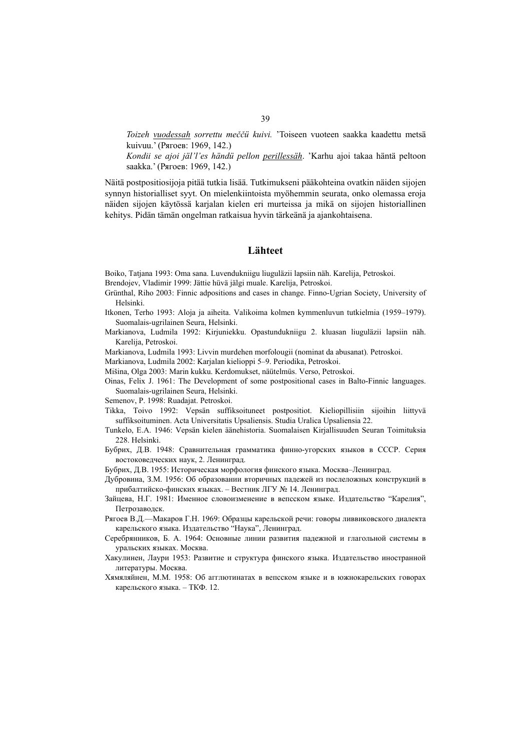*Toizeh <u>vuodessah</u> sorrettu meččü kuivi.* 'Toiseen vuoteen saakka kaadettu metsä kuivuu.' (Рягоев: 1969, 142.)

*Kondii se ajoi jäl'l'es händü pellon <u>perillessäh</u>.* 'Karhu ajoi takaa häntä peltoon saakka.' (Рягоев: 1969, 142.)

Näitä postpositiosijoja pitää tutkia lisää. Tutkimukseni pääkohteina ovatkin näiden sijojen synnyn historialliset syyt. On mielenkiintoista myöhemmin seurata, onko olemassa eroja näiden sijojen käytössä karjalan kielen eri murteissa ja mikä on sijojen historiallinen kehitys. Pidän tämän ongelman ratkaisua hyvin tärkeänä ja ajankohtaisena.

## Lähteet

Boiko, Tatjana 1993: Oma sana. Luvendukniigu liiguläzii lapsiin näh. Karelija, Petroskoi.

Brendojev, Vladimir 1999: Jättie hüvä jälgi muale. Karelija, Petroskoi.

Grünthal, Riho 2003: Finnic adpositions and cases in change. Finno-Ugrian Society, University of Helsinki.

Itkonen, Terho 1993: Aloja ja aiheita. Valikoima kolmen kymmenluvun tutkielmia (1959–1979). Suomalais-ugrilainen Seura, Helsinki.

Markianova, Ludmila 1992: Kirjuniekku. Opastundukniigu 2. kluasan liiguläzii lapsiin näh. Karelija, Petroskoi.

Markianova, Ludmila 1993: Livvin murdehen morfolougii (nominat da abusanat). Petroskoi.

Markianova, Ludmila 2002: Karjalan kielioppi 5–9. Periodika, Petroskoi.

Mišina, Olga 2003: Marin kukku. Kerdomukset, näütelmüs. Verso, Petroskoi.

Oinas, Felix J. 1961: The Development of some postpositional cases in Balto-Finnic languages. Suomalais-ugrilainen Seura, Helsinki.

Semenov, P. 1998: Ruadajat. Petroskoi.

Tikka, Toivo 1992: Vepsän suffiksoituneet postpositiot. Kieliopillisiin sijoihin liittyvä suffiksoituminen. Acta Universitatis Upsaliensis. Studia Uralica Upsaliensia 22.

Tunkelo, E.A. 1946: Vepsän kielen äänehistoria. Suomalaisen Kirjallisuuden Seuran Toimituksia 228. Helsinki.

Бубрих, Д.В. 1948: Сравнительная грамматика финно-угорских языков в СССР. Серия востоковедческих наук, 2. Ленинград.

Бубрих, Д.В. 1955: Историческая морфология финского языка. Москва–Ленинград.

Дубровина, З.М. 1956: Об образовании вторичных падежей из послеложных конструкций в прибалтийско-финских языках. – Вестник ЛГУ № 14. Ленинград.

Зайцева, Н.Г. 1981: Именное словоизменение в вепсском языке. Издательство "Карелия", Петрозаводск.

Рягоев В.Д.—Макаров Г.Н. 1969: Образцы карельской речи: говоры ливвиковского диалекта карельского языка. Издательство "Наука", Ленинград.

Серебрянников, Б. А. 1964: Основные линии развития падежной и глагольной системы в уральских языках. Москва.

Хакулинен, Лаури 1953: Развитие и структура финского языка. Издательство иностранной литературы. Москва.

Хямяляйнен, М.М. 1958: Об агглютинатах в вепсском языке и в южнокарельских говорах карельского языка. – ТКФ. 12.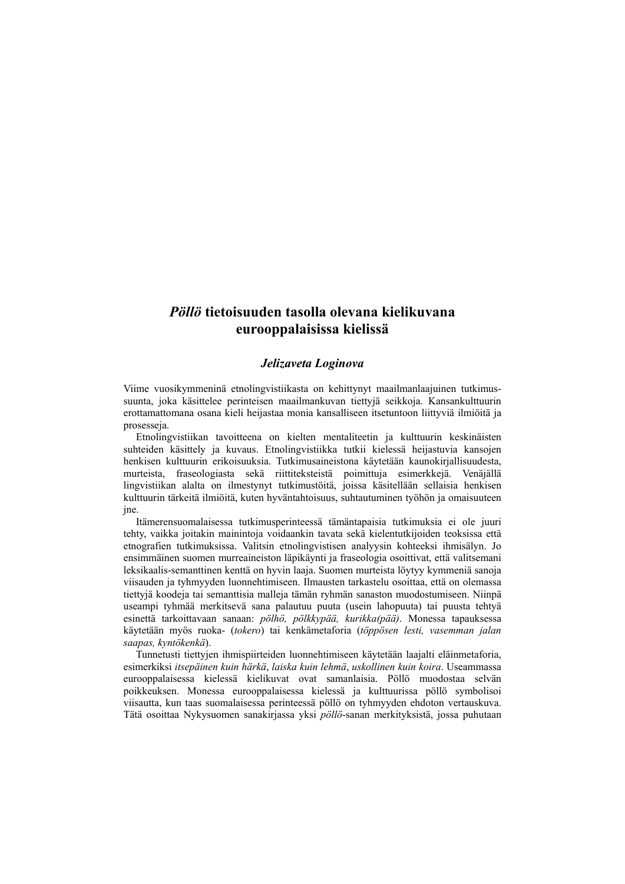# *Pöllö* tietoisuuden tasolla olevana kielikuvana eurooppalaisissa kielissä

***Jelizaveta Loginova***

Viime vuosikymmeninä etnolingvistiikasta on kehittynyt maailmanlaajuinen tutkimussuunta, joka käsittelee perinteisen maailmankuvan tiettyjä seikkoja. Kansankulttuurin erottamattomana osana kieli heijastaa monia kansalliseen itsetuntoon liittyviä ilmiöitä ja prosesseja.

Etnolingvistiikan tavoitteena on kielten mentaliteetin ja kulttuurin keskinäisten suhteiden käsittely ja kuvaus. Etnolingvistiikka tutkii kielessä heijastuvia kansojen henkisen kulttuurin erikoisuuksia. Tutkimusaineistona käytetään kaunokirjallisuudesta, murteista, fraseologiasta sekä riittiteksteistä poimittuja esimerkkejä. Venäjällä lingvistiikan alalta on ilmestynyt tutkimustöitä, joissa käsitellään sellaisia henkisen kulttuurin tärkeitä ilmiöitä, kuten hyväntahtoisuus, suhtautuminen työhön ja omaisuuteen jne.

Itämerensuomalaisessa tutkimusperinteessä tämäntapaisia tutkimuksia ei ole juuri tehty, vaikka joitakin mainintoja voidaankin tavata sekä kielentutkijoiden teoksissa että etnografien tutkimuksissa. Valitsin etnolingvistisen analyysin kohteeksi ihmisälyn. Jo ensimmäinen suomen murreaineiston läpikäynti ja fraseologia osoittivat, että valitsemani leksikaalis-semanttinen kenttä on hyvin laaja. Suomen murteista löytyy kymmeniä sanoja viisauden ja tyhmyyden luonnehtimiseen. Ilmausten tarkastelu osoittaa, että on olemassa tiettyjä koodeja tai semanttisia malleja tämän ryhmän sanaston muodostumiseen. Niinpä useampi tyhmää merkitsevä sana palautuu puuta (usein lahopuuta) tai puusta tehtyä esinettä tarkoittavaan sanaan: *pölhö, pölkkypää, kurikka(pää)*. Monessa tapauksessa käytetään myös ruoka- (*tokero*) tai kenkämetaforia (*töppösen lesti, vasemman jalan saapas, kyntökenkä*).

Tunnetusti tiettyjen ihmispiirteiden luonnehtimiseen käytetään laajalti eläinmetaforia, esimerkiksi *itsepäinen kuin härkä*, *laiska kuin lehmä*, *uskollinen kuin koira*. Useammassa eurooppalaisessa kielessä kielikuvat ovat samanlaisia. Pöllö muodostaa selvän poikkeuksen. Monessa eurooppalaisessa kielessä ja kulttuurissa pöllö symbolisoi viisautta, kun taas suomalaisessa perinteessä pöllö on tyhmyyden ehdoton vertauskuva. Tätä osoittaa Nykysuomen sanakirjassa yksi *pöllö*-sanan merkityksistä, jossa puhutaan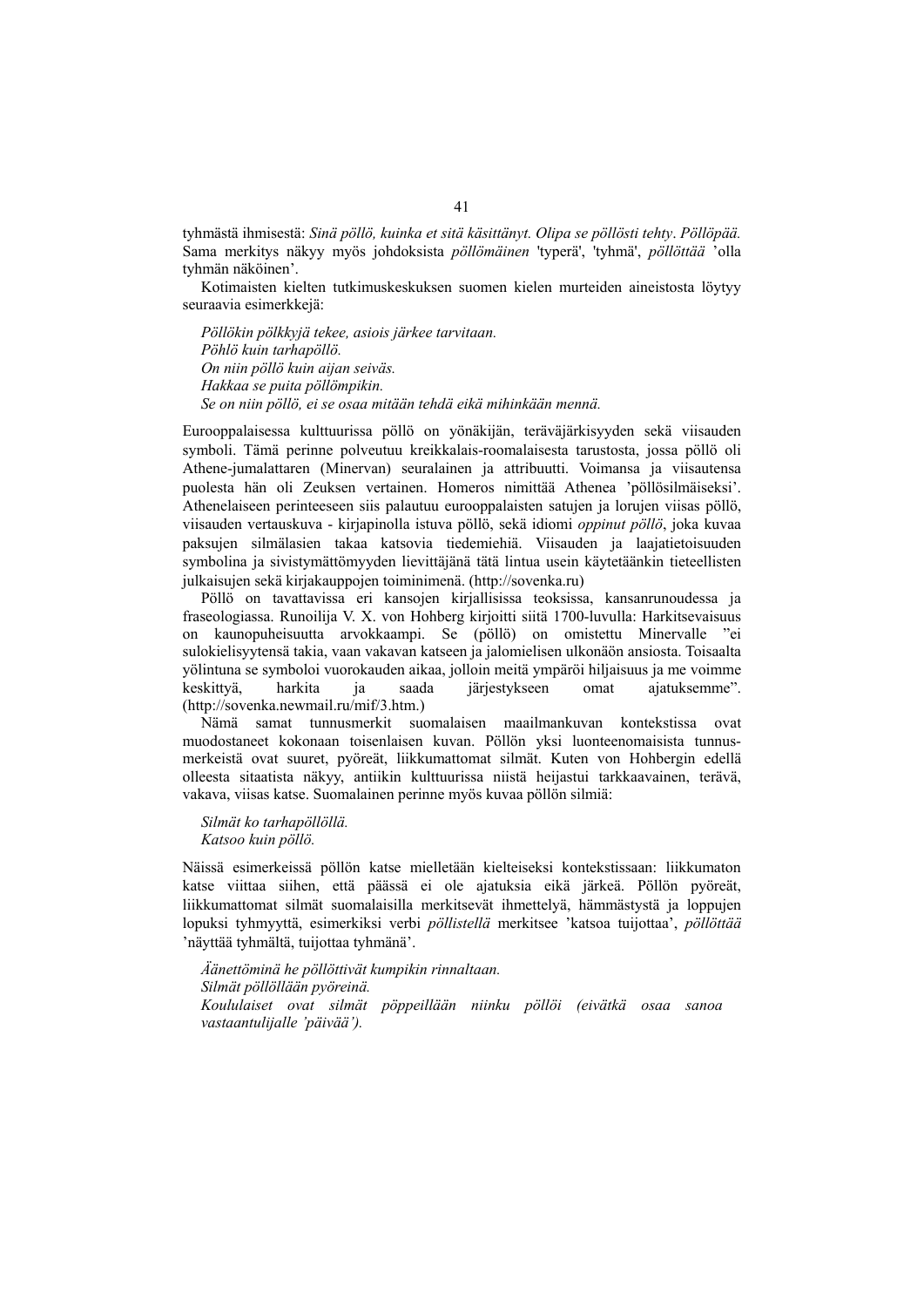tyhmästä ihmisestä: *Sinä pöllö, kuinka et sitä käsittänyt. Olipa se pöllösti tehty*. *Pöllöpää.* Sama merkitys näkyy myös johdoksista *pöllömäinen* 'typerä', 'tyhmä', *pöllöttää* ’olla tyhmän näköinen’.

Kotimaisten kielten tutkimuskeskuksen suomen kielen murteiden aineistosta löytyy seuraavia esimerkkejä:

*Pöllökin pölkkyjä tekee, asiois järkee tarvitaan.*
*Pöhlö kuin tarhapöllö.*
*On niin pöllö kuin aijan seiväs.*
*Hakkaa se puita pöllömpikin.*
*Se on niin pöllö, ei se osaa mitään tehdä eikä mihinkään mennä.*

Eurooppalaisessa kulttuurissa pöllö on yönäkijän, teräväjärkisyyden sekä viisauden symboli. Tämä perinne polveutuu kreikkalais-roomalaisesta tarustosta, jossa pöllö oli Athene-jumalattaren (Minervan) seuralainen ja attribuutti. Voimansa ja viisautensa puolesta hän oli Zeuksen vertainen. Homeros nimittää Athenea ’pöllösilmäiseksi’. Athenelaiseen perinteeseen siis palautuu eurooppalaisten satujen ja lorujen viisas pöllö, viisauden vertauskuva - kirjapinolla istuva pöllö, sekä idiomi *oppinut pöllö*, joka kuvaa paksujen silmälasien takaa katsovia tiedemiehiä. Viisauden ja laajatietoisuuden symbolina ja sivistymättömyyden lievittäjänä tätä lintua usein käytetäänkin tieteellisten julkaisujen sekä kirjakauppojen toiminimenä. (http://sovenka.ru)

Pöllö on tavattavissa eri kansojen kirjallisissa teoksissa, kansanrunoudessa ja fraseologiassa. Runoilija V. X. von Hohberg kirjoitti siitä 1700-luvulla: Harkitsevaisuus on kaunopuheisuutta arvokkaampi. Se (pöllö) on omistettu Minervalle ”ei sulokielisyytensä takia, vaan vakavan katseen ja jalomielisen ulkonäön ansiosta. Toisaalta yölintuna se symboloi vuorokauden aikaa, jolloin meitä ympäröi hiljaisuus ja me voimme keskittyä, harkita ja saada järjestykseen omat ajatuksemme”. (http://sovenka.newmail.ru/mif/3.htm.)

Nämä samat tunnusmerkit suomalaisen maailmankuvan kontekstissa ovat muodostaneet kokonaan toisenlaisen kuvan. Pöllön yksi luonteenomaisista tunnusmerkeistä ovat suuret, pyöreät, liikkumattomat silmät. Kuten von Hohbergin edellä olleesta sitaatista näkyy, antiikin kulttuurissa niistä heijastui tarkkaavainen, terävä, vakava, viisas katse. Suomalainen perinne myös kuvaa pöllön silmiä:

*Silmät ko tarhapöllöllä.*
*Katsoo kuin pöllö.*

Näissä esimerkeissä pöllön katse mielletään kielteiseksi kontekstissaan: liikkumaton katse viittaa siihen, että päässä ei ole ajatuksia eikä järkeä. Pöllön pyöreät, liikkumattomat silmät suomalaisilla merkitsevät ihmettelyä, hämmästystä ja loppujen lopuksi tyhmyyttä, esimerkiksi verbi *pöllistellä* merkitsee ’katsoa tuijottaa’, *pöllöttää* ’näyttää tyhmältä, tuijottaa tyhmänä’.

*Äänettöminä he pöllöttivät kumpikin rinnaltaan.*
*Silmät pöllöllään pyöreinä.*
*Koululaiset ovat silmät pöppeillään niinku pöllöi (eivätkä osaa sanoa vastaantulijalle ’päivää’).*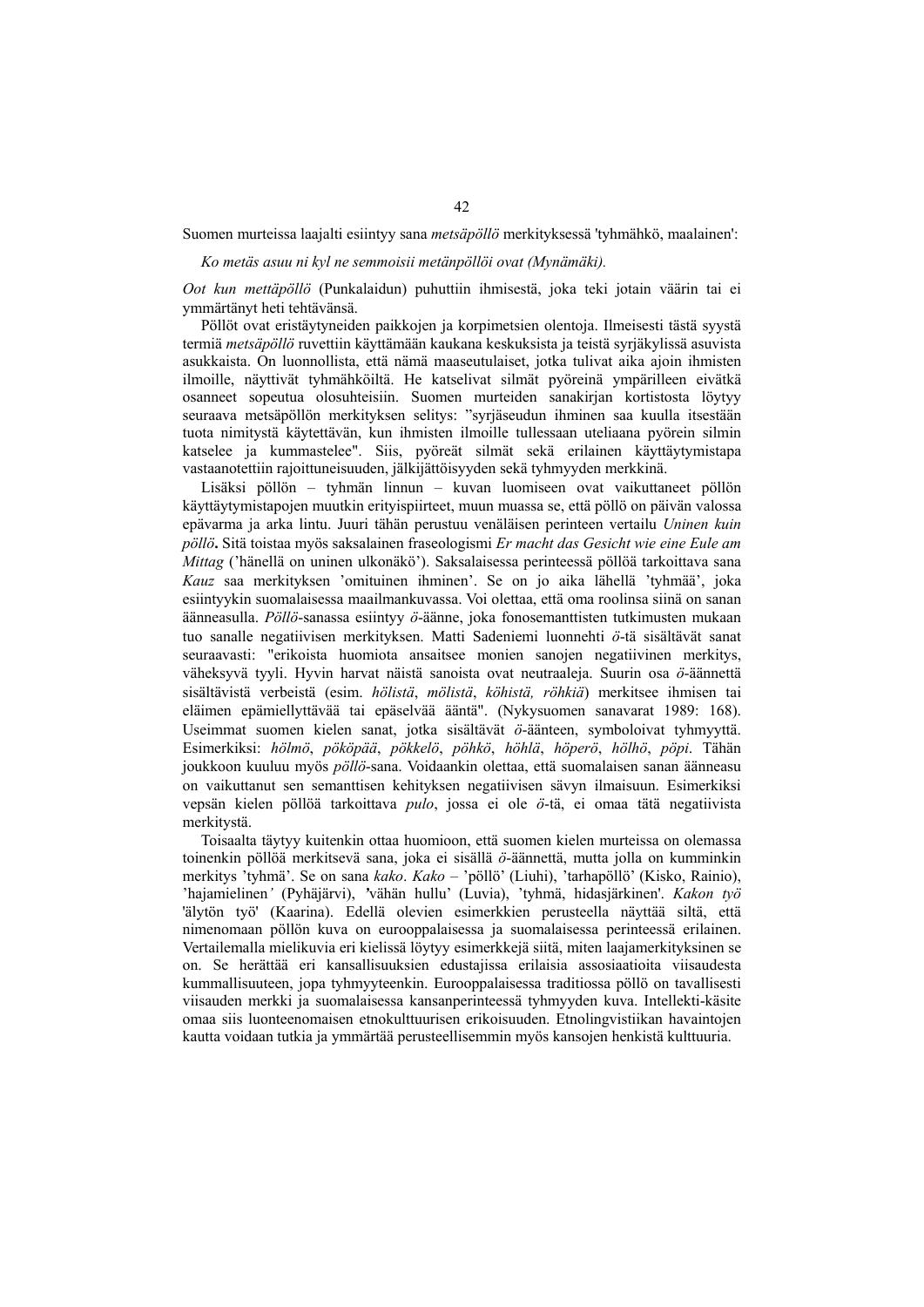Suomen murteissa laajalti esiintyy sana *metsäpöllö* merkityksessä 'tyhmähkö, maalainen':

*Ko metäs asuu ni kyl ne semmoisii metänpöllöi ovat (Mynämäki).*

*Oot kun mettäpöllö* (Punkalaidun) puhuttiin ihmisestä, joka teki jotain väärin tai ei ymmärtänyt heti tehtäväänsä.

Pöllöt ovat eristäytyneiden paikkojen ja korpimetsien olentoja. Ilmeisesti tästä syystä termiä *metsäpöllö* ruvettiin käyttämään kaukana keskuksista ja teistä syrjäkylissä asuvista asukkaista. On luonnollista, että nämä maaseutulaiset, jotka tulivat aika ajoin ihmisten ilmoille, näyttivät tyhmähköiltä. He katselivat silmät pyöreinä ympärilleen eivätkä osanneet sopeutua olosuhteisiin. Suomen murteiden sanakirjan kortistosta löytyy seuraava metsäpöllön merkityksen selitys: "syrjäseudun ihminen saa kuulla itsestään tuota nimitystä käytettävän, kun ihmisten ilmoille tullessaan uteliaana pyörein silmin katselee ja kummastelee". Siis, pyöreät silmät sekä erilainen käyttäytymistapa vastaanotettiin rajoittuneisuuden, jälkijättöisyyden sekä tyhmyyden merkkinä.

Lisäksi pöllön – tyhmän linnun – kuvan luomiseen ovat vaikuttaneet pöllön käyttäytymistapojen muutkin erityispiirteet, muun muassa se, että pöllö on päivän valossa epävarma ja arka lintu. Juuri tähän perustuu venäläisen perinteen vertailu *Uninen kuin pöllö***.** Sitä toistaa myös saksalainen fraseologismi *Er macht das Gesicht wie eine Eule am Mittag* ('hänellä on uninen ulkonäkö'). Saksalaisessa perinteessä pöllöä tarkoittava sana *Kauz* saa merkityksen 'omituinen ihminen'. Se on jo aika lähellä 'tyhmää', joka esiintyykin suomalaisessa maailmankuvassa. Voi olettaa, että oma roolinsa siinä on sanan äänneasulla. *Pöllö*-sanassa esiintyy *ö*-äänne, joka fonosemanttisten tutkimusten mukaan tuo sanalle negatiivisen merkityksen. Matti Sadeniemi luonnehti *ö*-tä sisältävät sanat seuraavasti: "erikoista huomiota ansaitsee monien sanojen negatiivinen merkitys, väheksyvä tyyli. Hyvin harvat näistä sanoista ovat neutraaleja. Suurin osa *ö*-äännettä sisältävistä verbeistä (esim. *hölistä*, *mölistä*, *köhistä, röhkiä*) merkitsee ihmisen tai eläimen epämiellyttävää tai epäselvää ääntä". (Nykysuomen sanavarat 1989: 168). Useimmat suomen kielen sanat, jotka sisältävät *ö*-äänteen, symboloivat tyhmyyttä. Esimerkiksi: *hölmö*, *pököpää*, *pökkelö*, *pöhkö*, *höhlä*, *höperö*, *hölhö*, *pöpi*. Tähän joukkoon kuuluu myös *pöllö*-sana. Voidaankin olettaa, että suomalaisen sanan äänneasu on vaikuttanut sen semanttisen kehityksen negatiivisen sävyn ilmaisuun. Esimerkiksi vepsän kielen pöllöä tarkoittava *pulo*, jossa ei ole *ö*-tä, ei omaa tätä negatiivista merkitystä.

Toisaalta täytyy kuitenkin ottaa huomioon, että suomen kielen murteissa on olemassa toinenkin pöllöä merkitsevä sana, joka ei sisällä *ö*-äännettä, mutta jolla on kumminkin merkitys 'tyhmä'. Se on sana *kako*. *Kako* – 'pöllö' (Liuhi), 'tarhapöllö' (Kisko, Rainio), 'hajamielinen*'* (Pyhäjärvi), 'vähän hullu' (Luvia), 'tyhmä, hidasjärkinen'. *Kakon työ* 'älytön työ' (Kaarina). Edellä olevien esimerkkien perusteella näyttää siltä, että nimenomaan pöllön kuva on eurooppalaisessa ja suomalaisessa perinteessä erilainen. Vertailemalla mielikuvia eri kielissä löytyy esimerkkejä siitä, miten laajamerkityksinen se on. Se herättää eri kansallisuuksien edustajissa erilaisia assosiaatioita viisaudesta kummallisuuteen, jopa tyhmyyteenkin. Eurooppalaisessa traditiossa pöllö on tavallisesti viisauden merkki ja suomalaisessa kansanperinteessä tyhmyyden kuva. Intellekti-käsite omaa siis luonteenomaisen etnokulttuurisen erikoisuuden. Etnolingvistiikan havaintojen kautta voidaan tutkia ja ymmärtää perusteellisemmin myös kansojen henkistä kulttuuria.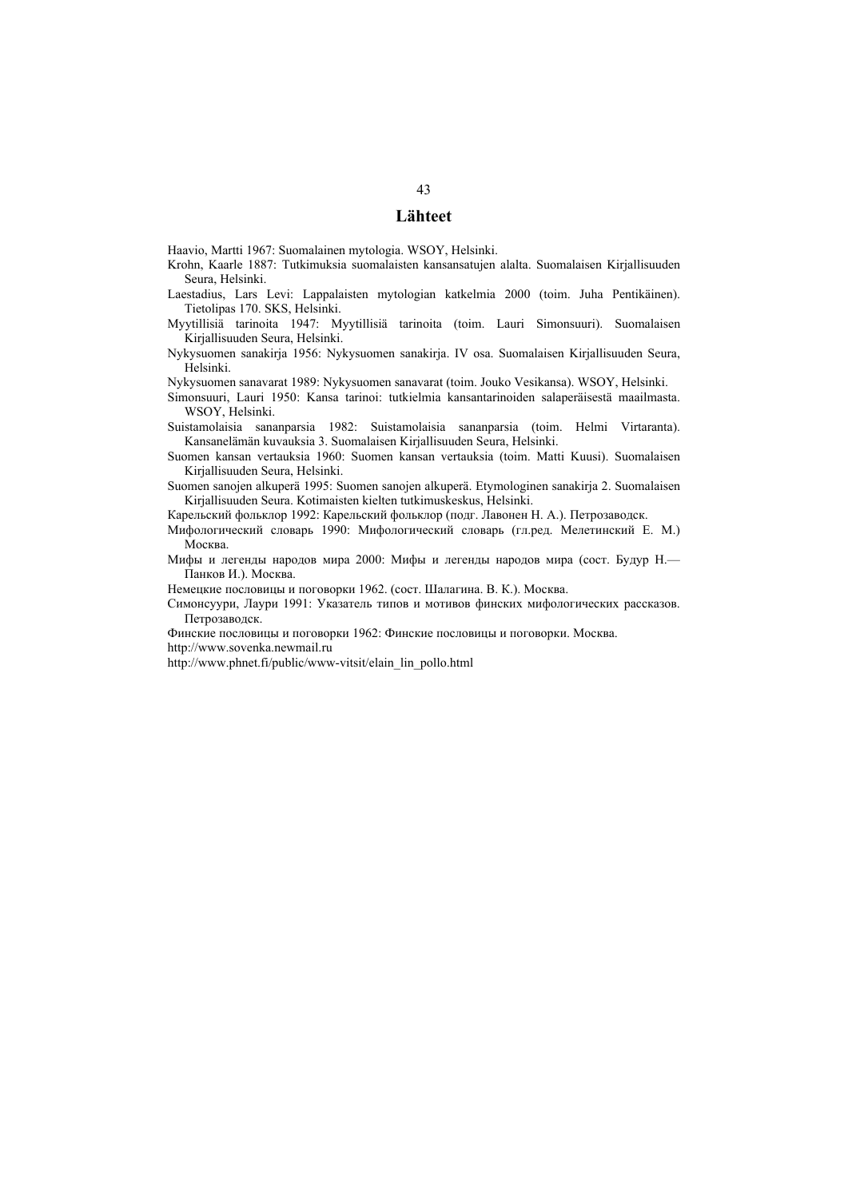## Lähteet

Haavio, Martti 1967: Suomalainen mytologia. WSOY, Helsinki.

Krohn, Kaarle 1887: Tutkimuksia suomalaisten kansansatujen alalta. Suomalaisen Kirjallisuuden Seura, Helsinki.

Laestadius, Lars Levi: Lappalaisten mytologian katkelmia 2000 (toim. Juha Pentikäinen). Tietolipas 170. SKS, Helsinki.

Myytillisiä tarinoita 1947: Myytillisiä tarinoita (toim. Lauri Simonsuuri). Suomalaisen Kirjallisuuden Seura, Helsinki.

Nykysuomen sanakirja 1956: Nykysuomen sanakirja. IV osa. Suomalaisen Kirjallisuuden Seura, Helsinki.

Nykysuomen sanavarat 1989: Nykysuomen sanavarat (toim. Jouko Vesikansa). WSOY, Helsinki.

Simonsuuri, Lauri 1950: Kansa tarinoi: tutkielmia kansantarinoiden salaperäisestä maailmasta. WSOY, Helsinki.

Suistamolaisia sananparsia 1982: Suistamolaisia sananparsia (toim. Helmi Virtaranta). Kansanelämän kuvauksia 3. Suomalaisen Kirjallisuuden Seura, Helsinki.

Suomen kansan vertauksia 1960: Suomen kansan vertauksia (toim. Matti Kuusi). Suomalaisen Kirjallisuuden Seura, Helsinki.

Suomen sanojen alkuperä 1995: Suomen sanojen alkuperä. Etymologinen sanakirja 2. Suomalaisen Kirjallisuuden Seura. Kotimaisten kielten tutkimuskeskus, Helsinki.

Карельский фольклор 1992: Карельский фольклор (подг. Лавонен Н. А.). Петрозаводск.

Мифологический словарь 1990: Мифологический словарь (гл.ред. Мелетинский Е. М.) Москва.

Мифы и легенды народов мира 2000: Мифы и легенды народов мира (сост. Будур Н.— Панков И.). Москва.

Немецкие пословицы и поговорки 1962. (сост. Шалагина. В. К.). Москва.

Симонсуури, Лаури 1991: Указатель типов и мотивов финских мифологических рассказов. Петрозаводск.

Финские пословицы и поговорки 1962: Финские пословицы и поговорки. Москва.

http://www.sovenka.newmail.ru

http://www.phnet.fi/public/www-vitsit/elain_lin_pollo.html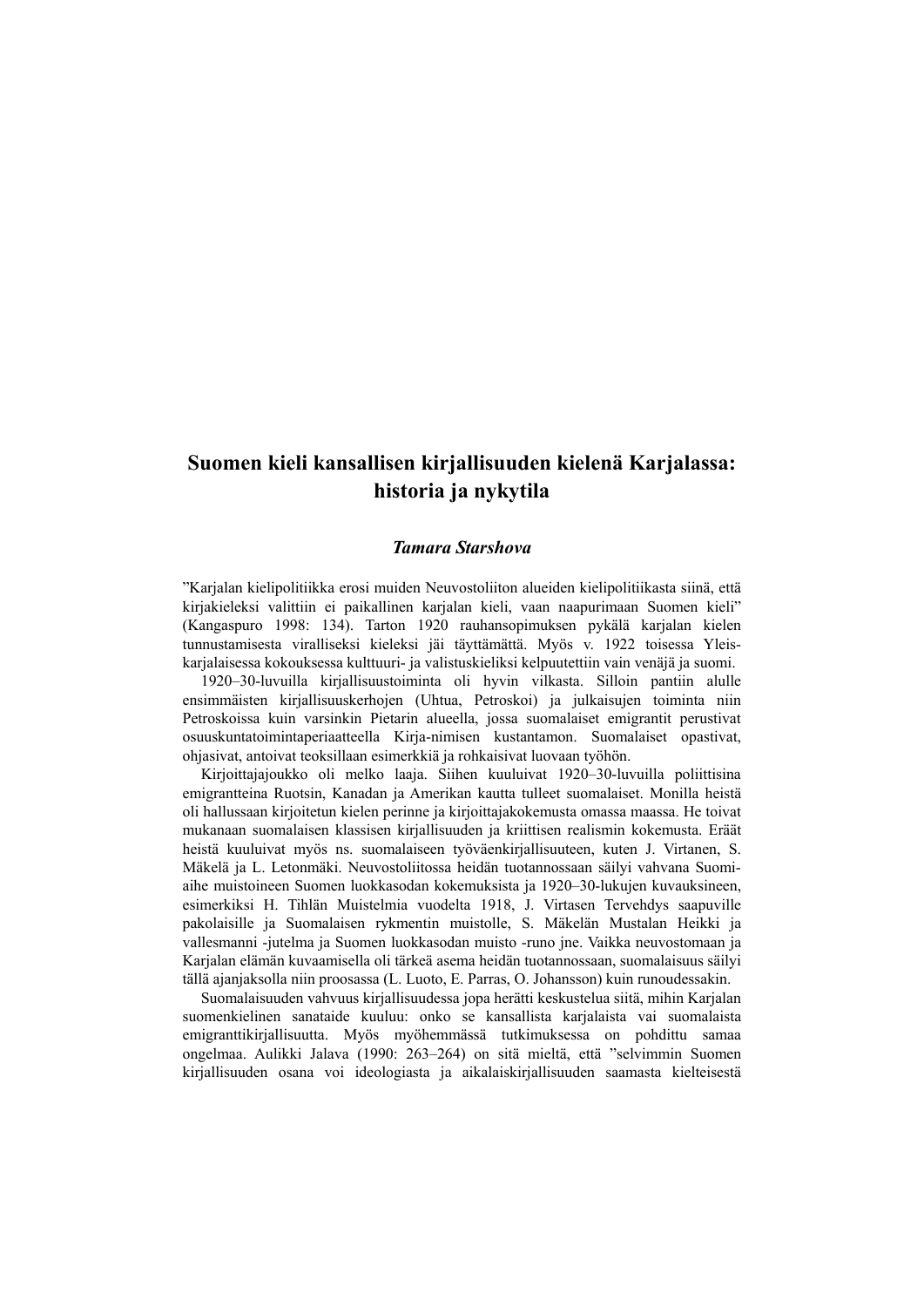# Suomen kieli kansallisen kirjallisuuden kielenä Karjalassa: historia ja nykytila

***Tamara Starshova***

”Karjalan kielipolitiikka erosi muiden Neuvostoliiton alueiden kielipolitiikasta siinä, että kirjakieleksi valittiin ei paikallinen karjalan kieli, vaan naapurimaan Suomen kieli” (Kangaspuro 1998: 134). Tarton 1920 rauhansopimuksen pykälä karjalan kielen tunnustamisesta viralliseksi kieleksi jäi täyttämättä. Myös v. 1922 toisessa Yleis-karjalaisessa kokouksessa kulttuuri- ja valistuskieliksi kelpuutettiin vain venäjä ja suomi.

1920–30-luvuilla kirjallisuustoiminta oli hyvin vilkasta. Silloin pantiin alulle ensimmäisten kirjallisuuskerhojen (Uhtua, Petroskoi) ja julkaisujen toiminta niin Petroskoissa kuin varsinkin Pietarin alueella, jossa suomalaiset emigrantit perustivat osuuskuntatoimintaperiaatteella Kirja-nimisen kustantamon. Suomalaiset opastivat, ohjasivat, antoivat teoksillaan esimerkkiä ja rohkaisivat luovaan työhön.

Kirjoittajajoukko oli melko laaja. Siihen kuuluivat 1920–30-luvuilla poliittisina emigrantteina Ruotsin, Kanadan ja Amerikan kautta tulleet suomalaiset. Monilla heistä oli hallussaan kirjoitetun kielen perinne ja kirjoittajakokemusta omassa maassa. He toivat mukanaan suomalaisen klassisen kirjallisuuden ja kriittisen realismin kokemusta. Eräät heistä kuuluivat myös ns. suomalaiseen työväenkirjallisuuteen, kuten J. Virtanen, S. Mäkelä ja L. Letonmäki. Neuvostoliitossa heidän tuotannossaan säilyi vahvana Suomi-aihe muistoineen Suomen luokkasodan kokemuksista ja 1920–30-lukujen kuvauksineen, esimerkiksi H. Tihlän Muistelmia vuodelta 1918, J. Virtasen Tervehdys saapuville pakolaisille ja Suomalaisen rykmentin muistolle, S. Mäkelän Mustalan Heikki ja vallesmanni -jutelma ja Suomen luokkasodan muisto -runo jne. Vaikka neuvostomaan ja Karjalan elämän kuvaamisella oli tärkeä asema heidän tuotannossaan, suomalaisuus säilyi tällä ajanjaksolla niin proosassa (L. Luoto, E. Parras, O. Johansson) kuin runoudessakin.

Suomalaisuuden vahvuus kirjallisuudessa jopa herätti keskustelua siitä, mihin Karjalan suomenkielinen sanataide kuuluu: onko se kansallista karjalaista vai suomalaista emigranttikirjallisuutta. Myös myöhemmässä tutkimuksessa on pohdittu samaa ongelmaa. Aulikki Jalava (1990: 263–264) on sitä mieltä, että ”selvimmin Suomen kirjallisuuden osana voi ideologiasta ja aikalaiskirjallisuuden saamasta kielteisestä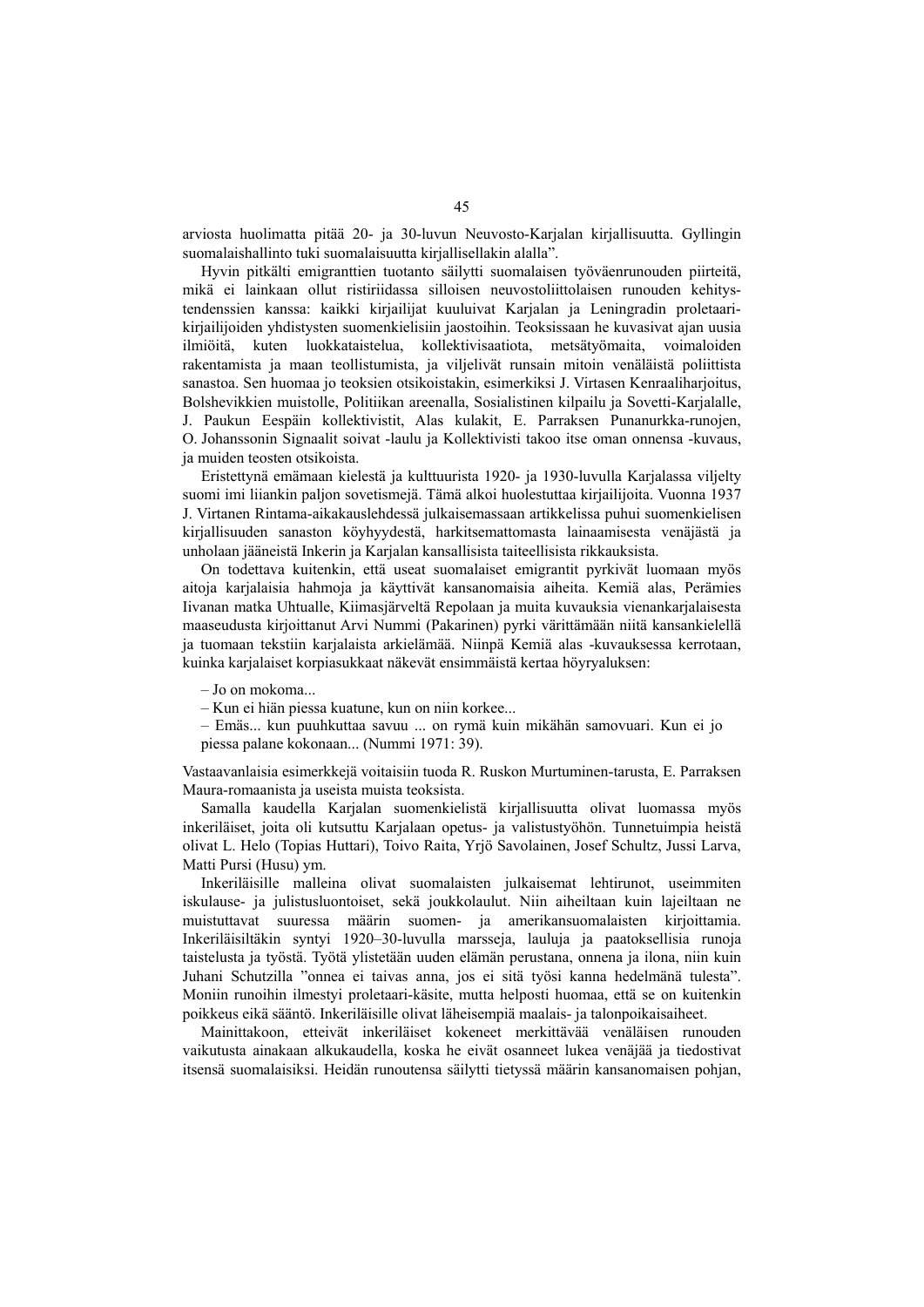arviosta huolimatta pitää 20- ja 30-luvun Neuvosto-Karjalan kirjallisuutta. Gyllingin suomalaishallinto tuki suomalaisuutta kirjallisellakin alalla”.

Hyvin pitkälti emigranttien tuotanto säilytti suomalaisen työväenrunouden piirteitä, mikä ei lainkaan ollut ristiriidassa silloisen neuvostoliittolaisen runouden kehitystendenssien kanssa: kaikki kirjailijat kuuluivat Karjalan ja Leningradin proletaarikirjailijoiden yhdistysten suomenkielisiin jaostoihin. Teoksissaan he kuvasivat ajan uusia ilmiöitä, kuten luokkataistelua, kollektivisaatiota, metsätyömaita, voimaloiden rakentamista ja maan teollistumista, ja viljelivät runsain mitoin venäläistä poliittista sanastoa. Sen huomaa jo teoksien otsikoistakin, esimerkiksi J. Virtasen Kenraaliharjoitus, Bolshevikkien muistolle, Politiikan areenalla, Sosialistinen kilpailu ja Sovetti-Karjalalle, J. Paukun Eespäin kollektivistit, Alas kulakit, E. Parraksen Punanurkka-runojen, O. Johanssonin Signaalit soivat -laulu ja Kollektivisti takoo itse oman onnensa -kuvaus, ja muiden teosten otsikoista.

Eristettynä emämaan kielestä ja kulttuurista 1920- ja 1930-luvulla Karjalassa viljelty suomi imi liiankin paljon sovetismejä. Tämä alkoi huolestuttaa kirjailijoita. Vuonna 1937 J. Virtanen Rintama-aikakauslehdessä julkaisemassaan artikkelissa puhui suomenkielisen kirjallisuuden sanaston köyhyydestä, harkitsemattomasta lainaamisesta venäjästä ja unholaan jääneistä Inkerin ja Karjalan kansallisista taiteellisista rikkauksista.

On todettava kuitenkin, että useat suomalaiset emigrantit pyrkivät luomaan myös aitoja karjalaisia hahmoja ja käyttivät kansanomaisia aiheita. Kemiä alas, Perämies Iivanan matka Uhtualle, Kiimasjärveltä Repolaan ja muita kuvauksia vienankarjalaisesta maaseudusta kirjoittanut Arvi Nummi (Pakarinen) pyrki värittämään niitä kansankielellä ja tuomaan tekstiin karjalaista arkielämää. Niinpä Kemiä alas -kuvauksessa kerrotaan, kuinka karjalaiset korpiasukkaat näkevät ensimmäistä kertaa höyryaluksen:

> – Jo on mokoma...
> – Kun ei hiän piessa kuatune, kun on niin korkee...
> – Emäs... kun puuhkuttaa savuu ... on rymä kuin mikähän samovuari. Kun ei jo piessa palane kokonaan... (Nummi 1971: 39).

Vastaavanlaisia esimerkkejä voitaisiin tuoda R. Ruskon Murtuminen-tarusta, E. Parraksen Maura-romaanista ja useista muista teoksista.

Samalla kaudella Karjalan suomenkielistä kirjallisuutta olivat luomassa myös inkeriläiset, joita oli kutsuttu Karjalaan opetus- ja valistustyöhön. Tunnetuimpia heistä olivat L. Helo (Topias Huttari), Toivo Raita, Yrjö Savolainen, Josef Schultz, Jussi Larva, Matti Pursi (Husu) ym.

Inkeriläisille malleina olivat suomalaisten julkaisemat lehtirunot, useimmiten iskulause- ja julistusluontoiset, sekä joukkolaulut. Niin aiheiltaan kuin lajeiltaan ne muistuttavat suuressa määrin suomen- ja amerikansuomalaisten kirjoittamia. Inkeriläisiltäkin syntyi 1920–30-luvulla marsseja, lauluja ja paatoksellisia runoja taistelusta ja työstä. Työtä ylistetään uuden elämän perustana, onnena ja ilona, niin kuin Juhani Schutzilla ”onnea ei taivas anna, jos ei sitä työsi kanna hedelmänä tulesta”. Moniin runoihin ilmestyi proletaari-käsite, mutta helposti huomaa, että se on kuitenkin poikkeus eikä sääntö. Inkeriläisille olivat läheisempiä maalais- ja talonpoikaisaiheet.

Mainittakoon, etteivät inkeriläiset kokeneet merkittävää venäläisen runouden vaikutusta ainakaan alkukaudella, koska he eivät osanneet lukea venäjää ja tiedostivat itsensä suomalaisiksi. Heidän runoutensa säilytti tietyssä määrin kansanomaisen pohjan,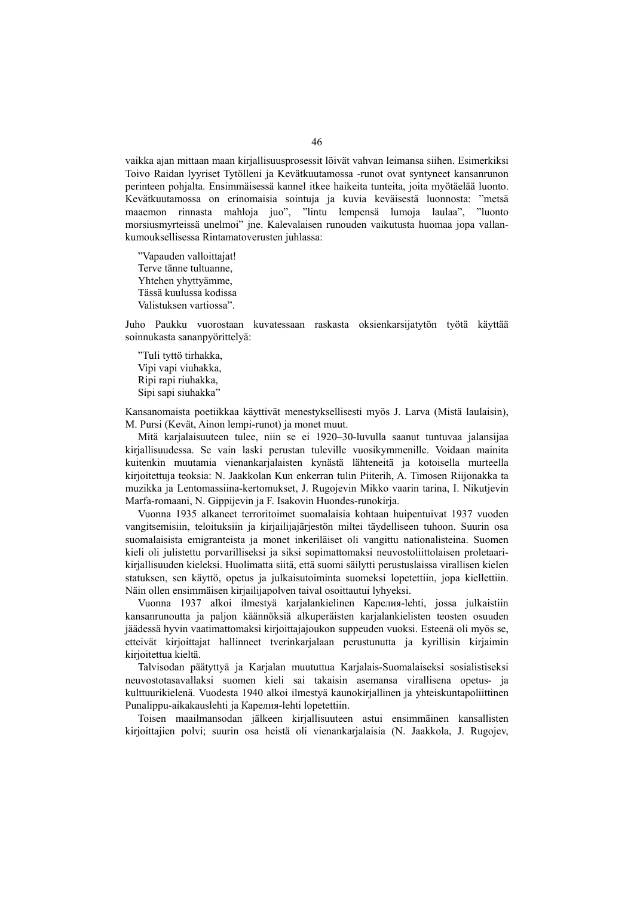vaikka ajan mittaan maan kirjallisuusprosessit löivät vahvan leimansa siihen. Esimerkiksi Toivo Raidan lyyriset Tytölleni ja Kevätkuutamossa -runot ovat syntyneet kansanrunon perinteen pohjalta. Ensimmäisessä kannel itkee haikeita tunteita, joita myötäelää luonto. Kevätkuutamossa on erinomaisia sointuja ja kuvia keväisestä luonnosta: "metsä maaemon rinnasta mahloja juo", "lintu lempensä lumoja laulaa", "luonto morsiusmyrteissä unelmoi" jne. Kalevalaisen runouden vaikutusta huomaa jopa vallankumouksellisessa Rintamatoverusten juhlassa:

> "Vapauden valloittajat!
> Terve tänne tultuanne,
> Yhtehen yhyttyämme,
> Tässä kuulussa kodissa
> Valistuksen vartiossa".

Juho Paukku vuorostaan kuvatessaan raskasta oksienkarsijatytön työtä käyttää soinnukasta sananpyörittelyä:

> "Tuli tyttö tirhakka,
> Vipi vapi viuhakka,
> Ripi rapi riuhakka,
> Sipi sapi siuhakka"

Kansanomaista poetiikkaa käyttivät menestyksellisesti myös J. Larva (Mistä laulaisin), M. Pursi (Kevät, Ainon lempi-runot) ja monet muut.

Mitä karjalaisuuteen tulee, niin se ei 1920–30-luvulla saanut tuntuvaa jalansijaa kirjallisuudessa. Se vain laski perustan tuleville vuosikymmenille. Voidaan mainita kuitenkin muutamia vienankarjalaisten kynästä lähteneitä ja kotoisella murteella kirjoitettuja teoksia: N. Jaakkolan Kun enkerran tulin Piiterih, A. Timosen Riijonakka ta muzikka ja Lentomassiina-kertomukset, J. Rugojevin Mikko vaarin tarina, I. Nikutjevin Marfa-romaani, N. Gippijevin ja F. Isakovin Huondes-runokirja.

Vuonna 1935 alkaneet terroritoimet suomalaisia kohtaan huipentuivat 1937 vuoden vangitsemisiin, teloituksiin ja kirjailijajärjestön miltei täydelliseen tuhoon. Suurin osa suomalaisista emigranteista ja monet inkeriläiset oli vangittu nationalisteina. Suomen kieli oli julistettu porvarilliseksi ja siksi sopimattomaksi neuvostoliittolaisen proletaarikirjallisuuden kieleksi. Huolimatta siitä, että suomi säilytti perustuslaissa virallisen kielen statuksen, sen käyttö, opetus ja julkaisutoiminta suomeksi lopetettiin, jopa kiellettiin. Näin ollen ensimmäisen kirjailijapolven taival osoittautui lyhyeksi.

Vuonna 1937 alkoi ilmestyä karjalankielinen Карелия-lehti, jossa julkaistiin kansanrunoutta ja paljon käännöksiä alkuperäisten karjalankielisten teosten osuuden jäädessä hyvin vaatimattomaksi kirjoittajajoukon suppeuden vuoksi. Esteenä oli myös se, etteivät kirjoittajat hallinneet tverinkarjalaan perustunutta ja kyrillisin kirjaimin kirjoitettua kieltä.

Talvisodan päätyttyä ja Karjalan muututtua Karjalais-Suomalaiseksi sosialistiseksi neuvostotasavallaksi suomen kieli sai takaisin asemansa virallisena opetus- ja kulttuurikielenä. Vuodesta 1940 alkoi ilmestyä kaunokirjallinen ja yhteiskuntapoliittinen Punalippu-aikakauslehti ja Карелия-lehti lopetettiin.

Toisen maailmansodan jälkeen kirjallisuuteen astui ensimmäinen kansallisten kirjoittajien polvi; suurin osa heistä oli vienankarjalaisia (N. Jaakkola, J. Rugojev,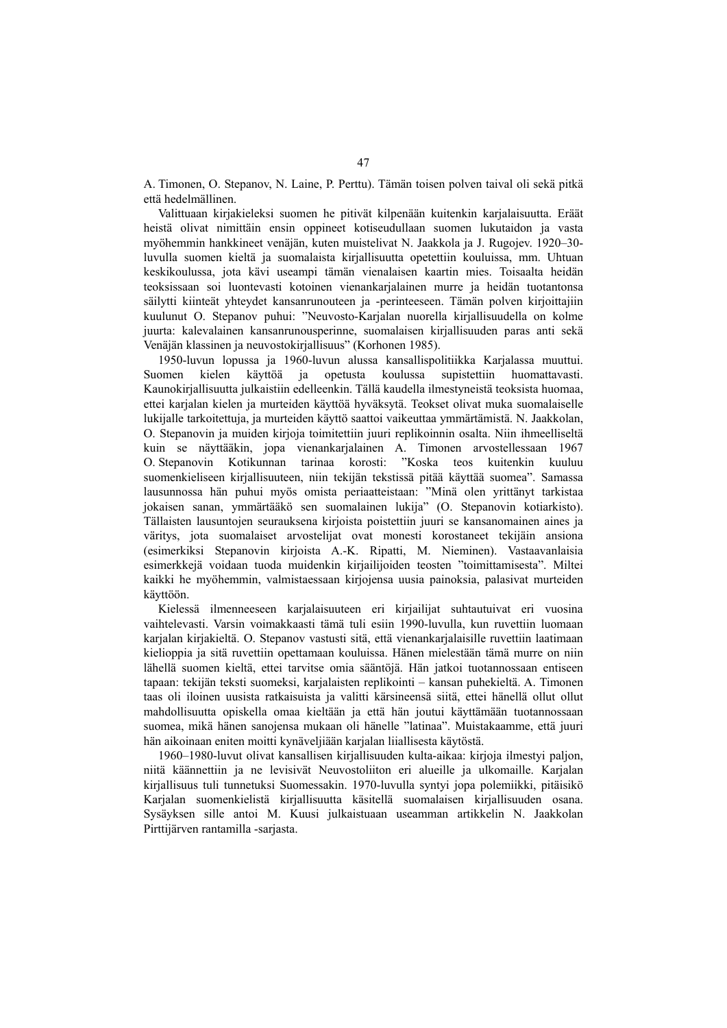A. Timonen, O. Stepanov, N. Laine, P. Perttu). Tämän toisen polven taival oli sekä pitkä että hedelmällinen.

Valittuaan kirjakieleksi suomen he pitivät kilpenään kuitenkin karjalaisuutta. Eräät heistä olivat nimittäin ensin oppineet kotiseudullaan suomen lukutaidon ja vasta myöhemmin hankkineet venäjän, kuten muistelivat N. Jaakkola ja J. Rugojev. 1920–30-luvulla suomen kieltä ja suomalaista kirjallisuutta opetettiin kouluissa, mm. Uhtuan keskikoulussa, jota kävi useampi tämän vienalaisen kaartin mies. Toisaalta heidän teoksissaan soi luontevasti kotoinen vienankarjalainen murre ja heidän tuotantonsa säilytti kiinteät yhteydet kansanrunouteen ja -perinteeseen. Tämän polven kirjoittajiin kuulunut O. Stepanov puhui: "Neuvosto-Karjalan nuorella kirjallisuudella on kolme juurta: kalevalainen kansanrunousperinne, suomalaisen kirjallisuuden paras anti sekä Venäjän klassinen ja neuvostokirjallisuus" (Korhonen 1985).

1950-luvun lopussa ja 1960-luvun alussa kansallispolitiikka Karjalassa muuttui. Suomen kielen käyttöä ja opetusta koulussa supistettiin huomattavasti. Kaunokirjallisuutta julkaistiin edelleenkin. Tällä kaudella ilmestyneistä teoksista huomaa, ettei karjalan kielen ja murteiden käyttöä hyväksytä. Teokset olivat muka suomalaiselle lukijalle tarkoitettuja, ja murteiden käyttö saattoi vaikeuttaa ymmärtämistä. N. Jaakkolan, O. Stepanovin ja muiden kirjoja toimitettiin juuri replikoinnin osalta. Niin ihmeelliseltä kuin se näyttääkin, jopa vienankarjalainen A. Timonen arvostellessaan 1967 O. Stepanovin Kotikunnan tarinaa korosti: "Koska teos kuitenkin kuuluu suomenkieliseen kirjallisuuteen, niin tekijän tekstissä pitää käyttää suomea". Samassa lausunnossa hän puhui myös omista periaatteistaan: "Minä olen yrittänyt tarkistaa jokaisen sanan, ymmärtääkö sen suomalainen lukija" (O. Stepanovin kotiarkisto). Tällaisten lausuntojen seurauksena kirjoista poistettiin juuri se kansanomainen aines ja väritys, jota suomalaiset arvostelijat ovat monesti korostaneet tekijäin ansiona (esimerkiksi Stepanovin kirjoista A.-K. Ripatti, M. Nieminen). Vastaavanlaisia esimerkkejä voidaan tuoda muidenkin kirjailijoiden teosten "toimittamisesta". Miltei kaikki he myöhemmin, valmistaessaan kirjojensa uusia painoksia, palasivat murteiden käyttöön.

Kielessä ilmenneeseen karjalaisuuteen eri kirjailijat suhtautuivat eri vuosina vaihtelevasti. Varsin voimakkaasti tämä tuli esiin 1990-luvulla, kun ruvettiin luomaan karjalan kirjakieltä. O. Stepanov vastusti sitä, että vienankarjalaisille ruvettiin laatimaan kielioppia ja sitä ruvettiin opettamaan kouluissa. Hänen mielestään tämä murre on niin lähellä suomen kieltä, ettei tarvitse omia sääntöjä. Hän jatkoi tuotannossaan entiseen tapaan: tekijän teksti suomeksi, karjalaisten replikointi – kansan puhekieltä. A. Timonen taas oli iloinen uusista ratkaisuista ja valitti kärsineensä siitä, ettei hänellä ollut ollut mahdollisuutta opiskella omaa kieltään ja että hän joutui käyttämään tuotannossaan suomea, mikä hänen sanojensa mukaan oli hänelle "latinaa". Muistakaamme, että juuri hän aikoinaan eniten moitti kynäveljiään karjalan liiallisesta käytöstä.

1960–1980-luvut olivat kansallisen kirjallisuuden kulta-aikaa: kirjoja ilmestyi paljon, niitä käännettiin ja ne levisivät Neuvostoliiton eri alueille ja ulkomaille. Karjalan kirjallisuus tuli tunnetuksi Suomessakin. 1970-luvulla syntyi jopa polemiikki, pitäisikö Karjalan suomenkielistä kirjallisuutta käsitellä suomalaisen kirjallisuuden osana. Sysäyksen sille antoi M. Kuusi julkaistuaan useamman artikkelin N. Jaakkolan Pirttijärven rantamilla -sarjasta.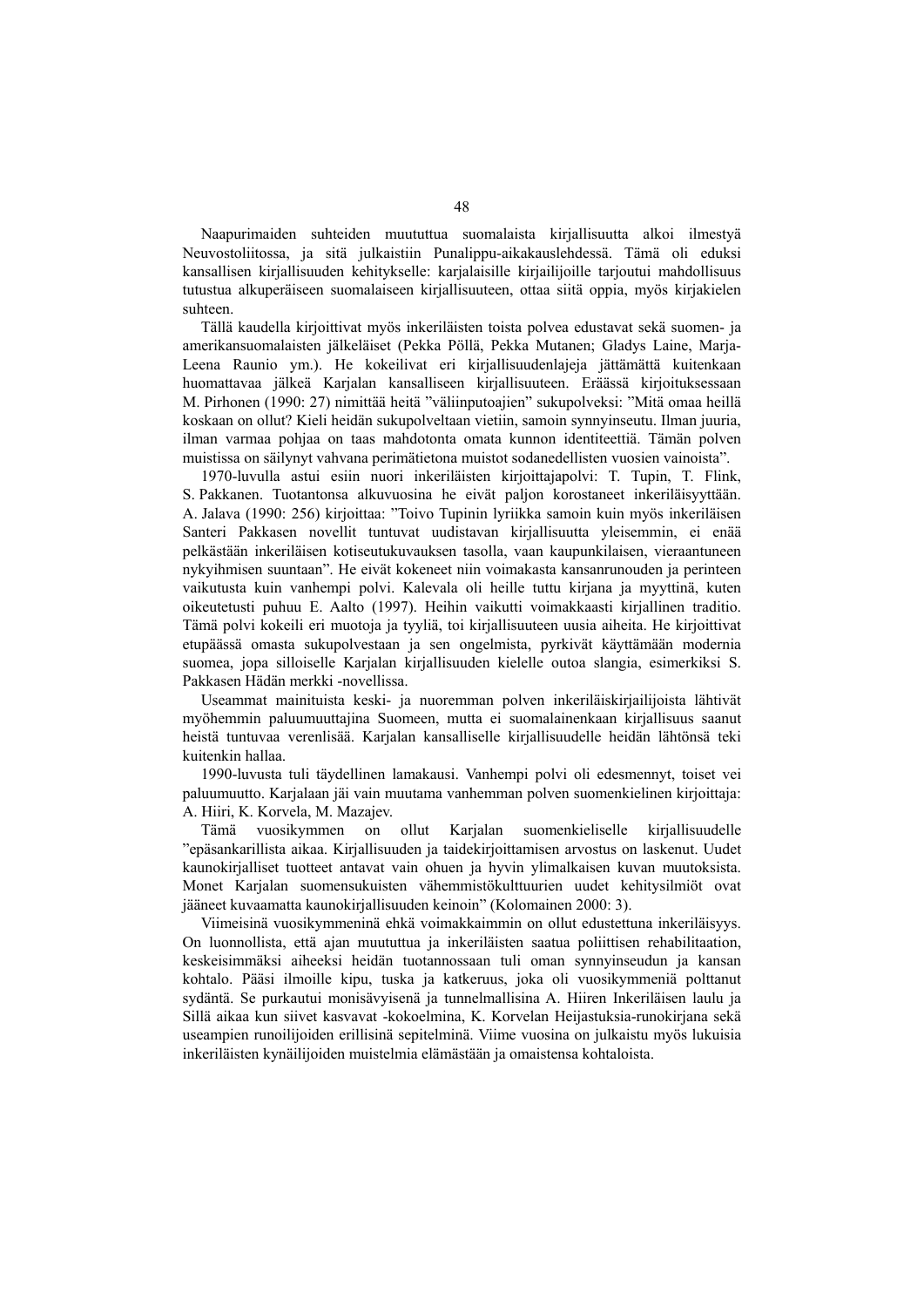Naapurimaiden suhteiden muututtua suomalaista kirjallisuutta alkoi ilmestyä Neuvostoliitossa, ja sitä julkaistiin Punalippu-aikakauslehdessä. Tämä oli eduksi kansallisen kirjallisuuden kehitykselle: karjalaisille kirjailijoille tarjoutui mahdollisuus tutustua alkuperäiseen suomalaiseen kirjallisuuteen, ottaa siitä oppia, myös kirjakielen suhteen.

Tällä kaudella kirjoittivat myös inkeriläisten toista polvea edustavat sekä suomen- ja amerikansuomalaisten jälkeläiset (Pekka Pöllä, Pekka Mutanen; Gladys Laine, Marja-Leena Raunio ym.). He kokeilivat eri kirjallisuudenlajeja jättämättä kuitenkaan huomattavaa jälkeä Karjalan kansalliseen kirjallisuuteen. Eräässä kirjoituksessaan M. Pirhonen (1990: 27) nimittää heitä "väliinputoajien" sukupolveksi: "Mitä omaa heillä koskaan on ollut? Kieli heidän sukupolveltaan vietiin, samoin synnyinseutu. Ilman juuria, ilman varmaa pohjaa on taas mahdotonta omata kunnon identiteettiä. Tämän polven muistissa on säilynyt vahvana perimätietona muistot sodanedellisten vuosien vainoista".

1970-luvulla astui esiin nuori inkeriläisten kirjoittajapolvi: T. Tupin, T. Flink, S. Pakkanen. Tuotantonsa alkuvuosina he eivät paljon korostaneet inkeriläisyyttään. A. Jalava (1990: 256) kirjoittaa: "Toivo Tupinin lyriikka samoin kuin myös inkeriläisen Santeri Pakkasen novellit tuntuvat uudistavan kirjallisuutta yleisemmin, ei enää pelkästään inkeriläisen kotiseutukuvauksen tasolla, vaan kaupunkilaisen, vieraantuneen nykyihmisen suuntaan". He eivät kokeneet niin voimakasta kansanrunouden ja perinteen vaikutusta kuin vanhempi polvi. Kalevala oli heille tuttu kirjana ja myyttinä, kuten oikeutetusti puhuu E. Aalto (1997). Heihin vaikutti voimakkaasti kirjallinen traditio. Tämä polvi kokeili eri muotoja ja tyyliä, toi kirjallisuuteen uusia aiheita. He kirjoittivat etupäässä omasta sukupolvestaan ja sen ongelmista, pyrkivät käyttämään modernia suomea, jopa silloiselle Karjalan kirjallisuuden kielelle outoa slangia, esimerkiksi S. Pakkasen Hädän merkki -novellissa.

Useammat mainituista keski- ja nuoremman polven inkeriläiskirjailijoista lähtivät myöhemmin paluumuuttajina Suomeen, mutta ei suomalainenkaan kirjallisuus saanut heistä tuntuvaa verenlisää. Karjalan kansalliselle kirjallisuudelle heidän lähtönsä teki kuitenkin hallaa.

1990-luvusta tuli täydellinen lamakausi. Vanhempi polvi oli edesmennyt, toiset vei paluumuutto. Karjalaan jäi vain muutama vanhemman polven suomenkielinen kirjoittaja: A. Hiiri, K. Korvela, M. Mazajev.

Tämä vuosikymmen on ollut Karjalan suomenkieliselle kirjallisuudelle "epäsankarillista aikaa. Kirjallisuuden ja taidekirjoittamisen arvostus on laskenut. Uudet kaunokirjalliset tuotteet antavat vain ohuen ja hyvin ylimalkaisen kuvan muutoksista. Monet Karjalan suomensukuisten vähemmistökulttuurien uudet kehitysilmiöt ovat jääneet kuvaamatta kaunokirjallisuuden keinoin" (Kolomainen 2000: 3).

Viimeisinä vuosikymmeninä ehkä voimakkaimmin on ollut edustettuna inkeriläisyys. On luonnollista, että ajan muututtua ja inkeriläisten saatua poliittisen rehabilitaation, keskeisimmäksi aiheeksi heidän tuotannossaan tuli oman synnyinseudun ja kansan kohtalo. Pääsi ilmoille kipu, tuska ja katkeruus, joka oli vuosikymmeniä polttanut sydäntä. Se purkautui monisävyisenä ja tunnelmallisina A. Hiiren Inkeriläisen laulu ja Sillä aikaa kun siivet kasvavat -kokoelmina, K. Korvelan Heijastuksia-runokirjana sekä useampien runoilijoiden erillisinä sepitelminä. Viime vuosina on julkaistu myös lukuisia inkeriläisten kynäilijoiden muistelmia elämästään ja omaistensa kohtaloista.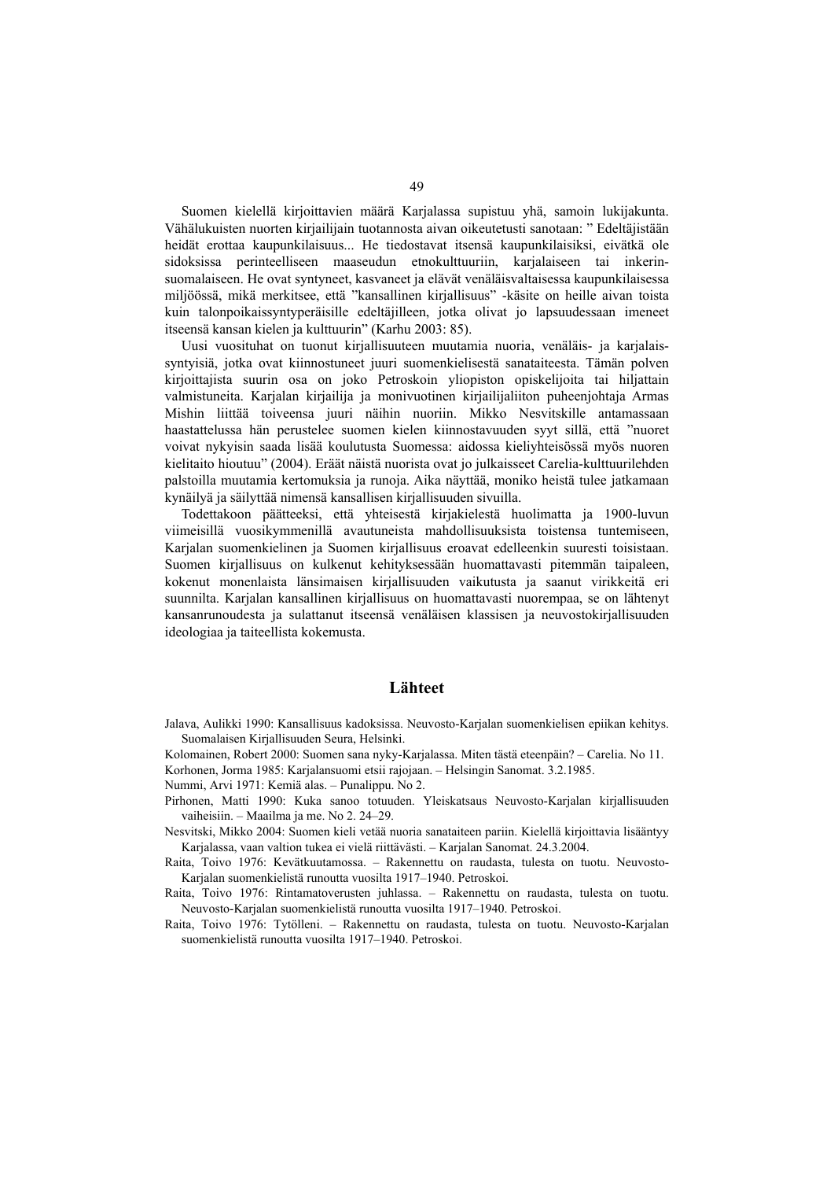Suomen kielellä kirjoittavien määrä Karjalassa supistuu yhä, samoin lukijakunta. Vähälukuisten nuorten kirjailijain tuotannosta aivan oikeutetusti sanotaan: " Edeltäjistään heidät erottaa kaupunkilaisuus... He tiedostavat itsensä kaupunkilaisiksi, eivätkä ole sidoksissa perinteelliseen maaseudun etnokulttuuriin, karjalaiseen tai inkerinsuomalaiseen. He ovat syntyneet, kasvaneet ja elävät venäläisvaltaisessa kaupunkilaisessa miljöössä, mikä merkitsee, että "kansallinen kirjallisuus" -käsite on heille aivan toista kuin talonpoikaissyntyperäisille edeltäjilleen, jotka olivat jo lapsuudessaan imeneet itseensä kansan kielen ja kulttuurin" (Karhu 2003: 85).

Uusi vuosituhat on tuonut kirjallisuuteen muutamia nuoria, venäläis- ja karjalaissyntyisiä, jotka ovat kiinnostuneet juuri suomenkielisestä sanataiteesta. Tämän polven kirjoittajista suurin osa on joko Petroskoin yliopiston opiskelijoita tai hiljattain valmistuneita. Karjalan kirjailija ja monivuotinen kirjailijaliiton puheenjohtaja Armas Mishin liittää toiveensa juuri näihin nuoriin. Mikko Nesvitskille antamassaan haastattelussa hän perustelee suomen kielen kiinnostavuuden syyt sillä, että "nuoret voivat nykyisin saada lisää koulutusta Suomessa: aidossa kieliyhteisössä myös nuoren kielitaito hioutuu" (2004). Eräät näistä nuorista ovat jo julkaisseet Carelia-kulttuurilehden palstoilla muutamia kertomuksia ja runoja. Aika näyttää, moniko heistä tulee jatkamaan kynäilyä ja säilyttää nimensä kansallisen kirjallisuuden sivuilla.

Todettakoon päätteeksi, että yhteisestä kirjakielestä huolimatta ja 1900-luvun viimeisillä vuosikymmenillä avautuneista mahdollisuuksista toistensa tuntemiseen, Karjalan suomenkielinen ja Suomen kirjallisuus eroavat edelleenkin suuresti toisistaan. Suomen kirjallisuus on kulkenut kehityksessään huomattavasti pitemmän taipaleen, kokenut monenlaista länsimaisen kirjallisuuden vaikutusta ja saanut virikkeitä eri suunnilta. Karjalan kansallinen kirjallisuus on huomattavasti nuorempaa, se on lähtenyt kansanrunoudesta ja sulattanut itseensä venäläisen klassisen ja neuvostokirjallisuuden ideologiaa ja taiteellista kokemusta.

## Lähteet

Jalava, Aulikki 1990: Kansallisuus kadoksissa. Neuvosto-Karjalan suomenkielisen epiikan kehitys. Suomalaisen Kirjallisuuden Seura, Helsinki.

Kolomainen, Robert 2000: Suomen sana nyky-Karjalassa. Miten tästä eteenpäin? – Carelia. No 11.

Korhonen, Jorma 1985: Karjalansuomi etsii rajojaan. – Helsingin Sanomat. 3.2.1985.

Nummi, Arvi 1971: Kemiä alas. – Punalippu. No 2.

Pirhonen, Matti 1990: Kuka sanoo totuuden. Yleiskatsaus Neuvosto-Karjalan kirjallisuuden vaiheisiin. – Maailma ja me. No 2. 24–29.

Nesvitski, Mikko 2004: Suomen kieli vetää nuoria sanataiteen pariin. Kielellä kirjoittavia lisääntyy Karjalassa, vaan valtion tukea ei vielä riittävästi. – Karjalan Sanomat. 24.3.2004.

Raita, Toivo 1976: Kevätkuutamossa. – Rakennettu on raudasta, tulesta on tuotu. Neuvosto-Karjalan suomenkielistä runoutta vuosilta 1917–1940. Petroskoi.

Raita, Toivo 1976: Rintamatoverusten juhlassa. – Rakennettu on raudasta, tulesta on tuotu. Neuvosto-Karjalan suomenkielistä runoutta vuosilta 1917–1940. Petroskoi.

Raita, Toivo 1976: Tytölleni. – Rakennettu on raudasta, tulesta on tuotu. Neuvosto-Karjalan suomenkielistä runoutta vuosilta 1917–1940. Petroskoi.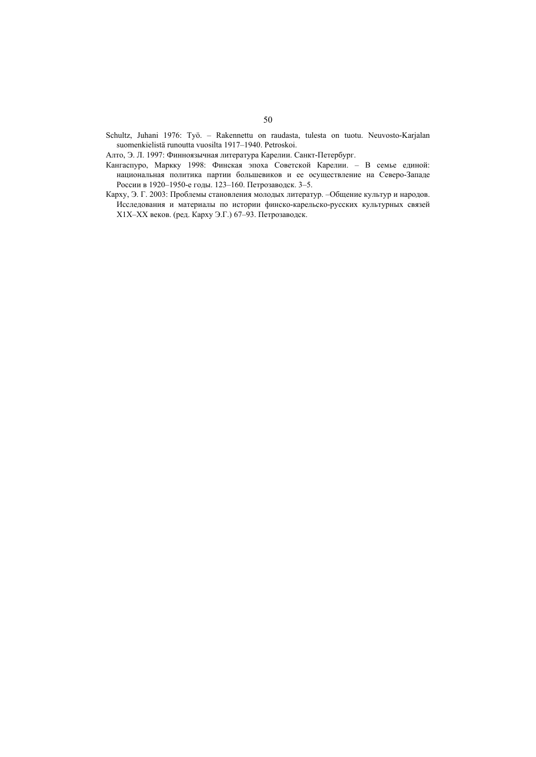Schultz, Juhani 1976: Työ. – Rakennettu on raudasta, tulesta on tuotu. Neuvosto-Karjalan suomenkielistä runoutta vuosilta 1917–1940. Petroskoi.

Алто, Э. Л. 1997: Финноязычная литература Карелии. Санкт-Петербург.

Кангаспуро, Маркку 1998: Финская эпоха Советской Карелии. – В семье единой: национальная политика партии большевиков и ее осуществление на Северо-Западе России в 1920–1950-е годы. 123–160. Петрозаводск. 3–5.

Карху, Э. Г. 2003: Проблемы становления молодых литератур. –Общение культур и народов. Исследования и материалы по истории финско-карельско-русских культурных связей Х1Х–ХХ веков. (ред. Карху Э.Г.) 67–93. Петрозаводск.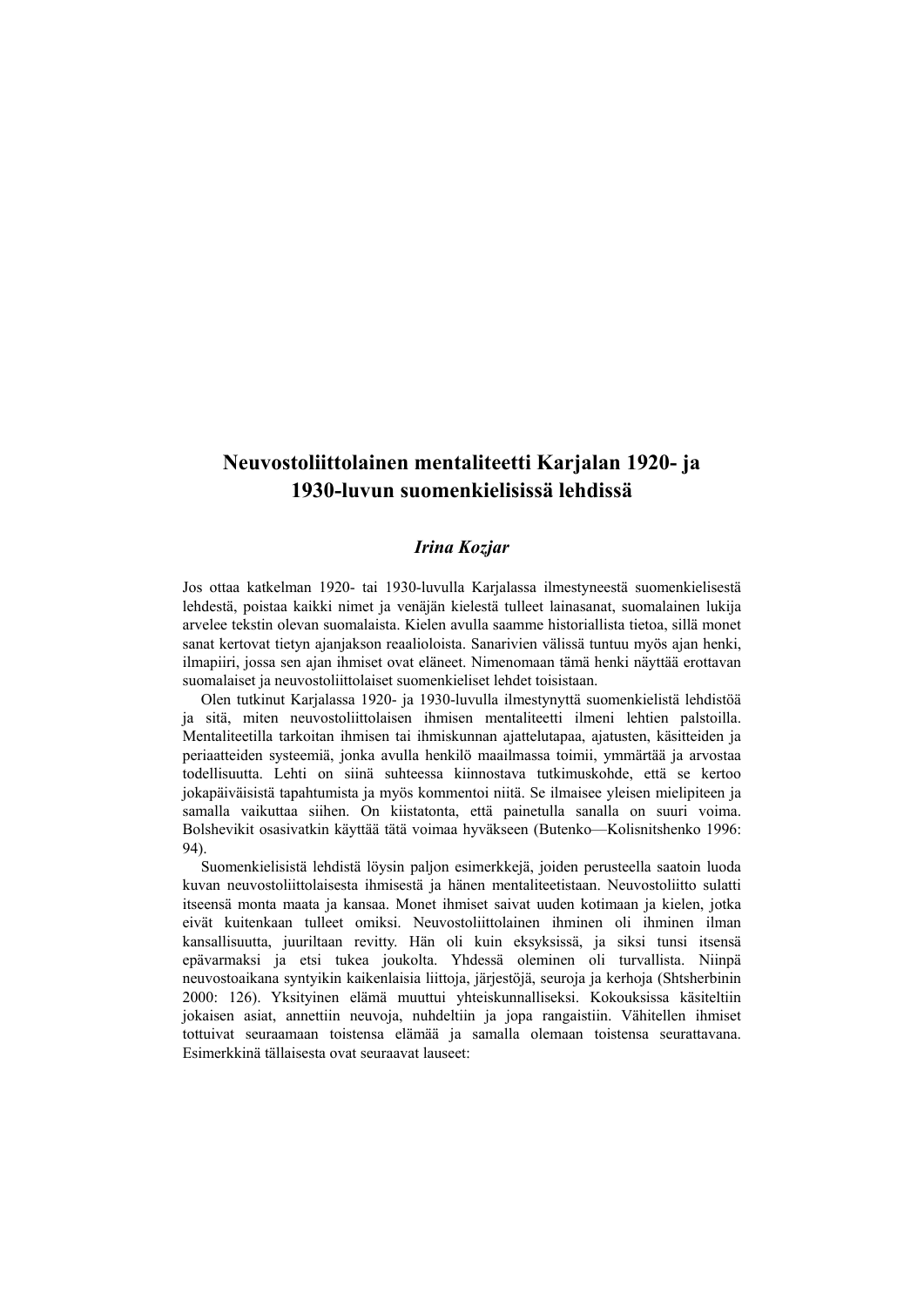# Neuvostoliittolainen mentaliteetti Karjalan 1920- ja 1930-luvun suomenkielisissä lehdissä

***Irina Kozjar***

Jos ottaa katkelman 1920- tai 1930-luvulla Karjalassa ilmestyneestä suomenkielisestä lehdestä, poistaa kaikki nimet ja venäjän kielestä tulleet lainasanat, suomalainen lukija arvelee tekstin olevan suomalaista. Kielen avulla saamme historiallista tietoa, sillä monet sanat kertovat tietyn ajanjakson reaalioloista. Sanarivien välissä tuntuu myös ajan henki, ilmapiiri, jossa sen ajan ihmiset ovat eläneet. Nimenomaan tämä henki näyttää erottavan suomalaiset ja neuvostoliittolaiset suomenkieliset lehdet toisistaan.

Olen tutkinut Karjalassa 1920- ja 1930-luvulla ilmestynyttä suomenkielistä lehdistöä ja sitä, miten neuvostoliittolaisen ihmisen mentaliteetti ilmeni lehtien palstoilla. Mentaliteetilla tarkoitan ihmisen tai ihmiskunnan ajattelutapaa, ajatusten, käsitteiden ja periaatteiden systeemiä, jonka avulla henkilö maailmassa toimii, ymmärtää ja arvostaa todellisuutta. Lehti on siinä suhteessa kiinnostava tutkimuskohde, että se kertoo jokapäiväisistä tapahtumista ja myös kommentoi niitä. Se ilmaisee yleisen mielipiteen ja samalla vaikuttaa siihen. On kiistatonta, että painetulla sanalla on suuri voima. Bolshevikit osasivatkin käyttää tätä voimaa hyväkseen (Butenko—Kolisnitshenko 1996: 94).

Suomenkielisistä lehdistä löysin paljon esimerkkejä, joiden perusteella saatoin luoda kuvan neuvostoliittolaisesta ihmisestä ja hänen mentaliteetistaan. Neuvostoliitto sulatti itseensä monta maata ja kansaa. Monet ihmiset saivat uuden kotimaan ja kielen, jotka eivät kuitenkaan tulleet omiksi. Neuvostoliittolainen ihminen oli ihminen ilman kansallisuutta, juuriltaan revitty. Hän oli kuin eksyksissä, ja siksi tunsi itsensä epävarmaksi ja etsi tukea joukolta. Yhdessä oleminen oli turvallista. Niinpä neuvostoaikana syntyikin kaikenlaisia liittoja, järjestöjä, seuroja ja kerhoja (Shtsherbinin 2000: 126). Yksityinen elämä muuttui yhteiskunnalliseksi. Kokouksissa käsiteltiin jokaisen asiat, annettiin neuvoja, nuhdeltiin ja jopa rangaistiin. Vähitellen ihmiset tottuivat seuraamaan toistensa elämää ja samalla olemaan toistensa seurattavana. Esimerkkinä tällaisesta ovat seuraavat lauseet: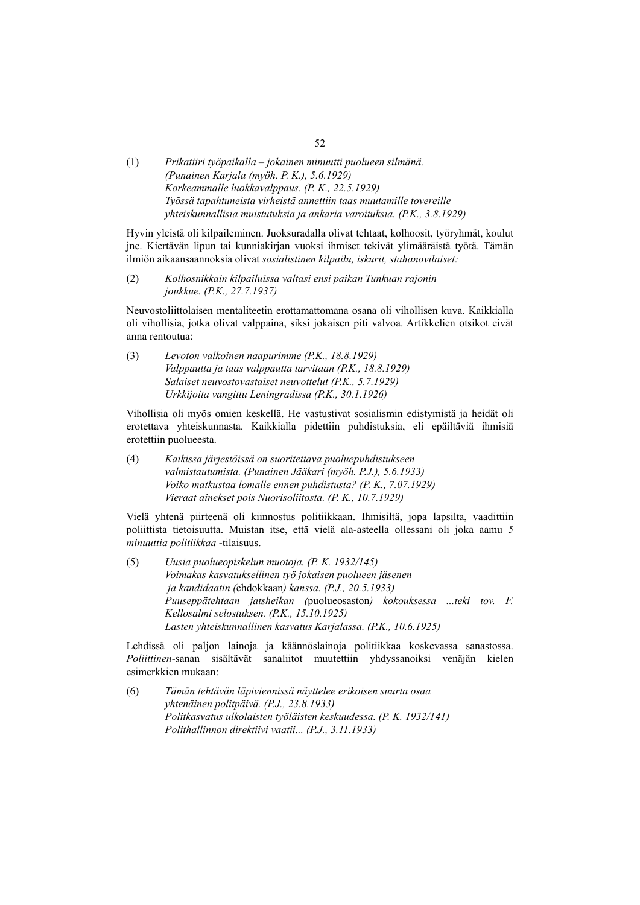(1) *Prikatiiri työpaikalla – jokainen minuutti puolueen silmänä. (Punainen Karjala (myöh. P. K.), 5.6.1929)*
*Korkeammalle luokkavalppaus. (P. K., 22.5.1929)*
*Työssä tapahtuneista virheistä annettiin taas muutamille tovereille yhteiskunnallisia muistutuksia ja ankaria varoituksia. (P.K., 3.8.1929)*

Hyvin yleistä oli kilpaileminen. Juoksuradalla olivat tehtaat, kolhoosit, työryhmät, koulut jne. Kiertävän lipun tai kunniakirjan vuoksi ihmiset tekivät ylimääräistä työtä. Tämän ilmiön aikaansaannoksia olivat *sosialistinen kilpailu, iskurit, stahanovilaiset:*

(2) *Kolhosnikkain kilpailuissa valtasi ensi paikan Tunkuan rajonin joukkue. (P.K., 27.7.1937)*

Neuvostoliittolaisen mentaliteetin erottamattomana osana oli vihollisen kuva. Kaikkialla oli vihollisia, jotka olivat valppaina, siksi jokaisen piti valvoa. Artikkelien otsikot eivät anna rentoutua:

(3) *Levoton valkoinen naapurimme (P.K., 18.8.1929)*
*Valppautta ja taas valppautta tarvitaan (P.K., 18.8.1929)*
*Salaiset neuvostovastaiset neuvottelut (P.K., 5.7.1929)*
*Urkkijoita vangittu Leningradissa (P.K., 30.1.1926)*

Vihollisia oli myös omien keskellä. He vastustivat sosialismin edistymistä ja heidät oli erotettava yhteiskunnasta. Kaikkialla pidettiin puhdistuksia, eli epäiltäviä ihmisiä erotettiin puolueesta.

(4) *Kaikissa järjestöissä on suoritettava puoluepuhdistukseen valmistautumista. (Punainen Jääkari (myöh. P.J.), 5.6.1933)*
*Voiko matkustaa lomalle ennen puhdistusta? (P. K., 7.07.1929)*
*Vieraat ainekset pois Nuorisoliitosta. (P. K., 10.7.1929)*

Vielä yhtenä piirteenä oli kiinnostus politiikkaan. Ihmisiltä, jopa lapsilta, vaadittiin poliittista tietoisuutta. Muistan itse, että vielä ala-asteella ollessani oli joka aamu *5 minuuttia politiikkaa* -tilaisuus.

(5) *Uusia puolueopiskelun muotoja. (P. K. 1932/145)*
*Voimakas kasvatuksellinen työ jokaisen puolueen jäsenen ja kandidaatin (*ehdokkaan*) kanssa. (P.J., 20.5.1933)*
*Puuseppätehtaan jatsheikan (*puolueosaston*) kokouksessa ...teki tov. F. Kellosalmi selostuksen. (P.K., 15.10.1925)*
*Lasten yhteiskunnallinen kasvatus Karjalassa. (P.K., 10.6.1925)*

Lehdissä oli paljon lainoja ja käännöslainoja politiikkaa koskevassa sanastossa. *Poliittinen*-sanan sisältävät sanaliitot muutettiin yhdyssanoiksi venäjän kielen esimerkkien mukaan:

(6) *Tämän tehtävän läpiviennissä näyttelee erikoisen suurta osaa yhtenäinen politpäivä. (P.J., 23.8.1933)*
*Politkasvatus ulkolaisten työläisten keskuudessa. (P. K. 1932/141)*
*Polithallinnon direktiivi vaatii... (P.J., 3.11.1933)*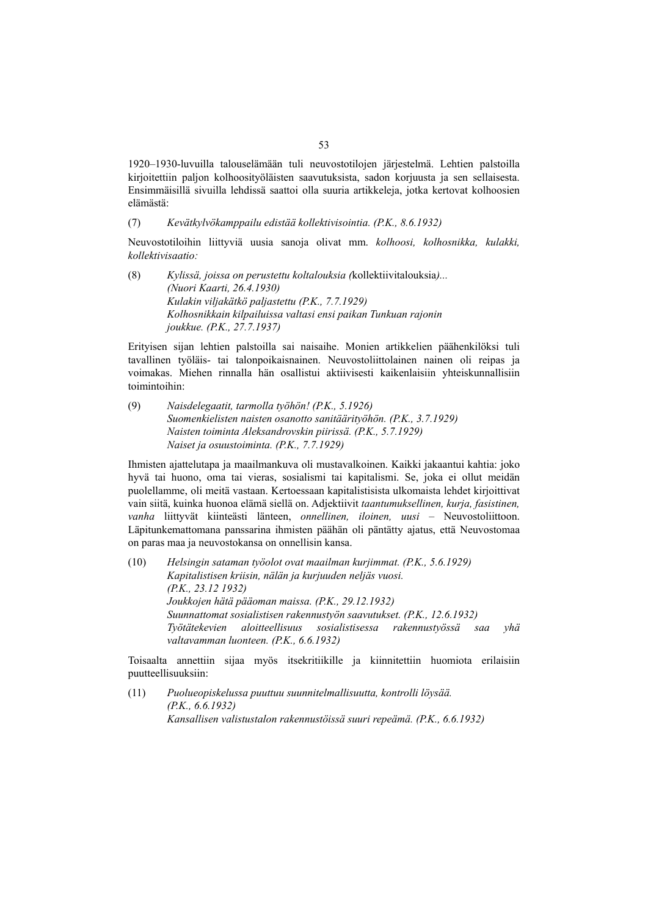1920–1930-luvuilla talouselämään tuli neuvostotilojen järjestelmä. Lehtien palstoilla kirjoitettiin paljon kolhoosityöläisten saavutuksista, sadon korjuusta ja sen sellaisesta. Ensimmäisillä sivuilla lehdissä saattoi olla suuria artikkeleja, jotka kertovat kolhoosien elämästä:

(7) *Kevätkylvökamppailu edistää kollektivisointia. (P.K., 8.6.1932)*

Neuvostotiloihin liittyviä uusia sanoja olivat mm. *kolhoosi, kolhosnikka, kulakki, kollektivisaatio:*

(8) *Kylissä, joissa on perustettu koltalouksia (*kollektiivitalouksia*)...*
*(Nuori Kaarti, 26.4.1930)*
*Kulakin viljakätkö paljastettu (P.K., 7.7.1929)*
*Kolhosnikkain kilpailuissa valtasi ensi paikan Tunkuan rajonin joukkue. (P.K., 27.7.1937)*

Erityisen sijan lehtien palstoilla sai naisaihe. Monien artikkelien päähenkilöksi tuli tavallinen työläis- tai talonpoikaisnainen. Neuvostoliittolainen nainen oli reipas ja voimakas. Miehen rinnalla hän osallistui aktiivisesti kaikenlaisiin yhteiskunnallisiin toimintoihin:

(9) *Naisdelegaatit, tarmolla työhön! (P.K., 5.1926)*
*Suomenkielisten naisten osanotto sanitäärityöhön. (P.K., 3.7.1929)*
*Naisten toiminta Aleksandrovskin piirissä. (P.K., 5.7.1929)*
*Naiset ja osuustoiminta. (P.K., 7.7.1929)*

Ihmisten ajattelutapa ja maailmankuva oli mustavalkoinen. Kaikki jakaantui kahtia: joko hyvä tai huono, oma tai vieras, sosialismi tai kapitalismi. Se, joka ei ollut meidän puolellamme, oli meitä vastaan. Kertoessaan kapitalistisista ulkomaista lehdet kirjoittivat vain siitä, kuinka huonoa elämä siellä on. Adjektiivit *taantumuksellinen, kurja, fasistinen, vanha* liittyvät kiinteästi länteen, *onnellinen, iloinen, uusi* – Neuvostoliittoon. Läpitunkemattomana panssarina ihmisten päähän oli päntätty ajatus, että Neuvostomaa on paras maa ja neuvostokansa on onnellisin kansa.

(10) *Helsingin sataman työolot ovat maailman kurjimmat. (P.K., 5.6.1929)*
*Kapitalistisen kriisin, nälän ja kurjuuden neljäs vuosi.*
*(P.K., 23.12 1932)*
*Joukkojen hätä pääoman maissa. (P.K., 29.12.1932)*
*Suunnattomat sosialistisen rakennustyön saavutukset. (P.K., 12.6.1932)*
*Työtätekevien aloitteellisuus sosialistisessa rakennustyössä saa yhä valtavamman luonteen. (P.K., 6.6.1932)*

Toisaalta annettiin sijaa myös itsekritiikille ja kiinnitettiin huomiota erilaisiin puutteellisuuksiin:

(11) *Puolueopiskelussa puuttuu suunnitelmallisuutta, kontrolli löysää.*
*(P.K., 6.6.1932)*
*Kansallisen valistustalon rakennustöissä suuri repeämä. (P.K., 6.6.1932)*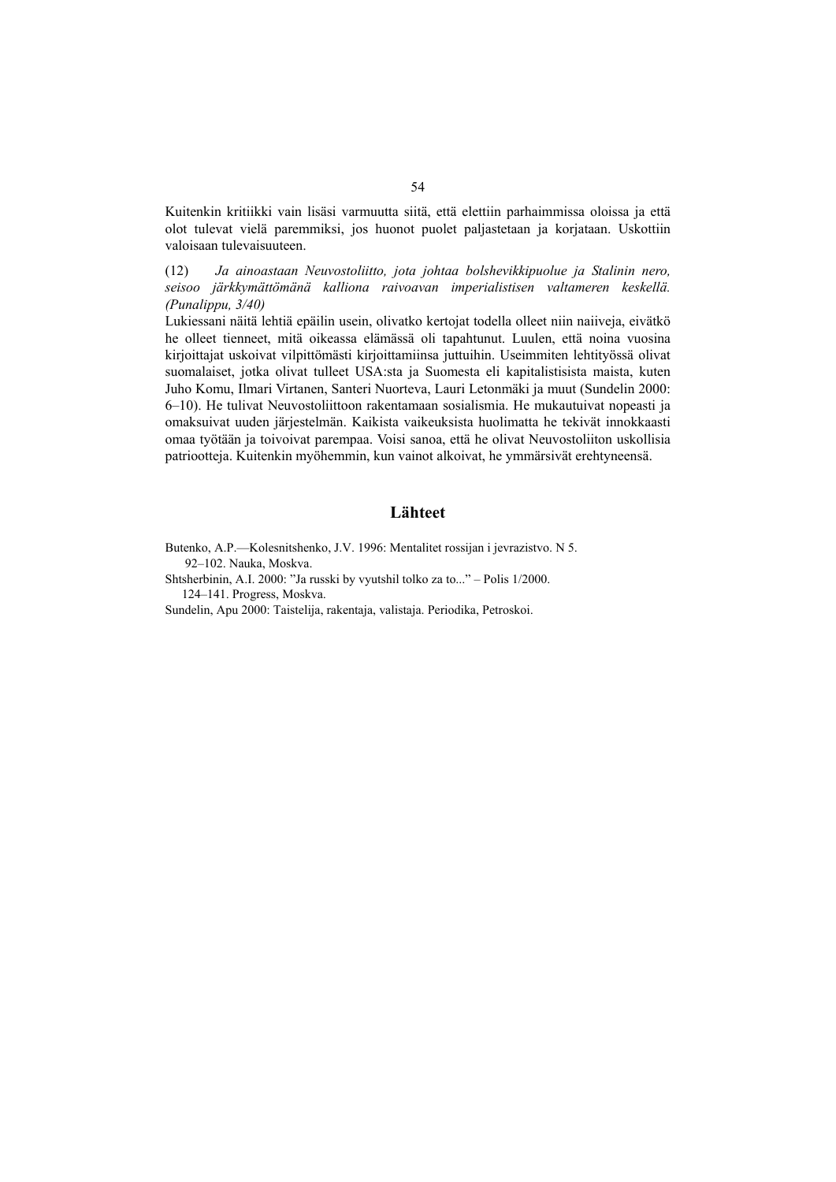Kuitenkin kritiikki vain lisäsi varmuutta siitä, että elettiin parhaimmissa oloissa ja että olot tulevat vielä paremmiksi, jos huonot puolet paljastetaan ja korjataan. Uskottiin valoisaan tulevaisuuteen.

(12) *Ja ainoastaan Neuvostoliitto, jota johtaa bolshevikkipuolue ja Stalinin nero, seisoo järkkymättömänä kalliona raivoavan imperialistisen valtameren keskellä. (Punalippu, 3/40)*

Lukiessani näitä lehtiä epäilin usein, olivatko kertojat todella olleet niin naiiveja, eivätkö he olleet tienneet, mitä oikeassa elämässä oli tapahtunut. Luulen, että noina vuosina kirjoittajat uskoivat vilpittömästi kirjoittamiinsa juttuihin. Useimmiten lehtityössä olivat suomalaiset, jotka olivat tulleet USA:sta ja Suomesta eli kapitalistisista maista, kuten Juho Komu, Ilmari Virtanen, Santeri Nuorteva, Lauri Letonmäki ja muut (Sundelin 2000: 6–10). He tulivat Neuvostoliittoon rakentamaan sosialismia. He mukautuivat nopeasti ja omaksuivat uuden järjestelmän. Kaikista vaikeuksista huolimatta he tekivät innokkaasti omaa työtään ja toivoivat parempaa. Voisi sanoa, että he olivat Neuvostoliiton uskollisia patriootteja. Kuitenkin myöhemmin, kun vainot alkoivat, he ymmärsivät erehtyneensä.

## Lähteet

Butenko, A.P.—Kolesnitshenko, J.V. 1996: Mentalitet rossijan i jevrazistvo. N 5. 92–102. Nauka, Moskva.

Shtsherbinin, A.I. 2000: "Ja russki by vyutshil tolko za to..." – Polis 1/2000. 124–141. Progress, Moskva.

Sundelin, Apu 2000: Taistelija, rakentaja, valistaja. Periodika, Petroskoi.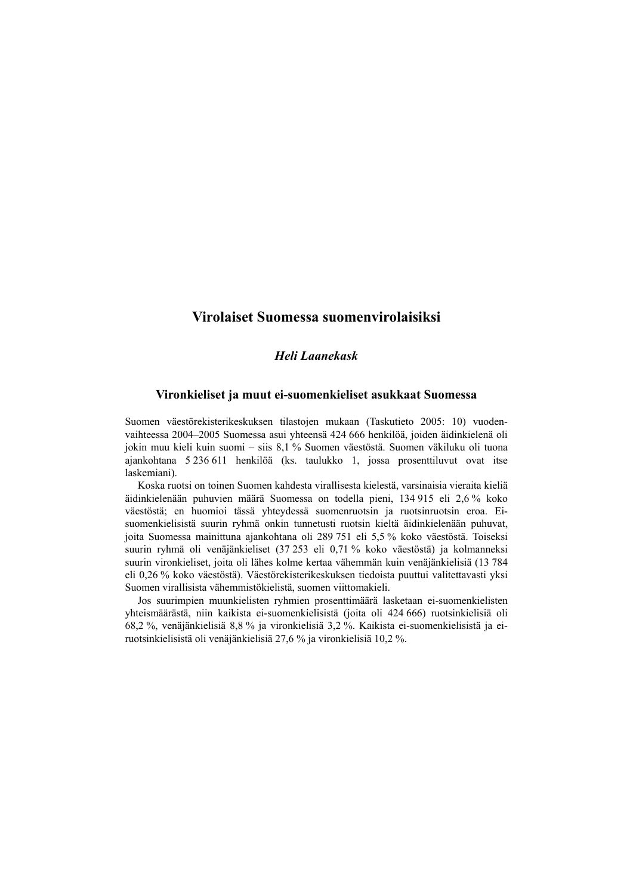# Virolaiset Suomessa suomenvirolaisiksi

***Heli Laanekask***

## Vironkieliset ja muut ei-suomenkieliset asukkaat Suomessa

Suomen väestörekisterikeskuksen tilastojen mukaan (Taskutieto 2005: 10) vuodenvaihteessa 2004–2005 Suomessa asui yhteensä 424 666 henkilöä, joiden äidinkielenä oli jokin muu kieli kuin suomi – siis 8,1 % Suomen väestöstä. Suomen väkiluku oli tuona ajankohtana 5 236 611 henkilöä (ks. taulukko 1, jossa prosenttiluvut ovat itse laskemiani).

Koska ruotsi on toinen Suomen kahdesta virallisesta kielestä, varsinaisia vieraita kieliä äidinkielenään puhuvien määrä Suomessa on todella pieni, 134 915 eli 2,6 % koko väestöstä; en huomioi tässä yhteydessä suomenruotsin ja ruotsinruotsin eroa. Ei-suomenkielisistä suurin ryhmä onkin tunnetusti ruotsin kieltä äidinkielenään puhuvat, joita Suomessa mainittuna ajankohtana oli 289 751 eli 5,5 % koko väestöstä. Toiseksi suurin ryhmä oli venäjänkieliset (37 253 eli 0,71 % koko väestöstä) ja kolmanneksi suurin vironkieliset, joita oli lähes kolme kertaa vähemmän kuin venäjänkielisiä (13 784 eli 0,26 % koko väestöstä). Väestörekisterikeskuksen tiedoista puuttui valitettavasti yksi Suomen virallisista vähemmistökielistä, suomen viittomakieli.

Jos suurimpien muunkielisten ryhmien prosenttimäärä lasketaan ei-suomenkielisten yhteismäärästä, niin kaikista ei-suomenkielisistä (joita oli 424 666) ruotsinkielisiä oli 68,2 %, venäjänkielisiä 8,8 % ja vironkielisiä 3,2 %. Kaikista ei-suomenkielisistä ja ei-ruotsinkielisistä oli venäjänkielisiä 27,6 % ja vironkielisiä 10,2 %.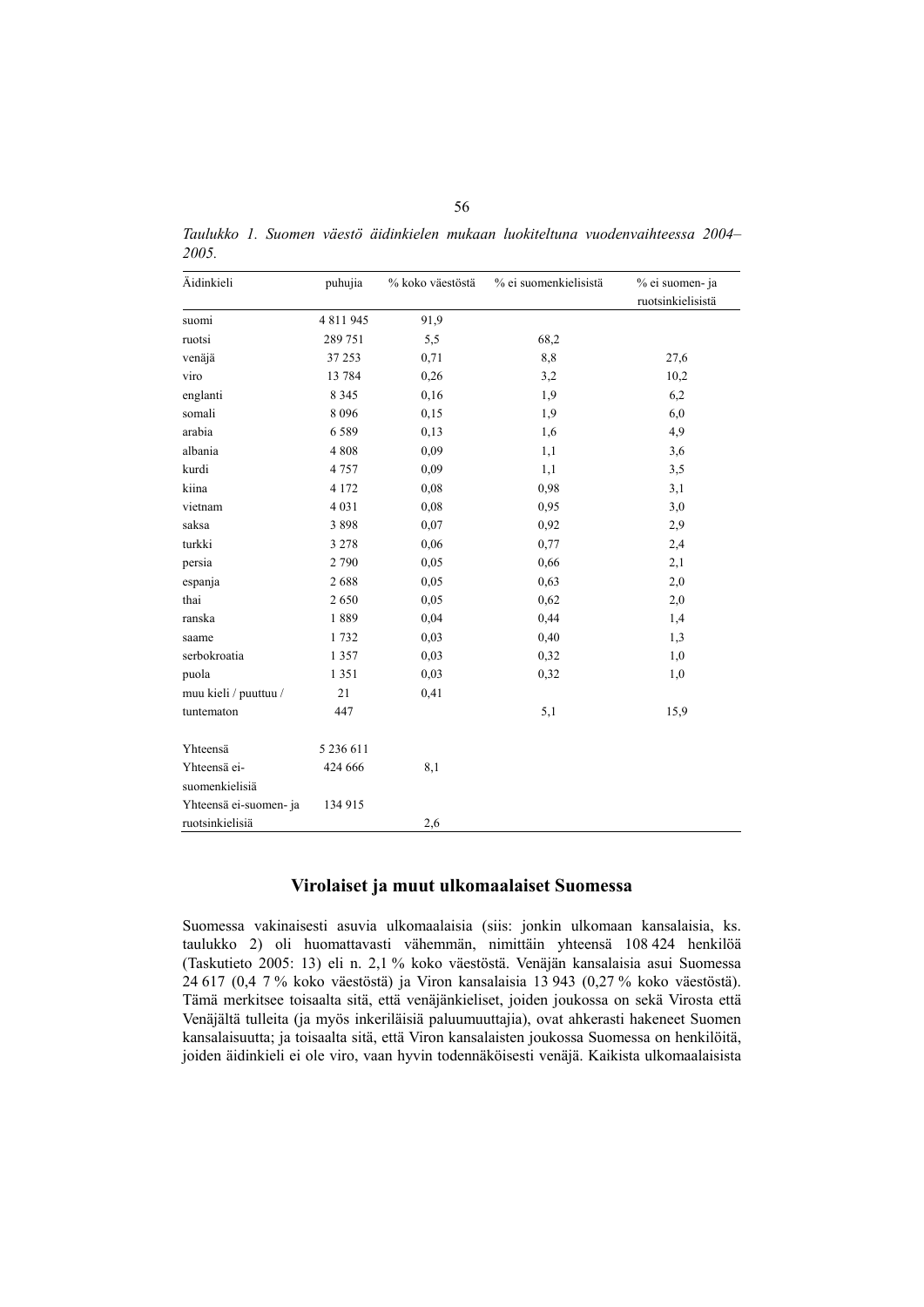*Taulukko 1. Suomen väestö äidinkielen mukaan luokiteltuna vuodenvaihteessa 2004–2005.*

| Äidinkieli | puhujia | % koko väestöstä | % ei suomenkielisistä | % ei suomen- ja ruotsinkielisistä |
|---|---|---|---|---|
| suomi | 4 811 945 | 91,9 | | |
| ruotsi | 289 751 | 5,5 | 68,2 | |
| venäjä | 37 253 | 0,71 | 8,8 | 27,6 |
| viro | 13 784 | 0,26 | 3,2 | 10,2 |
| englanti | 8 345 | 0,16 | 1,9 | 6,2 |
| somali | 8 096 | 0,15 | 1,9 | 6,0 |
| arabia | 6 589 | 0,13 | 1,6 | 4,9 |
| albania | 4 808 | 0,09 | 1,1 | 3,6 |
| kurdi | 4 757 | 0,09 | 1,1 | 3,5 |
| kiina | 4 172 | 0,08 | 0,98 | 3,1 |
| vietnam | 4 031 | 0,08 | 0,95 | 3,0 |
| saksa | 3 898 | 0,07 | 0,92 | 2,9 |
| turkki | 3 278 | 0,06 | 0,77 | 2,4 |
| persia | 2 790 | 0,05 | 0,66 | 2,1 |
| espanja | 2 688 | 0,05 | 0,63 | 2,0 |
| thai | 2 650 | 0,05 | 0,62 | 2,0 |
| ranska | 1 889 | 0,04 | 0,44 | 1,4 |
| saame | 1 732 | 0,03 | 0,40 | 1,3 |
| serbokroatia | 1 357 | 0,03 | 0,32 | 1,0 |
| puola | 1 351 | 0,03 | 0,32 | 1,0 |
| muu kieli / puuttuu / tuntematon | 21 447 | 0,41 | 5,1 | 15,9 |
| Yhteensä | 5 236 611 | | | |
| Yhteensä ei-suomenkielisiä | 424 666 | 8,1 | | |
| Yhteensä ei-suomen- ja ruotsinkielisiä | 134 915 | 2,6 | | |

## Virolaiset ja muut ulkomaalaiset Suomessa

Suomessa vakinaisesti asuvia ulkomaalaisia (siis: jonkin ulkomaan kansalaisia, ks. taulukko 2) oli huomattavasti vähemmän, nimittäin yhteensä 108 424 henkilöä (Taskutieto 2005: 13) eli n. 2,1 % koko väestöstä. Venäjän kansalaisia asui Suomessa 24 617 (0,4 7 % koko väestöstä) ja Viron kansalaisia 13 943 (0,27 % koko väestöstä). Tämä merkitsee toisaalta sitä, että venäjänkieliset, joiden joukossa on sekä Virosta että Venäjältä tulleita (ja myös inkeriläisiä paluumuuttajia), ovat ahkerasti hakeneet Suomen kansalaisuutta; ja toisaalta sitä, että Viron kansalaisten joukossa Suomessa on henkilöitä, joiden äidinkieli ei ole viro, vaan hyvin todennäköisesti venäjä. Kaikista ulkomaalaisista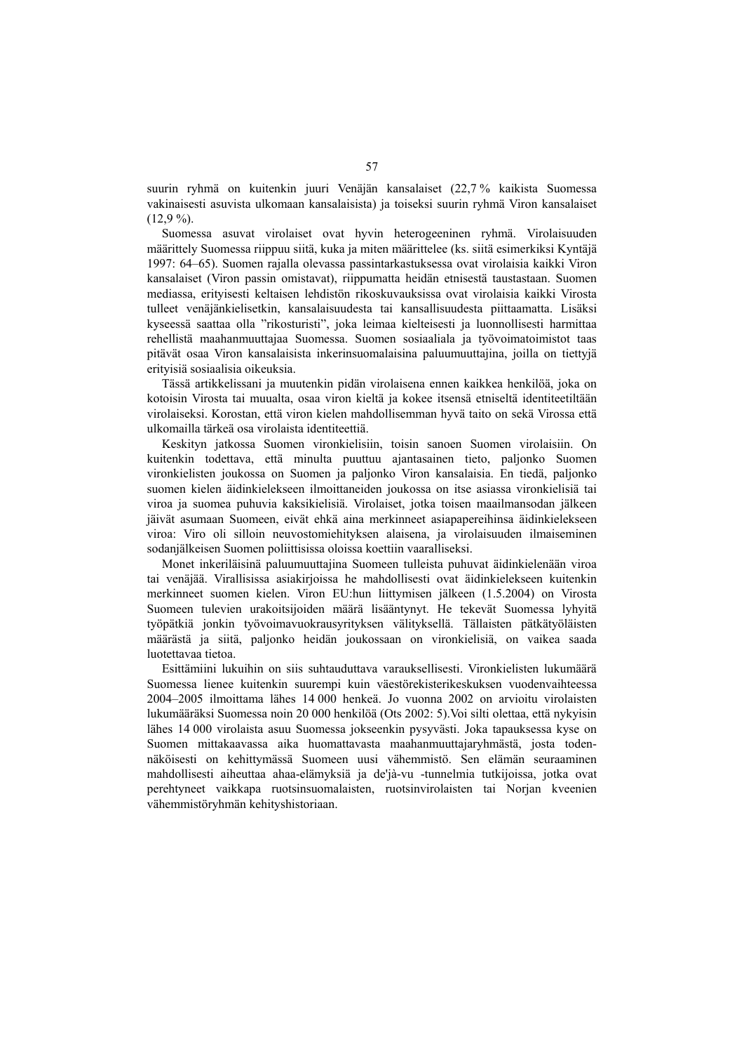suurin ryhmä on kuitenkin juuri Venäjän kansalaiset (22,7 % kaikista Suomessa vakinaisesti asuvista ulkomaan kansalaisista) ja toiseksi suurin ryhmä Viron kansalaiset (12,9 %).

Suomessa asuvat virolaiset ovat hyvin heterogeeninen ryhmä. Virolaisuuden määrittely Suomessa riippuu siitä, kuka ja miten määrittelee (ks. siitä esimerkiksi Kyntäjä 1997: 64–65). Suomen rajalla olevassa passintarkastuksessa ovat virolaisia kaikki Viron kansalaiset (Viron passin omistavat), riippumatta heidän etnisestä taustastaan. Suomen mediassa, erityisesti keltaisen lehdistön rikoskuvauksissa ovat virolaisia kaikki Virosta tulleet venäjänkielisetkin, kansalaisuudesta tai kansallisuudesta piittaamatta. Lisäksi kyseessä saattaa olla "rikosturisti", joka leimaa kielteisesti ja luonnollisesti harmittaa rehellistä maahanmuuttajaa Suomessa. Suomen sosiaaliala ja työvoimatoimistot taas pitävät osaa Viron kansalaisista inkerinsuomalaisina paluumuuttajina, joilla on tiettyjä erityisiä sosiaalisia oikeuksia.

Tässä artikkelissani ja muutenkin pidän virolaisena ennen kaikkea henkilöä, joka on kotoisin Virosta tai muualta, osaa viron kieltä ja kokee itsensä etniseltä identiteetiltään virolaiseksi. Korostan, että viron kielen mahdollisemman hyvä taito on sekä Virossa että ulkomailla tärkeä osa virolaista identiteettiä.

Keskityn jatkossa Suomen vironkielisiin, toisin sanoen Suomen virolaisiin. On kuitenkin todettava, että minulta puuttuu ajantasainen tieto, paljonko Suomen vironkielisten joukossa on Suomen ja paljonko Viron kansalaisia. En tiedä, paljonko suomen kielen äidinkielekseen ilmoittaneiden joukossa on itse asiassa vironkielisiä tai viroa ja suomea puhuvia kaksikielisiä. Virolaiset, jotka toisen maailmansodan jälkeen jäivät asumaan Suomeen, eivät ehkä aina merkinneet asiapapereihinsa äidinkielekseen viroa: Viro oli silloin neuvostomiehityksen alaisena, ja virolaisuuden ilmaiseminen sodanjälkeisen Suomen poliittisissa oloissa koettiin vaaralliseksi.

Monet inkeriläisinä paluumuuttajina Suomeen tulleista puhuvat äidinkielenään viroa tai venäjää. Virallisissa asiakirjoissa he mahdollisesti ovat äidinkielekseen kuitenkin merkinneet suomen kielen. Viron EU:hun liittymisen jälkeen (1.5.2004) on Virosta Suomeen tulevien urakoitsijoiden määrä lisääntynyt. He tekevät Suomessa lyhyitä työpätkiä jonkin työvoimavuokrausyrityksen välityksellä. Tällaisten pätkätyöläisten määrästä ja siitä, paljonko heidän joukossaan on vironkielisiä, on vaikea saada luotettavaa tietoa.

Esittämiini lukuihin on siis suhtauduttava varauksellisesti. Vironkielisten lukumäärä Suomessa lienee kuitenkin suurempi kuin väestörekisterikeskuksen vuodenvaihteessa 2004–2005 ilmoittama lähes 14 000 henkeä. Jo vuonna 2002 on arvioitu virolaisten lukumääräksi Suomessa noin 20 000 henkilöä (Ots 2002: 5).Voi silti olettaa, että nykyisin lähes 14 000 virolaista asuu Suomessa jokseenkin pysyvästi. Joka tapauksessa kyse on Suomen mittakaavassa aika huomattavasta maahanmuuttajaryhmästä, josta todennäköisesti on kehittymässä Suomeen uusi vähemmistö. Sen elämän seuraaminen mahdollisesti aiheuttaa ahaa-elämyksiä ja de'jà-vu -tunnelmia tutkijoissa, jotka ovat perehtyneet vaikkapa ruotsinsuomalaisten, ruotsinvirolaisten tai Norjan kveenien vähemmistöryhmän kehityshistoriaan.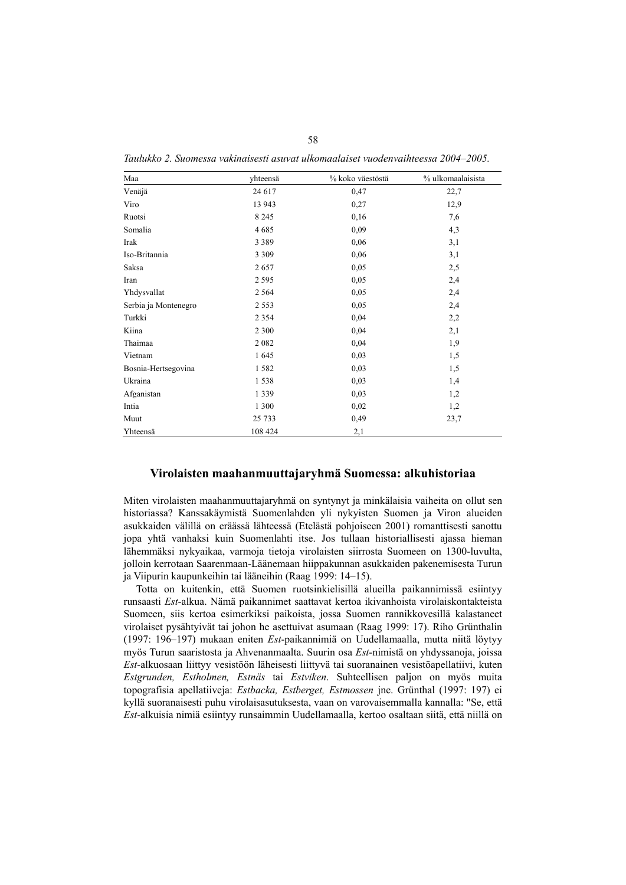*Taulukko 2. Suomessa vakinaisesti asuvat ulkomaalaiset vuodenvaihteessa 2004–2005.*

| Maa | yhteensä | % koko väestöstä | % ulkomaalaisista |
|---|---|---|---|
| Venäjä | 24 617 | 0,47 | 22,7 |
| Viro | 13 943 | 0,27 | 12,9 |
| Ruotsi | 8 245 | 0,16 | 7,6 |
| Somalia | 4 685 | 0,09 | 4,3 |
| Irak | 3 389 | 0,06 | 3,1 |
| Iso-Britannia | 3 309 | 0,06 | 3,1 |
| Saksa | 2 657 | 0,05 | 2,5 |
| Iran | 2 595 | 0,05 | 2,4 |
| Yhdysvallat | 2 564 | 0,05 | 2,4 |
| Serbia ja Montenegro | 2 553 | 0,05 | 2,4 |
| Turkki | 2 354 | 0,04 | 2,2 |
| Kiina | 2 300 | 0,04 | 2,1 |
| Thaimaa | 2 082 | 0,04 | 1,9 |
| Vietnam | 1 645 | 0,03 | 1,5 |
| Bosnia-Hertsegovina | 1 582 | 0,03 | 1,5 |
| Ukraina | 1 538 | 0,03 | 1,4 |
| Afganistan | 1 339 | 0,03 | 1,2 |
| Intia | 1 300 | 0,02 | 1,2 |
| Muut | 25 733 | 0,49 | 23,7 |
| Yhteensä | 108 424 | 2,1 | |

## Virolaisten maahanmuuttajaryhmä Suomessa: alkuhistoriaa

Miten virolaisten maahanmuuttajaryhmä on syntynyt ja minkälaisia vaiheita on ollut sen historiassa? Kanssakäymistä Suomenlahden yli nykyisten Suomen ja Viron alueiden asukkaiden välillä on eräässä lähteessä (Etelästä pohjoiseen 2001) romanttisesti sanottu jopa yhtä vanhaksi kuin Suomenlahti itse. Jos tullaan historiallisesti ajassa hieman lähemmäksi nykyaikaa, varmoja tietoja virolaisten siirrosta Suomeen on 1300-luvulta, jolloin kerrotaan Saarenmaan-Läänemaan hiippakunnan asukkaiden pakenemisesta Turun ja Viipurin kaupunkeihin tai lääneihin (Raag 1999: 14–15).

Totta on kuitenkin, että Suomen ruotsinkielisillä alueilla paikannimissä esiintyy runsaasti *Est*-alkua. Nämä paikannimet saattavat kertoa ikivanhoista virolaiskontakteista Suomeen, siis kertoa esimerkiksi paikoista, jossa Suomen rannikkovesillä kalastaneet virolaiset pysähtyivät tai johon he asettuivat asumaan (Raag 1999: 17). Riho Grünthalin (1997: 196–197) mukaan eniten *Est*-paikannimiä on Uudellamaalla, mutta niitä löytyy myös Turun saaristosta ja Ahvenanmaalta. Suurin osa *Est*-nimistä on yhdyssanoja, joissa *Est*-alkuosaan liittyy vesistöön läheisesti liittyvä tai suoranainen vesistöapellatiivi, kuten *Estgrunden, Estholmen, Estnäs* tai *Estviken*. Suhteellisen paljon on myös muita topografisia apellatiiveja: *Estbacka, Estberget, Estmossen* jne. Grünthal (1997: 197) ei kyllä suoranaisesti puhu virolaisasutuksesta, vaan on varovaisemmalla kannalla: "Se, että *Est*-alkuisia nimiä esiintyy runsaimmin Uudellamaalla, kertoo osaltaan siitä, että niillä on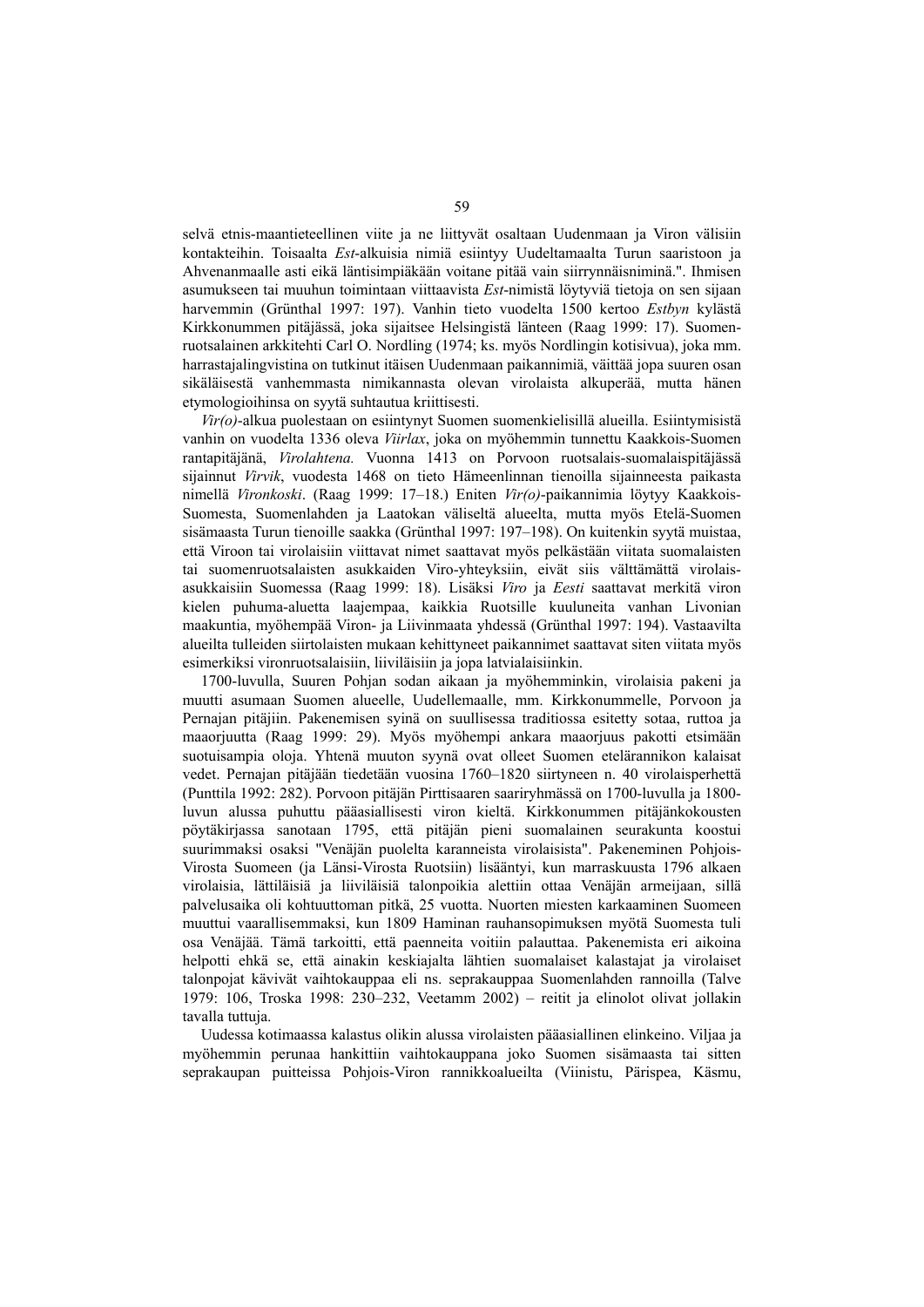selvä etnis-maantieteellinen viite ja ne liittyvät osaltaan Uudenmaan ja Viron välisiin kontakteihin. Toisaalta *Est*-alkuisia nimiä esiintyy Uudeltamaalta Turun saaristoon ja Ahvenanmaalle asti eikä läntisimpiäkään voitane pitää vain siirrynnäisniminä.". Ihmisen asumukseen tai muuhun toimintaan viittaavista *Est*-nimistä löytyviä tietoja on sen sijaan harvemmin (Grünthal 1997: 197). Vanhin tieto vuodelta 1500 kertoo *Estbyn* kylästä Kirkkonummen pitäjässä, joka sijaitsee Helsingistä länteen (Raag 1999: 17). Suomenruotsalainen arkkitehti Carl O. Nordling (1974; ks. myös Nordlingin kotisivua), joka mm. harrastajalingvistina on tutkinut itäisen Uudenmaan paikannimiä, väittää jopa suuren osan sikäläisestä vanhemmasta nimikannasta olevan virolaista alkuperää, mutta hänen etymologioihinsa on syytä suhtautua kriittisesti.

*Vir(o)*-alkua puolestaan on esiintynyt Suomen suomenkielisillä alueilla. Esiintymisistä vanhin on vuodelta 1336 oleva *Viirlax*, joka on myöhemmin tunnettu Kaakkois-Suomen rantapitäjänä, *Virolahtena.* Vuonna 1413 on Porvoon ruotsalais-suomalaispitäjässä sijainnut *Virvik*, vuodesta 1468 on tieto Hämeenlinnan tienoilla sijainneesta paikasta nimellä *Vironkoski*. (Raag 1999: 17–18.) Eniten *Vir(o)*-paikannimia löytyy Kaakkois-Suomesta, Suomenlahden ja Laatokan väliseltä alueelta, mutta myös Etelä-Suomen sisämaasta Turun tienoille saakka (Grünthal 1997: 197–198). On kuitenkin syytä muistaa, että Viroon tai virolaisiin viittaavat nimet saattavat myös pelkästään viitata suomalaisten tai suomenruotsalaisten asukkaiden Viro-yhteyksiin, eivät siis välttämättä virolaisasukkaisiin Suomessa (Raag 1999: 18). Lisäksi *Viro* ja *Eesti* saattavat merkitä viron kielen puhuma-aluetta laajempaa, kaikkia Ruotsille kuuluneita vanhan Livonian maakuntia, myöhempää Viron- ja Liivinmaata yhdessä (Grünthal 1997: 194). Vastaavilta alueilta tulleiden siirtolaisten mukaan kehittyneet paikannimet saattavat siten viitata myös esimerkiksi vironruotsalaisiin, liiviläisiin ja jopa latvialaisiinkin.

1700-luvulla, Suuren Pohjan sodan aikaan ja myöhemminkin, virolaisia pakeni ja muutti asumaan Suomen alueelle, Uudellemaalle, mm. Kirkkonummelle, Porvoon ja Pernajan pitäjiin. Pakenemisen syinä on suullisessa traditiossa esitetty sotaa, ruttoa ja maaorjuutta (Raag 1999: 29). Myös myöhempi ankara maaorjuus pakotti etsimään suotuisampia oloja. Yhtenä muuton syynä ovat olleet Suomen etelärannikon kalaisat vedet. Pernajan pitäjään tiedetään vuosina 1760–1820 siirtyneen n. 40 virolaisperhettä (Punttila 1992: 282). Porvoon pitäjän Pirttisaaren saariryhmässä on 1700-luvulla ja 1800-luvun alussa puhuttu pääasiallisesti viron kieltä. Kirkkonummen pitäjänkokousten pöytäkirjassa sanotaan 1795, että pitäjän pieni suomalainen seurakunta koostui suurimmaksi osaksi "Venäjän puolelta karanneista virolaisista". Pakeneminen Pohjois-Virosta Suomeen (ja Länsi-Virosta Ruotsiin) lisääntyi, kun marraskuusta 1796 alkaen virolaisia, lättiläisiä ja liiviläisiä talonpoikia alettiin ottaa Venäjän armeijaan, sillä palvelusaika oli kohtuuttoman pitkä, 25 vuotta. Nuorten miesten karkaaminen Suomeen muuttui vaarallisemmaksi, kun 1809 Haminan rauhansopimuksen myötä Suomesta tuli osa Venäjää. Tämä tarkoitti, että paenneita voitiin palauttaa. Pakenemista eri aikoina helpotti ehkä se, että ainakin keskiajalta lähtien suomalaiset kalastajat ja virolaiset talonpojat kävivät vaihtokauppaa eli ns. seprakauppaa Suomenlahden rannoilla (Talve 1979: 106, Troska 1998: 230–232, Veetamm 2002) – reitit ja elinolot olivat jollakin tavalla tuttuja.

Uudessa kotimaassa kalastus olikin alussa virolaisten pääasiallinen elinkeino. Viljaa ja myöhemmin perunaa hankittiin vaihtokauppana joko Suomen sisämaasta tai sitten seprakaupan puitteissa Pohjois-Viron rannikkoalueilta (Viinistu, Pärispea, Käsmu,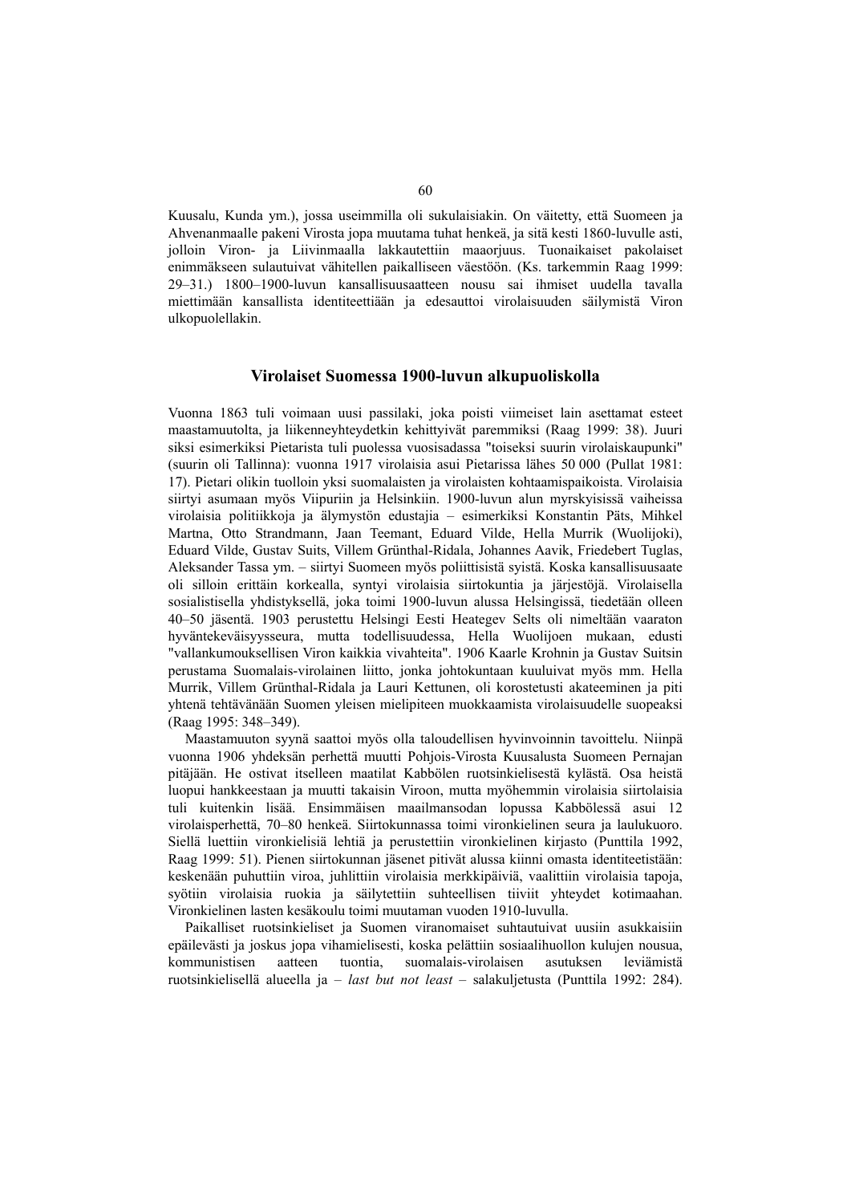Kuusalu, Kunda ym.), jossa useimmilla oli sukulaisiakin. On väitetty, että Suomeen ja Ahvenanmaalle pakeni Virosta jopa muutama tuhat henkeä, ja sitä kesti 1860-luvulle asti, jolloin Viron- ja Liivinmaalla lakkautettiin maaorjuus. Tuonaikaiset pakolaiset enimmäkseen sulautuivat vähitellen paikalliseen väestöön. (Ks. tarkemmin Raag 1999: 29–31.) 1800–1900-luvun kansallisuusaatteen nousu sai ihmiset uudella tavalla miettimään kansallista identiteettiään ja edesauttoi virolaisuuden säilymistä Viron ulkopuolellakin.

## Virolaiset Suomessa 1900-luvun alkupuoliskolla

Vuonna 1863 tuli voimaan uusi passilaki, joka poisti viimeiset lain asettamat esteet maastamuutolta, ja liikenneyhteydetkin kehittyivät paremmiksi (Raag 1999: 38). Juuri siksi esimerkiksi Pietarista tuli puolessa vuosisadassa "toiseksi suurin virolaiskaupunki" (suurin oli Tallinna): vuonna 1917 virolaisia asui Pietarissa lähes 50 000 (Pullat 1981: 17). Pietari olikin tuolloin yksi suomalaisten ja virolaisten kohtaamispaikoista. Virolaisia siirtyi asumaan myös Viipuriin ja Helsinkiin. 1900-luvun alun myrskyisissä vaiheissa virolaisia politiikkoja ja älymystön edustajia – esimerkiksi Konstantin Päts, Mihkel Martna, Otto Strandmann, Jaan Teemant, Eduard Vilde, Hella Murrik (Wuolijoki), Eduard Vilde, Gustav Suits, Villem Grünthal-Ridala, Johannes Aavik, Friedebert Tuglas, Aleksander Tassa ym. – siirtyi Suomeen myös poliittisista syistä. Koska kansallisuusaate oli silloin erittäin korkealla, syntyi virolaisia siirtokuntia ja järjestöjä. Virolaisella sosialistisella yhdistyksellä, joka toimi 1900-luvun alussa Helsingissä, tiedetään olleen 40–50 jäsentä. 1903 perustettu Helsingi Eesti Heategev Selts oli nimeltään vaaraton hyväntekeväisyysseura, mutta todellisuudessa, Hella Wuolijoen mukaan, edusti "vallankumouksellisen Viron kaikkia vivahteita". 1906 Kaarle Krohnin ja Gustav Suitsin perustama Suomalais-virolainen liitto, jonka johtokuntaan kuuluivat myös mm. Hella Murrik, Villem Grünthal-Ridala ja Lauri Kettunen, oli korostetusti akateeminen ja piti yhtenä tehtävänään Suomen yleisen mielipiteen muokkaamista virolaisuudelle suopeaksi (Raag 1995: 348–349).

Maastamuuton syynä saattoi myös olla taloudellisen hyvinvoinnin tavoittelu. Niinpä vuonna 1906 yhdeksän perhettä muutti Pohjois-Virosta Kuusalusta Suomeen Pernajan pitäjään. He ostivat itselleen maatilat Kabbölen ruotsinkielisestä kylästä. Osa heistä luopui hankkeestaan ja muutti takaisin Viroon, mutta myöhemmin virolaisia siirtolaisia tuli kuitenkin lisää. Ensimmäisen maailmansodan lopussa Kabbölessä asui 12 virolaisperhettä, 70–80 henkeä. Siirtokunnassa toimi vironkielinen seura ja laulukuoro. Siellä luettiin vironkielisiä lehtiä ja perustettiin vironkielinen kirjasto (Punttila 1992, Raag 1999: 51). Pienen siirtokunnan jäsenet pitivät alussa kiinni omasta identiteetistään: keskenään puhuttiin viroa, juhlittiin virolaisia merkkipäiviä, vaalittiin virolaisia tapoja, syötiin virolaisia ruokia ja säilytettiin suhteellisen tiiviit yhteydet kotimaahan. Vironkielinen lasten kesäkoulu toimi muutaman vuoden 1910-luvulla.

Paikalliset ruotsinkieliset ja Suomen viranomaiset suhtautuivat uusiin asukkaisiin epäilevästi ja joskus jopa vihamielisesti, koska pelättiin sosiaalihuollon kulujen nousua, kommunistisen aatteen tuontia, suomalais-virolaisen asutuksen leviämistä ruotsinkielisellä alueella ja – *last but not least* – salakuljetusta (Punttila 1992: 284).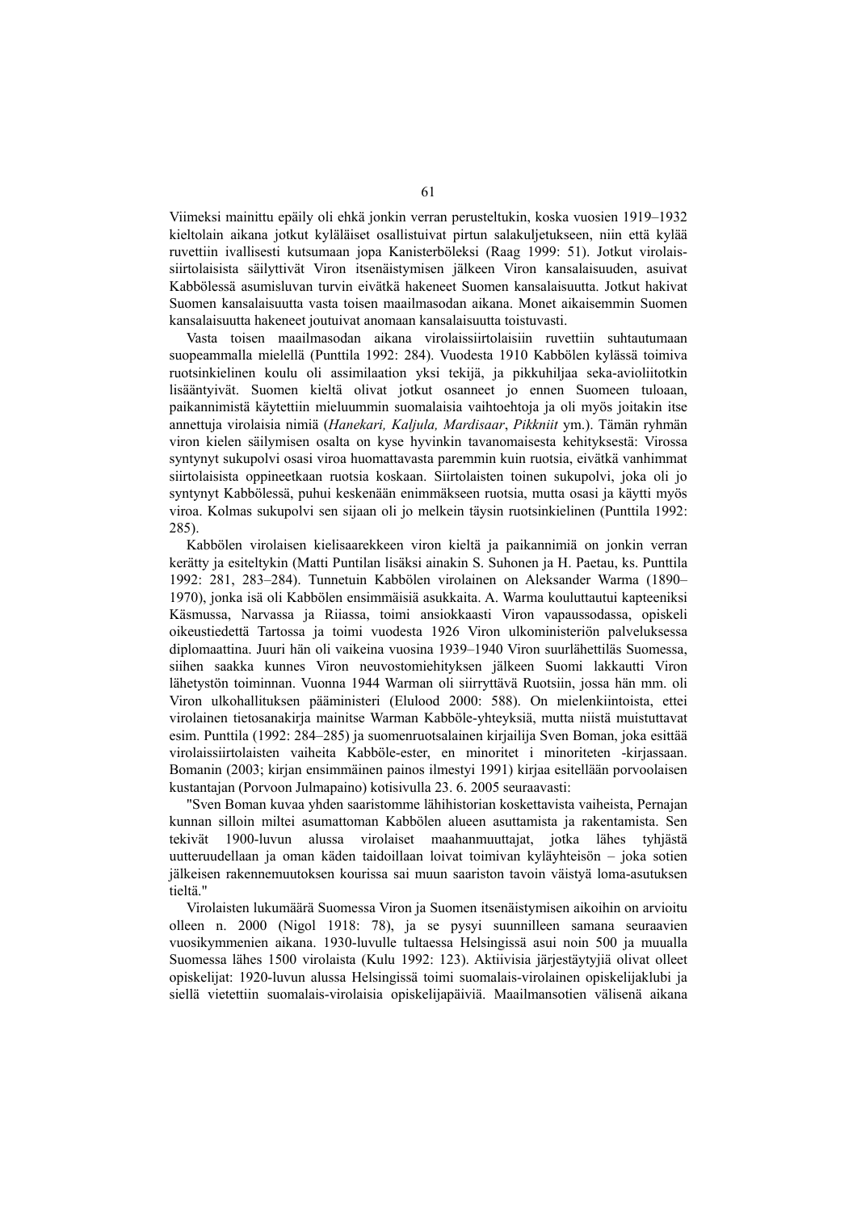Viimeksi mainittu epäily oli ehkä jonkin verran perusteltukin, koska vuosien 1919–1932 kieltolain aikana jotkut kyläläiset osallistuivat pirtun salakuljetukseen, niin että kylää ruvettiin ivallisesti kutsumaan jopa Kanisterböleksi (Raag 1999: 51). Jotkut virolaissiirtolaisista säilyttivät Viron itsenäistymisen jälkeen Viron kansalaisuuden, asuivat Kabbölessä asumisluvan turvin eivätkä hakeneet Suomen kansalaisuutta. Jotkut hakivat Suomen kansalaisuutta vasta toisen maailmasodan aikana. Monet aikaisemmin Suomen kansalaisuutta hakeneet joutuivat anomaan kansalaisuutta toistuvasti.

Vasta toisen maailmasodan aikana virolaissiirtolaisiin ruvettiin suhtautumaan suopeammalla mielellä (Punttila 1992: 284). Vuodesta 1910 Kabbölen kylässä toimiva ruotsinkielinen koulu oli assimilaation yksi tekijä, ja pikkuhiljaa seka-avioliitotkin lisääntyivät. Suomen kieltä olivat jotkut osanneet jo ennen Suomeen tuloaan, paikannimistä käytettiin mieluummin suomalaisia vaihtoehtoja ja oli myös joitakin itse annettuja virolaisia nimiä (*Hanekari, Kaljula, Mardisaar*, *Pikkniit* ym.). Tämän ryhmän viron kielen säilymisen osalta on kyse hyvinkin tavanomaisesta kehityksestä: Virossa syntynyt sukupolvi osasi viroa huomattavasti paremmin kuin ruotsia, eivätkä vanhimmat siirtolaisista oppineetkaan ruotsia koskaan. Siirtolaisten toinen sukupolvi, joka oli jo syntynyt Kabbölessä, puhui keskenään enimmäkseen ruotsia, mutta osasi ja käytti myös viroa. Kolmas sukupolvi sen sijaan oli jo melkein täysin ruotsinkielinen (Punttila 1992: 285).

Kabbölen virolaisen kielisaarekkeen viron kieltä ja paikannimiä on jonkin verran kerätty ja esiteltykin (Matti Puntilan lisäksi ainakin S. Suhonen ja H. Paetau, ks. Punttila 1992: 281, 283–284). Tunnetuin Kabbölen virolainen on Aleksander Warma (1890–1970), jonka isä oli Kabbölen ensimmäisiä asukkaita. A. Warma kouluttautui kapteeniksi Käsmussa, Narvassa ja Riiassa, toimi ansiokkaasti Viron vapaussodassa, opiskeli oikeustiedettä Tartossa ja toimi vuodesta 1926 Viron ulkoministeriön palveluksessa diplomaattina. Juuri hän oli vaikeina vuosina 1939–1940 Viron suurlähettiläs Suomessa, siihen saakka kunnes Viron neuvostomiehityksen jälkeen Suomi lakkautti Viron lähetystön toiminnan. Vuonna 1944 Warman oli siirryttävä Ruotsiin, jossa hän mm. oli Viron ulkohallituksen pääministeri (Elulood 2000: 588). On mielenkiintoista, ettei virolainen tietosanakirja mainitse Warman Kabböle-yhteyksiä, mutta niistä muistuttavat esim. Punttila (1992: 284–285) ja suomenruotsalainen kirjailija Sven Boman, joka esittää virolaissiirtolaisten vaiheita Kabböle-ester, en minoritet i minoriteten -kirjassaan. Bomanin (2003; kirjan ensimmäinen painos ilmestyi 1991) kirjaa esitellään porvoolaisen kustantajan (Porvoon Julmapaino) kotisivulla 23. 6. 2005 seuraavasti:

"Sven Boman kuvaa yhden saaristomme lähihistorian koskettavista vaiheista, Pernajan kunnan silloin miltei asumattoman Kabbölen alueen asuttamista ja rakentamista. Sen tekivät 1900-luvun alussa virolaiset maahanmuuttajat, jotka lähes tyhjästä uutteruudellaan ja oman käden taidoillaan loivat toimivan kyläyhteisön – joka sotien jälkeisen rakennemuutoksen kourissa sai muun saariston tavoin väistyä loma-asutuksen tieltä."

Virolaisten lukumäärä Suomessa Viron ja Suomen itsenäistymisen aikoihin on arvioitu olleen n. 2000 (Nigol 1918: 78), ja se pysyi suunnilleen samana seuraavien vuosikymmenien aikana. 1930-luvulle tultaessa Helsingissä asui noin 500 ja muualla Suomessa lähes 1500 virolaista (Kulu 1992: 123). Aktiivisia järjestäytyjiä olivat olleet opiskelijat: 1920-luvun alussa Helsingissä toimi suomalais-virolainen opiskelijaklubi ja siellä vietettiin suomalais-virolaisia opiskelijapäiviä. Maailmansotien välisenä aikana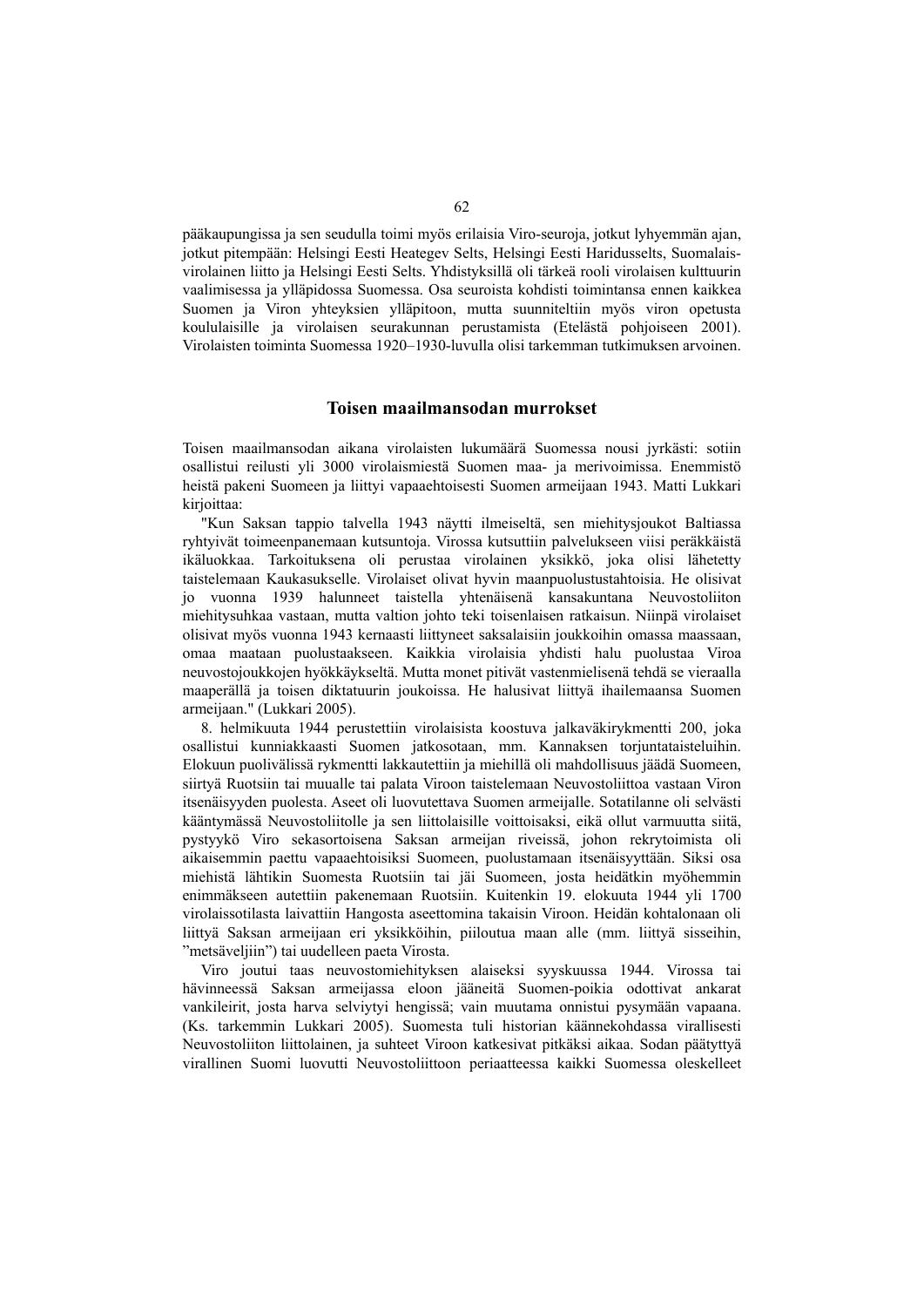pääkaupungissa ja sen seudulla toimi myös erilaisia Viro-seuroja, jotkut lyhyemmän ajan, jotkut pitempään: Helsingi Eesti Heategev Selts, Helsingi Eesti Haridusselts, Suomalais-virolainen liitto ja Helsingi Eesti Selts. Yhdistyksillä oli tärkeä rooli virolaisen kulttuurin vaalimisessa ja ylläpidossa Suomessa. Osa seuroista kohdisti toimintansa ennen kaikkea Suomen ja Viron yhteyksien ylläpitoon, mutta suunniteltiin myös viron opetusta koululaisille ja virolaisen seurakunnan perustamista (Etelästä pohjoiseen 2001). Virolaisten toiminta Suomessa 1920–1930-luvulla olisi tarkemman tutkimuksen arvoinen.

## Toisen maailmansodan murrokset

Toisen maailmansodan aikana virolaisten lukumäärä Suomessa nousi jyrkästi: sotiin osallistui reilusti yli 3000 virolaismiestä Suomen maa- ja merivoimissa. Enemmistö heistä pakeni Suomeen ja liittyi vapaaehtoisesti Suomen armeijaan 1943. Matti Lukkari kirjoittaa:

"Kun Saksan tappio talvella 1943 näytti ilmeiseltä, sen miehitysjoukot Baltiassa ryhtyivät toimeenpanemaan kutsuntoja. Virossa kutsuttiin palvelukseen viisi peräkkäistä ikäluokkaa. Tarkoituksena oli perustaa virolainen yksikkö, joka olisi lähetetty taistelemaan Kaukasukselle. Virolaiset olivat hyvin maanpuolustustahtoisia. He olisivat jo vuonna 1939 halunneet taistella yhtenäisenä kansakuntana Neuvostoliiton miehitysuhkaa vastaan, mutta valtion johto teki toisenlaisen ratkaisun. Niinpä virolaiset olisivat myös vuonna 1943 kernaasti liittyneet saksalaisiin joukkoihin omassa maassaan, omaa maataan puolustaakseen. Kaikkia virolaisia yhdisti halu puolustaa Viroa neuvostojoukkojen hyökkäykseltä. Mutta monet pitivät vastenmielisenä tehdä se vieraalla maaperällä ja toisen diktatuurin joukoissa. He halusivat liittyä ihailemaansa Suomen armeijaan." (Lukkari 2005).

8. helmikuuta 1944 perustettiin virolaisista koostuva jalkaväkirykmentti 200, joka osallistui kunniakkaasti Suomen jatkosotaan, mm. Kannaksen torjuntataisteluihin. Elokuun puolivälissä rykmentti lakkautettiin ja miehillä oli mahdollisuus jäädä Suomeen, siirtyä Ruotsiin tai muualle tai palata Viroon taistelemaan Neuvostoliittoa vastaan Viron itsenäisyyden puolesta. Aseet oli luovutettava Suomen armeijalle. Sotatilanne oli selvästi kääntymässä Neuvostoliitolle ja sen liittolaisille voittoisaksi, eikä ollut varmuutta siitä, pystyykö Viro sekasortoisena Saksan armeijan riveissä, johon rekrytoimista oli aikaisemmin paettu vapaaehtoisiksi Suomeen, puolustamaan itsenäisyyttään. Siksi osa miehistä lähtikin Suomesta Ruotsiin tai jäi Suomeen, josta heidätkin myöhemmin enimmäkseen autettiin pakenemaan Ruotsiin. Kuitenkin 19. elokuuta 1944 yli 1700 virolaissotilasta laivattiin Hangosta aseettomina takaisin Viroon. Heidän kohtalonaan oli liittyä Saksan armeijaan eri yksikköihin, piiloutua maan alle (mm. liittyä sisseihin, "metsäveljiin") tai uudelleen paeta Virosta.

Viro joutui taas neuvostomiehityksen alaiseksi syyskuussa 1944. Virossa tai hävinneessä Saksan armeijassa eloon jääneitä Suomen-poikia odottivat ankarat vankileirit, josta harva selviytyi hengissä; vain muutama onnistui pysymään vapaana. (Ks. tarkemmin Lukkari 2005). Suomesta tuli historian käännekohdassa virallisesti Neuvostoliiton liittolainen, ja suhteet Viroon katkesivat pitkäksi aikaa. Sodan päätyttyä virallinen Suomi luovutti Neuvostoliittoon periaatteessa kaikki Suomessa oleskelleet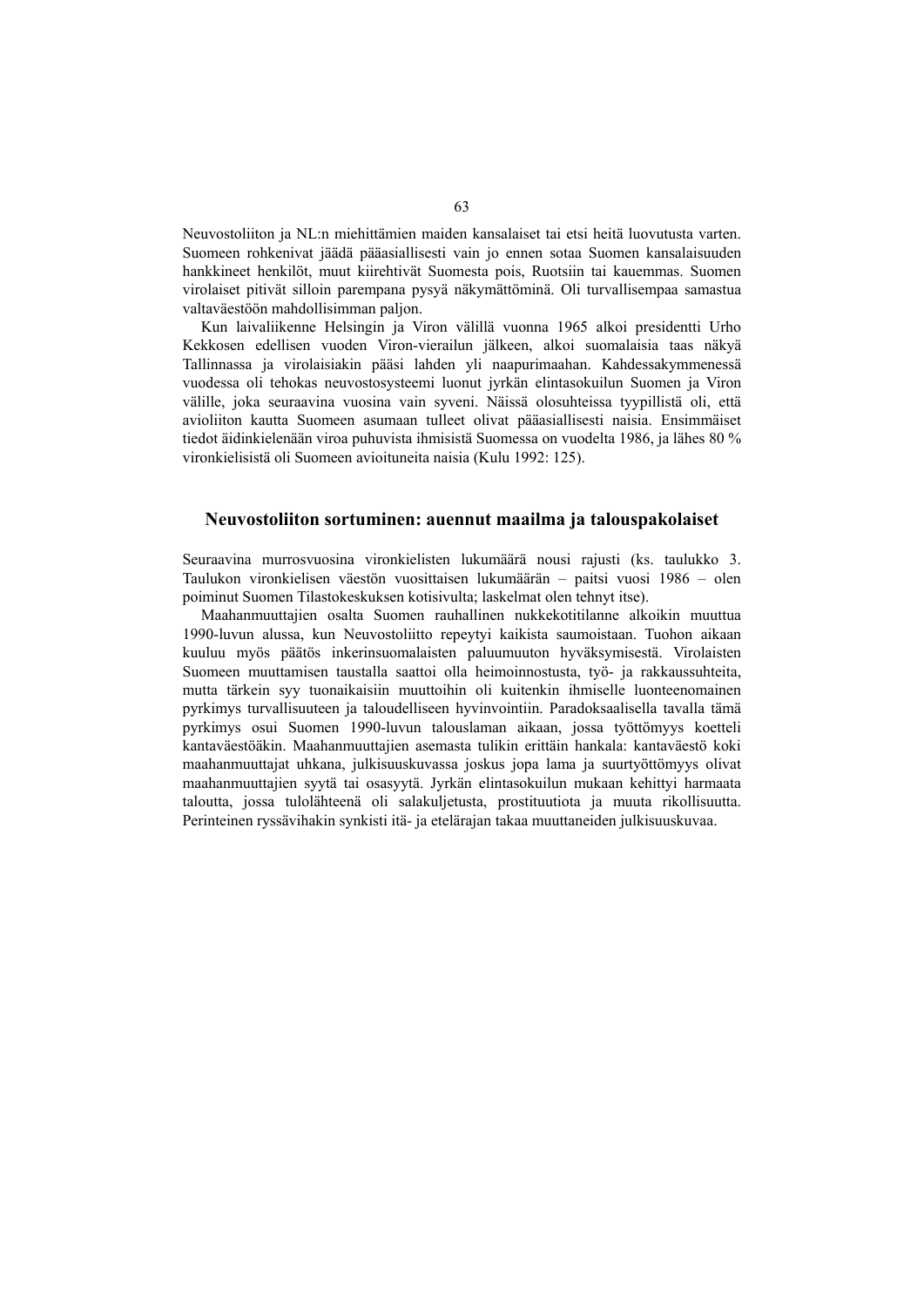Neuvostoliiton ja NL:n miehittämien maiden kansalaiset tai etsi heitä luovutusta varten. Suomeen rohkenivat jäädä pääasiallisesti vain jo ennen sotaa Suomen kansalaisuuden hankkineet henkilöt, muut kiirehtivät Suomesta pois, Ruotsiin tai kauemmas. Suomen virolaiset pitivät silloin parempana pysyä näkymättöminä. Oli turvallisempaa samastua valtaväestöön mahdollisimman paljon.

Kun laivaliikenne Helsingin ja Viron välillä vuonna 1965 alkoi presidentti Urho Kekkosen edellisen vuoden Viron-vierailun jälkeen, alkoi suomalaisia taas näkyä Tallinnassa ja virolaisiakin pääsi lahden yli naapurimaahan. Kahdessakymmenessä vuodessa oli tehokas neuvostosysteemi luonut jyrkän elintasokuilun Suomen ja Viron välille, joka seuraavina vuosina vain syveni. Näissä olosuhteissa tyypillistä oli, että avioliiton kautta Suomeen asumaan tulleet olivat pääasiallisesti naisia. Ensimmäiset tiedot äidinkielenään viroa puhuvista ihmisistä Suomessa on vuodelta 1986, ja lähes 80 % vironkielisistä oli Suomeen avioituneita naisia (Kulu 1992: 125).

## Neuvostoliiton sortuminen: auennut maailma ja talouspakolaiset

Seuraavina murrosvuosina vironkielisten lukumäärä nousi rajusti (ks. taulukko 3. Taulukon vironkielisen väestön vuosittaisen lukumäärän – paitsi vuosi 1986 – olen poiminut Suomen Tilastokeskuksen kotisivulta; laskelmat olen tehnyt itse).

Maahanmuuttajien osalta Suomen rauhallinen nukkekotitilanne alkoikin muuttua 1990-luvun alussa, kun Neuvostoliitto repeytyi kaikista saumoistaan. Tuohon aikaan kuuluu myös päätös inkerinsuomalaisten paluumuuton hyväksymisestä. Virolaisten Suomeen muuttamisen taustalla saattoi olla heimoinnostusta, työ- ja rakkaussuhteita, mutta tärkein syy tuonaikaisiin muuttoihin oli kuitenkin ihmiselle luonteenomainen pyrkimys turvallisuuteen ja taloudelliseen hyvinvointiin. Paradoksaalisella tavalla tämä pyrkimys osui Suomen 1990-luvun talouslaman aikaan, jossa työttömyys koetteli kantaväestöäkin. Maahanmuuttajien asemasta tulikin erittäin hankala: kantaväestö koki maahanmuuttajat uhkana, julkisuuskuvassa joskus jopa lama ja suurtyöttömyys olivat maahanmuuttajien syytä tai osasyytä. Jyrkän elintasokuilun mukaan kehittyi harmaata taloutta, jossa tulolähteenä oli salakuljetusta, prostituutiota ja muuta rikollisuutta. Perinteinen ryssävihakin synkisti itä- ja etelärajan takaa muuttaneiden julkisuuskuvaa.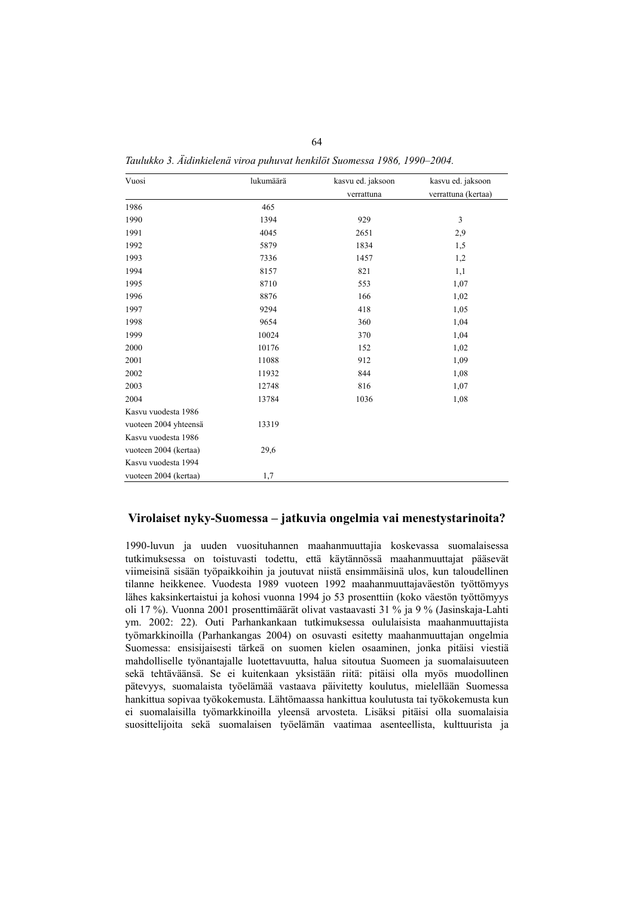*Taulukko 3. Äidinkielenä viroa puhuvat henkilöt Suomessa 1986, 1990–2004.*

| Vuosi | lukumäärä | kasvu ed. jaksoon verrattuna | kasvu ed. jaksoon verrattuna (kertaa) |
|---|---|---|---|
| 1986 | 465 | | |
| 1990 | 1394 | 929 | 3 |
| 1991 | 4045 | 2651 | 2,9 |
| 1992 | 5879 | 1834 | 1,5 |
| 1993 | 7336 | 1457 | 1,2 |
| 1994 | 8157 | 821 | 1,1 |
| 1995 | 8710 | 553 | 1,07 |
| 1996 | 8876 | 166 | 1,02 |
| 1997 | 9294 | 418 | 1,05 |
| 1998 | 9654 | 360 | 1,04 |
| 1999 | 10024 | 370 | 1,04 |
| 2000 | 10176 | 152 | 1,02 |
| 2001 | 11088 | 912 | 1,09 |
| 2002 | 11932 | 844 | 1,08 |
| 2003 | 12748 | 816 | 1,07 |
| 2004 | 13784 | 1036 | 1,08 |
| Kasvu vuodesta 1986 vuoteen 2004 yhteensä | 13319 | | |
| Kasvu vuodesta 1986 vuoteen 2004 (kertaa) | 29,6 | | |
| Kasvu vuodesta 1994 vuoteen 2004 (kertaa) | 1,7 | | |

## Virolaiset nyky-Suomessa – jatkuvia ongelmia vai menestystarinoita?

1990-luvun ja uuden vuosituhannen maahanmuuttajia koskevassa suomalaisessa tutkimuksessa on toistuvasti todettu, että käytännössä maahanmuuttajat pääsevät viimeisinä sisään työpaikkoihin ja joutuvat niistä ensimmäisinä ulos, kun taloudellinen tilanne heikkenee. Vuodesta 1989 vuoteen 1992 maahanmuuttajaväestön työttömyys lähes kaksinkertaistui ja kohosi vuonna 1994 jo 53 prosenttiin (koko väestön työttömyys oli 17 %). Vuonna 2001 prosenttimäärät olivat vastaavasti 31 % ja 9 % (Jasinskaja-Lahti ym. 2002: 22). Outi Parhankankaan tutkimuksessa oululaisista maahanmuuttajista työmarkkinoilla (Parhankangas 2004) on osuvasti esitetty maahanmuuttajan ongelmia Suomessa: ensisijaisesti tärkeä on suomen kielen osaaminen, jonka pitäisi viestiä mahdolliselle työnantajalle luotettavuutta, halua sitoutua Suomeen ja suomalaisuuteen sekä tehtäväänsä. Se ei kuitenkaan yksistään riitä: pitäisi olla myös muodollinen pätevyys, suomalaista työelämää vastaava päivitetty koulutus, mielellään Suomessa hankittua sopivaa työkokemusta. Lähtömaassa hankittua koulutusta tai työkokemusta kun ei suomalaisilla työmarkkinoilla yleensä arvosteta. Lisäksi pitäisi olla suomalaisia suosittelijoita sekä suomalaisen työelämän vaatimaa asenteellista, kulttuurista ja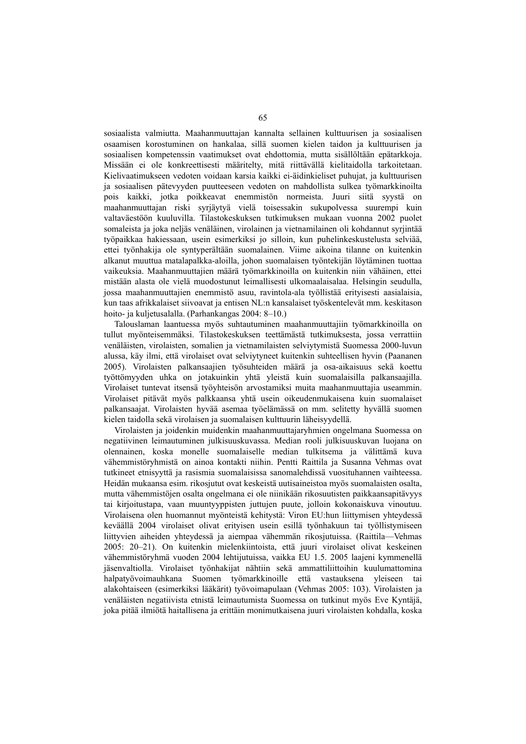sosiaalista valmiutta. Maahanmuuttajan kannalta sellainen kulttuurisen ja sosiaalisen osaamisen korostuminen on hankalaa, sillä suomen kielen taidon ja kulttuurisen ja sosiaalisen kompetenssin vaatimukset ovat ehdottomia, mutta sisällöltään epätarkkoja. Missään ei ole konkreettisesti määritelty, mitä riittävällä kielitaidolla tarkoitetaan. Kielivaatimukseen vedoten voidaan karsia kaikki ei-äidinkieliset puhujat, ja kulttuurisen ja sosiaalisen pätevyyden puutteeseen vedoten on mahdollista sulkea työmarkkinoilta pois kaikki, jotka poikkeavat enemmistön normeista. Juuri siitä syystä on maahanmuuttajan riski syrjäytyä vielä toisessakin sukupolvessa suurempi kuin valtaväestöön kuuluvilla. Tilastokeskuksen tutkimuksen mukaan vuonna 2002 puolet somaleista ja joka neljäs venäläinen, virolainen ja vietnamilainen oli kohdannut syrjintää työpaikkaa hakiessaan, usein esimerkiksi jo silloin, kun puhelinkeskustelusta selviää, ettei työnhakija ole syntyperältään suomalainen. Viime aikoina tilanne on kuitenkin alkanut muuttua matalapalkka-aloilla, johon suomalaisen työntekijän löytäminen tuottaa vaikeuksia. Maahanmuuttajien määrä työmarkkinoilla on kuitenkin niin vähäinen, ettei mistään alasta ole vielä muodostunut leimallisesti ulkomaalaisalaa. Helsingin seudulla, jossa maahanmuuttajien enemmistö asuu, ravintola-ala työllistää erityisesti aasialaisia, kun taas afrikkalaiset siivoavat ja entisen NL:n kansalaiset työskentelevät mm. keskitason hoito- ja kuljetusalalla. (Parhankangas 2004: 8–10.)

Talouslaman laantuessa myös suhtautuminen maahanmuuttajiin työmarkkinoilla on tullut myönteisemmäksi. Tilastokeskuksen teettämästä tutkimuksesta, jossa verrattiin venäläisten, virolaisten, somalien ja vietnamilaisten selviytymistä Suomessa 2000-luvun alussa, käy ilmi, että virolaiset ovat selviytyneet kuitenkin suhteellisen hyvin (Paananen 2005). Virolaisten palkansaajien työsuhteiden määrä ja osa-aikaisuus sekä koettu työttömyyden uhka on jotakuinkin yhtä yleistä kuin suomalaisilla palkansaajilla. Virolaiset tuntevat itsensä työyhteisön arvostamiksi muita maahanmuuttajia useammin. Virolaiset pitävät myös palkkaansa yhtä usein oikeudenmukaisena kuin suomalaiset palkansaajat. Virolaisten hyvää asemaa työelämässä on mm. selitetty hyvällä suomen kielen taidolla sekä virolaisen ja suomalaisen kulttuurin läheisyydellä.

Virolaisten ja joidenkin muidenkin maahanmuuttajaryhmien ongelmana Suomessa on negatiivinen leimautuminen julkisuuskuvassa. Median rooli julkisuuskuvan luojana on olennainen, koska monelle suomalaiselle median tulkitsema ja välittämä kuva vähemmistöryhmistä on ainoa kontakti niihin. Pentti Raittila ja Susanna Vehmas ovat tutkineet etnisyyttä ja rasismia suomalaisissa sanomalehdissä vuosituhannen vaihteessa. Heidän mukaansa esim. rikosjutut ovat keskeistä uutisaineistoa myös suomalaisten osalta, mutta vähemmistöjen osalta ongelmana ei ole niinikään rikosuutisten paikkansapitävyys tai kirjoitustapa, vaan muuntyyppisten juttujen puute, jolloin kokonaiskuva vinoutuu. Virolaisena olen huomannut myönteistä kehitystä: Viron EU:hun liittymisen yhteydessä keväällä 2004 virolaiset olivat erityisen usein esillä työnhakuun tai työllistymiseen liittyvien aiheiden yhteydessä ja aiempaa vähemmän rikosjutuissa. (Raittila—Vehmas 2005: 20–21). On kuitenkin mielenkiintoista, että juuri virolaiset olivat keskeinen vähemmistöryhmä vuoden 2004 lehtijutuissa, vaikka EU 1.5. 2005 laajeni kymmenellä jäsenvaltiolla. Virolaiset työnhakijat nähtiin sekä ammattiliittoihin kuulumattomina halpatyövoimauhkana Suomen työmarkkinoille että vastauksena yleiseen tai alakohtaiseen (esimerkiksi lääkärit) työvoimapulaan (Vehmas 2005: 103). Virolaisten ja venäläisten negatiivista etnistä leimautumista Suomessa on tutkinut myös Eve Kyntäjä, joka pitää ilmiötä haitallisena ja erittäin monimutkaisena juuri virolaisten kohdalla, koska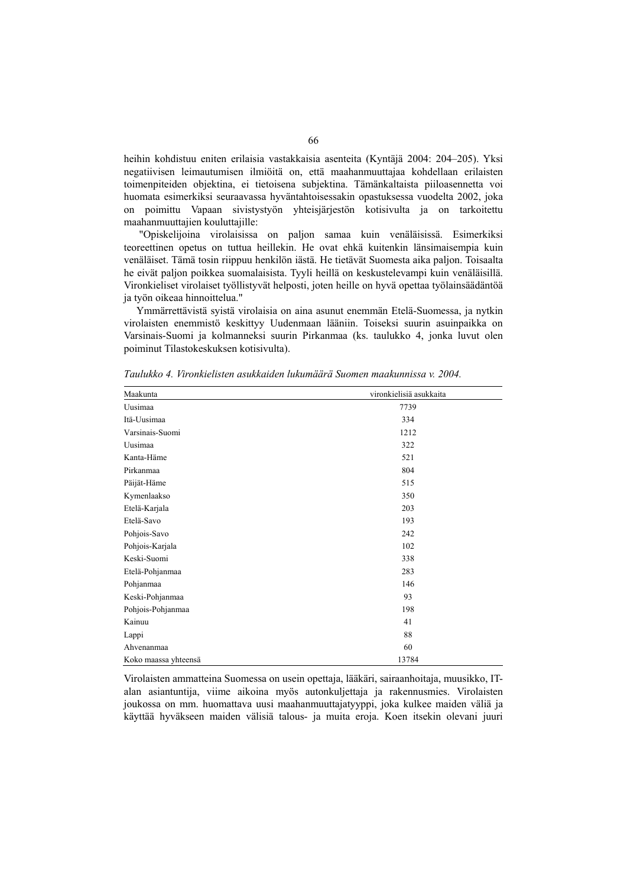heihin kohdistuu eniten erilaisia vastakkaisia asenteita (Kyntäjä 2004: 204–205). Yksi negatiivisen leimautumisen ilmiöitä on, että maahanmuuttajaa kohdellaan erilaisten toimenpiteiden objektina, ei tietoisena subjektina. Tämänkaltaista piiloasennetta voi huomata esimerkiksi seuraavassa hyväntahtoisessakin opastuksessa vuodelta 2002, joka on poimittu Vapaan sivistystyön yhteisjärjestön kotisivulta ja on tarkoitettu maahanmuuttajien kouluttajille:

"Opiskelijoina virolaisissa on paljon samaa kuin venäläisissä. Esimerkiksi teoreettinen opetus on tuttua heillekin. He ovat ehkä kuitenkin länsimaisempia kuin venäläiset. Tämä tosin riippuu henkilön iästä. He tietävät Suomesta aika paljon. Toisaalta he eivät paljon poikkea suomalaisista. Tyyli heillä on keskustelevampi kuin venäläisillä. Vironkieliset virolaiset työllistyvät helposti, joten heille on hyvä opettaa työlainsäädäntöä ja työn oikeaa hinnoittelua."

Ymmärrettävistä syistä virolaisia on aina asunut enemmän Etelä-Suomessa, ja nytkin virolaisten enemmistö keskittyy Uudenmaan lääniin. Toiseksi suurin asuinpaikka on Varsinais-Suomi ja kolmanneksi suurin Pirkanmaa (ks. taulukko 4, jonka luvut olen poiminut Tilastokeskuksen kotisivulta).

*Taulukko 4. Vironkielisten asukkaiden lukumäärä Suomen maakunnissa v. 2004.*

| Maakunta | vironkielisiä asukkaita |
|---|---|
| Uusimaa | 7739 |
| Itä-Uusimaa | 334 |
| Varsinais-Suomi | 1212 |
| Uusimaa | 322 |
| Kanta-Häme | 521 |
| Pirkanmaa | 804 |
| Päijät-Häme | 515 |
| Kymenlaakso | 350 |
| Etelä-Karjala | 203 |
| Etelä-Savo | 193 |
| Pohjois-Savo | 242 |
| Pohjois-Karjala | 102 |
| Keski-Suomi | 338 |
| Etelä-Pohjanmaa | 283 |
| Pohjanmaa | 146 |
| Keski-Pohjanmaa | 93 |
| Pohjois-Pohjanmaa | 198 |
| Kainuu | 41 |
| Lappi | 88 |
| Ahvenanmaa | 60 |
| Koko maassa yhteensä | 13784 |

Virolaisten ammatteina Suomessa on usein opettaja, lääkäri, sairaanhoitaja, muusikko, IT-alan asiantuntija, viime aikoina myös autonkuljettaja ja rakennusmies. Virolaisten joukossa on mm. huomattava uusi maahanmuuttajatyyppi, joka kulkee maiden väliä ja käyttää hyväkseen maiden välisiä talous- ja muita eroja. Koen itsekin olevani juuri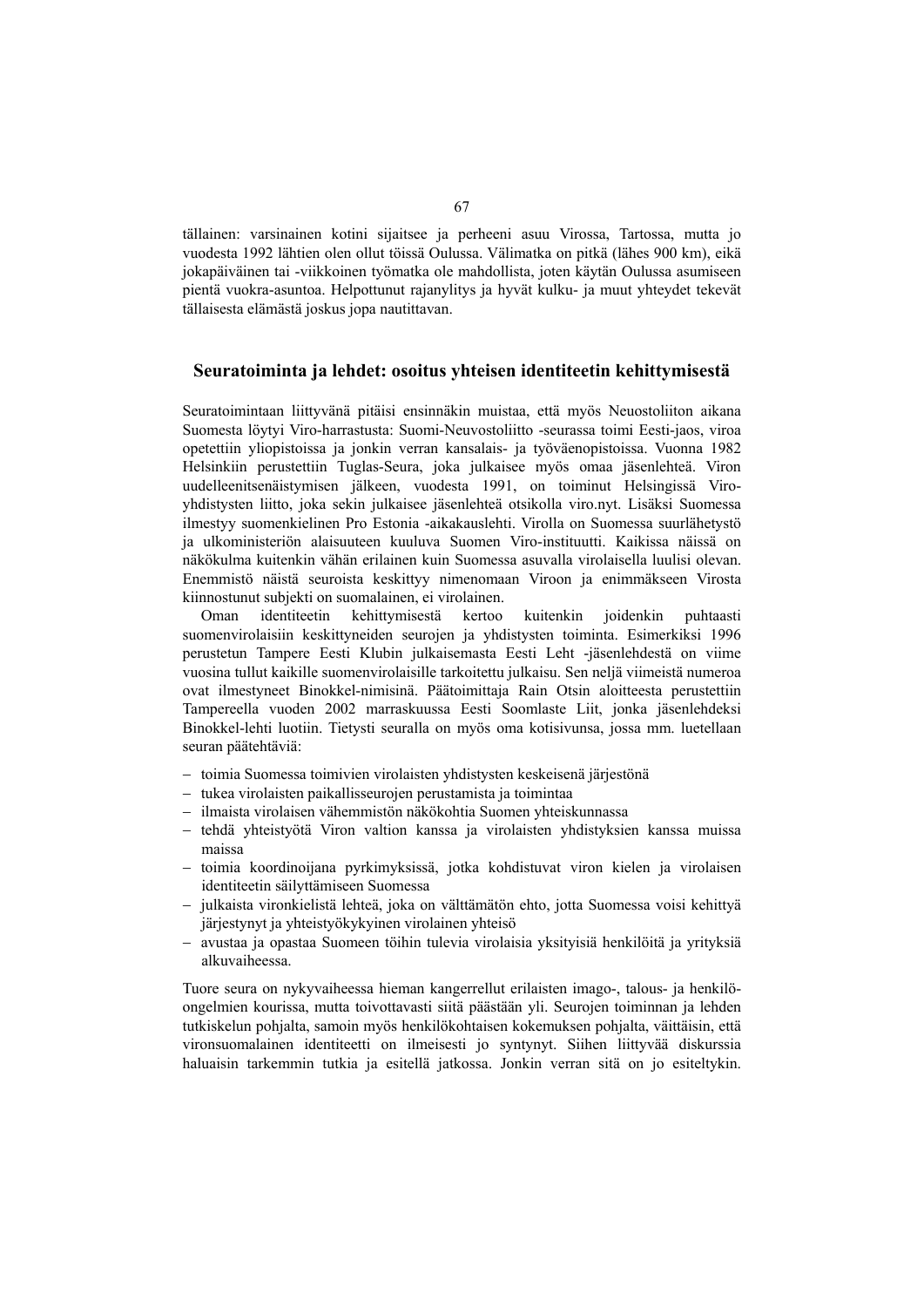tällainen: varsinainen kotini sijaitsee ja perheeni asuu Virossa, Tartossa, mutta jo vuodesta 1992 lähtien olen ollut töissä Oulussa. Välimatka on pitkä (lähes 900 km), eikä jokapäiväinen tai -viikkoinen työmatka ole mahdollista, joten käytän Oulussa asumiseen pientä vuokra-asuntoa. Helpottunut rajanylitys ja hyvät kulku- ja muut yhteydet tekevät tällaisesta elämästä joskus jopa nautittavan.

## Seuratoiminta ja lehdet: osoitus yhteisen identiteetin kehittymisestä

Seuratoimintaan liittyvänä pitäisi ensinnäkin muistaa, että myös Neuostoliiton aikana Suomesta löytyi Viro-harrastusta: Suomi-Neuvostoliitto -seurassa toimi Eesti-jaos, viroa opetettiin yliopistoissa ja jonkin verran kansalais- ja työväenopistoissa. Vuonna 1982 Helsinkiin perustettiin Tuglas-Seura, joka julkaisee myös omaa jäsenlehteä. Viron uudelleenitsenäistymisen jälkeen, vuodesta 1991, on toiminut Helsingissä Viro-yhdistysten liitto, joka sekin julkaisee jäsenlehteä otsikolla viro.nyt. Lisäksi Suomessa ilmestyy suomenkielinen Pro Estonia -aikakauslehti. Virolla on Suomessa suurlähetystö ja ulkoministeriön alaisuuteen kuuluva Suomen Viro-instituutti. Kaikissa näissä on näkökulma kuitenkin vähän erilainen kuin Suomessa asuvalla virolaisella luulisi olevan. Enemmistö näistä seuroista keskittyy nimenomaan Viroon ja enimmäkseen Virosta kiinnostunut subjekti on suomalainen, ei virolainen.

Oman identiteetin kehittymisestä kertoo kuitenkin joidenkin puhtaasti suomenvirolaisiin keskittyneiden seurojen ja yhdistysten toiminta. Esimerkiksi 1996 perustetun Tampere Eesti Klubin julkaisemasta Eesti Leht -jäsenlehdestä on viime vuosina tullut kaikille suomenvirolaisille tarkoitettu julkaisu. Sen neljä viimeistä numeroa ovat ilmestyneet Binokkel-nimisinä. Päätoimittaja Rain Otsin aloitteesta perustettiin Tampereella vuoden 2002 marraskuussa Eesti Soomlaste Liit, jonka jäsenlehdeksi Binokkel-lehti luotiin. Tietysti seuralla on myös oma kotisivunsa, jossa mm. luetellaan seuran päätehtäviä:

- toimia Suomessa toimivien virolaisten yhdistysten keskeisenä järjestönä
- tukea virolaisten paikallisseurojen perustamista ja toimintaa
- ilmaista virolaisen vähemmistön näkökohtia Suomen yhteiskunnassa
- tehdä yhteistyötä Viron valtion kanssa ja virolaisten yhdistyksien kanssa muissa maissa
- toimia koordinoijana pyrkimyksissä, jotka kohdistuvat viron kielen ja virolaisen identiteetin säilyttämiseen Suomessa
- julkaista vironkielistä lehteä, joka on välttämätön ehto, jotta Suomessa voisi kehittyä järjestynyt ja yhteistyökykyinen virolainen yhteisö
- avustaa ja opastaa Suomeen töihin tulevia virolaisia yksityisiä henkilöitä ja yrityksiä alkuvaiheessa.

Tuore seura on nykyvaiheessa hieman kangerrellut erilaisten imago-, talous- ja henkilöongelmien kourissa, mutta toivottavasti siitä päästään yli. Seurojen toiminnan ja lehden tutkiskelun pohjalta, samoin myös henkilökohtaisen kokemuksen pohjalta, väittäisin, että vironsuomalainen identiteetti on ilmeisesti jo syntynyt. Siihen liittyvää diskurssia haluaisin tarkemmin tutkia ja esitellä jatkossa. Jonkin verran sitä on jo esiteltykin.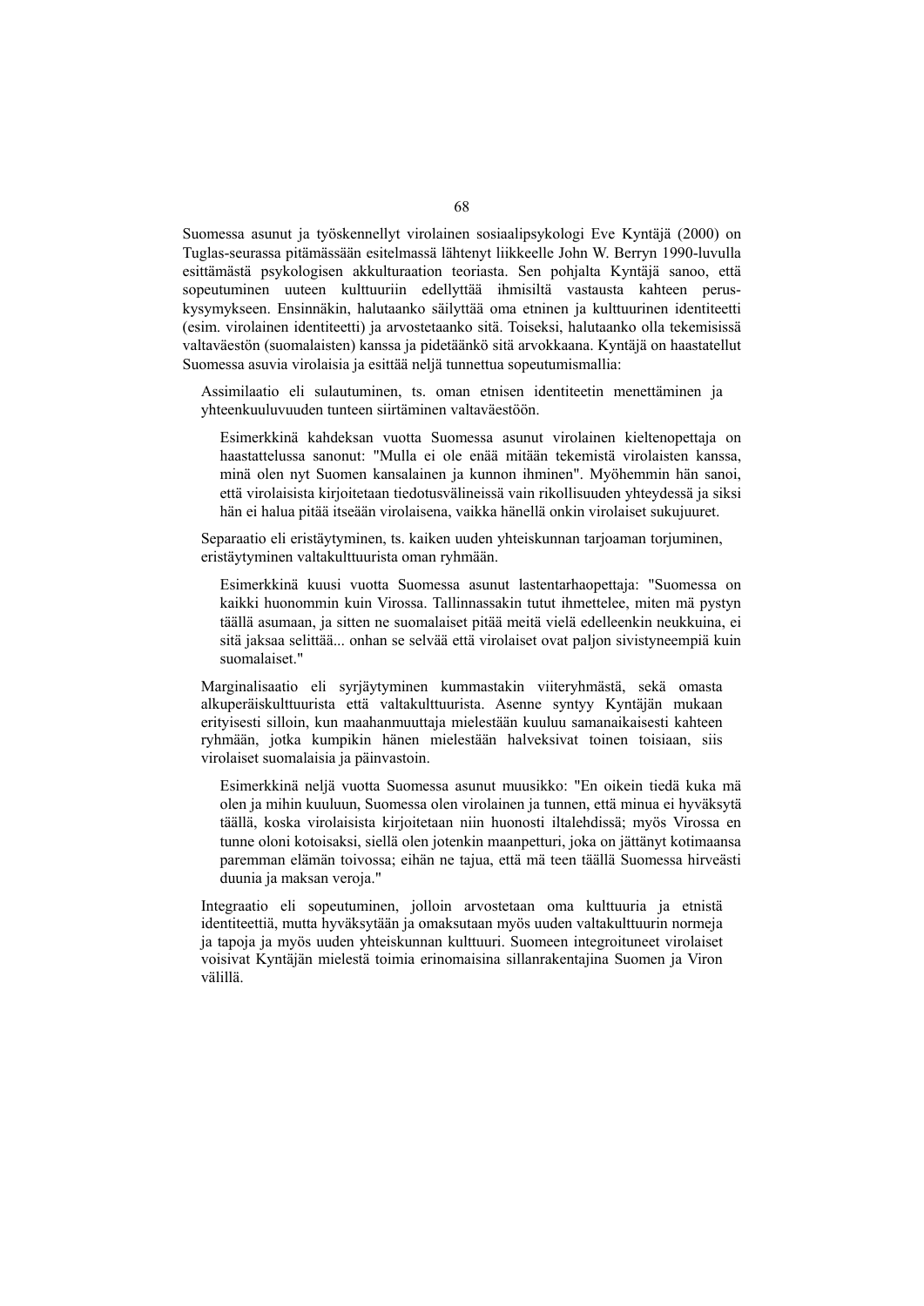Suomessa asunut ja työskennellyt virolainen sosiaalipsykologi Eve Kyntäjä (2000) on Tuglas-seurassa pitämässään esitelmässä lähtenyt liikkeelle John W. Berryn 1990-luvulla esittämästä psykologisen akkulturaation teoriasta. Sen pohjalta Kyntäjä sanoo, että sopeutuminen uuteen kulttuuriin edellyttää ihmisiltä vastausta kahteen peruskysymykseen. Ensinnäkin, halutaanko säilyttää oma etninen ja kulttuurinen identiteetti (esim. virolainen identiteetti) ja arvostetaanko sitä. Toiseksi, halutaanko olla tekemisissä valtaväestön (suomalaisten) kanssa ja pidetäänkö sitä arvokkaana. Kyntäjä on haastatellut Suomessa asuvia virolaisia ja esittää neljä tunnettua sopeutumismallia:

> Assimilaatio eli sulautuminen, ts. oman etnisen identiteetin menettäminen ja yhteenkuuluvuuden tunteen siirtäminen valtaväestöön.
>
> > Esimerkkinä kahdeksan vuotta Suomessa asunut virolainen kieltenopettaja on haastattelussa sanonut: "Mulla ei ole enää mitään tekemistä virolaisten kanssa, minä olen nyt Suomen kansalainen ja kunnon ihminen". Myöhemmin hän sanoi, että virolaisista kirjoitetaan tiedotusvälineissä vain rikollisuuden yhteydessä ja siksi hän ei halua pitää itseään virolaisena, vaikka hänellä onkin virolaiset sukujuuret.
>
> Separaatio eli eristäytyminen, ts. kaiken uuden yhteiskunnan tarjoaman torjuminen, eristäytyminen valtakulttuurista oman ryhmään.
>
> > Esimerkkinä kuusi vuotta Suomessa asunut lastentarhaopettaja: "Suomessa on kaikki huonommin kuin Virossa. Tallinnassakin tutut ihmettelee, miten mä pystyn täällä asumaan, ja sitten ne suomalaiset pitää meitä vielä edelleenkin neukkuina, ei sitä jaksaa selittää... onhan se selvää että virolaiset ovat paljon sivistyneempiä kuin suomalaiset."
>
> Marginalisaatio eli syrjäytyminen kummastakin viiteryhmästä, sekä omasta alkuperäiskulttuurista että valtakulttuurista. Asenne syntyy Kyntäjän mukaan erityisesti silloin, kun maahanmuuttaja mielestään kuuluu samanaikaisesti kahteen ryhmään, jotka kumpikin hänen mielestään halveksivat toinen toisiaan, siis virolaiset suomalaisia ja päinvastoin.
>
> > Esimerkkinä neljä vuotta Suomessa asunut muusikko: "En oikein tiedä kuka mä olen ja mihin kuuluun, Suomessa olen virolainen ja tunnen, että minua ei hyväksytä täällä, koska virolaisista kirjoitetaan niin huonosti iltalehdissä; myös Virossa en tunne oloni kotoisaksi, siellä olen jotenkin maanpetturi, joka on jättänyt kotimaansa paremman elämän toivossa; eihän ne tajua, että mä teen täällä Suomessa hirveästi duunia ja maksan veroja."
>
> Integraatio eli sopeutuminen, jolloin arvostetaan omaa kulttuuria ja etnistä identiteettiä, mutta hyväksytään ja omaksutaan myös uuden valtakulttuurin normeja ja tapoja ja myös uuden yhteiskunnan kulttuuri. Suomeen integroituneet virolaiset voisivat Kyntäjän mielestä toimia erinomaisina sillanrakentajina Suomen ja Viron välillä.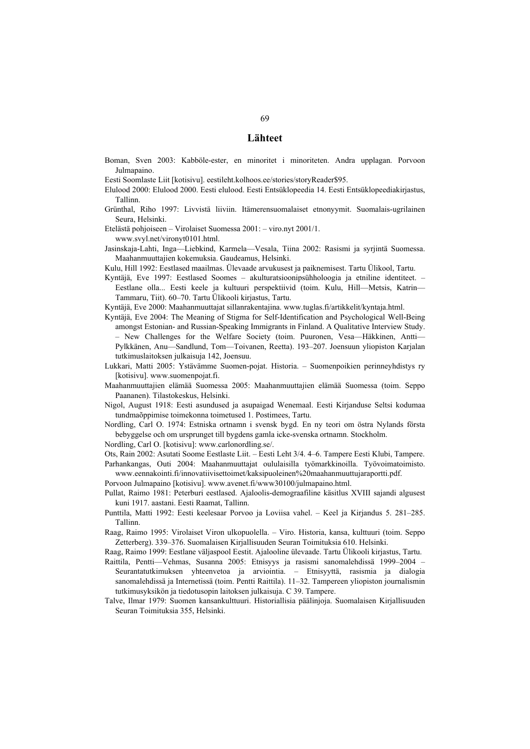# Lähteet

Boman, Sven 2003: Kabböle-ester, en minoritet i minoriteten. Andra upplagan. Porvoon Julmapaino.

Eesti Soomlaste Liit [kotisivu]. eestileht.kolhoos.ee/stories/storyReader$95.

Elulood 2000: Elulood 2000. Eesti elulood. Eesti Entsüklopeedia 14. Eesti Entsüklopeediakirjastus, Tallinn.

Grünthal, Riho 1997: Livvistä liiviin. Itämerensuomalaiset etnonyymit. Suomalais-ugrilainen Seura, Helsinki.

Etelästä pohjoiseen – Virolaiset Suomessa 2001: – viro.nyt 2001/1. www.svyl.net/vironyt0101.html.

Jasinskaja-Lahti, Inga—Liebkind, Karmela—Vesala, Tiina 2002: Rasismi ja syrjintä Suomessa. Maahanmuuttajien kokemuksia. Gaudeamus, Helsinki.

Kulu, Hill 1992: Eestlased maailmas. Ülevaade arvukusest ja paiknemisest. Tartu Ülikool, Tartu.

Kyntäjä, Eve 1997: Eestlased Soomes – akulturatsioonipsühholoogia ja etniline identiteet. – Eestlane olla... Eesti keele ja kultuuri perspektiivid (toim. Kulu, Hill—Metsis, Katrin—Tammaru, Tiit). 60–70. Tartu Ülikooli kirjastus, Tartu.

Kyntäjä, Eve 2000: Maahanmuuttajat sillanrakentajina. www.tuglas.fi/artikkelit/kyntaja.html.

Kyntäjä, Eve 2004: The Meaning of Stigma for Self-Identification and Psychological Well-Being amongst Estonian- and Russian-Speaking Immigrants in Finland. A Qualitative Interview Study. – New Challenges for the Welfare Society (toim. Puuronen, Vesa—Häkkinen, Antti—Pylkkänen, Anu—Sandlund, Tom—Toivanen, Reetta). 193–207. Joensuun yliopiston Karjalan tutkimuslaitoksen julkaisuja 142, Joensuu.

Lukkari, Matti 2005: Ystävämme Suomen-pojat. Historia. – Suomenpoikien perinneyhdistys ry [kotisivu]. www.suomenpojat.fi.

Maahanmuuttajien elämää Suomessa 2005: Maahanmuuttajien elämää Suomessa (toim. Seppo Paananen). Tilastokeskus, Helsinki.

Nigol, August 1918: Eesti asundused ja asupaigad Wenemaal. Eesti Kirjanduse Seltsi kodumaa tundmaõppimise toimekonna toimetused 1. Postimees, Tartu.

Nordling, Carl O. 1974: Estniska ortnamn i svensk bygd. En ny teori om östra Nylands första bebyggelse och om ursprunget till bygdens gamla icke-svenska ortnamn. Stockholm.

Nordling, Carl O. [kotisivu]: www.carlonordling.se/.

Ots, Rain 2002: Asutati Soome Eestlaste Liit. – Eesti Leht 3/4. 4–6. Tampere Eesti Klubi, Tampere.

Parhankangas, Outi 2004: Maahanmuuttajat oululaisilla työmarkkinoilla. Työvoimatoimisto. www.eennakointi.fi/innovatiivisettoimet/kaksipuoleinen%20maahanmuuttujaraportti.pdf.

Porvoon Julmapaino [kotisivu]. www.avenet.fi/www30100/julmapaino.html.

Pullat, Raimo 1981: Peterburi eestlased. Ajaloolis-demograafiline käsitlus XVIII sajandi algusest kuni 1917. aastani. Eesti Raamat, Tallinn.

Punttila, Matti 1992: Eesti keelesaar Porvoo ja Loviisa vahel. – Keel ja Kirjandus 5. 281–285. Tallinn.

Raag, Raimo 1995: Virolaiset Viron ulkopuolella. – Viro. Historia, kansa, kulttuuri (toim. Seppo Zetterberg). 339–376. Suomalaisen Kirjallisuuden Seuran Toimituksia 610. Helsinki.

Raag, Raimo 1999: Eestlane väljaspool Eestit. Ajalooline ülevaade. Tartu Ülikooli kirjastus, Tartu.

Raittila, Pentti—Vehmas, Susanna 2005: Etnisyys ja rasismi sanomalehdissä 1999–2004 – Seurantatutkimuksen yhteenvetoa ja arviointia. – Etnisyyttä, rasismia ja dialogia sanomalehdissä ja Internetissä (toim. Pentti Raittila). 11–32. Tampereen yliopiston journalismin tutkimusyksikön ja tiedotusopin laitoksen julkaisuja. C 39. Tampere.

Talve, Ilmar 1979: Suomen kansankulttuuri. Historiallisia päälinjoja. Suomalaisen Kirjallisuuden Seuran Toimituksia 355, Helsinki.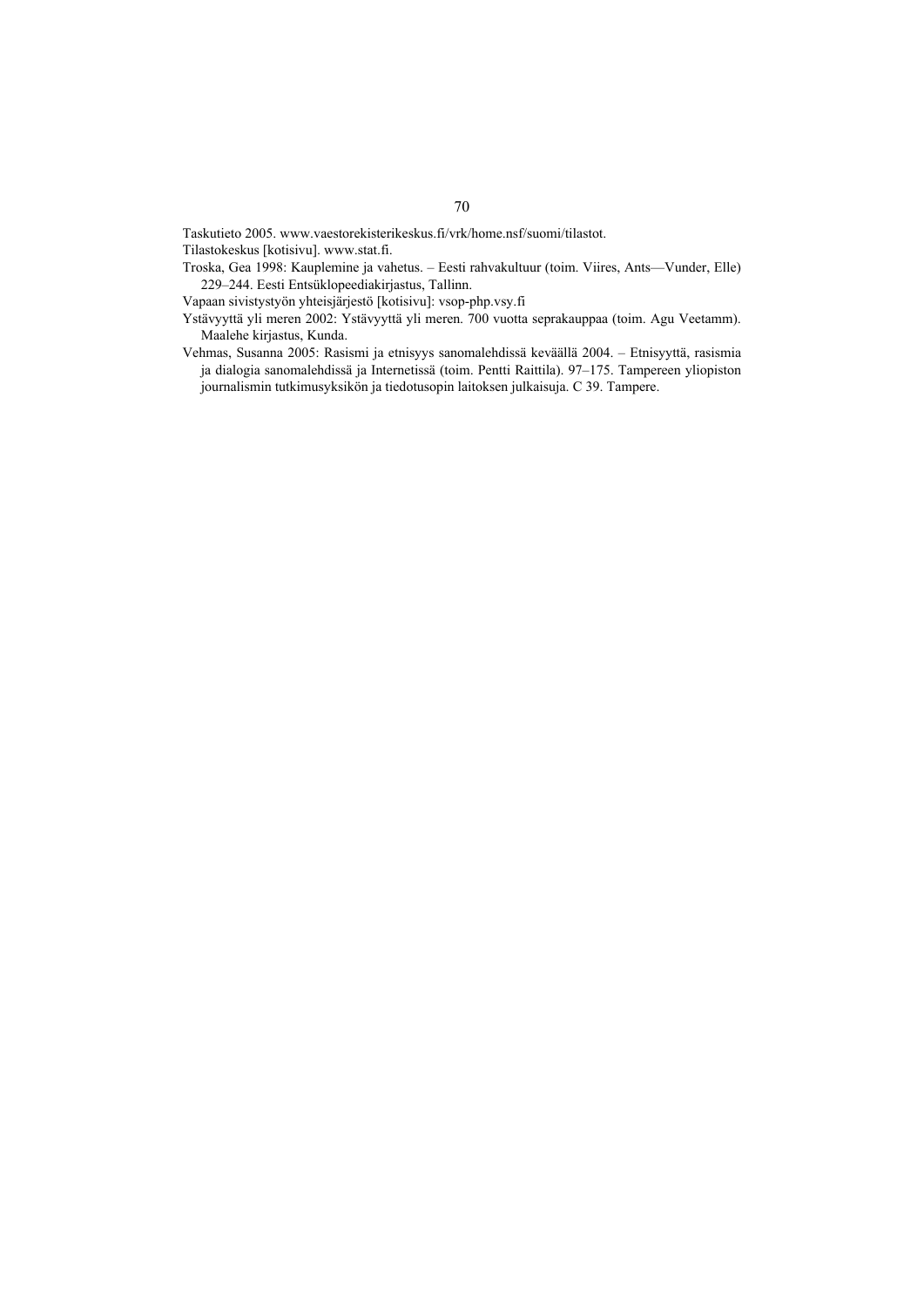Taskutieto 2005. www.vaestorekisterikeskus.fi/vrk/home.nsf/suomi/tilastot.

Tilastokeskus [kotisivu]. www.stat.fi.

Troska, Gea 1998: Kauplemine ja vahetus. – Eesti rahvakultuur (toim. Viires, Ants—Vunder, Elle) 229–244. Eesti Entsüklopeediakirjastus, Tallinn.

Vapaan sivistystyön yhteisjärjestö [kotisivu]: vsop-php.vsy.fi

Ystävyyttä yli meren 2002: Ystävyyttä yli meren. 700 vuotta seprakauppaa (toim. Agu Veetamm). Maalehe kirjastus, Kunda.

Vehmas, Susanna 2005: Rasismi ja etnisyys sanomalehdissä keväällä 2004. – Etnisyyttä, rasismia ja dialogia sanomalehdissä ja Internetissä (toim. Pentti Raittila). 97–175. Tampereen yliopiston journalismin tutkimusyksikön ja tiedotusopin laitoksen julkaisuja. C 39. Tampere.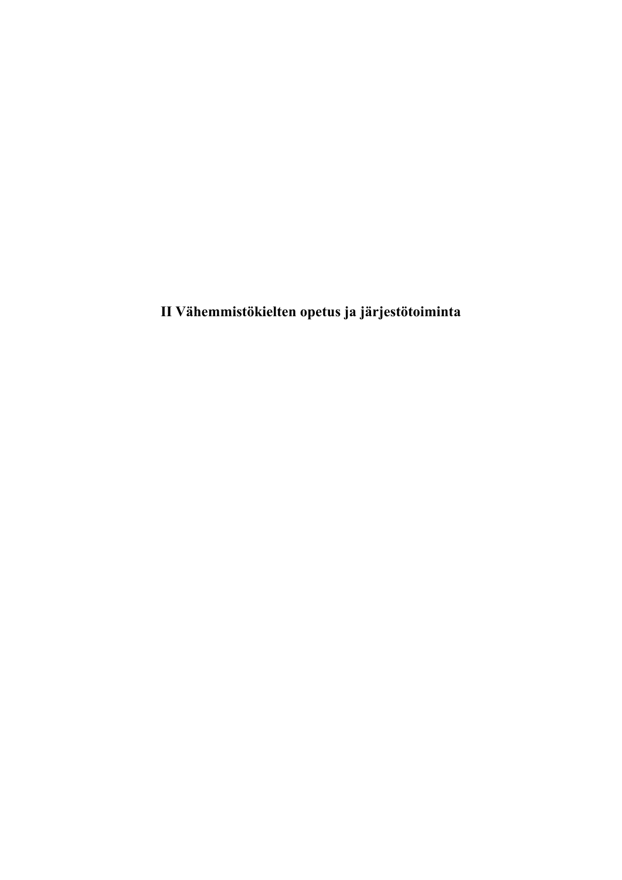# II Vähemmistökielten opetus ja järjestötoiminta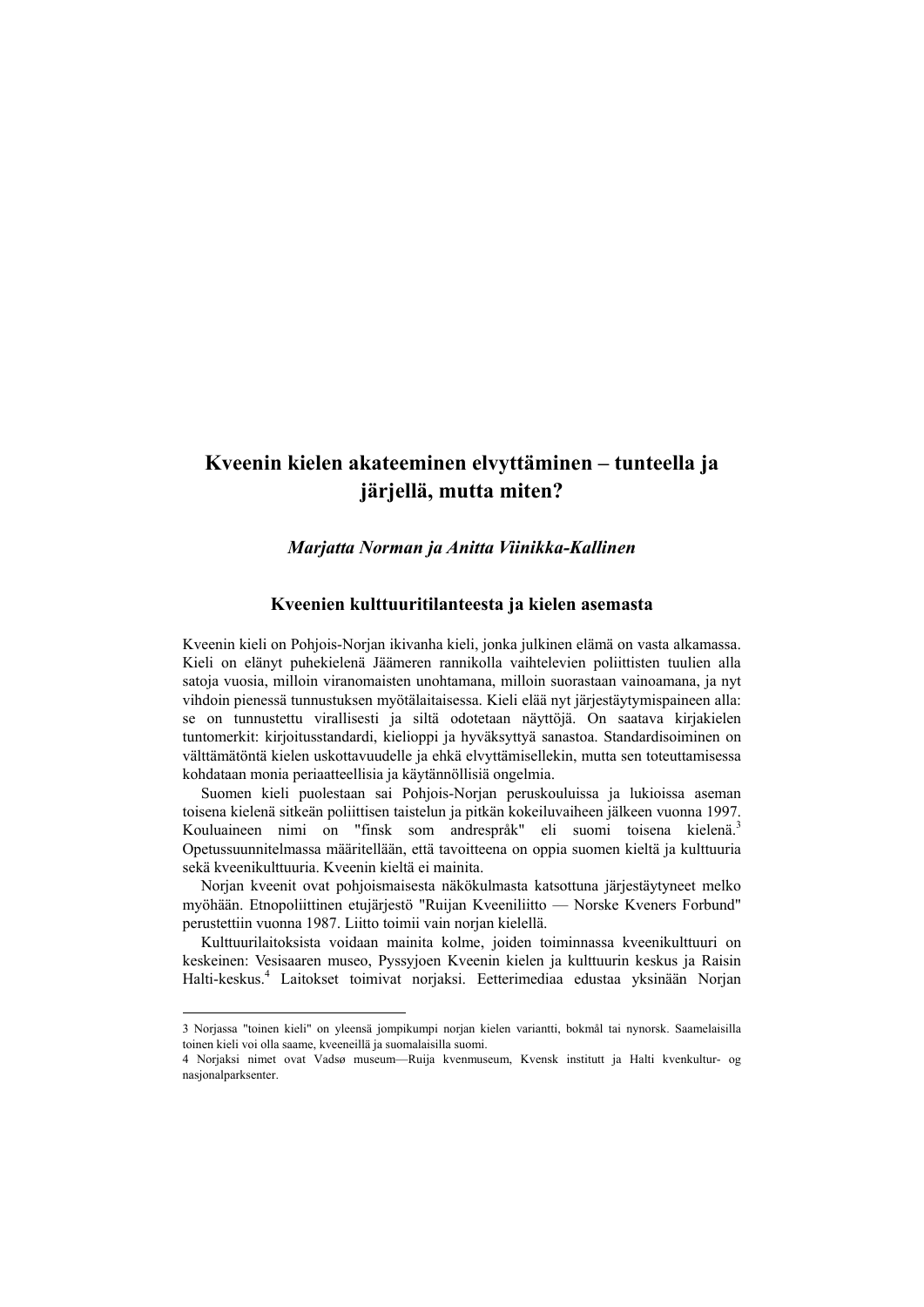# Kveenin kielen akateeminen elvyttäminen – tunteella ja järjellä, mutta miten?

***Marjatta Norman ja Anitta Viinikka-Kallinen***

## Kveenien kulttuuritilanteesta ja kielen asemasta

Kveenin kieli on Pohjois-Norjan ikivanha kieli, jonka julkinen elämä on vasta alkamassa. Kieli on elänyt puhekielenä Jäämeren rannikolla vaihtelevien poliittisten tuulien alla satoja vuosia, milloin viranomaisten unohtamana, milloin suorastaan vainoamana, ja nyt vihdoin pienessä tunnustuksen myötälaitaisessa. Kieli elää nyt järjestäytymispaineen alla: se on tunnustettu virallisesti ja siltä odotetaan näyttöjä. On saatava kirjakielen tuntomerkit: kirjoitusstandardi, kielioppi ja hyväksyttyä sanastoa. Standardisoiminen on välttämätöntä kielen uskottavuudelle ja ehkä elvyttämisellekin, mutta sen toteuttamisessa kohdataan monia periaatteellisia ja käytännöllisiä ongelmia.

Suomen kieli puolestaan sai Pohjois-Norjan peruskouluissa ja lukioissa aseman toisena kielenä sitkeän poliittisen taistelun ja pitkän kokeiluvaiheen jälkeen vuonna 1997. Kouluaineen nimi on "finsk som andrespråk" eli suomi toisena kielenä.[3] Opetussuunnitelmassa määritellään, että tavoitteena on oppia suomen kieltä ja kulttuuria sekä kveenikulttuuria. Kveenin kieltä ei mainita.

Norjan kveenit ovat pohjoismaisesta näkökulmasta katsottuna järjestäytyneet melko myöhään. Etnopoliittinen etujärjestö "Ruijan Kveeniliitto — Norske Kveners Forbund" perustettiin vuonna 1987. Liitto toimii vain norjan kielellä.

Kulttuurilaitoksista voidaan mainita kolme, joiden toiminnassa kveenikulttuuri on keskeinen: Vesisaaren museo, Pyssyjoen Kveenin kielen ja kulttuurin keskus ja Raisin Halti-keskus.[4] Laitokset toimivat norjaksi. Eetterimediaa edustaa yksinään Norjan

---

3 Norjassa "toinen kieli" on yleensä jompikumpi norjan kielen variantti, bokmål tai nynorsk. Saamelaisilla toinen kieli voi olla saame, kveeneillä ja suomalaisilla suomi.

4 Norjaksi nimet ovat Vadsø museum—Ruija kvenmuseum, Kvensk institutt ja Halti kvenkultur- og nasjonalparksenter.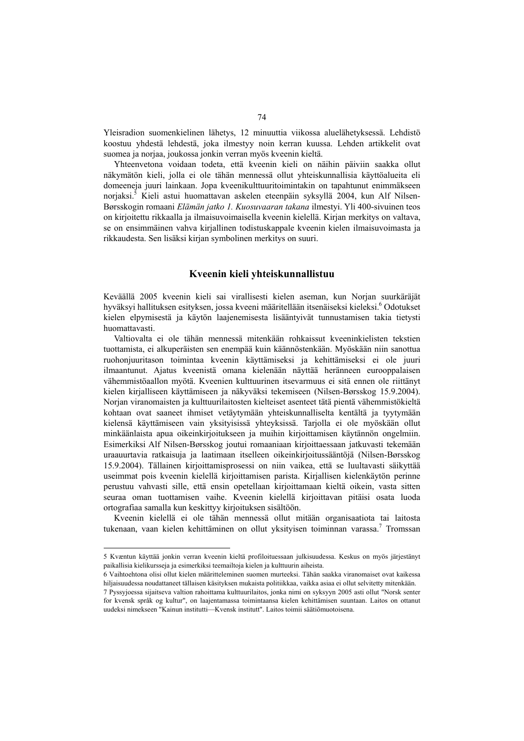Yleisradion suomenkielinen lähetys, 12 minuuttia viikossa aluelähetyksessä. Lehdistö koostuu yhdestä lehdestä, joka ilmestyy noin kerran kuussa. Lehden artikkelit ovat suomea ja norjaa, joukossa jonkin verran myös kveenin kieltä.

Yhteenvetona voidaan todeta, että kveenin kieli on näihin päiviin saakka ollut näkymätön kieli, jolla ei ole tähän mennessä ollut yhteiskunnallisia käyttöalueita eli domeeneja juuri lainkaan. Jopa kveenikulttuuritoimintakin on tapahtunut enimmäkseen norjaksi.[5] Kieli astui huomattavan askelen eteenpäin syksyllä 2004, kun Alf Nilsen-Børsskogin romaani *Elämän jatko 1. Kuosuvaaran takana* ilmestyi. Yli 400-sivuinen teos on kirjoitettu rikkaalla ja ilmaisuvoimaisella kveenin kielellä. Kirjan merkitys on valtava, se on ensimmäinen vahva kirjallinen todistuskappale kveenin kielen ilmaisuvoimasta ja rikkaudesta. Sen lisäksi kirjan symbolinen merkitys on suuri.

## Kveenin kieli yhteiskunnallistuu

Keväällä 2005 kveenin kieli sai virallisesti kielen aseman, kun Norjan suurkäräjät hyväksyi hallituksen esityksen, jossa kveeni määritellään itsenäiseksi kieleksi.[6] Odotukset kielen elpymisestä ja käytön laajenemisesta lisääntyivät tunnustamisen takia tietysti huomattavasti.

Valtiovalta ei ole tähän mennessä mitenkään rohkaissut kveeninkielisten tekstien tuottamista, ei alkuperäisten sen enempää kuin käännöstenkään. Myöskään niin sanottua ruohonjuuritason toimintaa kveenin käyttämiseksi ja kehittämiseksi ei ole juuri ilmaantunut. Ajatus kveenistä omana kielenään näyttää heränneen eurooppalaisen vähemmistöaallon myötä. Kveenien kulttuurinen itsevarmuus ei sitä ennen ole riittänyt kielen kirjalliseen käyttämiseen ja näkyväksi tekemiseen (Nilsen-Børsskog 15.9.2004). Norjan viranomaisten ja kulttuurilaitosten kielteiset asenteet tätä pientä vähemmistökieltä kohtaan ovat saaneet ihmiset vetäytymään yhteiskunnalliselta kentältä ja tyytymään kielensä käyttämiseen vain yksityisissä yhteyksissä. Tarjolla ei ole myöskään ollut minkäänlaista apua oikeinkirjoitukseen ja muihin kirjoittamisen käytännön ongelmiin. Esimerkiksi Alf Nilsen-Børsskog joutui romaaniaan kirjoittaessaan jatkuvasti tekemään uraauurtavia ratkaisuja ja laatimaan itselleen oikeinkirjoitussääntöjä (Nilsen-Børsskog 15.9.2004). Tällainen kirjoittamisprosessi on niin vaikea, että se luultavasti säikyttää useimmat pois kveenin kielellä kirjoittamisen parista. Kirjallisen kielenkäytön perinne perustuu vahvasti sille, että ensin opetellaan kirjoittamaan kieltä oikein, vasta sitten seuraa oman tuottamisen vaihe. Kveenin kielellä kirjoittavan pitäisi osata luoda ortografiaa samalla kun keskittyy kirjoituksen sisältöön.

Kveenin kielellä ei ole tähän mennessä ollut mitään organisaatiota tai laitosta tukenaan, vaan kielen kehittäminen on ollut yksityisen toiminnan varassa.[7] Tromssan

---

5 Kvæntun käyttää jonkin verran kveenin kieltä profiloituessaan julkisuudessa. Keskus on myös järjestänyt paikallisia kielikursseja ja esimerkiksi teemailtoja kielen ja kulttuurin aiheista.

6 Vaihtoehtona olisi ollut kielen määritteleminen suomen murteeksi. Tähän saakka viranomaiset ovat kaikessa hiljaisuudessa noudattaneet tällaisen käsityksen mukaista politiikkaa, vaikka asiaa ei ollut selvitetty mitenkään.

7 Pyssyjoessa sijaitseva valtion rahoittama kulttuurilaitos, jonka nimi on syksyyn 2005 asti ollut "Norsk senter for kvensk språk og kultur", on laajentamassa toimintaansa kielen kehittämisen suuntaan. Laitos on ottanut uudeksi nimekseen "Kainun institutti—Kvensk institutt". Laitos toimii säätiömuotoisena.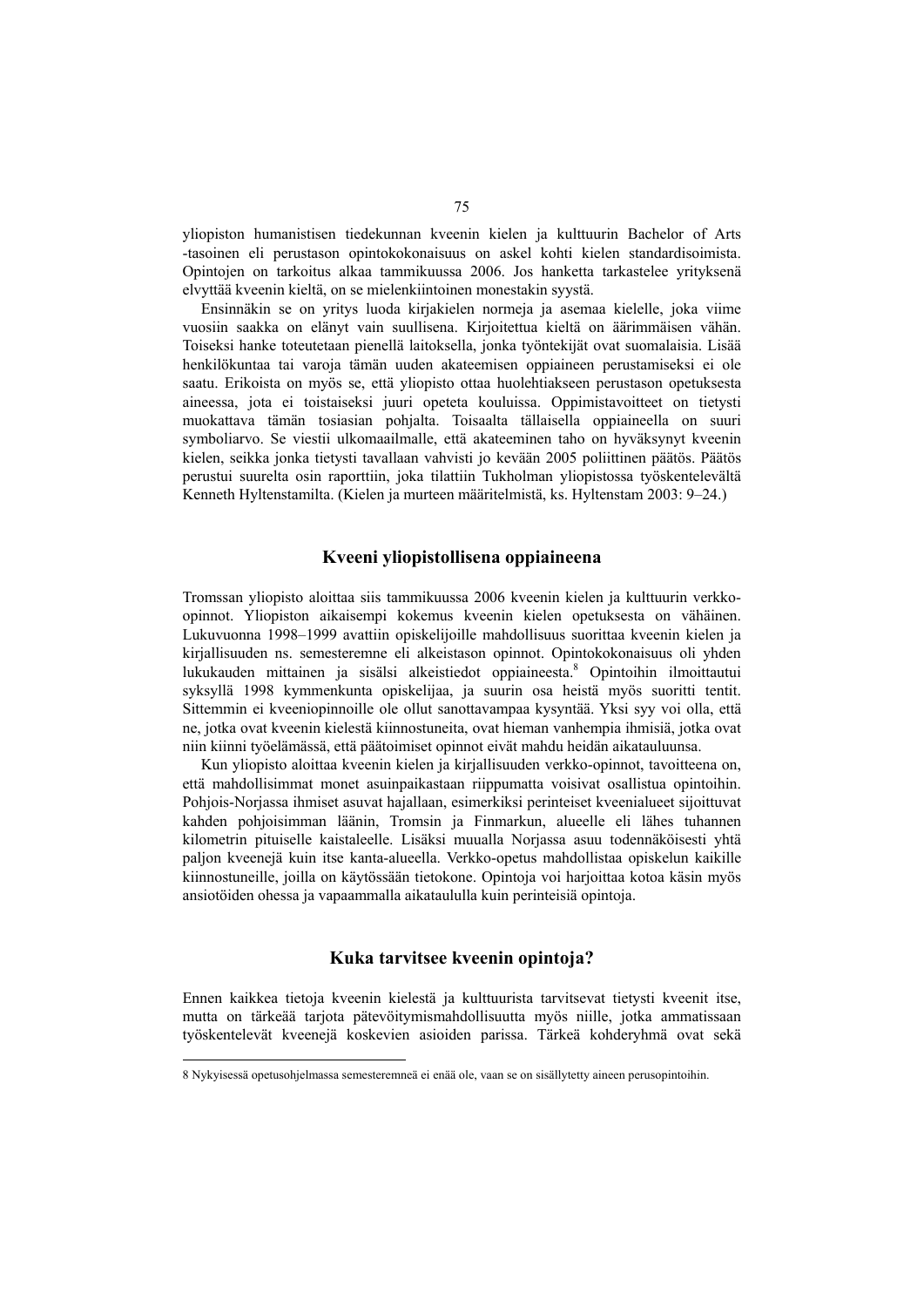yliopiston humanistisen tiedekunnan kveenin kielen ja kulttuurin Bachelor of Arts -tasoinen eli perustason opintokokonaisuus on askel kohti kielen standardisoimista. Opintojen on tarkoitus alkaa tammikuussa 2006. Jos hanketta tarkastelee yrityksenä elvyttää kveenin kieltä, on se mielenkiintoinen monestakin syystä.

Ensinnäkin se on yritys luoda kirjakielen normeja ja asemaa kielelle, joka viime vuosiin saakka on elänyt vain suullisena. Kirjoitettua kieltä on äärimmäisen vähän. Toiseksi hanke toteutetaan pienellä laitoksella, jonka työntekijät ovat suomalaisia. Lisää henkilökuntaa tai varoja tämän uuden akateemisen oppiaineen perustamiseksi ei ole saatu. Erikoista on myös se, että yliopisto ottaa huolehtiakseen perustason opetuksesta aineessa, jota ei toistaiseksi juuri opeteta kouluissa. Oppimistavoitteet on tietysti muokattava tämän tosiasian pohjalta. Toisaalta tällaisella oppiaineella on suuri symboliarvo. Se viestii ulkomaailmalle, että akateeminen taho on hyväksynyt kveenin kielen, seikka jonka tietysti tavallaan vahvisti jo kevään 2005 poliittinen päätös. Päätös perustui suurelta osin raporttiin, joka tilattiin Tukholman yliopistossa työskentelevältä Kenneth Hyltenstamilta. (Kielen ja murteen määritelmistä, ks. Hyltenstam 2003: 9–24.)

## Kveeni yliopistollisena oppiaineena

Tromssan yliopisto aloittaa siis tammikuussa 2006 kveenin kielen ja kulttuurin verkko-opinnot. Yliopiston aikaisempi kokemus kveenin kielen opetuksesta on vähäinen. Lukuvuonna 1998–1999 avattiin opiskelijoille mahdollisuus suorittaa kveenin kielen ja kirjallisuuden ns. semesteremne eli alkeistason opinnot. Opintokokonaisuus oli yhden lukukauden mittainen ja sisälsi alkeistiedot oppiaineesta.[8] Opintoihin ilmoittautui syksyllä 1998 kymmenkunta opiskelijaa, ja suurin osa heistä myös suoritti tentit. Sittemmin ei kveeniopinnoille ole ollut sanottavampaa kysyntää. Yksi syy voi olla, että ne, jotka ovat kveenin kielestä kiinnostuneita, ovat hieman vanhempia ihmisiä, jotka ovat niin kiinni työelämässä, että päätoimiset opinnot eivät mahdu heidän aikatauluunsa.

Kun yliopisto aloittaa kveenin kielen ja kirjallisuuden verkko-opinnot, tavoitteena on, että mahdollisimmat monet asuinpaikastaan riippumatta voisivat osallistua opintoihin. Pohjois-Norjassa ihmiset asuvat hajallaan, esimerkiksi perinteiset kveenialueet sijoittuvat kahden pohjoisimman läänin, Tromsin ja Finmarkun, alueelle eli lähes tuhannen kilometrin pituiselle kaistaleelle. Lisäksi muualla Norjassa asuu todennäköisesti yhtä paljon kveenejä kuin itse kanta-alueella. Verkko-opetus mahdollistaa opiskelun kaikille kiinnostuneille, joilla on käytössään tietokone. Opintoja voi harjoittaa kotoa käsin myös ansiotöiden ohessa ja vapaammalla aikataululla kuin perinteisiä opintoja.

## Kuka tarvitsee kveenin opintoja?

Ennen kaikkea tietoja kveenin kielestä ja kulttuurista tarvitsevat tietysti kveenit itse, mutta on tärkeää tarjota pätevöitymismahdollisuutta myös niille, jotka ammatissaan työskentelevät kveenejä koskevien asioiden parissa. Tärkeä kohderyhmä ovat sekä

---

8 Nykyisessä opetusohjelmassa semesteremneä ei enää ole, vaan se on sisällytetty aineen perusopintoihin.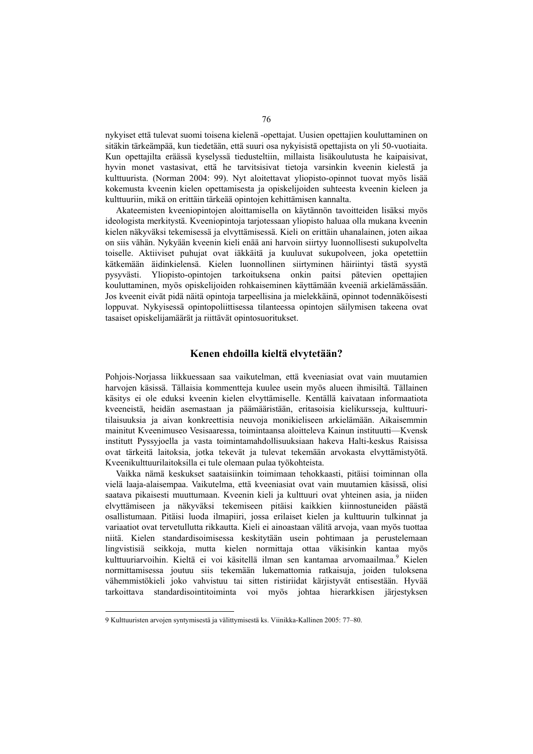nykyiset että tulevat suomi toisena kielenä -opettajat. Uusien opettajien kouluttaminen on sitäkin tärkeämpää, kun tiedetään, että suuri osa nykyisistä opettajista on yli 50-vuotiaita. Kun opettajilta eräässä kyselyssä tiedusteltiin, millaista lisäkoulutusta he kaipaisivat, hyvin monet vastasivat, että he tarvitsisivat tietoja varsinkin kveenin kielestä ja kulttuurista. (Norman 2004: 99). Nyt aloitettavat yliopisto-opinnot tuovat myös lisää kokemusta kveenin kielen opettamisesta ja opiskelijoiden suhteesta kveenin kieleen ja kulttuuriin, mikä on erittäin tärkeää opintojen kehittämisen kannalta.

Akateemisten kveeniopintojen aloittamisella on käytännön tavoitteiden lisäksi myös ideologista merkitystä. Kveeniopintoja tarjotessaan yliopisto haluaa olla mukana kveenin kielen näkyväksi tekemisessä ja elvyttämisessä. Kieli on erittäin uhanalainen, joten aikaa on siis vähän. Nykyään kveenin kieli enää ani harvoin siirtyy luonnollisesti sukupolvelta toiselle. Aktiiviset puhujat ovat iäkkäitä ja kuuluvat sukupolveen, joka opetettiin kätkemään äidinkielensä. Kielen luonnollinen siirtyminen häiriintyi tästä syystä pysyvästi. Yliopisto-opintojen tarkoituksena onkin paitsi pätevien opettajien kouluttaminen, myös opiskelijoiden rohkaiseminen käyttämään kveeniä arkielämässään. Jos kveenit eivät pidä näitä opintoja tarpeellisina ja mielekkäinä, opinnot todennäköisesti loppuvat. Nykyisessä opintopoliittisessa tilanteessa opintojen säilymisen takeena ovat tasaiset opiskelijamäärät ja riittävät opintosuoritukset.

## Kenen ehdoilla kieltä elvytetään?

Pohjois-Norjassa liikkuessaan saa vaikutelman, että kveeniasiat ovat vain muutamien harvojen käsissä. Tällaisia kommentteja kuulee usein myös alueen ihmisiltä. Tällainen käsitys ei ole eduksi kveenin kielen elvyttämiselle. Kentällä kaivataan informaatiota kveeneistä, heidän asemastaan ja päämääristään, eritasoisia kielikursseja, kulttuuritilaisuuksia ja aivan konkreettisia neuvoja monikieliseen arkielämään. Aikaisemmin mainitut Kveenimuseo Vesisaaressa, toimintaansa aloitteleva Kainun instituutti—Kvensk institutt Pyssyjoella ja vasta toimintamahdollisuuksiaan hakeva Halti-keskus Raisissa ovat tärkeitä laitoksia, jotka tekevät ja tulevat tekemään arvokasta elvyttämistyötä. Kveenikulttuurilaitoksilla ei tule olemaan pulaa työkohteista.

Vaikka nämä keskukset saataisiinkin toimimaan tehokkaasti, pitäisi toiminnan olla vielä laaja-alaisempaa. Vaikutelma, että kveeniasiat ovat vain muutamien käsissä, olisi saatava pikaisesti muuttumaan. Kveenin kieli ja kulttuuri ovat yhteinen asia, ja niiden elvyttämiseen ja näkyväksi tekemiseen pitäisi kaikkien kiinnostuneiden päästä osallistumaan. Pitäisi luoda ilmapiiri, jossa erilaiset kielen ja kulttuurin tulkinnat ja variaatiot ovat tervetullutta rikkautta. Kieli ei ainoastaan välitä arvoja, vaan myös tuottaa niitä. Kielen standardisoimisessa keskitytään usein pohtimaan ja perustelemaan lingvistisiä seikkoja, mutta kielen normittaja ottaa väkisinkin kantaa myös kulttuuriarvoihin. Kieltä ei voi käsitellä ilman sen kantamaa arvomaailmaa.[9] Kielen normittamisessa joutuu siis tekemään lukemattomia ratkaisuja, joiden tuloksena vähemmistökieli joko vahvistuu tai sitten ristiriidat kärjistyvät entisestään. Hyvää tarkoittava standardisointitoiminta voi myös johtaa hierarkkisen järjestyksen

---

9 Kulttuuristen arvojen syntymisestä ja välittymisestä ks. Viinikka-Kallinen 2005: 77–80.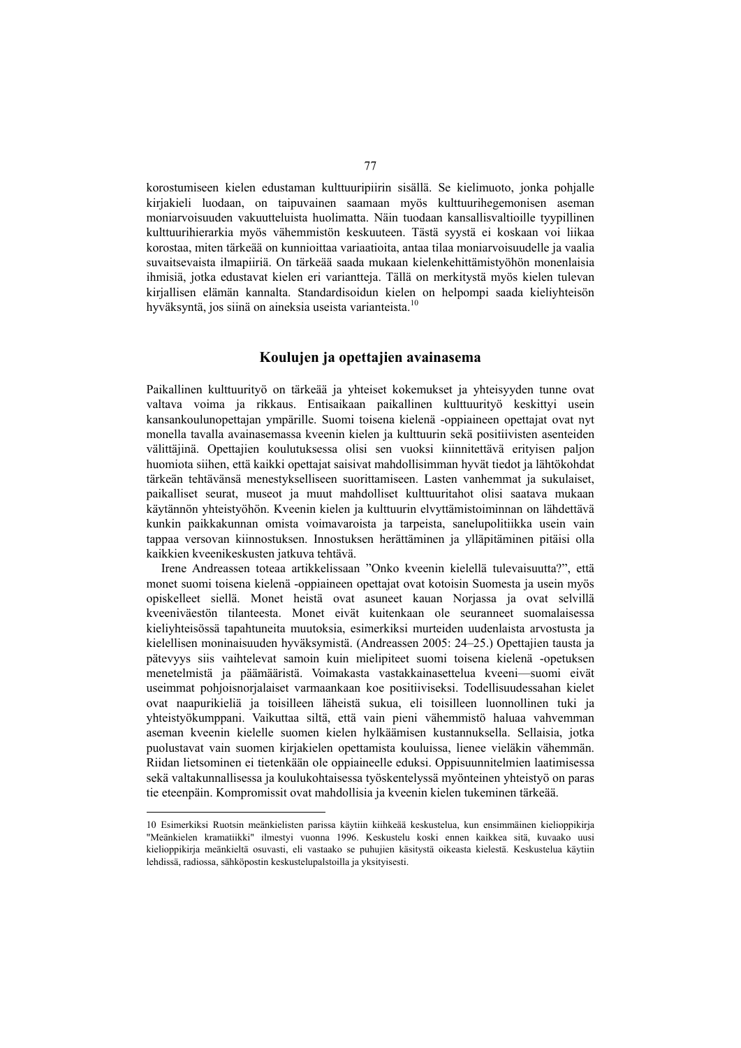korostumiseen kielen edustaman kulttuuripiirin sisällä. Se kielimuoto, jonka pohjalle kirjakieli luodaan, on taipuvainen saamaan myös kulttuurihegemonisen aseman moniarvoisuuden vakuutteluista huolimatta. Näin tuodaan kansallisvaltioille tyypillinen kulttuurihierarkia myös vähemmistön keskuuteen. Tästä syystä ei koskaan voi liikaa korostaa, miten tärkeää on kunnioittaa variaatioita, antaa tilaa moniarvoisuudelle ja vaalia suvaitsevaista ilmapiiriä. On tärkeää saada mukaan kielenkehittämistyöhön monenlaisia ihmisiä, jotka edustavat kielen eri variantteja. Tällä on merkitystä myös kielen tulevan kirjallisen elämän kannalta. Standardisoidun kielen on helpompi saada kieliyhteisön hyväksyntä, jos siinä on aineksia useista varianteista.[10]

## Koulujen ja opettajien avainasema

Paikallinen kulttuurityö on tärkeää ja yhteiset kokemukset ja yhteisyyden tunne ovat valtava voima ja rikkaus. Entisaikaan paikallinen kulttuurityö keskittyi usein kansankoulunopettajan ympärille. Suomi toisena kielenä -oppiaineen opettajat ovat nyt monella tavalla avainasemassa kveenin kielen ja kulttuurin sekä positiivisten asenteiden välittäjinä. Opettajien koulutuksessa olisi sen vuoksi kiinnitettävä erityisen paljon huomiota siihen, että kaikki opettajat saisivat mahdollisimman hyvät tiedot ja lähtökohdat tärkeän tehtävänsä menestykselliseen suorittamiseen. Lasten vanhemmat ja sukulaiset, paikalliset seurat, museot ja muut mahdolliset kulttuuritahot olisi saatava mukaan käytännön yhteistyöhön. Kveenin kielen ja kulttuurin elvyttämistoiminnan on lähdettävä kunkin paikkakunnan omista voimavaroista ja tarpeista, sanelupolitiikka usein vain tappaa versovan kiinnostuksen. Innostuksen herättäminen ja ylläpitäminen pitäisi olla kaikkien kveenikeskusten jatkuva tehtävä.

Irene Andreassen toteaa artikkelissaan "Onko kveenin kielellä tulevaisuutta?", että monet suomi toisena kielenä -oppiaineen opettajat ovat kotoisin Suomesta ja usein myös opiskelleet siellä. Monet heistä ovat asuneet kauan Norjassa ja ovat selvillä kveeniväestön tilanteesta. Monet eivät kuitenkaan ole seuranneet suomalaisessa kieliyhteisössä tapahtuneita muutoksia, esimerkiksi murteiden uudenlaista arvostusta ja kielellisen moninaisuuden hyväksymistä. (Andreassen 2005: 24–25.) Opettajien tausta ja pätevyys siis vaihtelevat samoin kuin mielipiteet suomi toisena kielenä -opetuksen menetelmistä ja päämääristä. Voimakasta vastakkainasettelua kveeni—suomi eivät useimmat pohjoisnorjalaiset varmaankaan koe positiiviseksi. Todellisuudessahan kielet ovat naapurikieliä ja toisilleen läheistä sukua, eli toisilleen luonnollinen tuki ja yhteistyökumppani. Vaikuttaa siltä, että vain pieni vähemmistö haluaa vahvemman aseman kveenin kielelle suomen kielen hylkäämisen kustannuksella. Sellaisia, jotka puolustavat vain suomen kirjakielen opettamista kouluissa, lienee vieläkin vähemmän. Riidan lietsominen ei tietenkään ole oppiaineelle eduksi. Oppisuunnitelmien laatimisessa sekä valtakunnallisessa ja koulukohtaisessa työskentelyssä myönteinen yhteistyö on paras tie eteenpäin. Kompromissit ovat mahdollisia ja kveenin kielen tukeminen tärkeää.

---

10 Esimerkiksi Ruotsin meänkielisten parissa käytiin kiihkeää keskustelua, kun ensimmäinen kielioppikirja "Meänkielen kramatiikki" ilmestyi vuonna 1996. Keskustelu koski ennen kaikkea sitä, kuvaako uusi kielioppikirja meänkieltä osuvasti, eli vastaako se puhujien käsitystä oikeasta kielestä. Keskustelua käytiin lehdissä, radiossa, sähköpostin keskustelupalstoilla ja yksityisesti.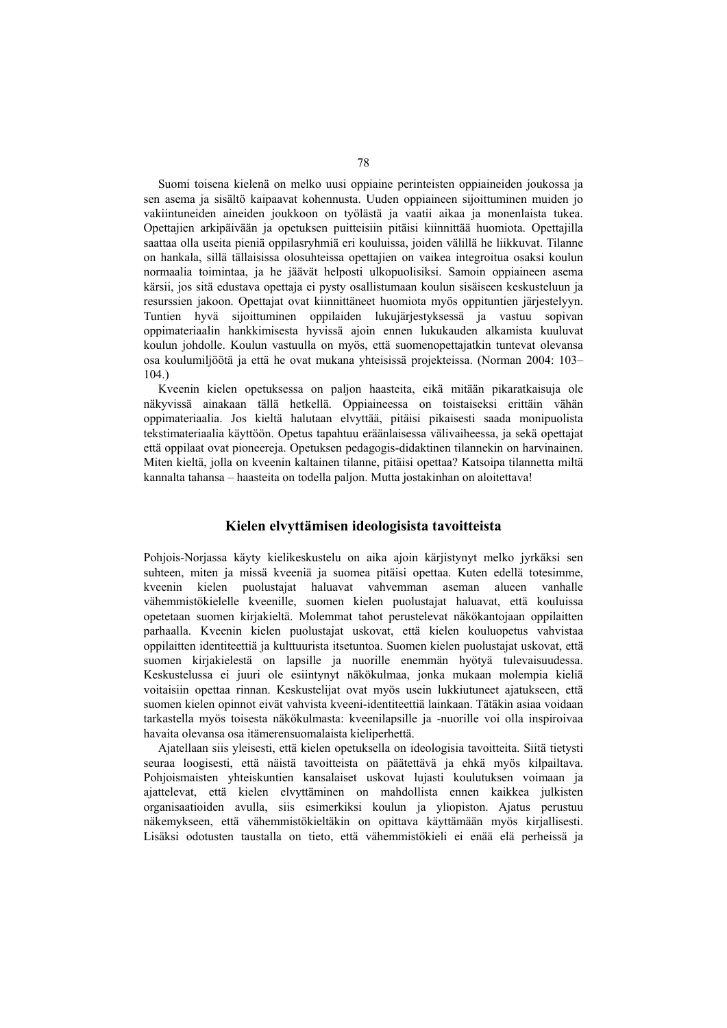Suomi toisena kielenä on melko uusi oppiaine perinteisten oppiaineiden joukossa ja sen asema ja sisältö kaipaavat kohennusta. Uuden oppiaineen sijoittuminen muiden jo vakiintuneiden aineiden joukkoon on työlästä ja vaatii aikaa ja monenlaista tukea. Opettajien arkipäivään ja opetuksen puitteisiin pitäisi kiinnittää huomiota. Opettajilla saattaa olla useita pieniä oppilasryhmiä eri kouluissa, joiden välillä he liikkuvat. Tilanne on hankala, sillä tällaisissa olosuhteissa opettajien on vaikea integroitua osaksi koulun normaalia toimintaa, ja he jäävät helposti ulkopuolisiksi. Samoin oppiaineen asema kärsii, jos sitä edustava opettaja ei pysty osallistumaan koulun sisäiseen keskusteluun ja resurssien jakoon. Opettajat ovat kiinnittäneet huomiota myös oppituntien järjestelyyn. Tuntien hyvä sijoittuminen oppilaiden lukujärjestyksessä ja vastuu sopivan oppimateriaalin hankkimisesta hyvissä ajoin ennen lukukauden alkamista kuuluvat koulun johdolle. Koulun vastuulla on myös, että suomenopettajatkin tuntevat olevansa osa koulumiljöötä ja että he ovat mukana yhteisissä projekteissa. (Norman 2004: 103–104.)

Kveenin kielen opetuksessa on paljon haasteita, eikä mitään pikaratkaisuja ole näkyvissä ainakaan tällä hetkellä. Oppiaineessa on toistaiseksi erittäin vähän oppimateriaalia. Jos kieltä halutaan elvyttää, pitäisi pikaisesti saada monipuolista tekstimateriaalia käyttöön. Opetus tapahtuu eräänlaisessa välivaiheessa, ja sekä opettajat että oppilaat ovat pioneereja. Opetuksen pedagogis-didaktinen tilannekin on harvinainen. Miten kieltä, jolla on kveenin kaltainen tilanne, pitäisi opettaa? Katsoipa tilannetta miltä kannalta tahansa – haasteita on todella paljon. Mutta jostakinhan on aloitettava!

## Kielen elvyttämisen ideologisista tavoitteista

Pohjois-Norjassa käyty kielikeskustelu on aika ajoin kärjistynyt melko jyrkäksi sen suhteen, miten ja missä kveeniä ja suomea pitäisi opettaa. Kuten edellä totesimme, kveenin kielen puolustajat haluavat vahvemman aseman alueen vanhalle vähemmistökielelle kveenille, suomen kielen puolustajat haluavat, että kouluissa opetetaan suomen kirjakieltä. Molemmat tahot perustelevat näkökantojaan oppilaitten parhaalla. Kveenin kielen puolustajat uskovat, että kielen kouluopetus vahvistaa oppilaitten identiteettiä ja kulttuurista itsetuntoa. Suomen kielen puolustajat uskovat, että suomen kirjakielestä on lapsille ja nuorille enemmän hyötyä tulevaisuudessa. Keskustelussa ei juuri ole esiintynyt näkökulmaa, jonka mukaan molempia kieliä voitaisiin opettaa rinnan. Keskustelijat ovat myös usein lukkiutuneet ajatukseen, että suomen kielen opinnot eivät vahvista kveeni-identiteettiä lainkaan. Tätäkin asiaa voidaan tarkastella myös toisesta näkökulmasta: kveenilapsille ja -nuorille voi olla inspiroivaa havaita olevansa osa itämerensuomalaista kieliperhettä.

Ajatellaan siis yleisesti, että kielen opetuksella on ideologisia tavoitteita. Siitä tietysti seuraa loogisesti, että näistä tavoitteista on päätettävä ja ehkä myös kilpailtava. Pohjoismaisten yhteiskuntien kansalaiset uskovat lujasti koulutuksen voimaan ja ajattelevat, että kielen elvyttäminen on mahdollista ennen kaikkea julkisten organisaatioiden avulla, siis esimerkiksi koulun ja yliopiston. Ajatus perustuu näkemykseen, että vähemmistökieltäkin on opittava käyttämään myös kirjallisesti. Lisäksi odotusten taustalla on tieto, että vähemmistökieli ei enää elä perheissä ja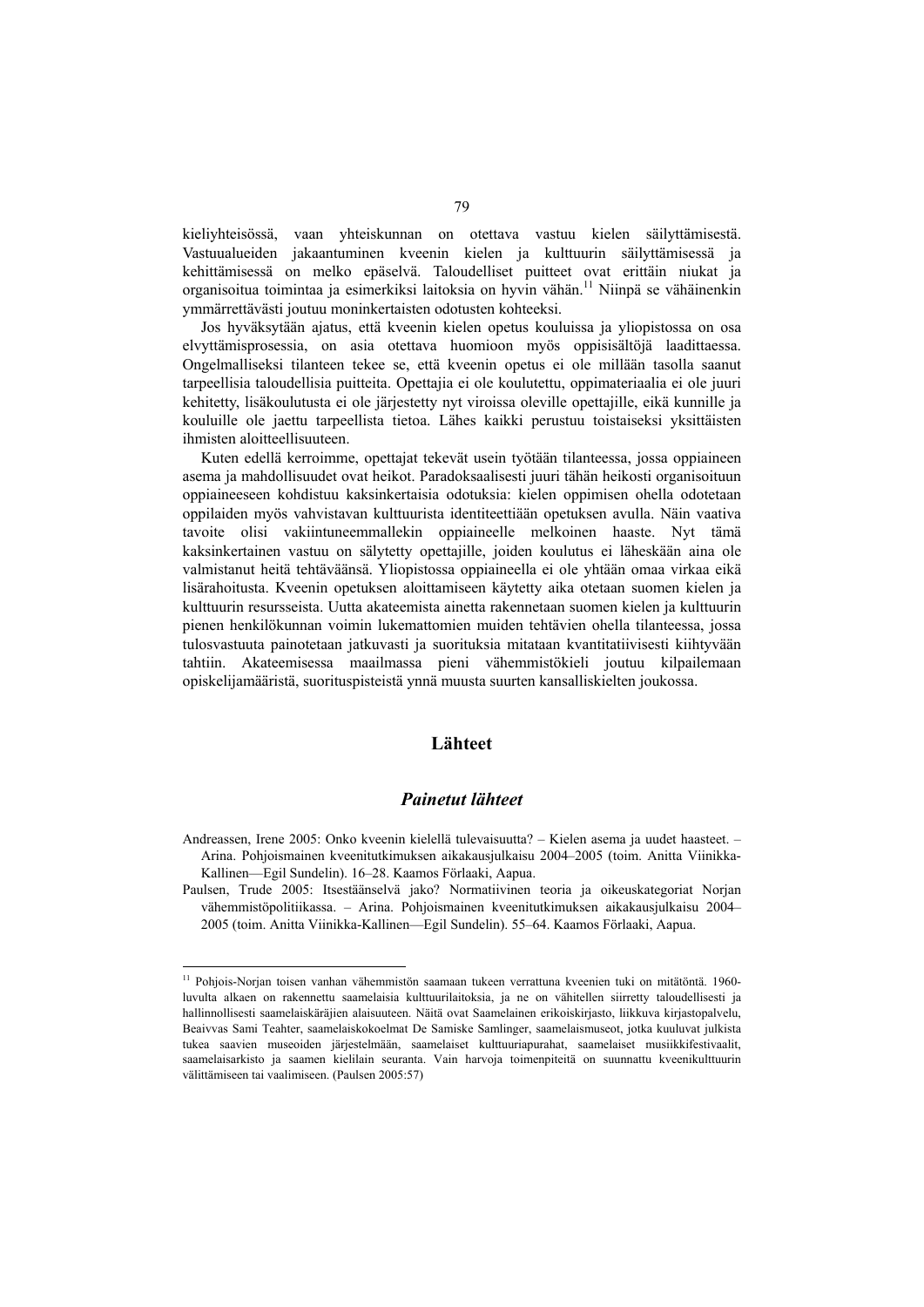kieliyhteisössä, vaan yhteiskunnan on otettava vastuu kielen säilyttämisestä. Vastuualueiden jakaantuminen kveenin kielen ja kulttuurin säilyttämisessä ja kehittämisessä on melko epäselvä. Taloudelliset puitteet ovat erittäin niukat ja organisoitua toimintaa ja esimerkiksi laitoksia on hyvin vähän.[11] Niinpä se vähäinenkin ymmärrettävästi joutuu moninkertaisten odotusten kohteeksi.

Jos hyväksytään ajatus, että kveenin kielen opetus kouluissa ja yliopistossa on osa elvyttämisprosessia, on asia otettava huomioon myös oppisisältöjä laadittaessa. Ongelmalliseksi tilanteen tekee se, että kveenin opetus ei ole millään tasolla saanut tarpeellisia taloudellisia puitteita. Opettajia ei ole koulutettu, oppimateriaalia ei ole juuri kehitetty, lisäkoulutusta ei ole järjestetty nyt viroissa oleville opettajille, eikä kunnille ja kouluille ole jaettu tarpeellista tietoa. Lähes kaikki perustuu toistaiseksi yksittäisten ihmisten aloitteellisuuteen.

Kuten edellä kerroimme, opettajat tekevät usein työtään tilanteessa, jossa oppiaineen asema ja mahdollisuudet ovat heikot. Paradoksaalisesti juuri tähän heikosti organisoituun oppiaineeseen kohdistuu kaksinkertaisia odotuksia: kielen oppimisen ohella odotetaan oppilaiden myös vahvistavan kulttuurista identiteettiään opetuksen avulla. Näin vaativa tavoite olisi vakiintuneemmallekin oppiaineelle melkoinen haaste. Nyt tämä kaksinkertainen vastuu on sälytetty opettajille, joiden koulutus ei läheskään aina ole valmistanut heitä tehtäväänsä. Yliopistossa oppiaineella ei ole yhtään omaa virkaa eikä lisärahoitusta. Kveenin opetuksen aloittamiseen käytetty aika otetaan suomen kielen ja kulttuurin resursseista. Uutta akateemista ainetta rakennetaan suomen kielen ja kulttuurin pienen henkilökunnan voimin lukemattomien muiden tehtävien ohella tilanteessa, jossa tulosvastuuta painotetaan jatkuvasti ja suorituksia mitataan kvantitatiivisesti kiihtyvään tahtiin. Akateemisessa maailmassa pieni vähemmistökieli joutuu kilpailemaan opiskelijamääristä, suorituspisteistä ynnä muusta suurten kansalliskielten joukossa.

## Lähteet

### *Painetut lähteet*

Andreassen, Irene 2005: Onko kveenin kielellä tulevaisuutta? – Kielen asema ja uudet haasteet. – Arina. Pohjoismainen kveenitutkimuksen aikakausjulkaisu 2004–2005 (toim. Anitta Viinikka-Kallinen—Egil Sundelin). 16–28. Kaamos Förlaaki, Aapua.

Paulsen, Trude 2005: Itsestäänselvä jako? Normatiivinen teoria ja oikeuskategoriat Norjan vähemmistöpolitiikassa. – Arina. Pohjoismainen kveenitutkimuksen aikakausjulkaisu 2004–2005 (toim. Anitta Viinikka-Kallinen—Egil Sundelin). 55–64. Kaamos Förlaaki, Aapua.

---

[11] Pohjois-Norjan toisen vanhan vähemmistön saamaan tukeen verrattuna kveenien tuki on mitätöntä. 1960-luvulta alkaen on rakennettu saamelaisia kulttuurilaitoksia, ja ne on vähitellen siirretty taloudellisesti ja hallinnollisesti saamelaiskäräjien alaisuuteen. Näitä ovat Saamelainen erikoiskirjasto, liikkuva kirjastopalvelu, Beaivvas Sami Teahter, saamelaiskokoelmat De Samiske Samlinger, saamelaismuseot, jotka kuuluvat julkista tukea saavien museoiden järjestelmään, saamelaiset kulttuuriapurahat, saamelaiset musiikkifestivaalit, saamelaisarkisto ja saamen kielilain seuranta. Vain harvoja toimenpiteitä on suunnattu kveenikulttuurin välittämiseen tai vaalimiseen. (Paulsen 2005:57)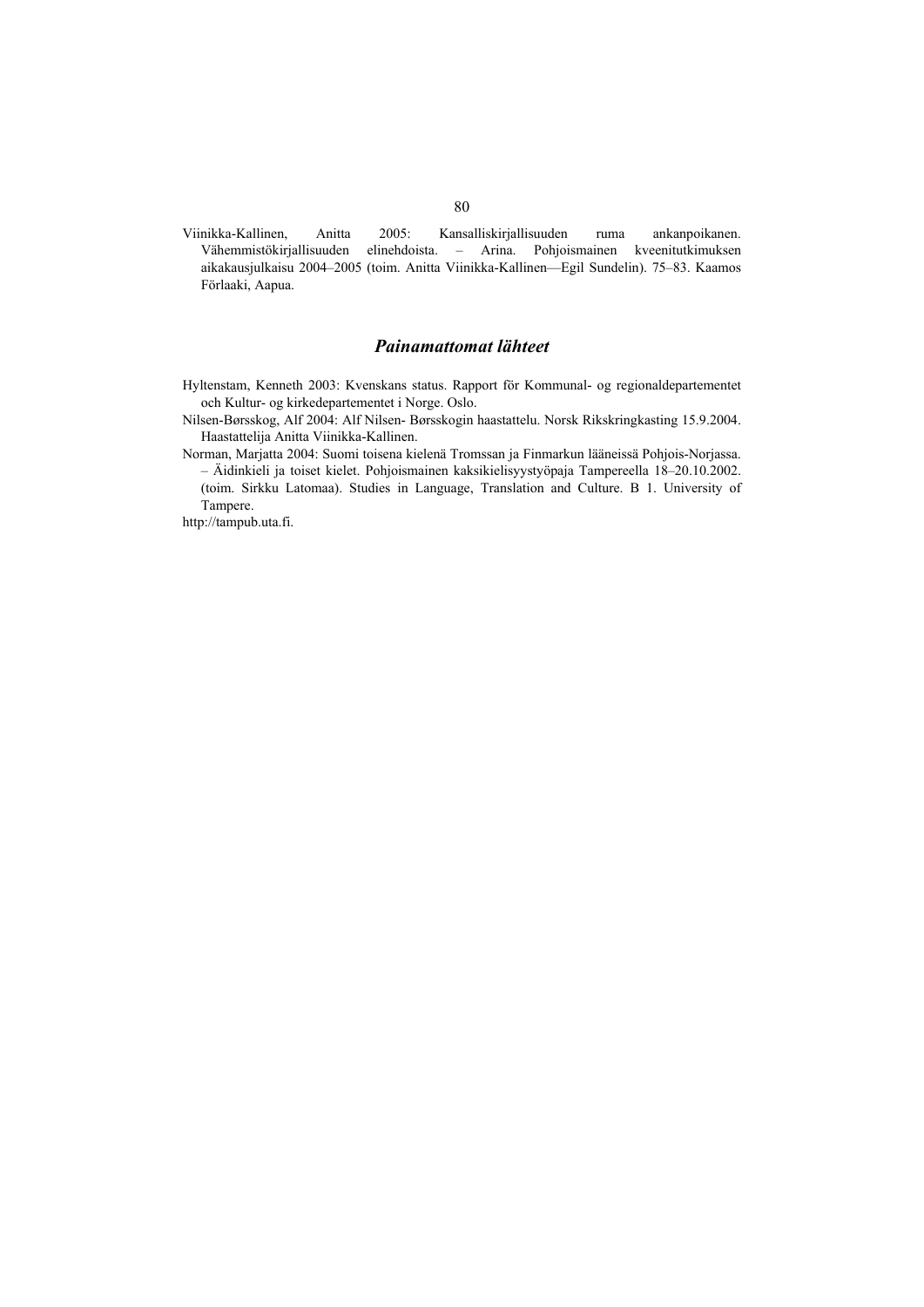Viinikka-Kallinen, Anitta 2005: Kansalliskirjallisuuden ruma ankanpoikanen. Vähemmistökirjallisuuden elinehdoista. – Arina. Pohjoismainen kveenitutkimuksen aikakausjulkaisu 2004–2005 (toim. Anitta Viinikka-Kallinen—Egil Sundelin). 75–83. Kaamos Förlaaki, Aapua.

## *Painamattomat lähteet*

Hyltenstam, Kenneth 2003: Kvenskans status. Rapport för Kommunal- og regionaldepartementet och Kultur- og kirkedepartementet i Norge. Oslo.

Nilsen-Børsskog, Alf 2004: Alf Nilsen- Børsskogin haastattelu. Norsk Rikskringkasting 15.9.2004. Haastattelija Anitta Viinikka-Kallinen.

Norman, Marjatta 2004: Suomi toisena kielenä Tromssan ja Finmarkun lääneissä Pohjois-Norjassa. – Äidinkieli ja toiset kielet. Pohjoismainen kaksikielisyystyöpaja Tampereella 18–20.10.2002. (toim. Sirkku Latomaa). Studies in Language, Translation and Culture. B 1. University of Tampere.

http://tampub.uta.fi.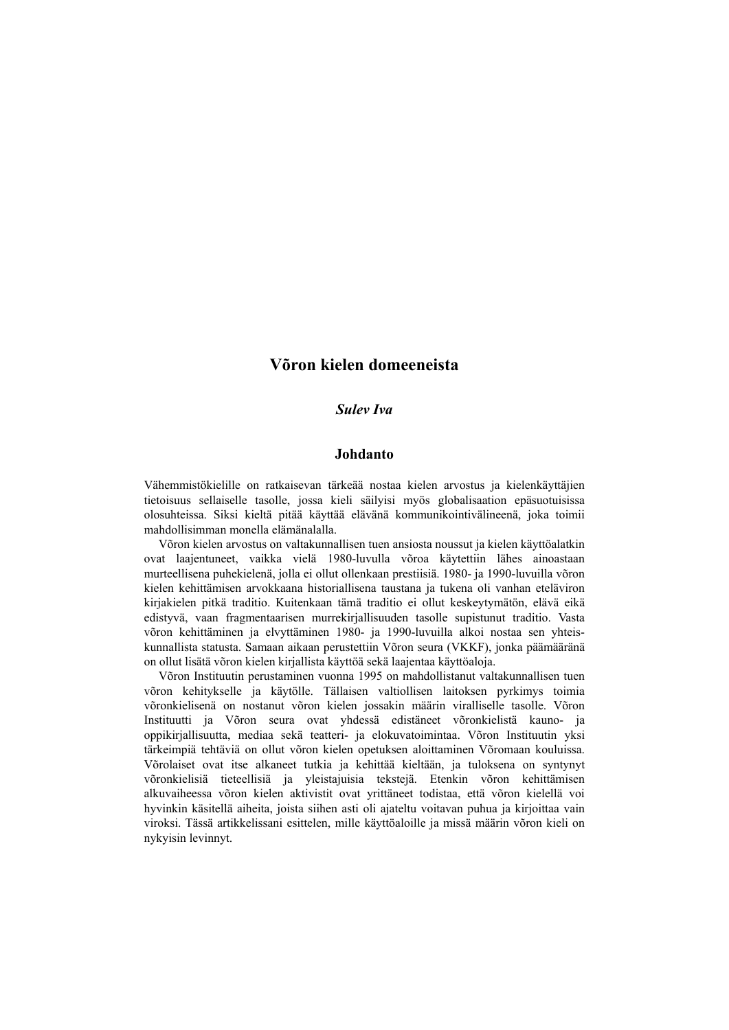# Võron kielen domeeneista

***Sulev Iva***

## Johdanto

Vähemmistökielille on ratkaisevan tärkeää nostaa kielen arvostus ja kielenkäyttäjien tietoisuus sellaiselle tasolle, jossa kieli säilyisi myös globalisaation epäsuotuisissa olosuhteissa. Siksi kieltä pitää käyttää elävänä kommunikointivälineenä, joka toimii mahdollisimman monella elämänalalla.

Võron kielen arvostus on valtakunnallisen tuen ansiosta noussut ja kielen käyttöalatkin ovat laajentuneet, vaikka vielä 1980-luvulla võroa käytettiin lähes ainoastaan murteellisena puhekielenä, jolla ei ollut ollenkaan prestiisiä. 1980- ja 1990-luvuilla võron kielen kehittämisen arvokkaana historiallisena taustana ja tukena oli vanhan eteläviron kirjakielen pitkä traditio. Kuitenkaan tämä traditio ei ollut keskeytymätön, elävä eikä edistyvä, vaan fragmentaarisen murrekirjallisuuden tasolle supistunut traditio. Vasta võron kehittäminen ja elvyttäminen 1980- ja 1990-luvuilla alkoi nostaa sen yhteiskunnallista statusta. Samaan aikaan perustettiin Võron seura (VKKF), jonka päämääränä on ollut lisätä võron kielen kirjallista käyttöä sekä laajentaa käyttöaloja.

Võron Instituutin perustaminen vuonna 1995 on mahdollistanut valtakunnallisen tuen võron kehitykselle ja käytölle. Tällaisen valtiollisen laitoksen pyrkimys toimia võronkielisenä on nostanut võron kielen jossakin määrin viralliselle tasolle. Võron Instituutti ja Võron seura ovat yhdessä edistäneet võronkielistä kauno- ja oppikirjallisuutta, mediaa sekä teatteri- ja elokuvatoimintaa. Võron Instituutin yksi tärkeimpiä tehtäviä on ollut võron kielen opetuksen aloittaminen Võromaan kouluissa. Võrolaiset ovat itse alkaneet tutkia ja kehittää kieltään, ja tuloksena on syntynyt võronkielisiä tieteellisiä ja yleistajuisia tekstejä. Etenkin võron kehittämisen alkuvaiheessa võron kielen aktivistit ovat yrittäneet todistaa, että võron kielellä voi hyvinkin käsitellä aiheita, joista siihen asti oli ajateltu voitavan puhua ja kirjoittaa vain viroksi. Tässä artikkelissani esittelen, mille käyttöaloille ja missä määrin võron kieli on nykyisin levinnyt.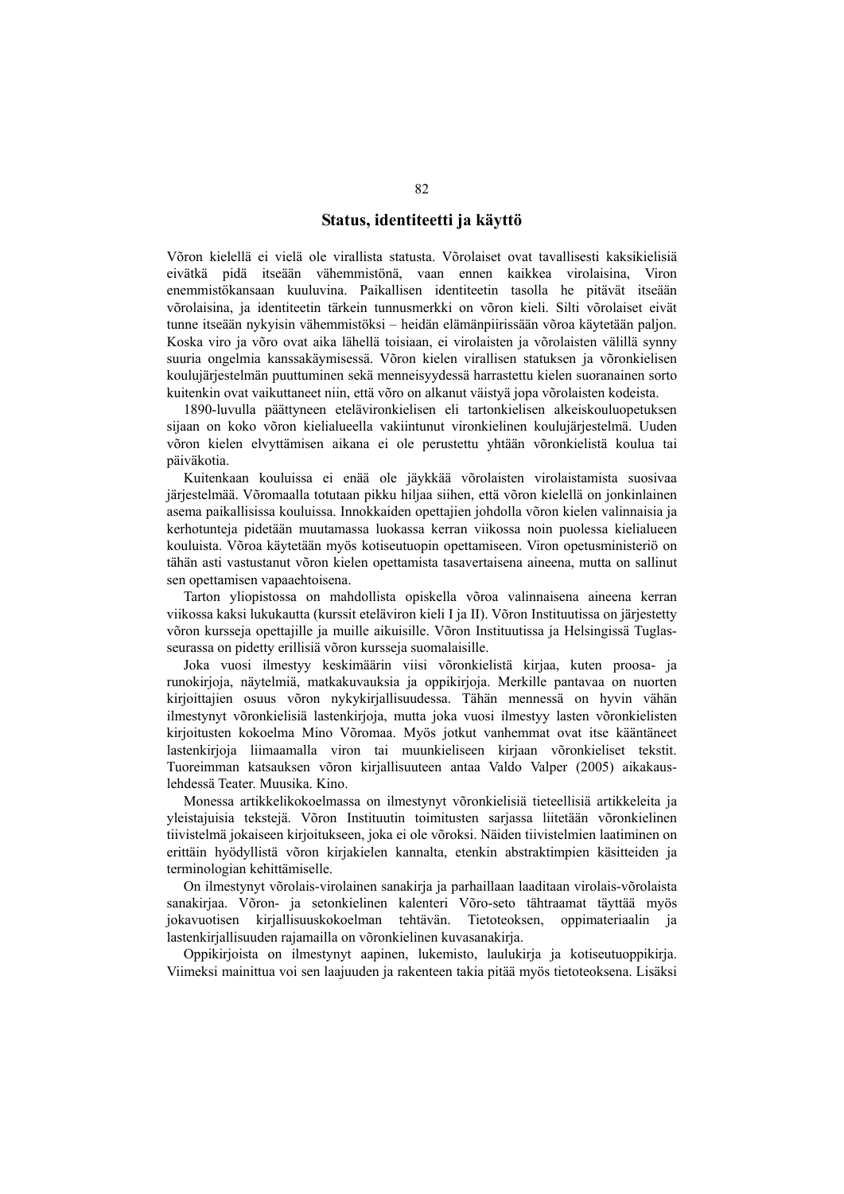## Status, identiteetti ja käyttö

Võron kielellä ei vielä ole virallista statusta. Võrolaiset ovat tavallisesti kaksikielisiä eivätkä pidä itseään vähemmistönä, vaan ennen kaikkea virolaisina, Viron enemmistökansaan kuuluvina. Paikallisen identiteetin tasolla he pitävät itseään võrolaisina, ja identiteetin tärkein tunnusmerkki on võron kieli. Silti võrolaiset eivät tunne itseään nykyisin vähemmistöksi – heidän elämänpiirissään võroa käytetään paljon. Koska viro ja võro ovat aika lähellä toisiaan, ei virolaisten ja võrolaisten välillä synny suuria ongelmia kanssakäymisessä. Võron kielen virallisen statuksen ja võronkielisen koulujärjestelmän puuttuminen sekä menneisyydessä harrastettu kielen suoranainen sorto kuitenkin ovat vaikuttaneet niin, että võro on alkanut väistyä jopa võrolaisten kodeista.

1890-luvulla päättyneen etelävironkielisen eli tartonkielisen alkeiskouluopetuksen sijaan on koko võron kielialueella vakiintunut vironkielinen koulujärjestelmä. Uuden võron kielen elvyttämisen aikana ei ole perustettu yhtään võronkielistä koulua tai päiväkotia.

Kuitenkaan kouluissa ei enää ole jäykkää võrolaisten virolaistamista suosivaa järjestelmää. Võromaalla totutaan pikku hiljaa siihen, että võron kielellä on jonkinlainen asema paikallisissa kouluissa. Innokkaiden opettajien johdolla võron kielen valinnaisia ja kerhotunteja pidetään muutamassa luokassa kerran viikossa noin puolessa kielialueen kouluista. Võroa käytetään myös kotiseutuopin opettamiseen. Viron opetusministeriö on tähän asti vastustanut võron kielen opettamista tasavertaisena aineena, mutta on sallinut sen opettamisen vapaaehtoisena.

Tarton yliopistossa on mahdollista opiskella võroa valinnaisena aineena kerran viikossa kaksi lukukautta (kurssit eteläviron kieli I ja II). Võron Instituutissa on järjestetty võron kursseja opettajille ja muille aikuisille. Võron Instituutissa ja Helsingissä Tuglas-seurassa on pidetty erillisiä võron kursseja suomalaisille.

Joka vuosi ilmestyy keskimäärin viisi võronkielistä kirjaa, kuten proosa- ja runokirjoja, näytelmiä, matkakuvauksia ja oppikirjoja. Merkille pantavaa on nuorten kirjoittajien osuus võron nykykirjallisuudessa. Tähän mennessä on hyvin vähän ilmestynyt võronkielisiä lastenkirjoja, mutta joka vuosi ilmestyy lasten võronkielisten kirjoitusten kokoelma Mino Võromaa. Myös jotkut vanhemmat ovat itse kääntäneet lastenkirjoja liimaamalla viron tai muunkieliseen kirjaan võronkieliset tekstit. Tuoreimman katsauksen võron kirjallisuuteen antaa Valdo Valper (2005) aikakauslehdessä Teater. Muusika. Kino.

Monessa artikkelikokoelmassa on ilmestynyt võronkielisiä tieteellisiä artikkeleita ja yleistajuisia tekstejä. Võron Instituutin toimitusten sarjassa liitetään võronkielinen tiivistelmä jokaiseen kirjoitukseen, joka ei ole võroksi. Näiden tiivistelmien laatiminen on erittäin hyödyllistä võron kirjakielen kannalta, etenkin abstraktimpien käsitteiden ja terminologian kehittämiselle.

On ilmestynyt võrolais-virolainen sanakirja ja parhaillaan laaditaan virolais-võrolaista sanakirjaa. Võron- ja setonkielinen kalenteri Võro-seto tähtraamat täyttää myös jokavuotisen kirjallisuuskokoelman tehtävän. Tietoteoksen, oppimateriaalin ja lastenkirjallisuuden rajamailla on võronkielinen kuvasanakirja.

Oppikirjoista on ilmestynyt aapinen, lukemisto, laulukirja ja kotiseutuoppikirja. Viimeksi mainittua voi sen laajuuden ja rakenteen takia pitää myös tietoteoksena. Lisäksi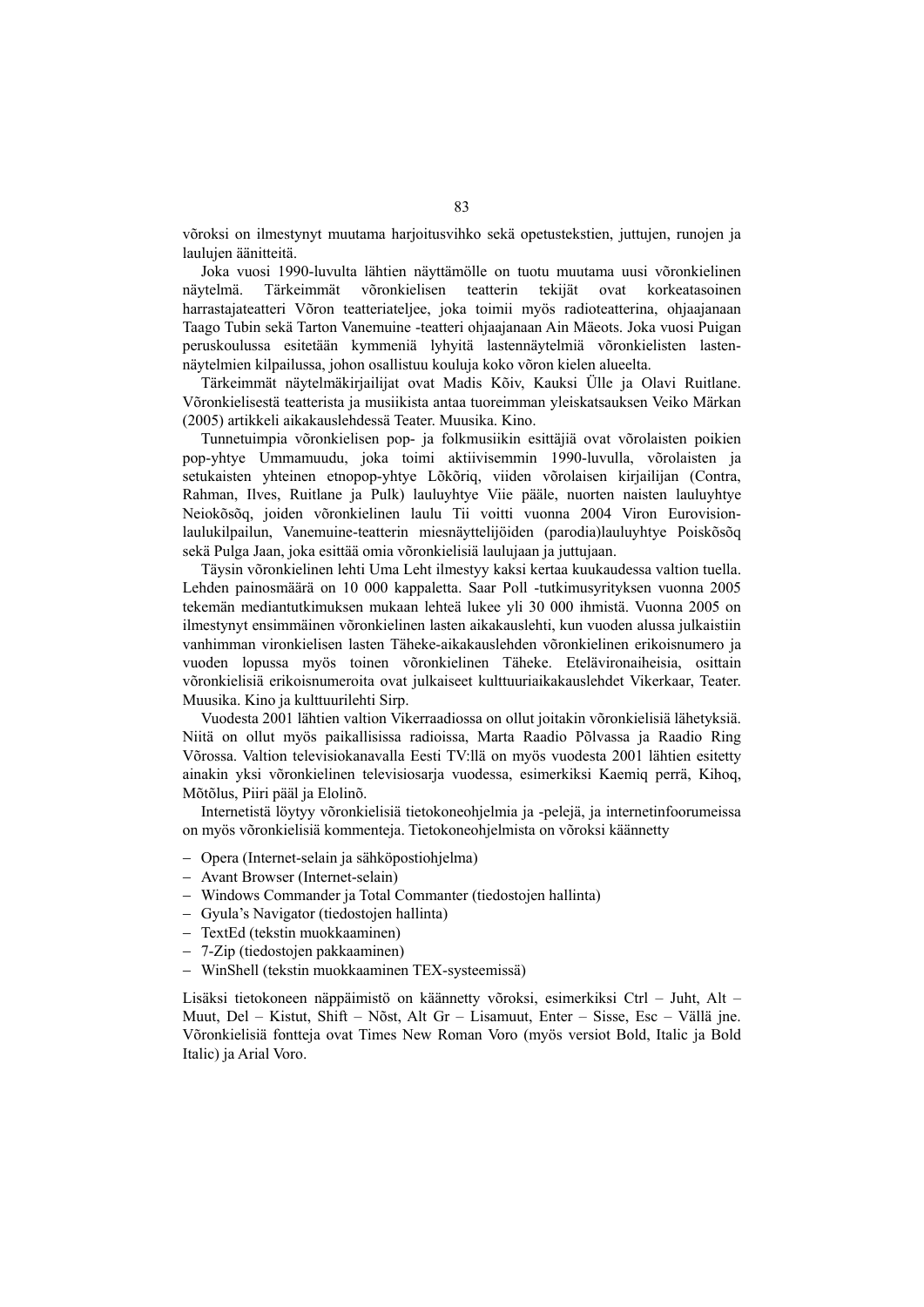võroksi on ilmestynyt muutama harjoitusvihko sekä opetustekstien, juttujen, runojen ja laulujen äänitteitä.

Joka vuosi 1990-luvulta lähtien näyttämölle on tuotu muutama uusi võronkielinen näytelmä. Tärkeimmät võronkielisen teatterin tekijät ovat korkeatasoinen harrastajateatteri Võron teatteriateljee, joka toimii myös radioteatterina, ohjaajanaan Taago Tubin sekä Tarton Vanemuine -teatteri ohjaajanaan Ain Mäeots. Joka vuosi Puigan peruskoulussa esitetään kymmeniä lyhyitä lastennäytelmiä võronkielisten lastennäytelmien kilpailussa, johon osallistuu kouluja koko võron kielen alueelta.

Tärkeimmät näytelmäkirjailijat ovat Madis Kõiv, Kauksi Ülle ja Olavi Ruitlane. Võronkielisestä teatterista ja musiikista antaa tuoreimman yleiskatsauksen Veiko Märkan (2005) artikkeli aikakauslehdessä Teater. Muusika. Kino.

Tunnetuimpia võronkielisen pop- ja folkmusiikin esittäjiä ovat võrolaisten poikien pop-yhtye Ummamuudu, joka toimi aktiivisemmin 1990-luvulla, võrolaisten ja setukaisten yhteinen etnopop-yhtye Lõkõriq, viiden võrolaisen kirjailijan (Contra, Rahman, Ilves, Ruitlane ja Pulk) lauluyhtye Viie pääle, nuorten naisten lauluyhtye Neiokõsõq, joiden võronkielinen laulu Tii voitti vuonna 2004 Viron Eurovisionlaulukilpailun, Vanemuine-teatterin miesnäyttelijöiden (parodia)lauluyhtye Poiskõsõq sekä Pulga Jaan, joka esittää omia võronkielisiä laulujaan ja juttujaan.

Täysin võronkielinen lehti Uma Leht ilmestyy kaksi kertaa kuukaudessa valtion tuella. Lehden painosmäärä on 10 000 kappaletta. Saar Poll -tutkimusyrityksen vuonna 2005 tekemän mediantutkimuksen mukaan lehteä lukee yli 30 000 ihmistä. Vuonna 2005 on ilmestynyt ensimmäinen võronkielinen lasten aikakauslehti, kun vuoden alussa julkaistiin vanhimman vironkielisen lasten Täheke-aikakauslehden võronkielinen erikoisnumero ja vuoden lopussa myös toinen võronkielinen Täheke. Etelävironaiheisia, osittain võronkielisiä erikoisnumeroita ovat julkaiseet kulttuuriaikakauslehdet Vikerkaar, Teater. Muusika. Kino ja kulttuurilehti Sirp.

Vuodesta 2001 lähtien valtion Vikerraadiossa on ollut joitakin võronkielisiä lähetyksiä. Niitä on ollut myös paikallisissa radioissa, Marta Raadio Põlvassa ja Raadio Ring Võrossa. Valtion televisiokanavalla Eesti TV:llä on myös vuodesta 2001 lähtien esitetty ainakin yksi võronkielinen televisiosarja vuodessa, esimerkiksi Kaemiq perrä, Kihoq, Mõtõlus, Piiri pääl ja Elolinõ.

Internetistä löytyy võronkielisiä tietokoneohjelmia ja -pelejä, ja internetinfoorumeissa on myös võronkielisiä kommenteja. Tietokoneohjelmista on võroksi käännetty

- Opera (Internet-selain ja sähköpostiohjelma)
- Avant Browser (Internet-selain)
- Windows Commander ja Total Commanter (tiedostojen hallinta)
- Gyula's Navigator (tiedostojen hallinta)
- TextEd (tekstin muokkaaminen)
- 7-Zip (tiedostojen pakkaaminen)
- WinShell (tekstin muokkaaminen TEX-systeemissä)

Lisäksi tietokoneen näppäimistö on käännetty võroksi, esimerkiksi Ctrl – Juht, Alt – Muut, Del – Kistut, Shift – Nõst, Alt Gr – Lisamuut, Enter – Sisse, Esc – Vällä jne. Võronkielisiä fontteja ovat Times New Roman Voro (myös versiot Bold, Italic ja Bold Italic) ja Arial Voro.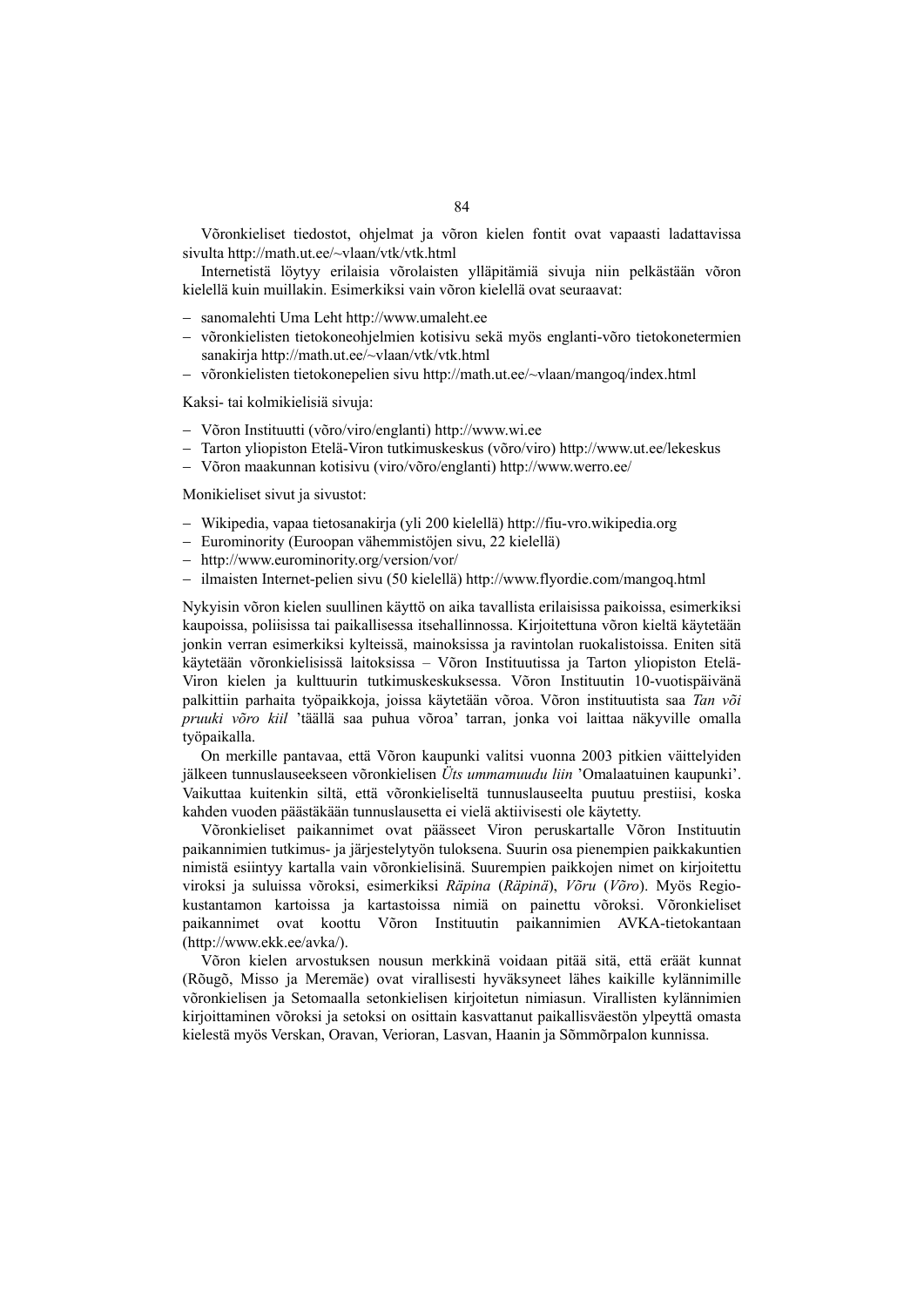Võronkieliset tiedostot, ohjelmat ja võron kielen fontit ovat vapaasti ladattavissa sivulta http://math.ut.ee/~vlaan/vtk/vtk.html

Internetistä löytyy erilaisia võrolaisten ylläpitämiä sivuja niin pelkästään võron kielellä kuin muillakin. Esimerkiksi vain võron kielellä ovat seuraavat:

- sanomalehti Uma Leht http://www.umaleht.ee
- võronkielisten tietokoneohjelmien kotisivu sekä myös englanti-võro tietokonetermien sanakirja http://math.ut.ee/~vlaan/vtk/vtk.html
- võronkielisten tietokonepelien sivu http://math.ut.ee/~vlaan/mangoq/index.html

Kaksi- tai kolmikielisiä sivuja:

- Võron Instituutti (võro/viro/englanti) http://www.wi.ee
- Tarton yliopiston Etelä-Viron tutkimuskeskus (võro/viro) http://www.ut.ee/lekeskus
- Võron maakunnan kotisivu (viro/võro/englanti) http://www.werro.ee/

Monikieliset sivut ja sivustot:

- Wikipedia, vapaa tietosanakirja (yli 200 kielellä) http://fiu-vro.wikipedia.org
- Eurominority (Euroopan vähemmistöjen sivu, 22 kielellä)
- http://www.eurominority.org/version/vor/
- ilmaisten Internet-pelien sivu (50 kielellä) http://www.flyordie.com/mangoq.html

Nykyisin võron kielen suullinen käyttö on aika tavallista erilaisissa paikoissa, esimerkiksi kaupoissa, poliisissa tai paikallisessa itsehallinnossa. Kirjoitettuna võron kieltä käytetään jonkin verran esimerkiksi kylteissä, mainoksissa ja ravintolan ruokalistoissa. Eniten sitä käytetään võronkielisissä laitoksissa – Võron Instituutissa ja Tarton yliopiston Etelä-Viron kielen ja kulttuurin tutkimuskeskuksessa. Võron Instituutin 10-vuotispäivänä palkittiin parhaita työpaikkoja, joissa käytetään võroa. Võron instituutista saa *Tan või pruuki võro kiil* 'täällä saa puhua võroa' tarran, jonka voi laittaa näkyville omalla työpaikalla.

On merkille pantavaa, että Võron kaupunki valitsi vuonna 2003 pitkien väittelyiden jälkeen tunnuslauseekseen võronkielisen *Üts ummamuudu liin* 'Omalaatuinen kaupunki'. Vaikuttaa kuitenkin siltä, että võronkieliseltä tunnuslauseelta puuttuu prestiisi, koska kahden vuoden päästäkään tunnuslausetta ei vielä aktiivisesti ole käytetty.

Võronkieliset paikannimet ovat päässeet Viron peruskartalle Võron Instituutin paikannimien tutkimus- ja järjestelytyön tuloksena. Suurin osa pienempien paikkakuntien nimistä esiintyy kartalla vain võronkielisinä. Suurempien paikkojen nimet on kirjoitettu viroksi ja suluissa võroksi, esimerkiksi *Räpina* (*Räpinä*), *Võru* (*Võro*). Myös Regio-kustantamon kartoissa ja kartastoissa nimiä on painettu võroksi. Võronkieliset paikannimet ovat koottu Võron Instituutin paikannimien AVKA-tietokantaan (http://www.ekk.ee/avka/).

Võron kielen arvostuksen nousun merkkinä voidaan pitää sitä, että eräät kunnat (Rõugõ, Misso ja Meremäe) ovat virallisesti hyväksyneet lähes kaikille kylännimille võronkielisen ja Setomaalla setonkielisen kirjoitetun nimiasun. Virallisten kylännimien kirjoittaminen võroksi ja setoksi on osittain kasvattanut paikallisväestön ylpeyttä omasta kielestä myös Verskan, Oravan, Verioran, Lasvan, Haanin ja Sõmmõrpalon kunnissa.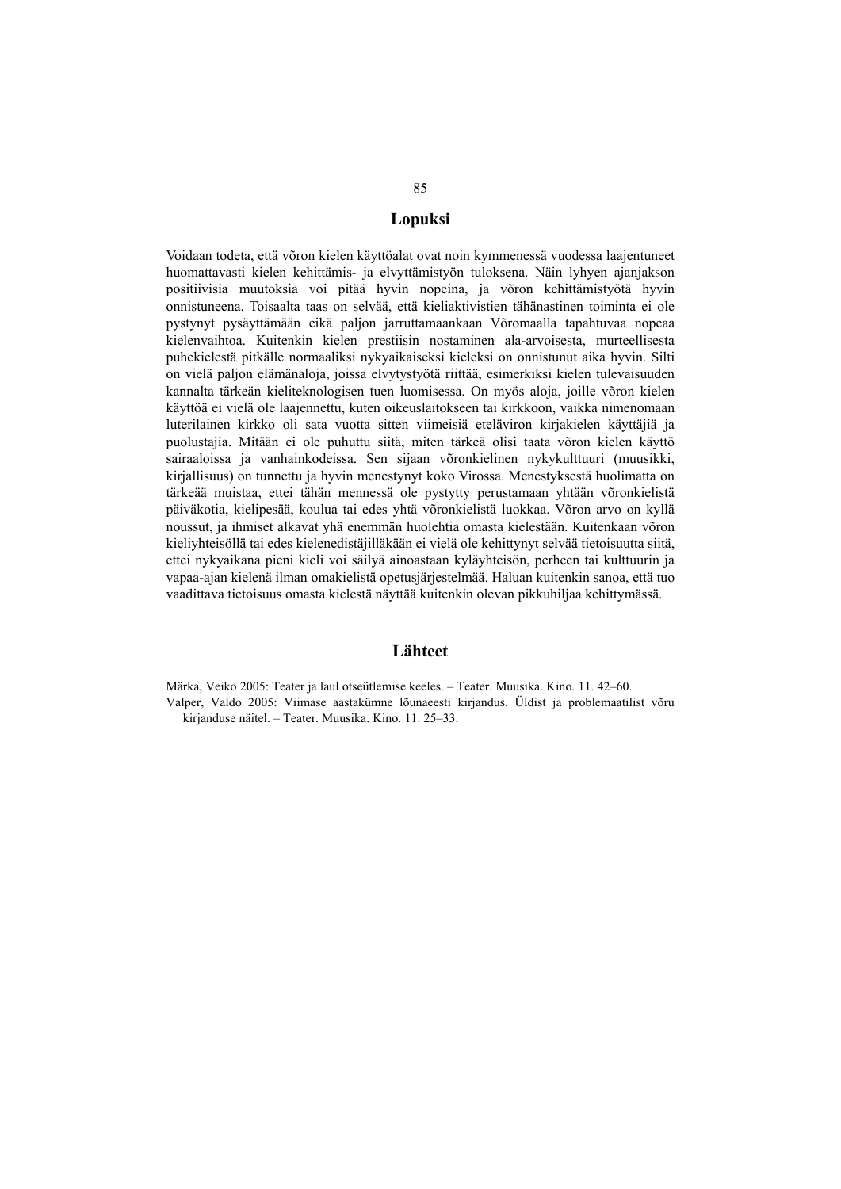## Lopuksi

Voidaan todeta, että võron kielen käyttöalat ovat noin kymmenessä vuodessa laajentuneet huomattavasti kielen kehittämis- ja elvyttämistyön tuloksena. Näin lyhyen ajanjakson positiivisia muutoksia voi pitää hyvin nopeina, ja võron kehittämistyötä hyvin onnistuneena. Toisaalta taas on selvää, että kieliaktivistien tähänastinen toiminta ei ole pystynyt pysäyttämään eikä paljon jarruttamaankaan Võromaalla tapahtuvaa nopeaa kielenvaihtoa. Kuitenkin kielen prestiisin nostaminen ala-arvoisesta, murteellisesta puhekielestä pitkälle normaaliksi nykyaikaiseksi kieleksi on onnistunut aika hyvin. Silti on vielä paljon elämänaloja, joissa elvytystyötä riittää, esimerkiksi kielen tulevaisuuden kannalta tärkeän kieliteknologisen tuen luomisessa. On myös aloja, joille võron kielen käyttöä ei vielä ole laajennettu, kuten oikeuslaitokseen tai kirkkoon, vaikka nimenomaan luterilainen kirkko oli sata vuotta sitten viimeisiä eteläviron kirjakielen käyttäjiä ja puolustajia. Mitään ei ole puhuttu siitä, miten tärkeä olisi taata võron kielen käyttö sairaaloissa ja vanhainkodeissa. Sen sijaan võronkielinen nykykulttuuri (muusikki, kirjallisuus) on tunnettu ja hyvin menestynyt koko Virossa. Menestyksestä huolimatta on tärkeää muistaa, ettei tähän mennessä ole pystytty perustamaan yhtään võronkielistä päiväkotia, kielipesää, koulua tai edes yhtä võronkielistä luokkaa. Võron arvo on kyllä noussut, ja ihmiset alkavat yhä enemmän huolehtia omasta kielestään. Kuitenkaan võron kieliyhteisöllä tai edes kielenedistäjilläkään ei vielä ole kehittynyt selvää tietoisuutta siitä, ettei nykyaikana pieni kieli voi säilyä ainoastaan kyläyhteisön, perheen tai kulttuurin ja vapaa-ajan kielenä ilman omakielistä opetusjärjestelmää. Haluan kuitenkin sanoa, että tuo vaadittava tietoisuus omasta kielestä näyttää kuitenkin olevan pikkuhiljaa kehittymässä.

## Lähteet

Märka, Veiko 2005: Teater ja laul otseütlemise keeles. – Teater. Muusika. Kino. 11. 42–60.

Valper, Valdo 2005: Viimase aastakümne lõunaeesti kirjandus. Üldist ja problemaatilist võru kirjanduse näitel. – Teater. Muusika. Kino. 11. 25–33.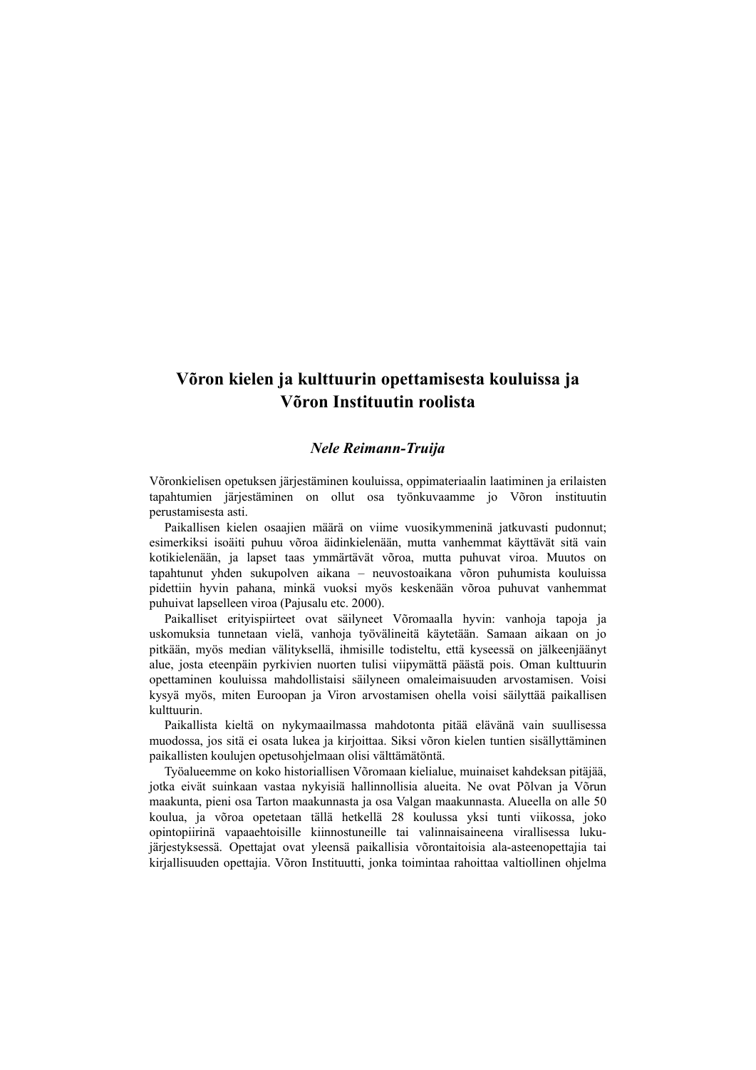# Võron kielen ja kulttuurin opettamisesta kouluissa ja Võron Instituutin roolista

***Nele Reimann-Truija***

Võronkielisen opetuksen järjestäminen kouluissa, oppimateriaalin laatiminen ja erilaisten tapahtumien järjestäminen on ollut osa työnkuvaamme jo Võron instituutin perustamisesta asti.

Paikallisen kielen osaajien määrä on viime vuosikymmeninä jatkuvasti pudonnut; esimerkiksi isoäiti puhuu võroa äidinkielenään, mutta vanhemmat käyttävät sitä vain kotikielenään, ja lapset taas ymmärtävät võroa, mutta puhuvat viroa. Muutos on tapahtunut yhden sukupolven aikana – neuvostoaikana võron puhumista kouluissa pidettiin hyvin pahana, minkä vuoksi myös keskenään võroa puhuvat vanhemmat puhuivat lapselleen viroa (Pajusalu etc. 2000).

Paikalliset erityispiirteet ovat säilyneet Võromaalla hyvin: vanhoja tapoja ja uskomuksia tunnetaan vielä, vanhoja työvälineitä käytetään. Samaan aikaan on jo pitkään, myös median välityksellä, ihmisille todisteltu, että kyseessä on jälkeenjäänyt alue, josta eteenpäin pyrkivien nuorten tulisi viipymättä päästä pois. Oman kulttuurin opettaminen kouluissa mahdollistaisi säilyneen omaleimaisuuden arvostamisen. Voisi kysyä myös, miten Euroopan ja Viron arvostamisen ohella voisi säilyttää paikallisen kulttuurin.

Paikallista kieltä on nykymaailmassa mahdotonta pitää elävänä vain suullisessa muodossa, jos sitä ei osata lukea ja kirjoittaa. Siksi võron kielen tuntien sisällyttäminen paikallisten koulujen opetusohjelmaan olisi välttämätöntä.

Työalueemme on koko historiallisen Võromaan kielialue, muinaiset kahdeksan pitäjää, jotka eivät suinkaan vastaa nykyisiä hallinnollisia alueita. Ne ovat Põlvan ja Võrun maakunta, pieni osa Tarton maakunnasta ja osa Valgan maakunnasta. Alueella on alle 50 koulua, ja võroa opetetaan tällä hetkellä 28 koulussa yksi tunti viikossa, joko opintopiirinä vapaaehtoisille kiinnostuneille tai valinnaisaineena virallisessa luku-järjestyksessä. Opettajat ovat yleensä paikallisia võrontaitoisia ala-asteenopettajia tai kirjallisuuden opettajia. Võron Instituutti, jonka toimintaa rahoittaa valtiollinen ohjelma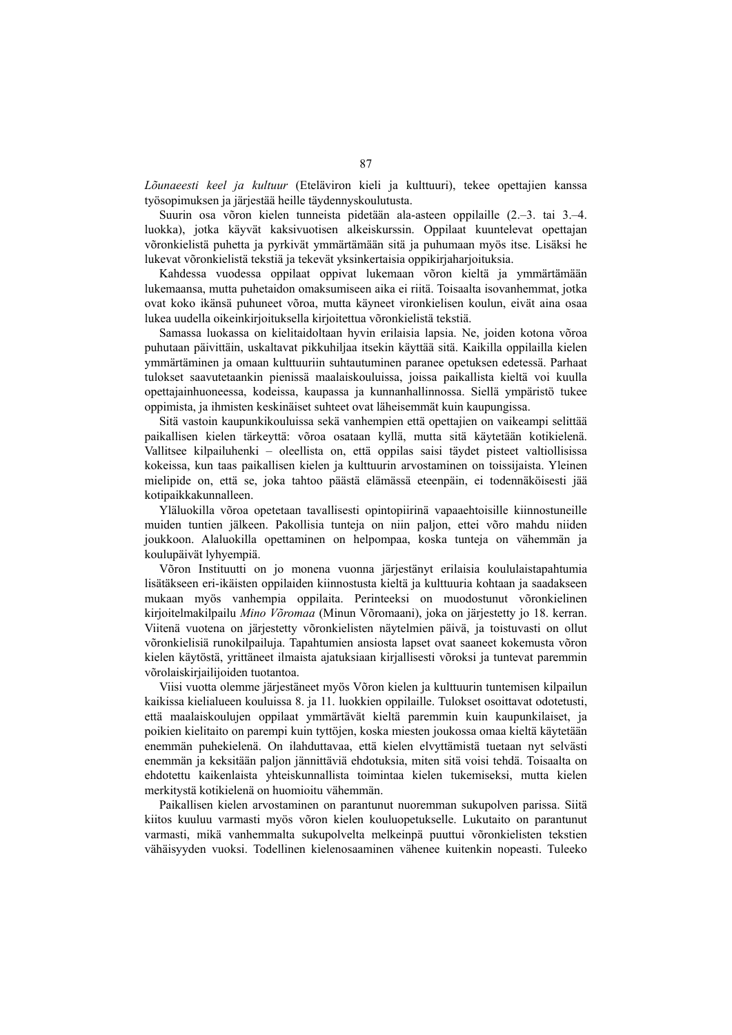*Lõunaeesti keel ja kultuur* (Eteläviron kieli ja kulttuuri), tekee opettajien kanssa työsopimuksen ja järjestää heille täydennyskoulutusta.

Suurin osa võron kielen tunneista pidetään ala-asteen oppilaille (2.–3. tai 3.–4. luokka), jotka käyvät kaksivuotisen alkeiskurssin. Oppilaat kuuntelevat opettajan võronkielistä puhetta ja pyrkivät ymmärtämään sitä ja puhumaan myös itse. Lisäksi he lukevat võronkielistä tekstiä ja tekevät yksinkertaisia oppikirjaharjoituksia.

Kahdessa vuodessa oppilaat oppivat lukemaan võron kieltä ja ymmärtämään lukemaansa, mutta puhetaidon omaksumiseen aika ei riitä. Toisaalta isovanhemmat, jotka ovat koko ikänsä puhuneet võroa, mutta käyneet vironkielisen koulun, eivät aina osaa lukea uudella oikeinkirjoituksella kirjoitettua võronkielistä tekstiä.

Samassa luokassa on kielitaidoltaan hyvin erilaisia lapsia. Ne, joiden kotona võroa puhutaan päivittäin, uskaltavat pikkuhiljaa itsekin käyttää sitä. Kaikilla oppilailla kielen ymmärtäminen ja omaan kulttuuriin suhtautuminen paranee opetuksen edetessä. Parhaat tulokset saavutetaankin pienissä maalaiskouluissa, joissa paikallista kieltä voi kuulla opettajainhuoneessa, kodeissa, kaupassa ja kunnanhallinnossa. Siellä ympäristö tukee oppimista, ja ihmisten keskinäiset suhteet ovat läheisemmät kuin kaupungissa.

Sitä vastoin kaupunkikouluissa sekä vanhempien että opettajien on vaikeampi selittää paikallisen kielen tärkeyttä: võroa osataan kyllä, mutta sitä käytetään kotikielenä. Vallitsee kilpailuhenki – oleellista on, että oppilas saisi täydet pisteet valtiollisissa kokeissa, kun taas paikallisen kielen ja kulttuurin arvostaminen on toissijaista. Yleinen mielipide on, että se, joka tahtoo päästä elämässä eteenpäin, ei todennäköisesti jää kotipaikkakunnalleen.

Yläluokilla võroa opetetaan tavallisesti opintopiirinä vapaaehtoisille kiinnostuneille muiden tuntien jälkeen. Pakollisia tunteja on niin paljon, ettei võro mahdu niiden joukkoon. Alaluokilla opettaminen on helpompaa, koska tunteja on vähemmän ja koulupäivät lyhyempiä.

Võron Instituutti on jo monena vuonna järjestänyt erilaisia koululaistapahtumia lisätäkseen eri-ikäisten oppilaiden kiinnostusta kieltä ja kulttuuria kohtaan ja saadakseen mukaan myös vanhempia oppilaita. Perinteeksi on muodostunut võronkielinen kirjoitelmakilpailu *Mino Võromaa* (Minun Võromaani), joka on järjestetty jo 18. kerran. Viitenä vuotena on järjestetty võronkielisten näytelmien päivä, ja toistuvasti on ollut võronkielisiä runokilpailuja. Tapahtumien ansiosta lapset ovat saaneet kokemusta võron kielen käytöstä, yrittäneet ilmaista ajatuksiaan kirjallisesti võroksi ja tuntevat paremmin võrolaiskirjailijoiden tuotantoa.

Viisi vuotta olemme järjestäneet myös Võron kielen ja kulttuurin tuntemisen kilpailun kaikissa kielialueen kouluissa 8. ja 11. luokkien oppilaille. Tulokset osoittavat odotetusti, että maalaiskoulujen oppilaat ymmärtävät kieltä paremmin kuin kaupunkilaiset, ja poikien kielitaito on parempi kuin tyttöjen, koska miesten joukossa omaa kieltä käytetään enemmän puhekielenä. On ilahduttavaa, että kielen elvyttämistä tuetaan nyt selvästi enemmän ja keksitään paljon jännittäviä ehdotuksia, miten sitä voisi tehdä. Toisaalta on ehdotettu kaikenlaista yhteiskunnallista toimintaa kielen tukemiseksi, mutta kielen merkitystä kotikielenä on huomioitu vähemmän.

Paikallisen kielen arvostaminen on parantunut nuoremman sukupolven parissa. Siitä kiitos kuuluu varmasti myös võron kielen kouluopetukselle. Lukutaito on parantunut varmasti, mikä vanhemmalta sukupolvelta melkeinpä puuttui võronkielisten tekstien vähäisyyden vuoksi. Todellinen kielenosaaminen vähenee kuitenkin nopeasti. Tuleeko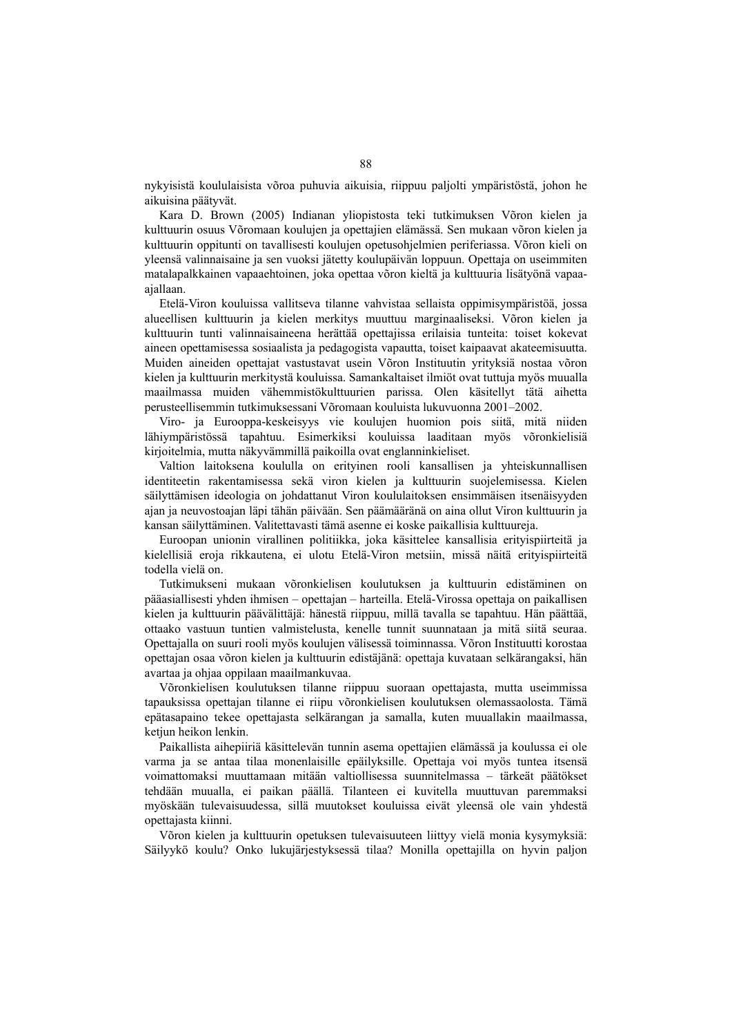nykyisistä koululaisista võroa puhuvia aikuisia, riippuu paljolti ympäristöstä, johon he aikuisina päätyvät.

Kara D. Brown (2005) Indianan yliopistosta teki tutkimuksen Võron kielen ja kulttuurin osuus Võromaan koulujen ja opettajien elämässä. Sen mukaan võron kielen ja kulttuurin oppitunti on tavallisesti koulujen opetusohjelmien periferiassa. Võron kieli on yleensä valinnaisaine ja sen vuoksi jätetty koulupäivän loppuun. Opettaja on useimmiten matalapalkkainen vapaaehtoinen, joka opettaa võron kieltä ja kulttuuria lisätyönä vapaa-ajallaan.

Etelä-Viron kouluissa vallitseva tilanne vahvistaa sellaista oppimisympäristöä, jossa alueellisen kulttuurin ja kielen merkitys muuttuu marginaaliseksi. Võron kielen ja kulttuurin tunti valinnaisaineena herättää opettajissa erilaisia tunteita: toiset kokevat aineen opettamisessa sosiaalista ja pedagogista vapautta, toiset kaipaavat akateemisuutta. Muiden aineiden opettajat vastustavat usein Võron Instituutin yrityksiä nostaa võron kielen ja kulttuurin merkitystä kouluissa. Samankaltaiset ilmiöt ovat tuttuja myös muualla maailmassa muiden vähemmistökulttuurien parissa. Olen käsitellyt tätä aihetta perusteellisemmin tutkimuksessani Võromaan kouluista lukuvuonna 2001–2002.

Viro- ja Eurooppa-keskeisyys vie koulujen huomion pois siitä, mitä niiden lähiympäristössä tapahtuu. Esimerkiksi kouluissa laaditaan myös võronkielisiä kirjoitelmia, mutta näkyvämmillä paikoilla ovat englanninkieliset.

Valtion laitoksena koululla on erityinen rooli kansallisen ja yhteiskunnallisen identiteetin rakentamisessa sekä viron kielen ja kulttuurin suojelemisessa. Kielen säilyttämisen ideologia on johdattanut Viron koululaitoksen ensimmäisen itsenäisyyden ajan ja neuvostoajan läpi tähän päivään. Sen päämääränä on aina ollut Viron kulttuurin ja kansan säilyttäminen. Valitettavasti tämä asenne ei koske paikallisia kulttuureja.

Euroopan unionin virallinen politiikka, joka käsittelee kansallisia erityispiirteitä ja kielellisiä eroja rikkautena, ei ulotu Etelä-Viron metsiin, missä näitä erityispiirteitä todella vielä on.

Tutkimukseni mukaan võronkielisen koulutuksen ja kulttuurin edistäminen on pääasiallisesti yhden ihmisen – opettajan – harteilla. Etelä-Virossa opettaja on paikallisen kielen ja kulttuurin päävälittäjä: hänestä riippuu, millä tavalla se tapahtuu. Hän päättää, ottaako vastuun tuntien valmistelusta, kenelle tunnit suunnataan ja mitä siitä seuraa. Opettajalla on suuri rooli myös koulujen välisessä toiminnassa. Võron Instituutti korostaa opettajan osaa võron kielen ja kulttuurin edistäjänä: opettaja kuvataan selkärangaksi, hän avartaa ja ohjaa oppilaan maailmankuvaa.

Võronkielisen koulutuksen tilanne riippuu suoraan opettajasta, mutta useimmissa tapauksissa opettajan tilanne ei riipu võronkielisen koulutuksen olemassaolosta. Tämä epätasapaino tekee opettajasta selkärangan ja samalla, kuten muuallakin maailmassa, ketjun heikon lenkin.

Paikallista aihepiiriä käsittelevän tunnin asema opettajien elämässä ja koulussa ei ole varma ja se antaa tilaa monenlaisille epäilyksille. Opettaja voi myös tuntea itsensä voimattomaksi muuttamaan mitään valtiollisessa suunnitelmassa – tärkeät päätökset tehdään muualla, ei paikan päällä. Tilanteen ei kuvitella muuttuvan paremmaksi myöskään tulevaisuudessa, sillä muutokset kouluissa eivät yleensä ole vain yhdestä opettajasta kiinni.

Võron kielen ja kulttuurin opetuksen tulevaisuuteen liittyy vielä monia kysymyksiä: Säilyykö koulu? Onko lukujärjestyksessä tilaa? Monilla opettajilla on hyvin paljon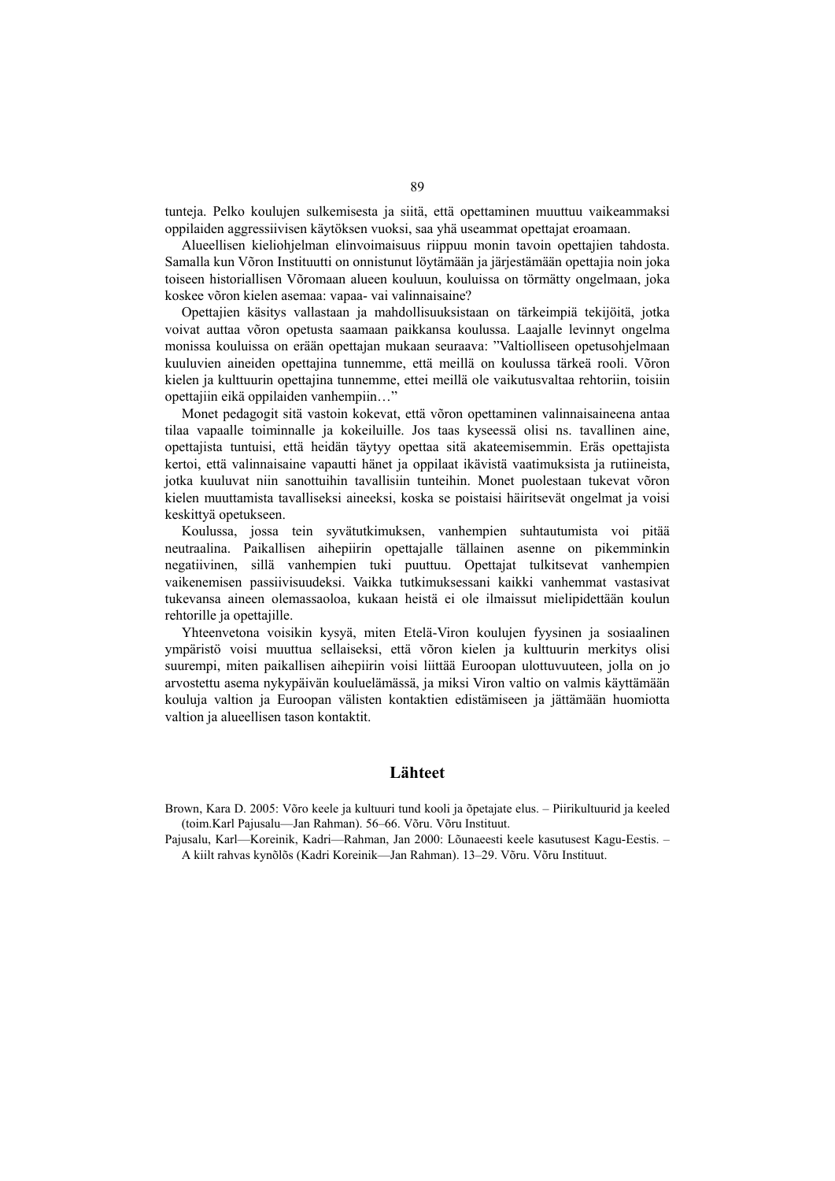tunteja. Pelko koulujen sulkemisesta ja siitä, että opettaminen muuttuu vaikeammaksi oppilaiden aggressiivisen käytöksen vuoksi, saa yhä useammat opettajat eroamaan.

Alueellisen kieliohjelman elinvoimaisuus riippuu monin tavoin opettajien tahdosta. Samalla kun Võron Instituutti on onnistunut löytämään ja järjestämään opettajia noin joka toiseen historiallisen Võromaan alueen kouluun, kouluissa on törmätty ongelmaan, joka koskee võron kielen asemaa: vapaa- vai valinnaisaine?

Opettajien käsitys vallastaan ja mahdollisuuksistaan on tärkeimpiä tekijöitä, jotka voivat auttaa võron opetusta saamaan paikkansa koulussa. Laajalle levinnyt ongelma monissa kouluissa on erään opettajan mukaan seuraava: ”Valtiolliseen opetusohjelmaan kuuluvien aineiden opettajina tunnemme, että meillä on koulussa tärkeä rooli. Võron kielen ja kulttuurin opettajina tunnemme, ettei meillä ole vaikutusvaltaa rehtoriin, toisiin opettajiin eikä oppilaiden vanhempiin…”

Monet pedagogit sitä vastoin kokevat, että võron opettaminen valinnaisaineena antaa tilaa vapaalle toiminnalle ja kokeiluille. Jos taas kyseessä olisi ns. tavallinen aine, opettajista tuntuisi, että heidän täytyy opettaa sitä akateemisemmin. Eräs opettajista kertoi, että valinnaisaine vapautti hänet ja oppilaat ikävistä vaatimuksista ja rutiineista, jotka kuuluvat niin sanottuihin tavallisiin tunteihin. Monet puolestaan tukevat võron kielen muuttamista tavalliseksi aineeksi, koska se poistaisi häiritsevät ongelmat ja voisi keskittyä opetukseen.

Koulussa, jossa tein syvätutkimuksen, vanhempien suhtautumista voi pitää neutraalina. Paikallisen aihepiirin opettajalle tällainen asenne on pikemminkin negatiivinen, sillä vanhempien tuki puuttuu. Opettajat tulkitsevat vanhempien vaikenemisen passiivisuudeksi. Vaikka tutkimuksessani kaikki vanhemmat vastasivat tukevansa aineen olemassaoloa, kukaan heistä ei ole ilmaissut mielipidettään koulun rehtorille ja opettajille.

Yhteenvetona voisikin kysyä, miten Etelä-Viron koulujen fyysinen ja sosiaalinen ympäristö voisi muuttua sellaiseksi, että võron kielen ja kulttuurin merkitys olisi suurempi, miten paikallisen aihepiirin voisi liittää Euroopan ulottuvuuteen, jolla on jo arvostettu asema nykypäivän koulu­elämässä, ja miksi Viron valtio on valmis käyttämään kouluja valtion ja Euroopan välisten kontaktien edistämiseen ja jättämään huomiotta valtion ja alueellisen tason kontaktit.

## Lähteet

Brown, Kara D. 2005: Võro keele ja kultuuri tund kooli ja õpetajate elus. – Piirikultuurid ja keeled (toim.Karl Pajusalu—Jan Rahman). 56–66. Võru. Võru Instituut.

Pajusalu, Karl—Koreinik, Kadri—Rahman, Jan 2000: Lõunaeesti keele kasutusest Kagu-Eestis. – A kiilt rahvas kynõlõs (Kadri Koreinik—Jan Rahman). 13–29. Võru. Võru Instituut.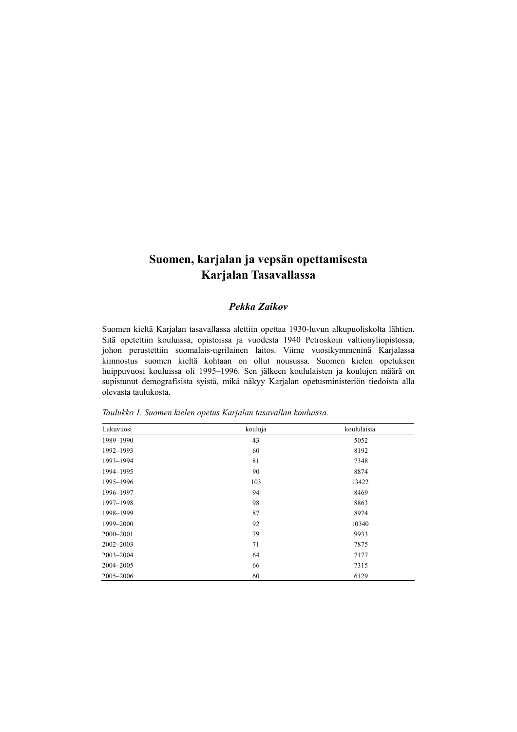# Suomen, karjalan ja vepsän opettamisesta Karjalan Tasavallassa

***Pekka Zaikov***

Suomen kieltä Karjalan tasavallassa alettiin opettaa 1930-luvun alkupuoliskolta lähtien. Sitä opetettiin kouluissa, opistoissa ja vuodesta 1940 Petroskoin valtionyliopistossa, johon perustettiin suomalais-ugrilainen laitos. Viime vuosikymmeninä Karjalassa kiinnostus suomen kieltä kohtaan on ollut nousussa. Suomen kielen opetuksen huippuvuosi kouluissa oli 1995–1996. Sen jälkeen koululaisten ja koulujen määrä on supistunut demografisista syistä, mikä näkyy Karjalan opetusministeriön tiedoista alla olevasta taulukosta.

*Taulukko 1. Suomen kielen opetus Karjalan tasavallan kouluissa.*

| Lukuvuosi | kouluja | koululaisia |
|---|---|---|
| 1989–1990 | 43 | 5052 |
| 1992–1993 | 60 | 8192 |
| 1993–1994 | 81 | 7348 |
| 1994–1995 | 90 | 8874 |
| 1995–1996 | 103 | 13422 |
| 1996–1997 | 94 | 8469 |
| 1997–1998 | 98 | 8863 |
| 1998–1999 | 87 | 8974 |
| 1999–2000 | 92 | 10340 |
| 2000–2001 | 79 | 9933 |
| 2002–2003 | 71 | 7875 |
| 2003–2004 | 64 | 7177 |
| 2004–2005 | 66 | 7315 |
| 2005–2006 | 60 | 6129 |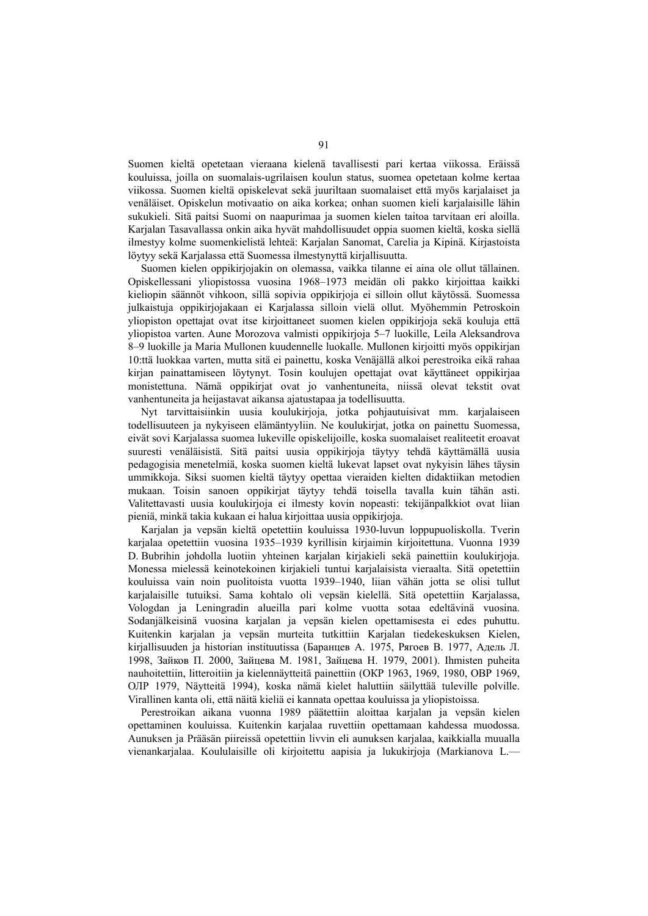Suomen kieltä opetetaan vieraana kielenä tavallisesti pari kertaa viikossa. Eräissä kouluissa, joilla on suomalais-ugrilaisen koulun status, suomea opetetaan kolme kertaa viikossa. Suomen kieltä opiskelevat sekä juuriltaan suomalaiset että myös karjalaiset ja venäläiset. Opiskelun motivaatio on aika korkea; onhan suomen kieli karjalaisille lähin sukukieli. Sitä paitsi Suomi on naapurimaa ja suomen kielen taitoa tarvitaan eri aloilla. Karjalan Tasavallassa onkin aika hyvät mahdollisuudet oppia suomen kieltä, koska siellä ilmestyy kolme suomenkielistä lehteä: Karjalan Sanomat, Carelia ja Kipinä. Kirjastoista löytyy sekä Karjalassa että Suomessa ilmestynyttä kirjallisuutta.

Suomen kielen oppikirjojakin on olemassa, vaikka tilanne ei aina ole ollut tällainen. Opiskellessani yliopistossa vuosina 1968–1973 meidän oli pakko kirjoittaa kaikki kieliopin säännöt vihkoon, sillä sopivia oppikirjoja ei silloin ollut käytössä. Suomessa julkaistuja oppikirjojakaan ei Karjalassa silloin vielä ollut. Myöhemmin Petroskoin yliopiston opettajat ovat itse kirjoittaneet suomen kielen oppikirjoja sekä kouluja että yliopistoa varten. Aune Morozova valmisti oppikirjoja 5–7 luokille, Leila Aleksandrova 8–9 luokille ja Maria Mullonen kuudennelle luokalle. Mullonen kirjoitti myös oppikirjan 10:ttä luokkaa varten, mutta sitä ei painettu, koska Venäjällä alkoi perestroika eikä rahaa kirjan painattamiseen löytynyt. Tosin koulujen opettajat ovat käyttäneet oppikirjaa monistettuna. Nämä oppikirjat ovat jo vanhentuneita, niissä olevat tekstit ovat vanhentuneita ja heijastavat aikansa ajatustapaa ja todellisuutta.

Nyt tarvittaisiinkin uusia koulukirjoja, jotka pohjautuisivat mm. karjalaiseen todellisuuteen ja nykyiseen elämäntyyliin. Ne koulukirjat, jotka on painettu Suomessa, eivät sovi Karjalassa suomea lukeville opiskelijoille, koska suomalaiset realiteetit eroavat suuresti venäläisistä. Sitä paitsi uusia oppikirjoja täytyy tehdä käyttämällä uusia pedagogisia menetelmiä, koska suomen kieltä lukevat lapset ovat nykyisin lähes täysin ummikkoja. Siksi suomen kieltä täytyy opettaa vieraiden kielten didaktiikan metodien mukaan. Toisin sanoen oppikirjat täytyy tehdä toisella tavalla kuin tähän asti. Valitettavasti uusia koulukirjoja ei ilmesty kovin nopeasti: tekijänpalkkiot ovat liian pieniä, minkä takia kukaan ei halua kirjoittaa uusia oppikirjoja.

Karjalan ja vepsän kieltä opetettiin kouluissa 1930-luvun loppupuoliskolla. Tverin karjalaa opetettiin vuosina 1935–1939 kyrillisin kirjaimin kirjoitettuna. Vuonna 1939 D. Bubrihin johdolla luotiin yhteinen karjalan kirjakieli sekä painettiin koulukirjoja. Monessa mielessä keinotekoinen kirjakieli tuntui karjalaisista vieraalta. Sitä opetettiin kouluissa vain noin puolitoista vuotta 1939–1940, liian vähän jotta se olisi tullut karjalaisille tutuiksi. Sama kohtalo oli vepsän kielellä. Sitä opetettiin Karjalassa, Vologdan ja Leningradin alueilla pari kolme vuotta sotaa edeltävinä vuosina. Sodanjälkeisinä vuosina karjalan ja vepsän kielen opettamisesta ei edes puhuttu. Kuitenkin karjalan ja vepsän murteita tutkittiin Karjalan tiedekeskuksen Kielen, kirjallisuuden ja historian instituutissa (Баранцев А. 1975, Рягоев В. 1977, Адель Л. 1998, Зайков П. 2000, Зайцева М. 1981, Зайцева Н. 1979, 2001). Ihmisten puheita nauhoitettiin, litteroitiin ja kielennäytteitä painettiin (ОКР 1963, 1969, 1980, ОВР 1969, ОЛР 1979, Näytteitä 1994), koska nämä kielet haluttiin säilyttää tuleville polville. Virallinen kanta oli, että näitä kieliä ei kannata opettaa kouluissa ja yliopistoissa.

Perestroikan aikana vuonna 1989 päätettiin aloittaa karjalan ja vepsän kielen opettaminen kouluissa. Kuitenkin karjalaa ruvettiin opettamaan kahdessa muodossa. Aunuksen ja Prääsän piireissä opetettiin livvin eli aunuksen karjalaa, kaikkialla muualla vienankarjalaa. Koululaisille oli kirjoitettu aapisia ja lukukirjoja (Markianova L.—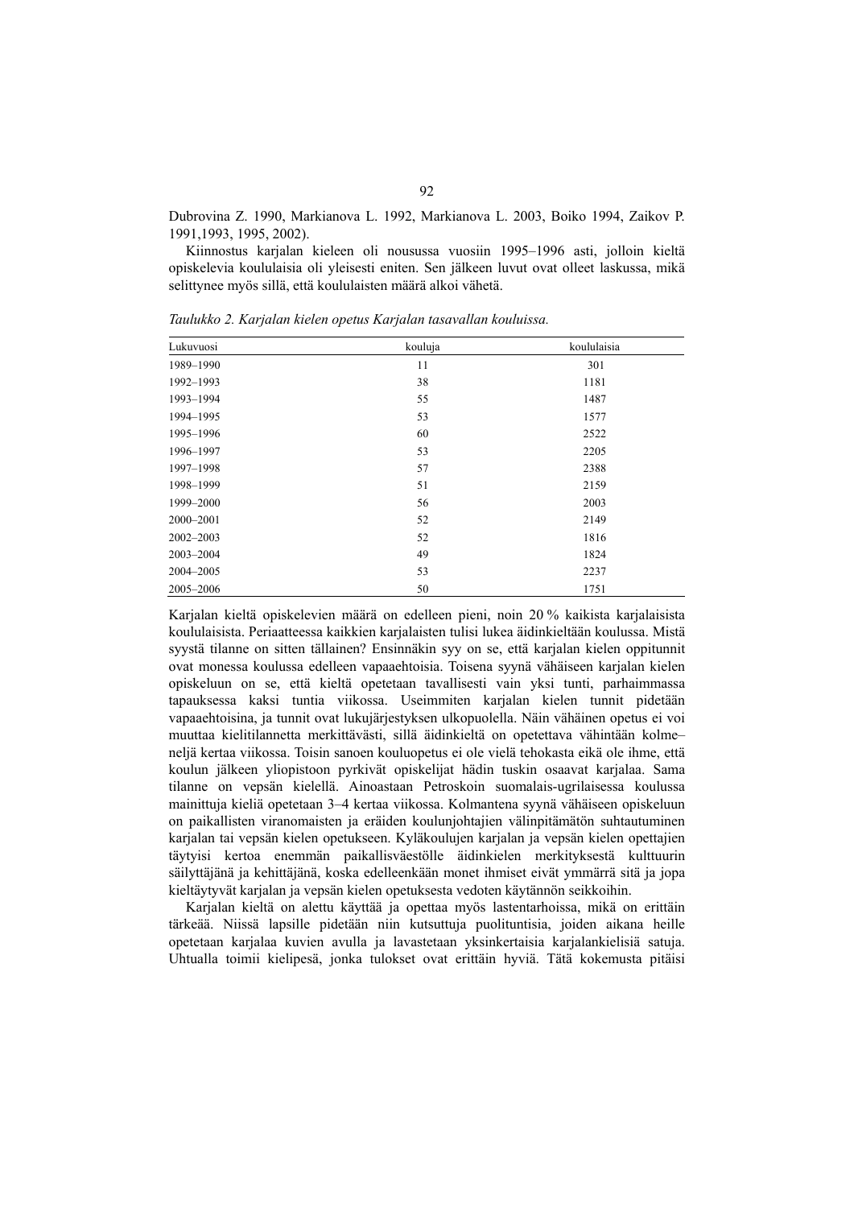Dubrovina Z. 1990, Markianova L. 1992, Markianova L. 2003, Boiko 1994, Zaikov P. 1991,1993, 1995, 2002).

Kiinnostus karjalan kieleen oli nousussa vuosiin 1995–1996 asti, jolloin kieltä opiskelevia koululaisia oli yleisesti eniten. Sen jälkeen luvut ovat olleet laskussa, mikä selittynee myös sillä, että koululaisten määrä alkoi vähetä.

*Taulukko 2. Karjalan kielen opetus Karjalan tasavallan kouluissa.*

| Lukuvuosi | kouluja | koululaisia |
|---|---|---|
| 1989–1990 | 11 | 301 |
| 1992–1993 | 38 | 1181 |
| 1993–1994 | 55 | 1487 |
| 1994–1995 | 53 | 1577 |
| 1995–1996 | 60 | 2522 |
| 1996–1997 | 53 | 2205 |
| 1997–1998 | 57 | 2388 |
| 1998–1999 | 51 | 2159 |
| 1999–2000 | 56 | 2003 |
| 2000–2001 | 52 | 2149 |
| 2002–2003 | 52 | 1816 |
| 2003–2004 | 49 | 1824 |
| 2004–2005 | 53 | 2237 |
| 2005–2006 | 50 | 1751 |

Karjalan kieltä opiskelevien määrä on edelleen pieni, noin 20 % kaikista karjalaisista koululaisista. Periaatteessa kaikkien karjalaisten tulisi lukea äidinkieltään koulussa. Mistä syystä tilanne on sitten tällainen? Ensinnäkin syy on se, että karjalan kielen oppitunnit ovat monessa koulussa edelleen vapaaehtoisia. Toisena syynä vähäiseen karjalan kielen opiskeluun on se, että kieltä opetetaan tavallisesti vain yksi tunti, parhaimmassa tapauksessa kaksi tuntia viikossa. Useimmiten karjalan kielen tunnit pidetään vapaaehtoisina, ja tunnit ovat lukujärjestyksen ulkopuolella. Näin vähäinen opetus ei voi muuttaa kielitilannetta merkittävästi, sillä äidinkieltä on opetettava vähintään kolme–neljä kertaa viikossa. Toisin sanoen kouluopetus ei ole vielä tehokasta eikä ole ihme, että koulun jälkeen yliopistoon pyrkivät opiskelijat hädin tuskin osaavat karjalaa. Sama tilanne on vepsän kielellä. Ainoastaan Petroskoin suomalais-ugrilaisessa koulussa mainittuja kieliä opetetaan 3–4 kertaa viikossa. Kolmantena syynä vähäiseen opiskeluun on paikallisten viranomaisten ja eräiden koulunjohtajien välinpitämätön suhtautuminen karjalan tai vepsän kielen opetukseen. Kyläkoulujen karjalan ja vepsän kielen opettajien täytyisi kertoa enemmän paikallisväestölle äidinkielen merkityksestä kulttuurin säilyttäjänä ja kehittäjänä, koska edelleenkään monet ihmiset eivät ymmärrä sitä ja jopa kieltäytyvät karjalan ja vepsän kielen opetuksesta vedoten käytännön seikkoihin.

Karjalan kieltä on alettu käyttää ja opettaa myös lastentarhoissa, mikä on erittäin tärkeää. Niissä lapsille pidetään niin kutsuttuja puolituntisia, joiden aikana heille opetetaan karjalaa kuvien avulla ja lavastetaan yksinkertaisia karjalankielisiä satuja. Uhtualla toimii kielipesä, jonka tulokset ovat erittäin hyviä. Tätä kokemusta pitäisi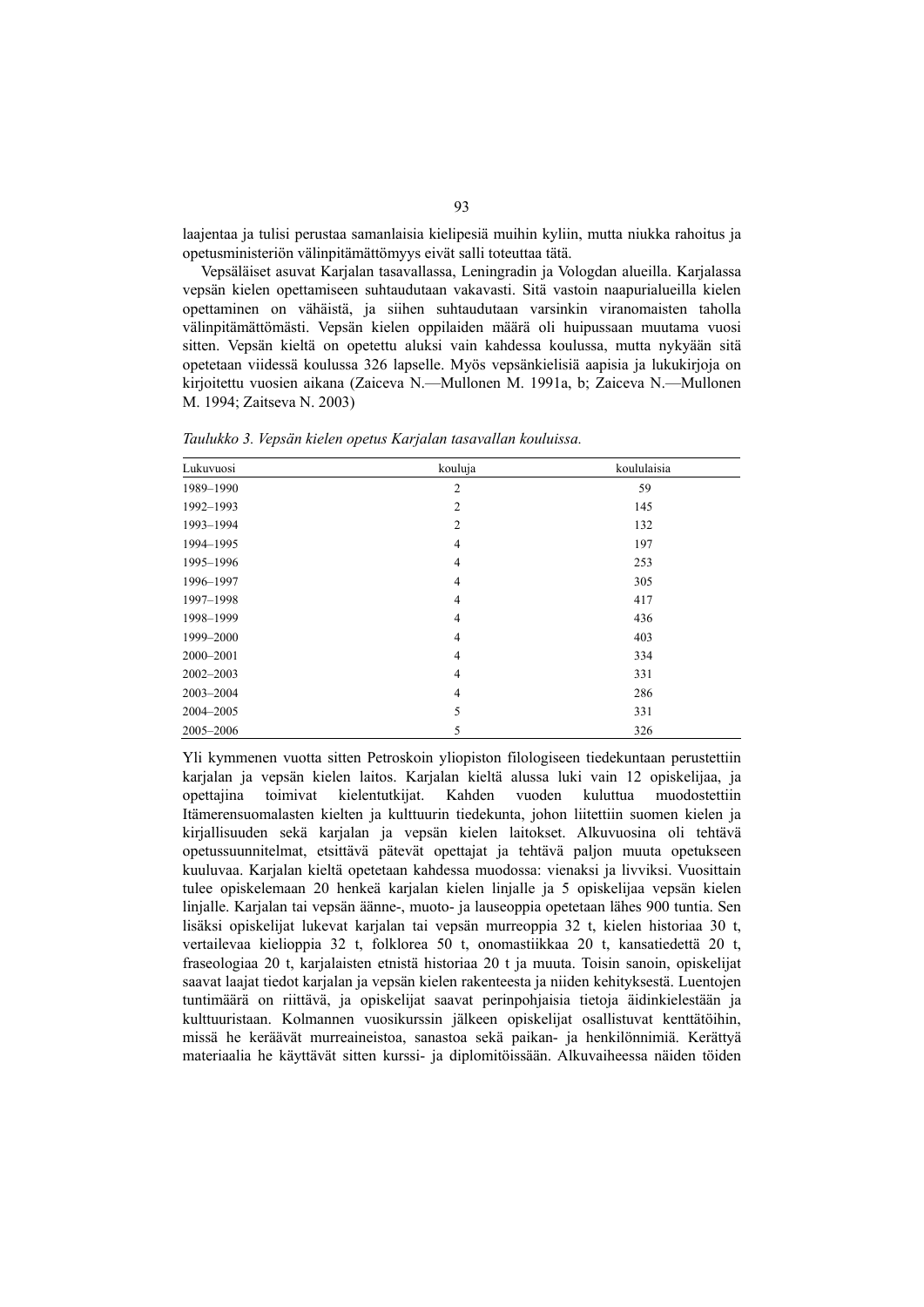laajentaa ja tulisi perustaa samanlaisia kielipesiä muihin kyliin, mutta niukka rahoitus ja opetusministeriön välinpitämättömyys eivät salli toteuttaa tätä.

Vepsäläiset asuvat Karjalan tasavallassa, Leningradin ja Vologdan alueilla. Karjalassa vepsän kielen opettamiseen suhtaudutaan vakavasti. Sitä vastoin naapurialueilla kielen opettaminen on vähäistä, ja siihen suhtaudutaan varsinkin viranomaisten taholla välinpitämättömästi. Vepsän kielen oppilaiden määrä oli huipussaan muutama vuosi sitten. Vepsän kieltä on opetettu aluksi vain kahdessa koulussa, mutta nykyään sitä opetetaan viidessä koulussa 326 lapselle. Myös vepsänkielisiä aapisia ja lukukirjoja on kirjoitettu vuosien aikana (Zaiceva N.—Mullonen M. 1991a, b; Zaiceva N.—Mullonen M. 1994; Zaitseva N. 2003)

*Taulukko 3. Vepsän kielen opetus Karjalan tasavallan kouluissa.*

| Lukuvuosi | kouluja | koululaisia |
|---|---|---|
| 1989–1990 | 2 | 59 |
| 1992–1993 | 2 | 145 |
| 1993–1994 | 2 | 132 |
| 1994–1995 | 4 | 197 |
| 1995–1996 | 4 | 253 |
| 1996–1997 | 4 | 305 |
| 1997–1998 | 4 | 417 |
| 1998–1999 | 4 | 436 |
| 1999–2000 | 4 | 403 |
| 2000–2001 | 4 | 334 |
| 2002–2003 | 4 | 331 |
| 2003–2004 | 4 | 286 |
| 2004–2005 | 5 | 331 |
| 2005–2006 | 5 | 326 |

Yli kymmenen vuotta sitten Petroskoin yliopiston filologiseen tiedekuntaan perustettiin karjalan ja vepsän kielen laitos. Karjalan kieltä alussa luki vain 12 opiskelijaa, ja opettajina toimivat kielentutkijat. Kahden vuoden kuluttua muodostettiin Itämerensuomalasten kielten ja kulttuurin tiedekunta, johon liitettiin suomen kielen ja kirjallisuuden sekä karjalan ja vepsän kielen laitokset. Alkuvuosina oli tehtävä opetussuunnitelmat, etsittävä pätevät opettajat ja tehtävä paljon muuta opetukseen kuuluvaa. Karjalan kieltä opetetaan kahdessa muodossa: vienaksi ja livviksi. Vuosittain tulee opiskelemaan 20 henkeä karjalan kielen linjalle ja 5 opiskelijaa vepsän kielen linjalle. Karjalan tai vepsän äänne-, muoto- ja lauseoppia opetetaan lähes 900 tuntia. Sen lisäksi opiskelijat lukevat karjalan tai vepsän murreoppia 32 t, kielen historiaa 30 t, vertailevaa kielioppia 32 t, folklorea 50 t, onomastiikkaa 20 t, kansatiedettä 20 t, fraseologiaa 20 t, karjalaisten etnistä historiaa 20 t ja muuta. Toisin sanoin, opiskelijat saavat laajat tiedot karjalan ja vepsän kielen rakenteesta ja niiden kehityksestä. Luentojen tuntimäärä on riittävä, ja opiskelijat saavat perinpohjaisia tietoja äidinkielestään ja kulttuuristaan. Kolmannen vuosikurssin jälkeen opiskelijat osallistuvat kenttätöihin, missä he keräävät murreaineistoa, sanastoa sekä paikan- ja henkilönnimiä. Kerättyä materiaalia he käyttävät sitten kurssi- ja diplomitöissään. Alkuvaiheessa näiden töiden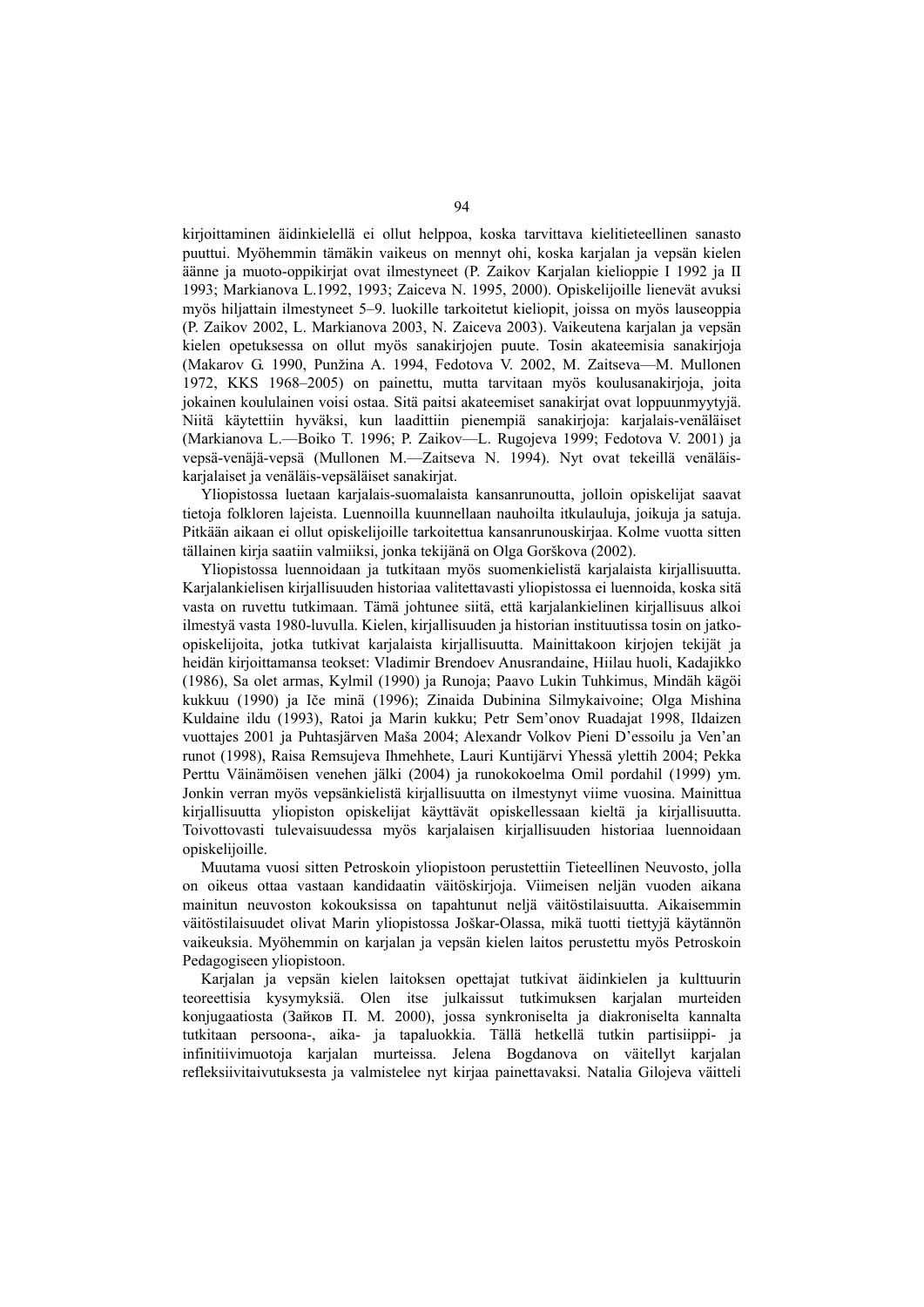kirjoittaminen äidinkielellä ei ollut helppoa, koska tarvittava kielitieteellinen sanasto puuttui. Myöhemmin tämäkin vaikeus on mennyt ohi, koska karjalan ja vepsän kielen äänne ja muoto-oppikirjat ovat ilmestyneet (P. Zaikov Karjalan kielioppie I 1992 ja II 1993; Markianova L.1992, 1993; Zaiceva N. 1995, 2000). Opiskelijoille lienevät avuksi myös hiljattain ilmestyneet 5–9. luokille tarkoitetut kieliopit, joissa on myös lauseoppia (P. Zaikov 2002, L. Markianova 2003, N. Zaiceva 2003). Vaikeutena karjalan ja vepsän kielen opetuksessa on ollut myös sanakirjojen puute. Tosin akateemisia sanakirjoja (Makarov G. 1990, Punžina A. 1994, Fedotova V. 2002, M. Zaitseva—M. Mullonen 1972, KKS 1968–2005) on painettu, mutta tarvitaan myös koulusanakirjoja, joita jokainen koululainen voisi ostaa. Sitä paitsi akateemiset sanakirjat ovat loppuunmyytyjä. Niitä käytettiin hyväksi, kun laadittiin pienempiä sanakirjoja: karjalais-venäläiset (Markianova L.—Boiko T. 1996; P. Zaikov—L. Rugojeva 1999; Fedotova V. 2001) ja vepsä-venäjä-vepsä (Mullonen M.—Zaitseva N. 1994). Nyt ovat tekeillä venäläis-karjalaiset ja venäläis-vepsäläiset sanakirjat.

Yliopistossa luetaan karjalais-suomalaista kansanrunoutta, jolloin opiskelijat saavat tietoja folkloren lajeista. Luennoilla kuunnellaan nauhoilta itkulauluja, joikuja ja satuja. Pitkään aikaan ei ollut opiskelijoille tarkoitettua kansanrunouskirjaa. Kolme vuotta sitten tällainen kirja saatiin valmiiksi, jonka tekijänä on Olga Gorškova (2002).

Yliopistossa luennoidaan ja tutkitaan myös suomenkielistä karjalaista kirjallisuutta. Karjalankielisen kirjallisuuden historiaa valitettavasti yliopistossa ei luennoida, koska sitä vasta on ruvettu tutkimaan. Tämä johtunee siitä, että karjalankielinen kirjallisuus alkoi ilmestyä vasta 1980-luvulla. Kielen, kirjallisuuden ja historian instituutissa tosin on jatko-opiskelijoita, jotka tutkivat karjalaista kirjallisuutta. Mainittakoon kirjojen tekijät ja heidän kirjoittamansa teokset: Vladimir Brendoev Anusrandaine, Hiilau huoli, Kadajikko (1986), Sa olet armas, Kylmil (1990) ja Runoja; Paavo Lukin Tuhkimus, Mindäh kägöi kukkuu (1990) ja Iče minä (1996); Zinaida Dubinina Silmykaivoine; Olga Mishina Kuldaine ildu (1993), Ratoi ja Marin kukku; Petr Sem'onov Ruadajat 1998, Ildaizen vuottajes 2001 ja Puhtasjärven Maša 2004; Alexandr Volkov Pieni D'essoilu ja Ven'an runot (1998), Raisa Remsujeva Ihmehhete, Lauri Kuntijärvi Yhessä ylettih 2004; Pekka Perttu Väinämöisen venehen jälki (2004) ja runokokoelma Omil pordahil (1999) ym. Jonkin verran myös vepsänkielistä kirjallisuutta on ilmestynyt viime vuosina. Mainittua kirjallisuutta yliopiston opiskelijat käyttävät opiskellessaan kieltä ja kirjallisuutta. Toivottovasti tulevaisuudessa myös karjalaisen kirjallisuuden historiaa luennoidaan opiskelijoille.

Muutama vuosi sitten Petroskoin yliopistoon perustettiin Tieteellinen Neuvosto, jolla on oikeus ottaa vastaan kandidaatin väitöskirjoja. Viimeisen neljän vuoden aikana mainitun neuvoston kokouksissa on tapahtunut neljä väitöstilaisuutta. Aikaisemmin väitöstilaisuudet olivat Marin yliopistossa Joškar-Olassa, mikä tuotti tiettyjä käytännön vaikeuksia. Myöhemmin on karjalan ja vepsän kielen laitos perustettu myös Petroskoin Pedagogiseen yliopistoon.

Karjalan ja vepsän kielen laitoksen opettajat tutkivat äidinkielen ja kulttuurin teoreettisia kysymyksiä. Olen itse julkaissut tutkimuksen karjalan murteiden konjugaatiosta (Зайков П. М. 2000), jossa synkroniselta ja diakroniselta kannalta tutkitaan persoona-, aika- ja tapaluokkia. Tällä hetkellä tutkin partisiippi- ja infinitiivimuotoja karjalan murteissa. Jelena Bogdanova on väitellyt karjalan refleksiivitaivutuksesta ja valmistelee nyt kirjaa painettavaksi. Natalia Gilojeva väitteli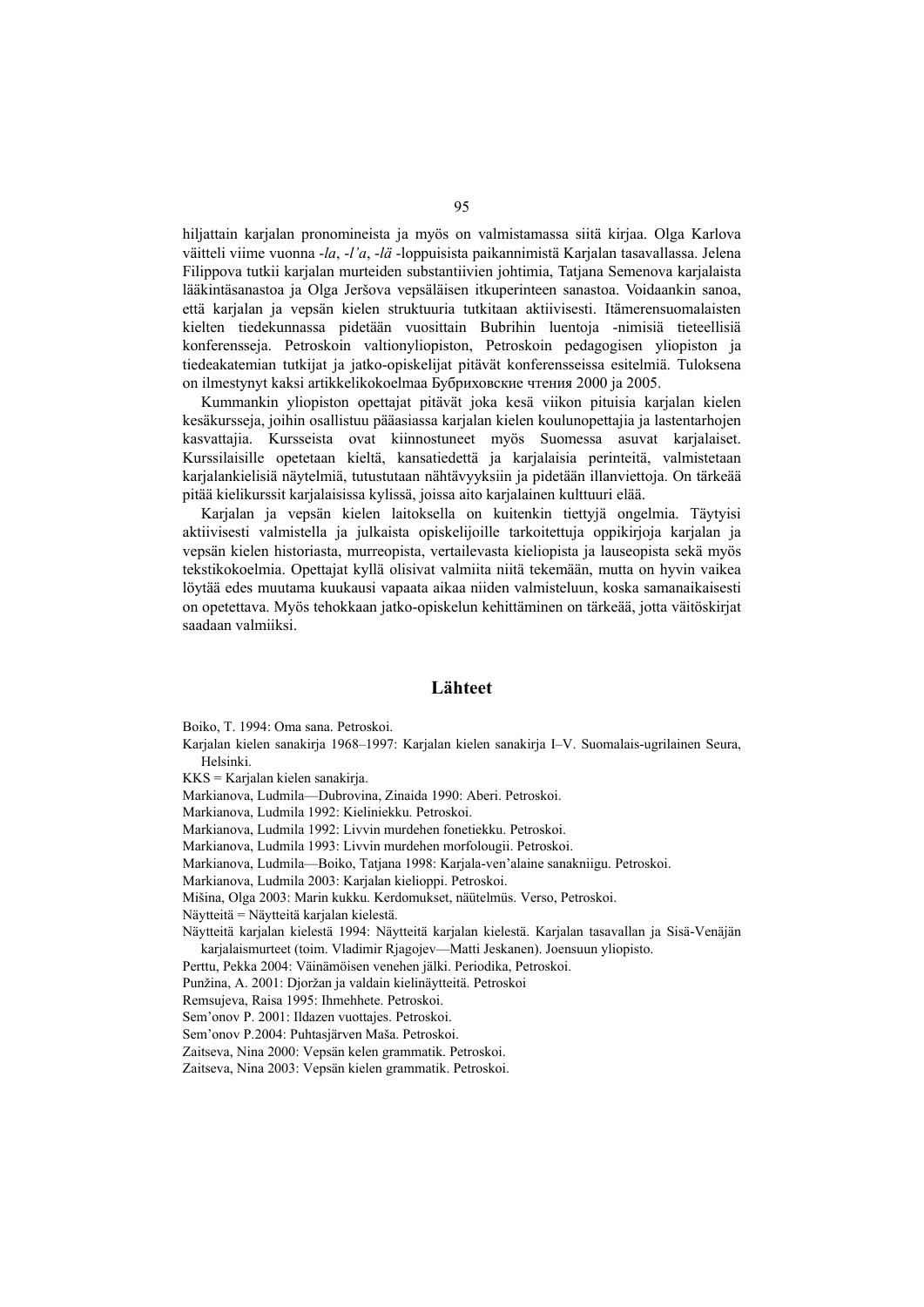hiljattain karjalan pronomineista ja myös on valmistamassa siitä kirjaa. Olga Karlova väitteli viime vuonna *-la*, *-l'a*, *-lä* -loppuisista paikannimistä Karjalan tasavallassa. Jelena Filippova tutkii karjalan murteiden substantiivien johtimia, Tatjana Semenova karjalaista lääkintäsanastoa ja Olga Jeršova vepsäläisen itkuperinteen sanastoa. Voidaankin sanoa, että karjalan ja vepsän kielen struktuuria tutkitaan aktiivisesti. Itämerensuomalaisten kielten tiedekunnassa pidetään vuosittain Bubrihin luentoja -nimisiä tieteellisiä konferensseja. Petroskoin valtionyliopiston, Petroskoin pedagogisen yliopiston ja tiedeakatemian tutkijat ja jatko-opiskelijat pitävät konferensseissa esitelmiä. Tuloksena on ilmestynyt kaksi artikkelikokoelmaa Бубриховские чтения 2000 ja 2005.

Kummankin yliopiston opettajat pitävät joka kesä viikon pituisia karjalan kielen kesäkursseja, joihin osallistuu pääasiassa karjalan kielen koulunopettajia ja lastentarhojen kasvattajia. Kursseista ovat kiinnostuneet myös Suomessa asuvat karjalaiset. Kurssilaisille opetetaan kieltä, kansatiedettä ja karjalaisia perinteitä, valmistetaan karjalankielisiä näytelmiä, tutustutaan nähtävyyksiin ja pidetään illanviettoja. On tärkeää pitää kielikurssit karjalaisissa kylissä, joissa aito karjalainen kulttuuri elää.

Karjalan ja vepsän kielen laitoksella on kuitenkin tiettyjä ongelmia. Täytyisi aktiivisesti valmistella ja julkaista opiskelijoille tarkoitettuja oppikirjoja karjalan ja vepsän kielen historiasta, murreopista, vertailevasta kieliopista ja lauseopista sekä myös tekstikokoelmia. Opettajat kyllä olisivat valmiita niitä tekemään, mutta on hyvin vaikea löytää edes muutama kuukausi vapaata aikaa niiden valmisteluun, koska samanaikaisesti on opetettava. Myös tehokkaan jatko-opiskelun kehittäminen on tärkeää, jotta väitöskirjat saadaan valmiiksi.

## Lähteet

Boiko, T. 1994: Oma sana. Petroskoi.

Karjalan kielen sanakirja 1968–1997: Karjalan kielen sanakirja I–V. Suomalais-ugrilainen Seura, Helsinki.

KKS = Karjalan kielen sanakirja.

Markianova, Ludmila—Dubrovina, Zinaida 1990: Aberi. Petroskoi.

Markianova, Ludmila 1992: Kieliniekku. Petroskoi.

Markianova, Ludmila 1992: Livvin murdehen fonetiekku. Petroskoi.

Markianova, Ludmila 1993: Livvin murdehen morfolougii. Petroskoi.

Markianova, Ludmila—Boiko, Tatjana 1998: Karjala-ven'alaine sanakniigu. Petroskoi.

Markianova, Ludmila 2003: Karjalan kielioppi. Petroskoi.

Mišina, Olga 2003: Marin kukku. Kerdomukset, näütelmüs. Verso, Petroskoi.

Näytteitä = Näytteitä karjalan kielestä.

Näytteitä karjalan kielestä 1994: Näytteitä karjalan kielestä. Karjalan tasavallan ja Sisä-Venäjän karjalaismurteet (toim. Vladimir Rjagojev—Matti Jeskanen). Joensuun yliopisto.

Perttu, Pekka 2004: Väinämöisen venehen jälki. Periodika, Petroskoi.

Punžina, A. 2001: Djoržan ja valdain kielinäytteitä. Petroskoi

Remsujeva, Raisa 1995: Ihmehhete. Petroskoi.

Sem'onov P. 2001: Ildazen vuottajes. Petroskoi.

Sem'onov P.2004: Puhtasjärven Maša. Petroskoi.

Zaitseva, Nina 2000: Vepsän kelen grammatik. Petroskoi.

Zaitseva, Nina 2003: Vepsän kielen grammatik. Petroskoi.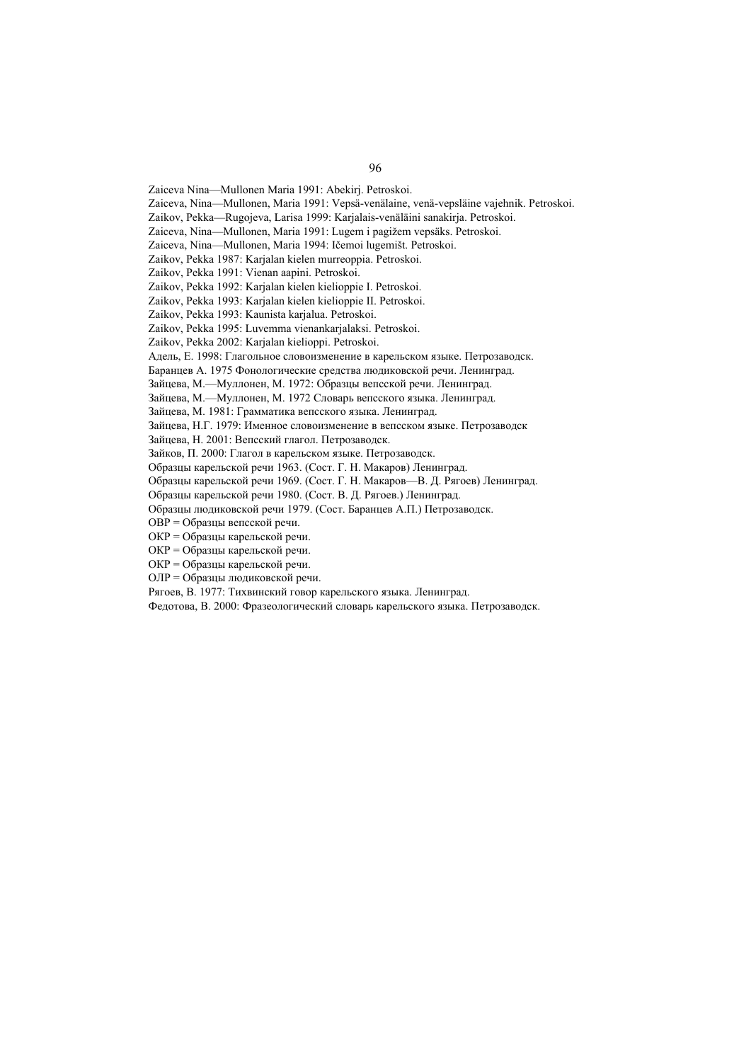Zaiceva Nina—Mullonen Maria 1991: Abekirj. Petroskoi.

Zaiceva, Nina—Mullonen, Maria 1991: Vepsä-venälaine, venä-vepsläine vajehnik. Petroskoi.

Zaikov, Pekka—Rugojeva, Larisa 1999: Karjalais-venäläini sanakirja. Petroskoi.

Zaiceva, Nina—Mullonen, Maria 1991: Lugem i pagižem vepsäks. Petroskoi.

Zaiceva, Nina—Mullonen, Maria 1994: Ičemoi lugemišt. Petroskoi.

Zaikov, Pekka 1987: Karjalan kielen murreoppia. Petroskoi.

Zaikov, Pekka 1991: Vienan aapini. Petroskoi.

Zaikov, Pekka 1992: Karjalan kielen kielioppie I. Petroskoi.

Zaikov, Pekka 1993: Karjalan kielen kielioppie II. Petroskoi.

Zaikov, Pekka 1993: Kaunista karjalua. Petroskoi.

Zaikov, Pekka 1995: Luvemma vienankarjalaksi. Petroskoi.

Zaikov, Pekka 2002: Karjalan kielioppi. Petroskoi.

Адель, Е. 1998: Глагольное словоизменение в карельском языке. Петрозаводск.

Баранцев А. 1975 Фонологические средства людиковской речи. Ленинград.

Зайцева, М.—Муллонен, М. 1972: Образцы вепсской речи. Ленинград.

Зайцева, М.—Муллонен, М. 1972 Словарь вепсского языка. Ленинград.

Зайцева, М. 1981: Грамматика вепсского языка. Ленинград.

Зайцева, Н.Г. 1979: Именное словоизменение в вепсском языке. Петрозаводск

Зайцева, Н. 2001: Вепсский глагол. Петрозаводск.

Зайков, П. 2000: Глагол в карельском языке. Петрозаводск.

Образцы карельской речи 1963. (Сост. Г. Н. Макаров) Ленинград.

Образцы карельской речи 1969. (Сост. Г. Н. Макаров—В. Д. Рягоев) Ленинград.

Образцы карельской речи 1980. (Сост. В. Д. Рягоев.) Ленинград.

Образцы людиковской речи 1979. (Сост. Баранцев А.П.) Петрозаводск.

ОВР = Образцы вепсской речи.

ОКР = Образцы карельской речи.

ОКР = Образцы карельской речи.

ОКР = Образцы карельской речи.

ОЛР = Образцы людиковской речи.

Рягоев, В. 1977: Тихвинский говор карельского языка. Ленинград.

Федотова, В. 2000: Фразеологический словарь карельского языка. Петрозаводск.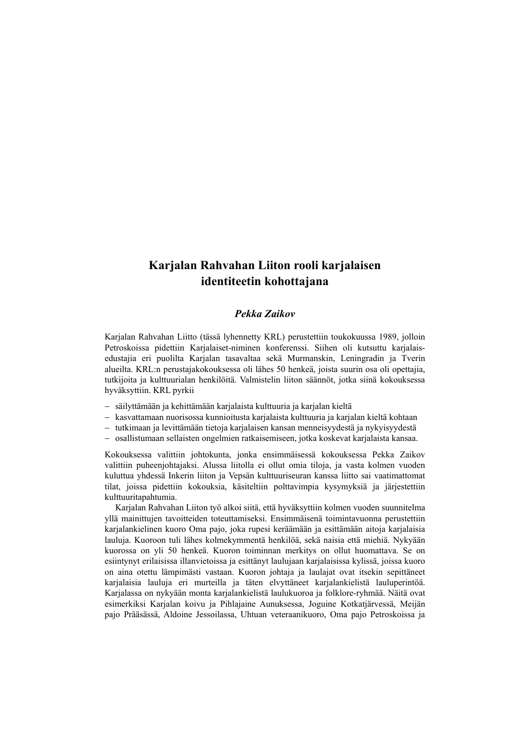# Karjalan Rahvahan Liiton rooli karjalaisen identiteetin kohottajana

***Pekka Zaikov***

Karjalan Rahvahan Liitto (tässä lyhennetty KRL) perustettiin toukokuussa 1989, jolloin Petroskoissa pidettiin Karjalaiset-niminen konferenssi. Siihen oli kutsuttu karjalais-edustajia eri puolilta Karjalan tasavaltaa sekä Murmanskin, Leningradin ja Tverin alueilta. KRL:n perustajakokouksessa oli lähes 50 henkeä, joista suurin osa oli opettajia, tutkijoita ja kulttuurialan henkilöitä. Valmistelin liiton säännöt, jotka siinä kokouksessa hyväksyttiin. KRL pyrkii

- säilyttämään ja kehittämään karjalaista kulttuuria ja karjalan kieltä
- kasvattamaan nuorisossa kunnioitusta karjalaista kulttuuria ja karjalan kieltä kohtaan
- tutkimaan ja levittämään tietoja karjalaisen kansan menneisyydestä ja nykyisyydestä
- osallistumaan sellaisten ongelmien ratkaisemiseen, jotka koskevat karjalaista kansaa.

Kokouksessa valittiin johtokunta, jonka ensimmäisessä kokouksessa Pekka Zaikov valittiin puheenjohtajaksi. Alussa liitolla ei ollut omia tiloja, ja vasta kolmen vuoden kuluttua yhdessä Inkerin liiton ja Vepsän kulttuuriseuran kanssa liitto sai vaatimattomat tilat, joissa pidettiin kokouksia, käsiteltiin polttavimpia kysymyksiä ja järjestettiin kulttuuritapahtumia.

Karjalan Rahvahan Liiton työ alkoi siitä, että hyväksyttiin kolmen vuoden suunnitelma yllä mainittujen tavoitteiden toteuttamiseksi. Ensimmäisenä toimintavuonna perustettiin karjalankielinen kuoro Oma pajo, joka rupesi keräämään ja esittämään aitoja karjalaisia lauluja. Kuoroon tuli lähes kolmekymmentä henkilöä, sekä naisia että miehiä. Nykyään kuorossa on yli 50 henkeä. Kuoron toiminnan merkitys on ollut huomattava. Se on esiintynyt erilaisissa illanvietoissa ja esittänyt laulujaan karjalaisissa kylissä, joissa kuoro on aina otettu lämpimästi vastaan. Kuoron johtaja ja laulajat ovat itsekin sepittäneet karjalaisia lauluja eri murteilla ja täten elvyttäneet karjalankielistä lauluperintöä. Karjalassa on nykyään monta karjalankielistä laulukuoroa ja folklore-ryhmää. Näitä ovat esimerkiksi Karjalan koivu ja Pihlajaine Aunuksessa, Joguine Kotkatjärvessä, Meijän pajo Prääsässä, Aldoine Jessoilassa, Uhtuan veteraanikuoro, Oma pajo Petroskoissa ja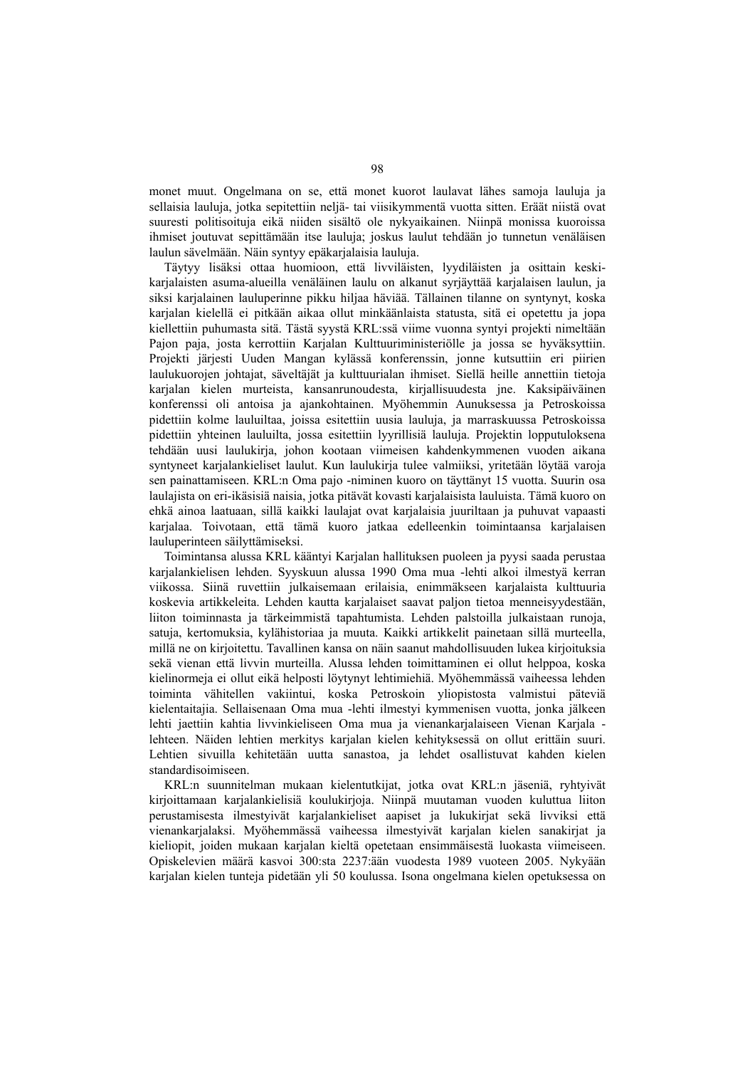monet muut. Ongelmana on se, että monet kuorot laulavat lähes samoja lauluja ja sellaisia lauluja, jotka sepitettiin neljä- tai viisikymmentä vuotta sitten. Eräät niistä ovat suuresti politisoituja eikä niiden sisältö ole nykyaikainen. Niinpä monissa kuoroissa ihmiset joutuvat sepittämään itse lauluja; joskus laulut tehdään jo tunnetun venäläisen laulun sävelmään. Näin syntyy epäkarjalaisia lauluja.

Täytyy lisäksi ottaa huomioon, että livviläisten, lyydiläisten ja osittain keskikarjalaisten asuma-alueilla venäläinen laulu on alkanut syrjäyttää karjalaisen laulun, ja siksi karjalainen lauluperinne pikku hiljaa häviää. Tällainen tilanne on syntynyt, koska karjalan kielellä ei pitkään aikaa ollut minkäänlaista statusta, sitä ei opetettu ja jopa kiellettiin puhumasta sitä. Tästä syystä KRL:ssä viime vuonna syntyi projekti nimeltään Pajon paja, josta kerrottiin Karjalan Kulttuuriministeriölle ja jossa se hyväksyttiin. Projekti järjesti Uuden Mangan kylässä konferenssin, jonne kutsuttiin eri piirien laulukuorojen johtajat, säveltäjät ja kulttuurialan ihmiset. Siellä heille annettiin tietoja karjalan kielen murteista, kansanrunoudesta, kirjallisuudesta jne. Kaksipäiväinen konferenssi oli antoisa ja ajankohtainen. Myöhemmin Aunuksessa ja Petroskoissa pidettiin kolme lauluiltaa, joissa esitettiin uusia lauluja, ja marraskuussa Petroskoissa pidettiin yhteinen lauluilta, jossa esitettiin lyyrillisiä lauluja. Projektin lopputuloksena tehdään uusi laulukirja, johon kootaan viimeisen kahdenkymmenen vuoden aikana syntyneet karjalankieliset laulut. Kun laulukirja tulee valmiiksi, yritetään löytää varoja sen painattamiseen. KRL:n Oma pajo -niminen kuoro on täyttänyt 15 vuotta. Suurin osa laulajista on eri-ikäsisiä naisia, jotka pitävät kovasti karjalaisista lauluista. Tämä kuoro on ehkä ainoa laatuaan, sillä kaikki laulajat ovat karjalaisia juuriltaan ja puhuvat vapaasti karjalaa. Toivotaan, että tämä kuoro jatkaa edelleenkin toimintaansa karjalaisen lauluperinteen säilyttämiseksi.

Toimintansa alussa KRL kääntyi Karjalan hallituksen puoleen ja pyysi saada perustaa karjalankielisen lehden. Syyskuun alussa 1990 Oma mua -lehti alkoi ilmestyä kerran viikossa. Siinä ruvettiin julkaisemaan erilaisia, enimmäkseen karjalaista kulttuuria koskevia artikkeleita. Lehden kautta karjalaiset saavat paljon tietoa menneisyydestään, liiton toiminnasta ja tärkeimmistä tapahtumista. Lehden palstoilla julkaistaan runoja, satuja, kertomuksia, kylähistoriaa ja muuta. Kaikki artikkelit painetaan sillä murteella, millä ne on kirjoitettu. Tavallinen kansa on näin saanut mahdollisuuden lukea kirjoituksia sekä vienan että livvin murteilla. Alussa lehden toimittaminen ei ollut helppoa, koska kielinormeja ei ollut eikä helposti löytynyt lehtimiehiä. Myöhemmässä vaiheessa lehden toiminta vähitellen vakiintui, koska Petroskoin yliopistosta valmistui päteviä kielentaitajia. Sellaisenaan Oma mua -lehti ilmestyi kymmenisen vuotta, jonka jälkeen lehti jaettiin kahtia livvinkieliseen Oma mua ja vienankarjalaiseen Vienan Karjala -lehteen. Näiden lehtien merkitys karjalan kielen kehityksessä on ollut erittäin suuri. Lehtien sivuilla kehitetään uutta sanastoa, ja lehdet osallistuvat kahden kielen standardisoimiseen.

KRL:n suunnitelman mukaan kielentutkijat, jotka ovat KRL:n jäseniä, ryhtyivät kirjoittamaan karjalankielisiä koulukirjoja. Niinpä muutaman vuoden kuluttua liiton perustamisesta ilmestyivät karjalankieliset aapiset ja lukukirjat sekä livviksi että vienankarjalaksi. Myöhemmässä vaiheessa ilmestyivät karjalan kielen sanakirjat ja kieliopit, joiden mukaan karjalan kieltä opetetaan ensimmäisestä luokasta viimeiseen. Opiskelevien määrä kasvoi 300:sta 2237:ään vuodesta 1989 vuoteen 2005. Nykyään karjalan kielen tunteja pidetään yli 50 koulussa. Isona ongelmana kielen opetuksessa on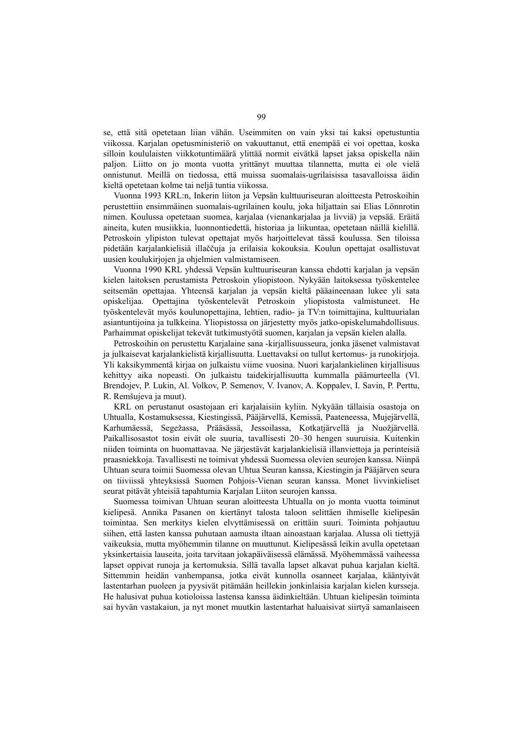se, että sitä opetetaan liian vähän. Useimmiten on vain yksi tai kaksi opetustuntia viikossa. Karjalan opetusministeriö on vakuuttanut, että enempää ei voi opettaa, koska silloin koululaisten viikkotuntimäärä ylittää normit eivätkä lapset jaksa opiskella näin paljon. Liitto on jo monta vuotta yrittänyt muuttaa tilannetta, mutta ei ole vielä onnistunut. Meillä on tiedossa, että muissa suomalais-ugrilaisissa tasavalloissa äidin kieltä opetetaan kolme tai neljä tuntia viikossa.

Vuonna 1993 KRL:n, Inkerin liiton ja Vepsän kulttuuriseuran aloitteesta Petroskoihin perustettiin ensimmäinen suomalais-ugrilainen koulu, joka hiljattain sai Elias Lönnrotin nimen. Koulussa opetetaan suomea, karjalaa (vienankarjalaa ja livviä) ja vepsää. Eräitä aineita, kuten musiikkia, luonnontiedettä, historiaa ja liikuntaa, opetetaan näillä kielillä. Petroskoin ylipiston tulevat opettajat myös harjoittelevat tässä koulussa. Sen tiloissa pidetään karjalankielisiä illaččuja ja erilaisia kokouksia. Koulun opettajat osallistuvat uusien koulukirjojen ja ohjelmien valmistamiseen.

Vuonna 1990 KRL yhdessä Vepsän kulttuuriseuran kanssa ehdotti karjalan ja vepsän kielen laitoksen perustamista Petroskoin yliopistoon. Nykyään laitoksessa työskentelee seitsemän opettajaa. Yhteensä karjalan ja vepsän kieltä pääaineenaan lukee yli sata opiskelijaa. Opettajina työskentelevät Petroskoin yliopistosta valmistuneet. He työskentelevät myös koulunopettajina, lehtien, radio- ja TV:n toimittajina, kulttuurialan asiantuntijoina ja tulkkeina. Yliopistossa on järjestetty myös jatko-opiskelumahdollisuus. Parhaimmat opiskelijat tekevät tutkimustyötä suomen, karjalan ja vepsän kielen alalla.

Petroskoihin on perustettu Karjalaine sana -kirjallisuusseura, jonka jäsenet valmistavat ja julkaisevat karjalankielistä kirjallisuutta. Luettavaksi on tullut kertomus- ja runokirjoja. Yli kaksikymmentä kirjaa on julkaistu viime vuosina. Nuori karjalankielinen kirjallisuus kehittyy aika nopeasti. On julkaistu taidekirjallisuutta kummalla päämurteella (Vl. Brendojev, P. Lukin, Al. Volkov, P. Semenov, V. Ivanov, A. Koppalev, I. Savin, P. Perttu, R. Remšujeva ja muut).

KRL on perustanut osastojaan eri karjalaisiin kyliin. Nykyään tällaisia osastoja on Uhtualla, Kostamuksessa, Kiestingissä, Pääjärvellä, Kemissä, Paateneessa, Mujejärvellä, Karhumäessä, Segežassa, Prääsässä, Jessoilassa, Kotkatjärvellä ja Nuožjärvellä. Paikallisosastot tosin eivät ole suuria, tavallisesti 20–30 hengen suuruisia. Kuitenkin niiden toiminta on huomattavaa. Ne järjestävät karjalankielisiä illanviettoja ja perinteisiä praasniekkoja. Tavallisesti ne toimivat yhdessä Suomessa olevien seurojen kanssa. Niinpä Uhtuan seura toimii Suomessa olevan Uhtua Seuran kanssa, Kiestingin ja Pääjärven seura on tiiviissä yhteyksissä Suomen Pohjois-Vienan seuran kanssa. Monet livvinkieliset seurat pitävät yhteisiä tapahtumia Karjalan Liiton seurojen kanssa.

Suomessa toimivan Uhtuan seuran aloitteesta Uhtualla on jo monta vuotta toiminut kielipesä. Annika Pasanen on kiertänyt talosta taloon selittäen ihmiselle kielipesän toimintaa. Sen merkitys kielen elvyttämisessä on erittäin suuri. Toiminta pohjautuu siihen, että lasten kanssa puhutaan aamusta iltaan ainoastaan karjalaa. Alussa oli tiettyjä vaikeuksia, mutta myöhemmin tilanne on muuttunut. Kielipesässä leikin avulla opetetaan yksinkertaisia lauseita, joita tarvitaan jokapäiväisessä elämässä. Myöhemmässä vaiheessa lapset oppivat runoja ja kertomuksia. Sillä tavalla lapset alkavat puhua karjalan kieltä. Sittemmin heidän vanhempansa, jotka eivät kunnolla osanneet karjalaa, kääntyivät lastentarhan puoleen ja pyysivät pitämään heillekin jonkinlaisia karjalan kielen kursseja. He halusivat puhua kotioloissa lastensa kanssa äidinkieltään. Uhtuan kielipesän toiminta sai hyvän vastakaiun, ja nyt monet muutkin lastentarhat haluaisivat siirtyä samanlaiseen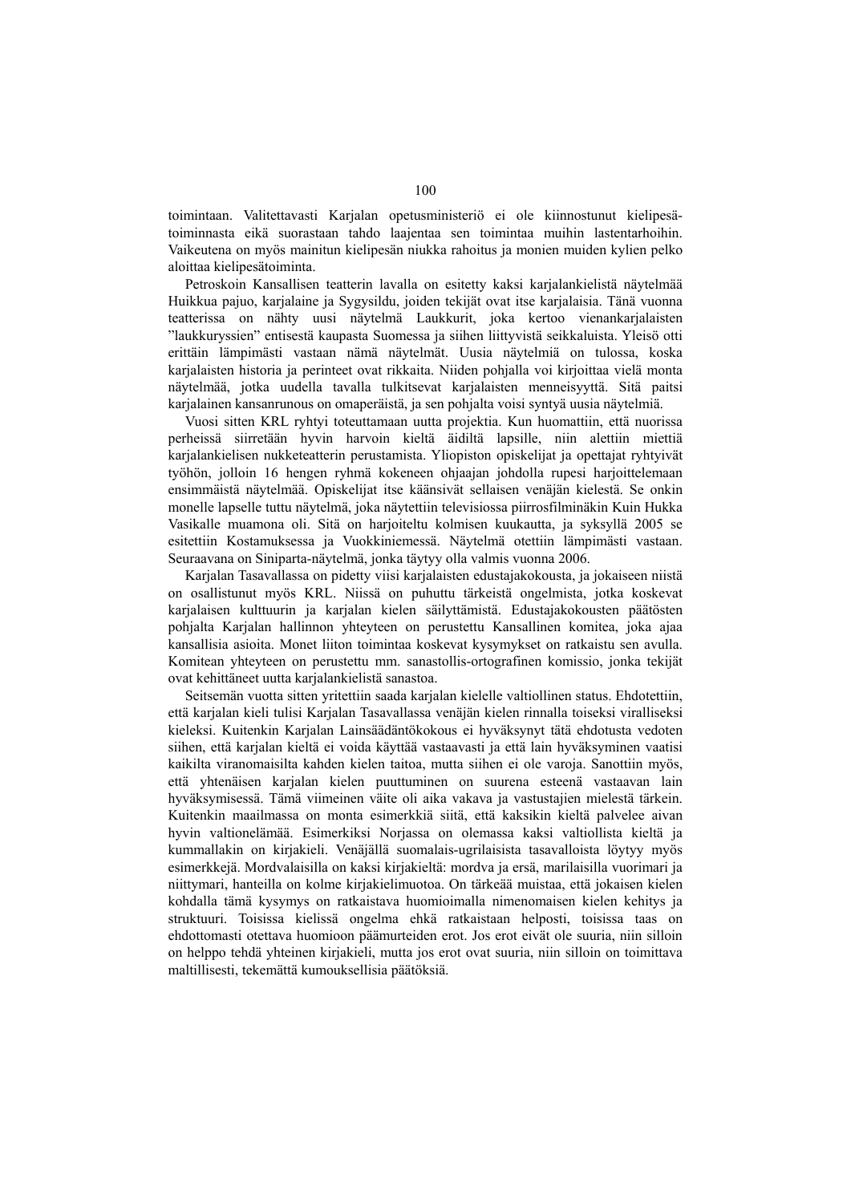toimintaan. Valitettavasti Karjalan opetusministeriö ei ole kiinnostunut kielipesätoiminnasta eikä suorastaan tahdo laajentaa sen toimintaa muihin lastentarhoihin. Vaikeutena on myös mainitun kielipesän niukka rahoitus ja monien muiden kylien pelko aloittaa kielipesätoiminta.

Petroskoin Kansallisen teatterin lavalla on esitetty kaksi karjalankielistä näytelmää Huikkua pajuo, karjalaine ja Sygysildu, joiden tekijät ovat itse karjalaisia. Tänä vuonna teatterissa on nähty uusi näytelmä Laukkurit, joka kertoo vienankarjalaisten "laukkuryssien" entisestä kaupasta Suomessa ja siihen liittyvistä seikkaluista. Yleisö otti erittäin lämpimästi vastaan nämä näytelmät. Uusia näytelmiä on tulossa, koska karjalaisten historia ja perinteet ovat rikkaita. Niiden pohjalla voi kirjoittaa vielä monta näytelmää, jotka uudella tavalla tulkitsevat karjalaisten menneisyyttä. Sitä paitsi karjalainen kansanrunous on omaperäistä, ja sen pohjalta voisi syntyä uusia näytelmiä.

Vuosi sitten KRL ryhtyi toteuttamaan uutta projektia. Kun huomattiin, että nuorissa perheissä siirretään hyvin harvoin kieltä äidiltä lapsille, niin alettiin miettiä karjalankielisen nukketeatterin perustamista. Yliopiston opiskelijat ja opettajat ryhtyivät työhön, jolloin 16 hengen ryhmä kokeneen ohjaajan johdolla rupesi harjoittelemaan ensimmäistä näytelmää. Opiskelijat itse käänsivät sellaisen venäjän kielestä. Se onkin monelle lapselle tuttu näytelmä, joka näytettiin televisiossa piirrosfilminäkin Kuin Hukka Vasikalle muamona oli. Sitä on harjoiteltu kolmisen kuukautta, ja syksyllä 2005 se esitettiin Kostamuksessa ja Vuokkiniemessä. Näytelmä otettiin lämpimästi vastaan. Seuraavana on Siniparta-näytelmä, jonka täytyy olla valmis vuonna 2006.

Karjalan Tasavallassa on pidetty viisi karjalaisten edustajakokousta, ja jokaiseen niistä on osallistunut myös KRL. Niissä on puhuttu tärkeistä ongelmista, jotka koskevat karjalaisen kulttuurin ja karjalan kielen säilyttämistä. Edustajakokousten päätösten pohjalta Karjalan hallinnon yhteyteen on perustettu Kansallinen komitea, joka ajaa kansallisia asioita. Monet liiton toimintaa koskevat kysymykset on ratkaistu sen avulla. Komitean yhteyteen on perustettu mm. sanastollis-ortografinen komissio, jonka tekijät ovat kehittäneet uutta karjalankielistä sanastoa.

Seitsemän vuotta sitten yritettiin saada karjalan kielelle valtiollinen status. Ehdotettiin, että karjalan kieli tulisi Karjalan Tasavallassa venäjän kielen rinnalla toiseksi viralliseksi kieleksi. Kuitenkin Karjalan Lainsäädäntökokous ei hyväksynyt tätä ehdotusta vedoten siihen, että karjalan kieltä ei voida käyttää vastaavasti ja että lain hyväksyminen vaatisi kaikilta viranomaisilta kahden kielen taitoa, mutta siihen ei ole varoja. Sanottiin myös, että yhtenäisen karjalan kielen puuttuminen on suurena esteenä vastaavan lain hyväksymisessä. Tämä viimeinen väite oli aika vakava ja vastustajien mielestä tärkein. Kuitenkin maailmassa on monta esimerkkiä siitä, että kaksikin kieltä palvelee aivan hyvin valtionelämää. Esimerkiksi Norjassa on olemassa kaksi valtiollista kieltä ja kummallakin on kirjakieli. Venäjällä suomalais-ugrilaisista tasavalloista löytyy myös esimerkkejä. Mordvalaisilla on kaksi kirjakieltä: mordva ja ersä, marilaisilla vuorimari ja niittymari, hanteilla on kolme kirjakielimuotoa. On tärkeää muistaa, että jokaisen kielen kohdalla tämä kysymys on ratkaistava huomioimalla nimenomaisen kielen kehitys ja struktuuri. Toisissa kielissä ongelma ehkä ratkaistaan helposti, toisissa taas on ehdottomasti otettava huomioon päämurteiden erot. Jos erot eivät ole suuria, niin silloin on helppo tehdä yhteinen kirjakieli, mutta jos erot ovat suuria, niin silloin on toimittava maltillisesti, tekemättä kumouksellisia päätöksiä.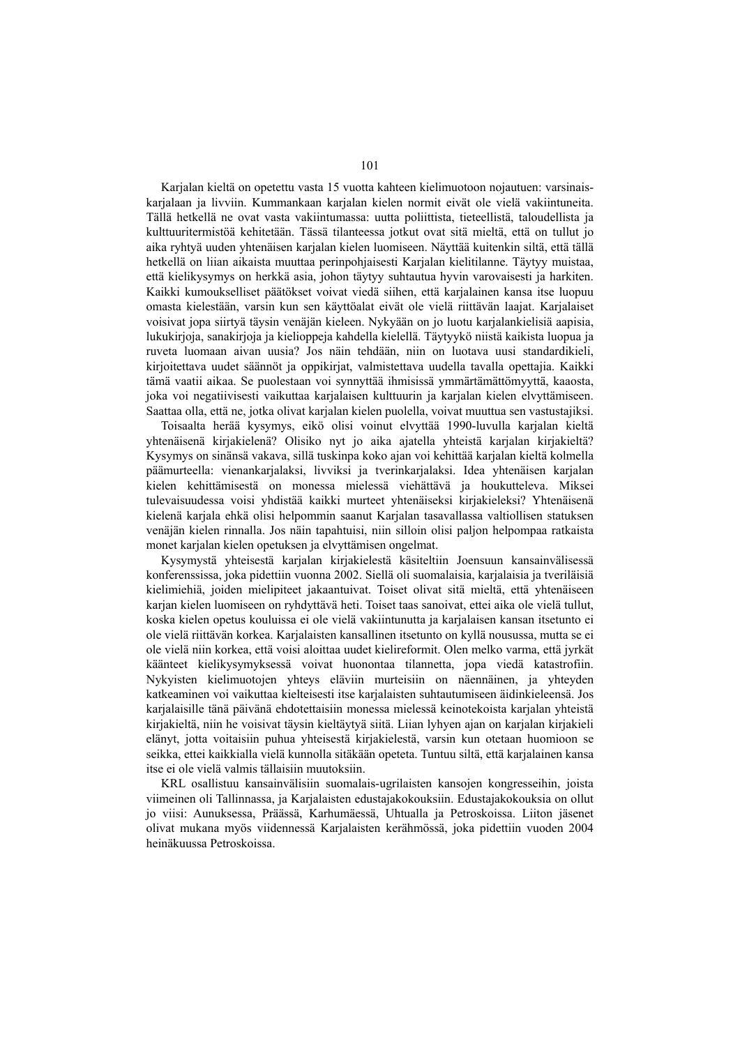Karjalan kieltä on opetettu vasta 15 vuotta kahteen kielimuotoon nojautuen: varsinaiskarjalaan ja livviin. Kummankaan karjalan kielen normit eivät ole vielä vakiintuneita. Tällä hetkellä ne ovat vasta vakiintumassa: uutta poliittista, tieteellistä, taloudellista ja kulttuuritermistöä kehitetään. Tässä tilanteessa jotkut ovat sitä mieltä, että on tullut jo aika ryhtyä uuden yhtenäisen karjalan kielen luomiseen. Näyttää kuitenkin siltä, että tällä hetkellä on liian aikaista muuttaa perinpohjaisesti Karjalan kielitilanne. Täytyy muistaa, että kielikysymys on herkkä asia, johon täytyy suhtautua hyvin varovaisesti ja harkiten. Kaikki kumoukselliset päätökset voivat viedä siihen, että karjalainen kansa itse luopuu omasta kielestään, varsin kun sen käyttöalat eivät ole vielä riittävän laajat. Karjalaiset voisivat jopa siirtyä täysin venäjän kieleen. Nykyään on jo luotu karjalankielisiä aapisia, lukukirjoja, sanakirjoja ja kielioppeja kahdella kielellä. Täytyykö niistä kaikista luopua ja ruveta luomaan aivan uusia? Jos näin tehdään, niin on luotava uusi standardikieli, kirjoitettava uudet säännöt ja oppikirjat, valmistettava uudella tavalla opettajia. Kaikki tämä vaatii aikaa. Se puolestaan voi synnyttää ihmisissä ymmärtämättömyyttä, kaaosta, joka voi negatiivisesti vaikuttaa karjalaisen kulttuurin ja karjalan kielen elvyttämiseen. Saattaa olla, että ne, jotka olivat karjalan kielen puolella, voivat muuttua sen vastustajiksi.

Toisaalta herää kysymys, eikö olisi voinut elvyttää 1990-luvulla karjalan kieltä yhtenäisenä kirjakielenä? Olisiko nyt jo aika ajatella yhteistä karjalan kirjakieltä? Kysymys on sinänsä vakava, sillä tuskinpa koko ajan voi kehittää karjalan kieltä kolmella päämurteella: vienankarjalaksi, livviksi ja tverinkarjalaksi. Idea yhtenäisen karjalan kielen kehittämisestä on monessa mielessä viehättävä ja houkutteleva. Miksei tulevaisuudessa voisi yhdistää kaikki murteet yhtenäiseksi kirjakieleksi? Yhtenäisenä kielenä karjala ehkä olisi helpommin saanut Karjalan tasavallassa valtiollisen statuksen venäjän kielen rinnalla. Jos näin tapahtuisi, niin silloin olisi paljon helpompaa ratkaista monet karjalan kielen opetuksen ja elvyttämisen ongelmat.

Kysymystä yhteisestä karjalan kirjakielestä käsiteltiin Joensuun kansainvälisessä konferenssissa, joka pidettiin vuonna 2002. Siellä oli suomalaisia, karjalaisia ja tveriläisiä kielimiehiä, joiden mielipiteet jakaantuivat. Toiset olivat sitä mieltä, että yhtenäiseen karjan kielen luomiseen on ryhdyttävä heti. Toiset taas sanoivat, ettei aika ole vielä tullut, koska kielen opetus kouluissa ei ole vielä vakiintunutta ja karjalaisen kansan itsetunto ei ole vielä riittävän korkea. Karjalaisten kansallinen itsetunto on kyllä nousussa, mutta se ei ole vielä niin korkea, että voisi aloittaa uudet kielireformit. Olen melko varma, että jyrkät käänteet kielikysymyksessä voivat huonontaa tilannetta, jopa viedä katastrofiin. Nykyisten kielimuotojen yhteys eläviin murteisiin on näennäinen, ja yhteyden katkeaminen voi vaikuttaa kielteisesti itse karjalaisten suhtautumiseen äidinkieleensä. Jos karjalaisille tänä päivänä ehdotettaisiin monessa mielessä keinotekoista karjalan yhteistä kirjakieltä, niin he voisivat täysin kieltäytyä siitä. Liian lyhyen ajan on karjalan kirjakieli elänyt, jotta voitaisiin puhua yhteisestä kirjakielestä, varsin kun otetaan huomioon se seikka, ettei kaikkialla vielä kunnolla sitäkään opeteta. Tuntuu siltä, että karjalainen kansa itse ei ole vielä valmis tällaisiin muutoksiin.

KRL osallistuu kansainvälisiin suomalais-ugrilaisten kansojen kongresseihin, joista viimeinen oli Tallinnassa, ja Karjalaisten edustajakokouksiin. Edustajakokouksia on ollut jo viisi: Aunuksessa, Päässä, Karhumäessä, Uhtualla ja Petroskoissa. Liiton jäsenet olivat mukana myös viidennessä Karjalaisten kerähmössä, joka pidettiin vuoden 2004 heinäkuussa Petroskoissa.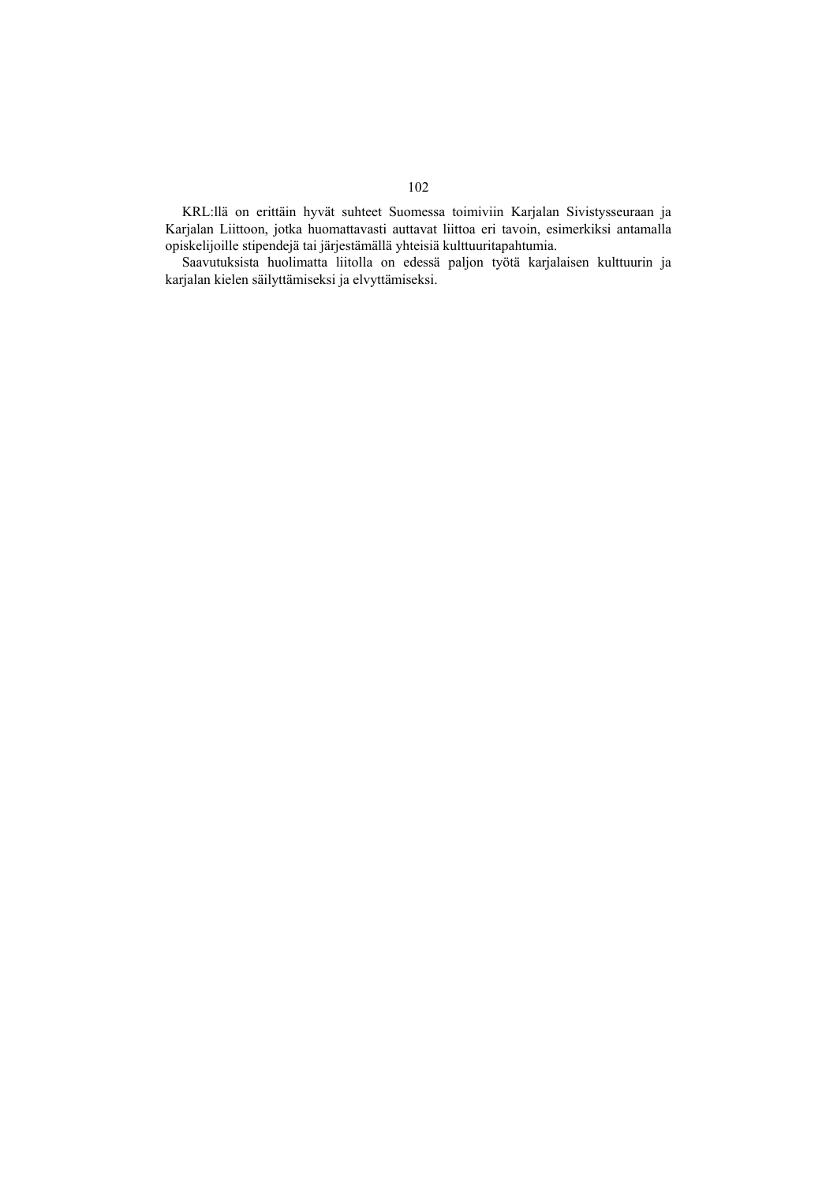KRL:llä on erittäin hyvät suhteet Suomessa toimiviin Karjalan Sivistysseuraan ja Karjalan Liittoon, jotka huomattavasti auttavat liittoa eri tavoin, esimerkiksi antamalla opiskelijoille stipendejä tai järjestämällä yhteisiä kulttuuritapahtumia.

Saavutuksista huolimatta liitolla on edessä paljon työtä karjalaisen kulttuurin ja karjalan kielen säilyttämiseksi ja elvyttämiseksi.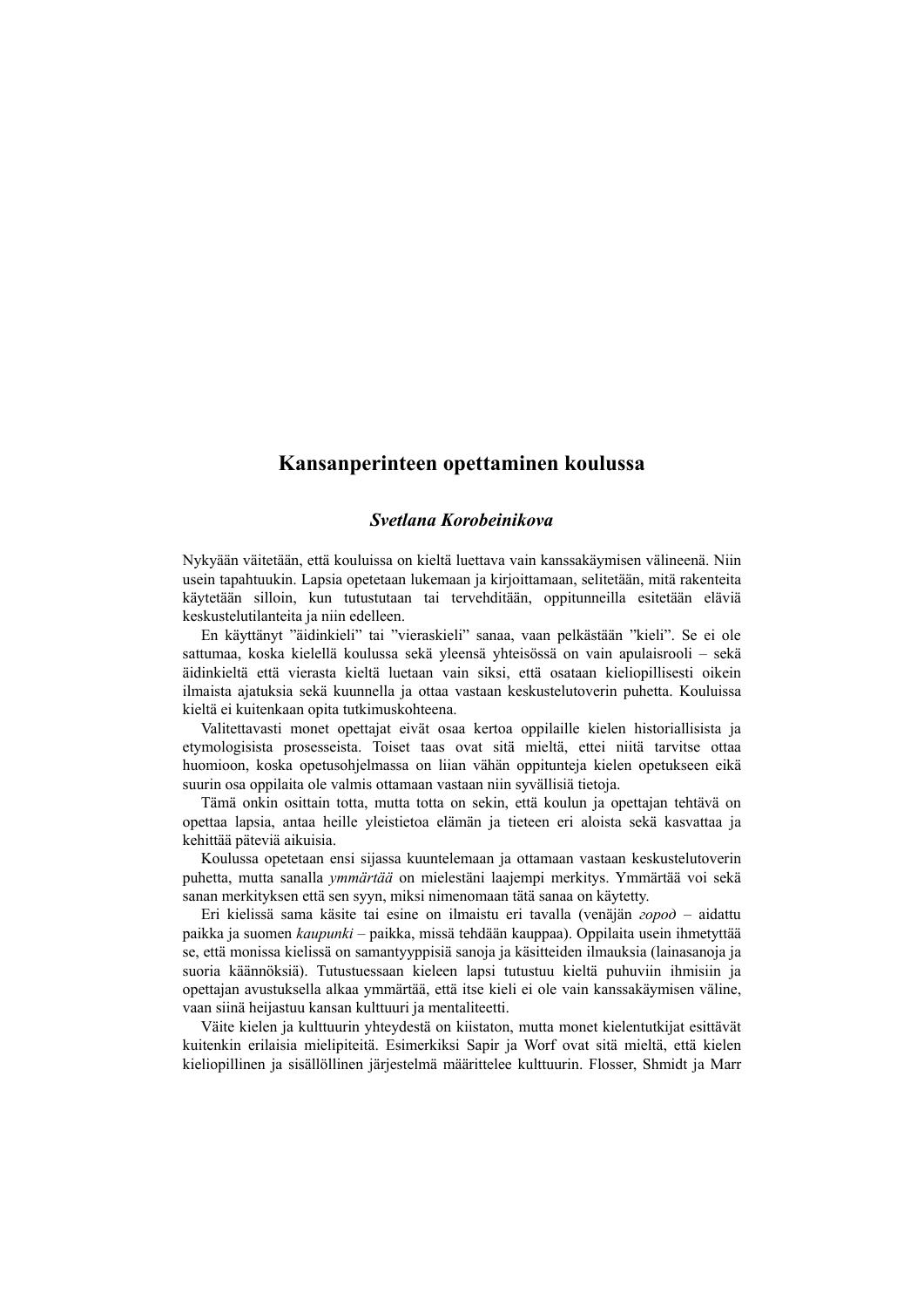# Kansanperinteen opettaminen koulussa

***Svetlana Korobeinikova***

Nykyään väitetään, että kouluissa on kieltä luettava vain kanssakäymisen välineenä. Niin usein tapahtuukin. Lapsia opetetaan lukemaan ja kirjoittamaan, selitetään, mitä rakenteita käytetään silloin, kun tutustutaan tai tervehditään, oppitunneilla esitetään eläviä keskustelutilanteita ja niin edelleen.

En käyttänyt ”äidinkieli” tai ”vieraskieli” sanaa, vaan pelkästään ”kieli”. Se ei ole sattumaa, koska kielellä koulussa sekä yleensä yhteisössä on vain apulaisrooli – sekä äidinkieltä että vierasta kieltä luetaan vain siksi, että osataan kieliopillisesti oikein ilmaista ajatuksia sekä kuunnella ja ottaa vastaan keskustelutoverin puhetta. Kouluissa kieltä ei kuitenkaan opita tutkimuskohteena.

Valitettavasti monet opettajat eivät osaa kertoa oppilaille kielen historiallisista ja etymologisista prosesseista. Toiset taas ovat sitä mieltä, ettei niitä tarvitse ottaa huomioon, koska opetusohjelmassa on liian vähän oppitunteja kielen opetukseen eikä suurin osa oppilaita ole valmis ottamaan vastaan niin syvällisiä tietoja.

Tämä onkin osittain totta, mutta totta on sekin, että koulun ja opettajan tehtävä on opettaa lapsia, antaa heille yleistietoa elämän ja tieteen eri aloista sekä kasvattaa ja kehittää päteviä aikuisia.

Koulussa opetetaan ensi sijassa kuuntelemaan ja ottamaan vastaan keskustelutoverin puhetta, mutta sanalla *ymmärtää* on mielestäni laajempi merkitys. Ymmärtää voi sekä sanan merkityksen että sen syyn, miksi nimenomaan tätä sanaa on käytetty.

Eri kielissä sama käsite tai esine on ilmaistu eri tavalla (venäjän *город* – aidattu paikka ja suomen *kaupunki* – paikka, missä tehdään kauppaa). Oppilaita usein ihmetyttää se, että monissa kielissä on samantyyppisiä sanoja ja käsitteiden ilmauksia (lainasanoja ja suoria käännöksiä). Tutustuessaan kieleen lapsi tutustuu kieltä puhuviin ihmisiin ja opettajan avustuksella alkaa ymmärtää, että itse kieli ei ole vain kanssakäymisen väline, vaan siinä heijastuu kansan kulttuuri ja mentaliteetti.

Väite kielen ja kulttuurin yhteydestä on kiistaton, mutta monet kielentutkijat esittävät kuitenkin erilaisia mielipiteitä. Esimerkiksi Sapir ja Worf ovat sitä mieltä, että kielen kieliopillinen ja sisällöllinen järjestelmä määrittelee kulttuurin. Flosser, Shmidt ja Marr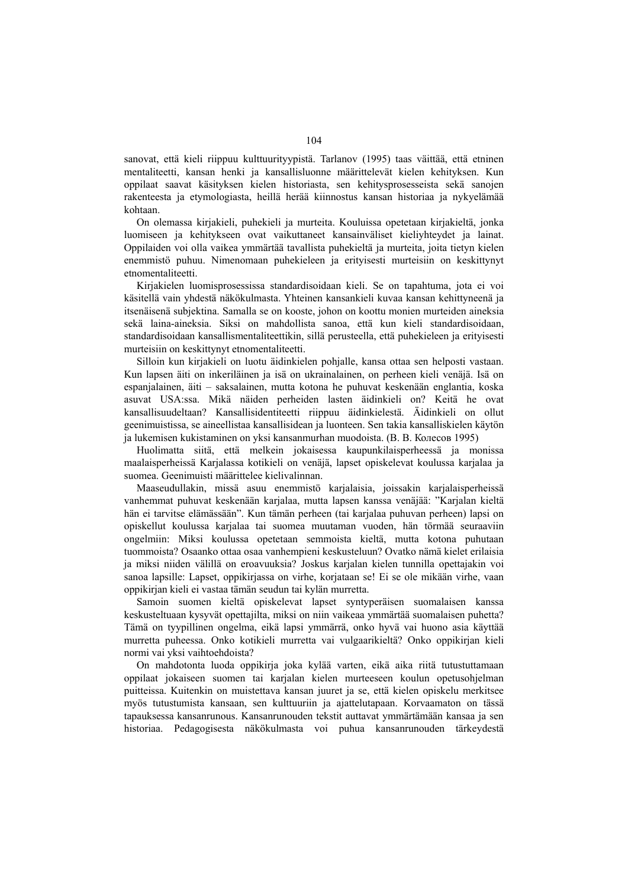sanovat, että kieli riippuu kulttuurityypistä. Tarlanov (1995) taas väittää, että etninen mentaliteetti, kansan henki ja kansallisluonne määrittelevät kielen kehityksen. Kun oppilaat saavat käsityksen kielen historiasta, sen kehitysprosesseista sekä sanojen rakenteesta ja etymologiasta, heillä herää kiinnostus kansan historiaa ja nykyelämää kohtaan.

On olemassa kirjakieli, puhekieli ja murteita. Kouluissa opetetaan kirjakieltä, jonka luomiseen ja kehitykseen ovat vaikuttaneet kansainväliset kieliyhteydet ja lainat. Oppilaiden voi olla vaikea ymmärtää tavallista puhekieltä ja murteita, joita tietyn kielen enemmistö puhuu. Nimenomaan puhekieleen ja erityisesti murteisiin on keskittynyt etnomentaliteetti.

Kirjakielen luomisprosessissa standardisoidaan kieli. Se on tapahtuma, jota ei voi käsitellä vain yhdestä näkökulmasta. Yhteinen kansankieli kuvaa kansan kehittyneenä ja itsenäisenä subjektina. Samalla se on kooste, johon on koottu monien murteiden aineksia sekä laina-aineksia. Siksi on mahdollista sanoa, että kun kieli standardisoidaan, standardisoidaan kansallismentaliteettikin, sillä perusteella, että puhekieleen ja erityisesti murteisiin on keskittynyt etnomentaliteetti.

Silloin kun kirjakieli on luotu äidinkielen pohjalle, kansa ottaa sen helposti vastaan. Kun lapsen äiti on inkeriläinen ja isä on ukrainalainen, on perheen kieli venäjä. Isä on espanjalainen, äiti – saksalainen, mutta kotona he puhuvat keskenään englantia, koska asuvat USA:ssa. Mikä näiden perheiden lasten äidinkieli on? Keitä he ovat kansallisuudeltaan? Kansallisidentiteetti riippuu äidinkielestä. Äidinkieli on ollut geenimuistissa, se aineellistaa kansallisidean ja luonteen. Sen takia kansalliskielen käytön ja lukemisen kukistaminen on yksi kansanmurhan muodoista. (В. В. Колесов 1995)

Huolimatta siitä, että melkein jokaisessa kaupunkilaisperheessä ja monissa maalaisperheissä Karjalassa kotikieli on venäjä, lapset opiskelevat koulussa karjalaa ja suomea. Geenimuisti määrittelee kielivalinnan.

Maaseudullakin, missä asuu enemmistö karjalaisia, joissakin karjalaisperheissä vanhemmat puhuvat keskenään karjalaa, mutta lapsen kanssa venäjää: "Karjalan kieltä hän ei tarvitse elämässään". Kun tämän perheen (tai karjalaa puhuvan perheen) lapsi on opiskellut koulussa karjalaa tai suomea muutaman vuoden, hän törmää seuraaviin ongelmiin: Miksi koulussa opetetaan semmoista kieltä, mutta kotona puhutaan tuommoista? Osaanko ottaa osaa vanhempieni keskusteluun? Ovatko nämä kielet erilaisia ja miksi niiden välillä on eroavuuksia? Joskus karjalan kielen tunnilla opettajakin voi sanoa lapsille: Lapset, oppikirjassa on virhe, korjataan se! Ei se ole mikään virhe, vaan oppikirjan kieli ei vastaa tämän seudun tai kylän murretta.

Samoin suomen kieltä opiskelevat lapset syntyperäisen suomalaisen kanssa keskusteltuaan kysyvät opettajilta, miksi on niin vaikeaa ymmärtää suomalaisen puhetta? Tämä on tyypillinen ongelma, eikä lapsi ymmärrä, onko hyvä vai huono asia käyttää murretta puheessa. Onko kotikieli murretta vai vulgaarikieltä? Onko oppikirjan kieli normi vai yksi vaihtoehdoista?

On mahdotonta luoda oppikirja joka kylää varten, eikä aika riitä tutustuttamaan oppilaat jokaiseen suomen tai karjalan kielen murteeseen koulun opetusohjelman puitteissa. Kuitenkin on muistettava kansan juuret ja se, että kielen opiskelu merkitsee myös tutustumista kansaan, sen kulttuuriin ja ajattelutapaan. Korvaamaton on tässä tapauksessa kansanrunous. Kansanrunouden tekstit auttavat ymmärtämään kansaa ja sen historiaa. Pedagogisesta näkökulmasta voi puhua kansanrunouden tärkeydestä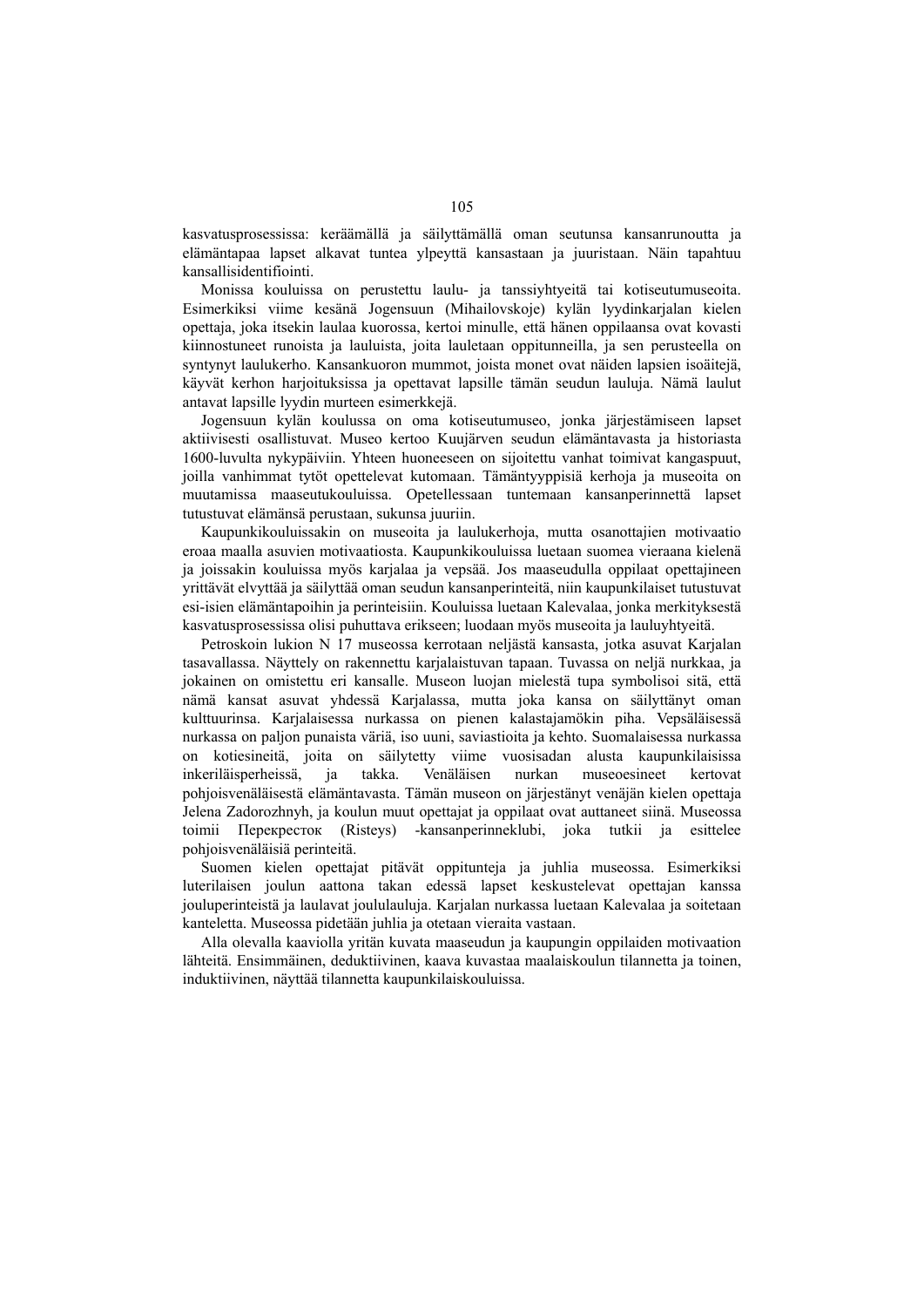kasvatusprosessissa: keräämällä ja säilyttämällä oman seutunsa kansanrunoutta ja elämäntapaa lapset alkavat tuntea ylpeyttä kansastaan ja juuristaan. Näin tapahtuu kansallisidentifiointi.

Monissa kouluissa on perustettu laulu- ja tanssiyhtyeitä tai kotiseutumuseoita. Esimerkiksi viime kesänä Jogensuun (Mihailovskoje) kylän lyydinkarjalan kielen opettaja, joka itsekin laulaa kuorossa, kertoi minulle, että hänen oppilaansa ovat kovasti kiinnostuneet runoista ja lauluista, joita lauletaan oppitunneilla, ja sen perusteella on syntynyt laulukerho. Kansankuoron mummot, joista monet ovat näiden lapsien isoäitejä, käyvät kerhon harjoituksissa ja opettavat lapsille tämän seudun lauluja. Nämä laulut antavat lapsille lyydin murteen esimerkkejä.

Jogensuun kylän koulussa on oma kotiseutumuseo, jonka järjestämiseen lapset aktiivisesti osallistuvat. Museo kertoo Kuujärven seudun elämäntavasta ja historiasta 1600-luvulta nykypäiviin. Yhteen huoneeseen on sijoitettu vanhat toimivat kangaspuut, joilla vanhimmat tytöt opettelevat kutomaan. Tämäntyyppisiä kerhoja ja museoita on muutamissa maaseutukouluissa. Opetellessaan tuntemaan kansanperinnettä lapset tutustuvat elämänsä perustaan, sukunsa juuriin.

Kaupunkikouluissakin on museoita ja laulukerhoja, mutta osanottajien motivaatio eroaa maalla asuvien motivaatiosta. Kaupunkikouluissa luetaan suomea vieraana kielenä ja joissakin kouluissa myös karjalaa ja vepsää. Jos maaseudulla oppilaat opettajineen yrittävät elvyttää ja säilyttää oman seudun kansanperinteitä, niin kaupunkilaiset tutustuvat esi-isien elämäntapoihin ja perinteisiin. Kouluissa luetaan Kalevalaa, jonka merkityksestä kasvatusprosessissa olisi puhuttava erikseen; luodaan myös museoita ja lauluyhtyeitä.

Petroskoin lukion N 17 museossa kerrotaan neljästä kansasta, jotka asuvat Karjalan tasavallassa. Näyttely on rakennettu karjalaistuvan tapaan. Tuvassa on neljä nurkkaa, ja jokainen on omistettu eri kansalle. Museon luojan mielestä tupa symbolisoi sitä, että nämä kansat asuvat yhdessä Karjalassa, mutta joka kansa on säilyttänyt oman kulttuurinsa. Karjalaisessa nurkassa on pienen kalastajamökin piha. Vepsäläisessä nurkassa on paljon punaista väriä, iso uuni, saviastioita ja kehto. Suomalaisessa nurkassa on kotiesineitä, joita on säilytetty viime vuosisadan alusta kaupunkilaisissa inkeriläisperheissä, ja takka. Venäläisen nurkan museoesineet kertovat pohjoisvenäläisestä elämäntavasta. Tämän museon on järjestänyt venäjän kielen opettaja Jelena Zadorozhnyh, ja koulun muut opettajat ja oppilaat ovat auttaneet siinä. Museossa toimii Перекресток (Risteys) -kansanperinneklubi, joka tutkii ja esittelee pohjoisvenäläisiä perinteitä.

Suomen kielen opettajat pitävät oppitunteja ja juhlia museossa. Esimerkiksi luterilaisen joulun aattona takan edessä lapset keskustelevat opettajan kanssa jouluperinteistä ja laulavat joululauluja. Karjalan nurkassa luetaan Kalevalaa ja soitetaan kanteletta. Museossa pidetään juhlia ja otetaan vieraita vastaan.

Alla olevalla kaaviolla yritän kuvata maaseudun ja kaupungin oppilaiden motivaation lähteitä. Ensimmäinen, deduktiivinen, kaava kuvastaa maalaiskoulun tilannetta ja toinen, induktiivinen, näyttää tilannetta kaupunkilaiskouluissa.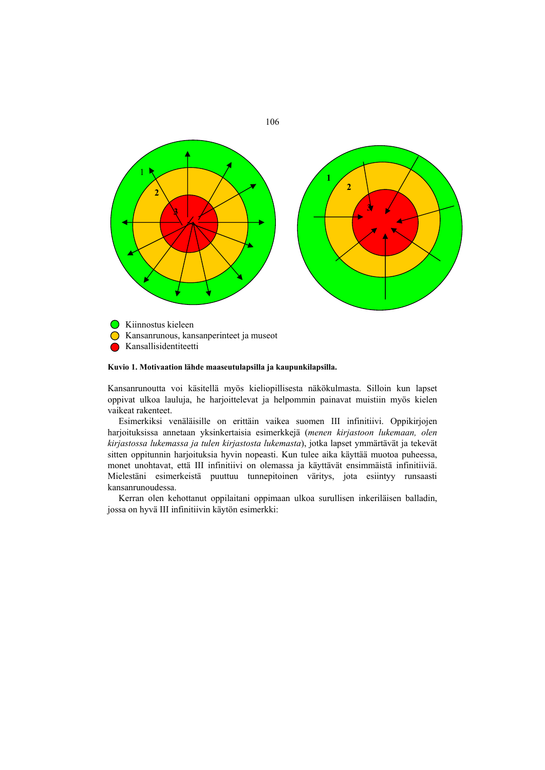- Kiinnostus kieleen
- Kansanrunous, kansanperinteet ja museot
- Kansallisidentiteetti

**Kuvio 1. Motivaation lähde maaseutulapsilla ja kaupunkilapsilla.**

Kansanrunoutta voi käsitellä myös kieliopillisesta näkökulmasta. Silloin kun lapset oppivat ulkoa lauluja, he harjoittelevat ja helpommin painavat muistiin myös kielen vaikeat rakenteet.

Esimerkiksi venäläisille on erittäin vaikea suomen III infinitiivi. Oppikirjojen harjoituksissa annetaan yksinkertaisia esimerkkejä (*menen kirjastoon lukemaan, olen kirjastossa lukemassa ja tulen kirjastosta lukemasta*), jotka lapset ymmärtävät ja tekevät sitten oppitunnin harjoituksia hyvin nopeasti. Kun tulee aika käyttää muotoa puheessa, monet unohtavat, että III infinitiivi on olemassa ja käyttävät ensimmäistä infinitiiviä. Mielestäni esimerkeistä puuttuu tunnepitoinen väritys, jota esiintyy runsaasti kansanrunoudessa.

Kerran olen kehottanut oppilaitani oppimaan ulkoa surullisen inkeriläisen balladin, jossa on hyvä III infinitiivin käytön esimerkki: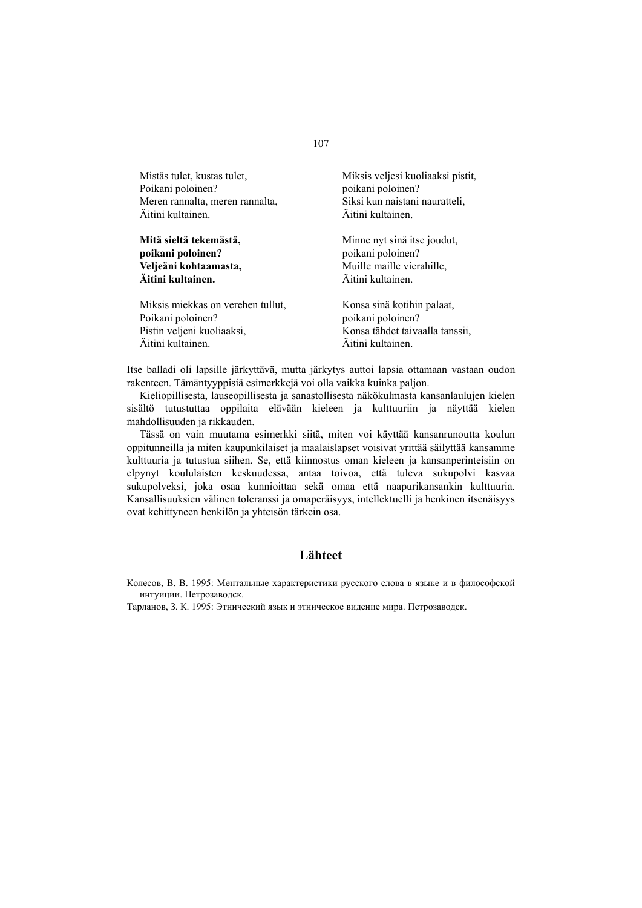Mistäs tulet, kustas tulet,
Poikani poloinen?
Meren rannalta, meren rannalta,
Äitini kultainen.

**Mitä sieltä tekemästä,**
**poikani poloinen?**
**Veljeäni kohtaamasta,**
**Äitini kultainen.**

Miksis miekkas on verehen tullut,
Poikani poloinen?
Pistin veljeni kuoliaaksi,
Äitini kultainen.

Miksis veljesi kuoliaaksi pistit,
poikani poloinen?
Siksi kun naistani nauratteli,
Äitini kultainen.

Minne nyt sinä itse joudut,
poikani poloinen?
Muille maille vierahille,
Äitini kultainen.

Konsa sinä kotihin palaat,
poikani poloinen?
Konsa tähdet taivaalla tanssii,
Äitini kultainen.

Itse balladi oli lapsille järkyttävä, mutta järkytys auttoi lapsia ottamaan vastaan oudon rakenteen. Tämäntyyppisiä esimerkkejä voi olla vaikka kuinka paljon.

Kieliopillisesta, lauseopillisesta ja sanastollisesta näkökulmasta kansanlaulujen kielen sisältö tutustuttaa oppilaita elävään kieleen ja kulttuuriin ja näyttää kielen mahdollisuuden ja rikkauden.

Tässä on vain muutama esimerkki siitä, miten voi käyttää kansanrunoutta koulun oppitunneilla ja miten kaupunkilaiset ja maalaislapset voisivat yrittää säilyttää kansamme kulttuuria ja tutustua siihen. Se, että kiinnostus oman kieleen ja kansanperinteisiin on elpynyt koululaisten keskuudessa, antaa toivoa, että tuleva sukupolvi kasvaa sukupolveksi, joka osaa kunnioittaa sekä omaa että naapurikansankin kulttuuria. Kansallisuuksien välinen toleranssi ja omaperäisyys, intellektuelli ja henkinen itsenäisyys ovat kehittyneen henkilön ja yhteisön tärkein osa.

## Lähteet

Колесов, В. В. 1995: Ментальные характеристики русского слова в языке и в философской интуиции. Петрозаводск.

Тарланов, З. К. 1995: Этнический язык и этническое видение мира. Петрозаводск.